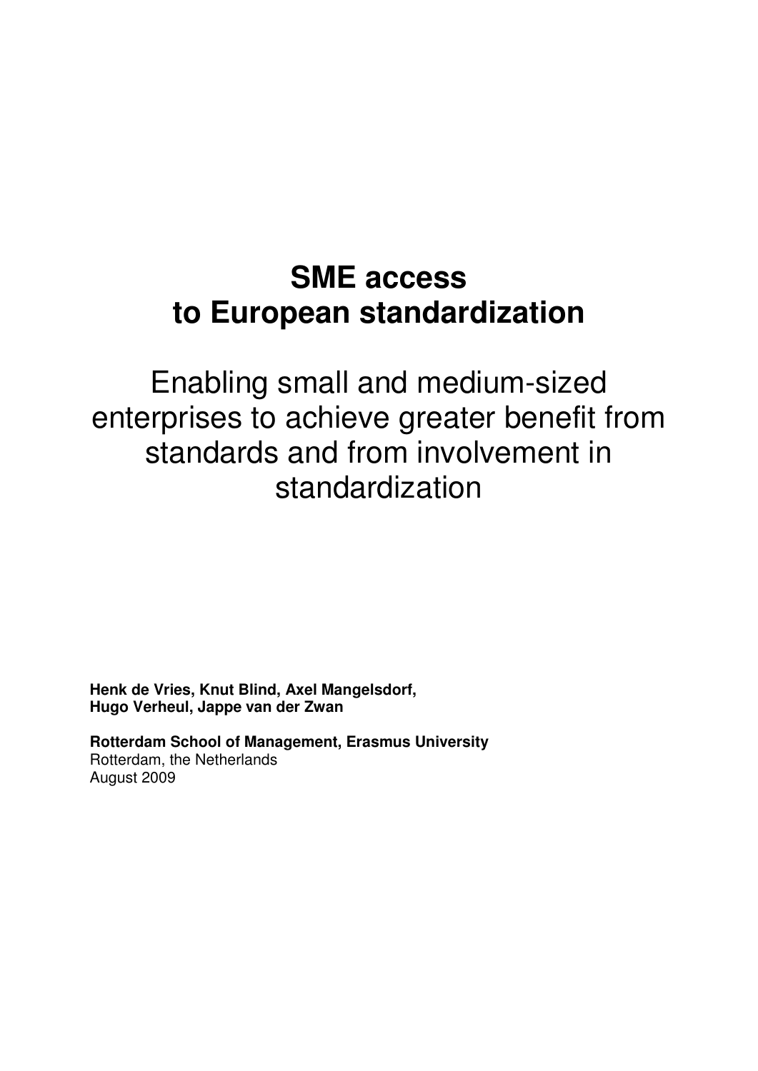# SME access to European standardization

## Enabling small and medium-sized enterprises to achieve greater benefit from standards and from involvement in standardization

**Henk de Vries, Knut Blind, Axel Mangelsdorf, Hugo Verheul, Jappe van der Zwan**

**Rotterdam School of Management, Erasmus University**
Rotterdam, the Netherlands
August 2009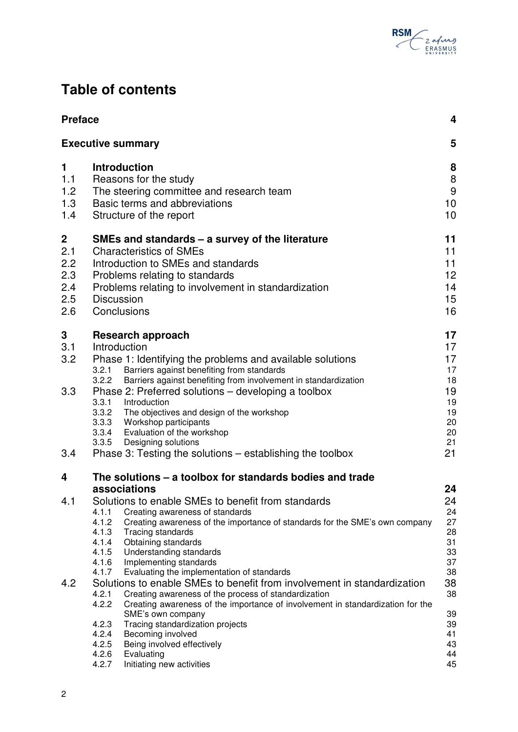# Table of contents

| | | |
|---|---|---|
| **Preface** | | **4** |
| **Executive summary** | | **5** |
| **1** | **Introduction** | **8** |
| 1.1 | Reasons for the study | 8 |
| 1.2 | The steering committee and research team | 9 |
| 1.3 | Basic terms and abbreviations | 10 |
| 1.4 | Structure of the report | 10 |
| **2** | **SMEs and standards – a survey of the literature** | **11** |
| 2.1 | Characteristics of SMEs | 11 |
| 2.2 | Introduction to SMEs and standards | 11 |
| 2.3 | Problems relating to standards | 12 |
| 2.4 | Problems relating to involvement in standardization | 14 |
| 2.5 | Discussion | 15 |
| 2.6 | Conclusions | 16 |
| **3** | **Research approach** | **17** |
| 3.1 | Introduction | 17 |
| 3.2 | Phase 1: Identifying the problems and available solutions | 17 |
| 3.2.1 | Barriers against benefiting from standards | 17 |
| 3.2.2 | Barriers against benefiting from involvement in standardization | 18 |
| 3.3 | Phase 2: Preferred solutions – developing a toolbox | 19 |
| 3.3.1 | Introduction | 19 |
| 3.3.2 | The objectives and design of the workshop | 19 |
| 3.3.3 | Workshop participants | 20 |
| 3.3.4 | Evaluation of the workshop | 20 |
| 3.3.5 | Designing solutions | 21 |
| 3.4 | Phase 3: Testing the solutions – establishing the toolbox | 21 |
| **4** | **The solutions – a toolbox for standards bodies and trade associations** | **24** |
| 4.1 | Solutions to enable SMEs to benefit from standards | 24 |
| 4.1.1 | Creating awareness of standards | 24 |
| 4.1.2 | Creating awareness of the importance of standards for the SME's own company | 27 |
| 4.1.3 | Tracing standards | 28 |
| 4.1.4 | Obtaining standards | 31 |
| 4.1.5 | Understanding standards | 33 |
| 4.1.6 | Implementing standards | 37 |
| 4.1.7 | Evaluating the implementation of standards | 38 |
| 4.2 | Solutions to enable SMEs to benefit from involvement in standardization | 38 |
| 4.2.1 | Creating awareness of the process of standardization | 38 |
| 4.2.2 | Creating awareness of the importance of involvement in standardization for the SME's own company | 39 |
| 4.2.3 | Tracing standardization projects | 39 |
| 4.2.4 | Becoming involved | 41 |
| 4.2.5 | Being involved effectively | 43 |
| 4.2.6 | Evaluating | 44 |
| 4.2.7 | Initiating new activities | 45 |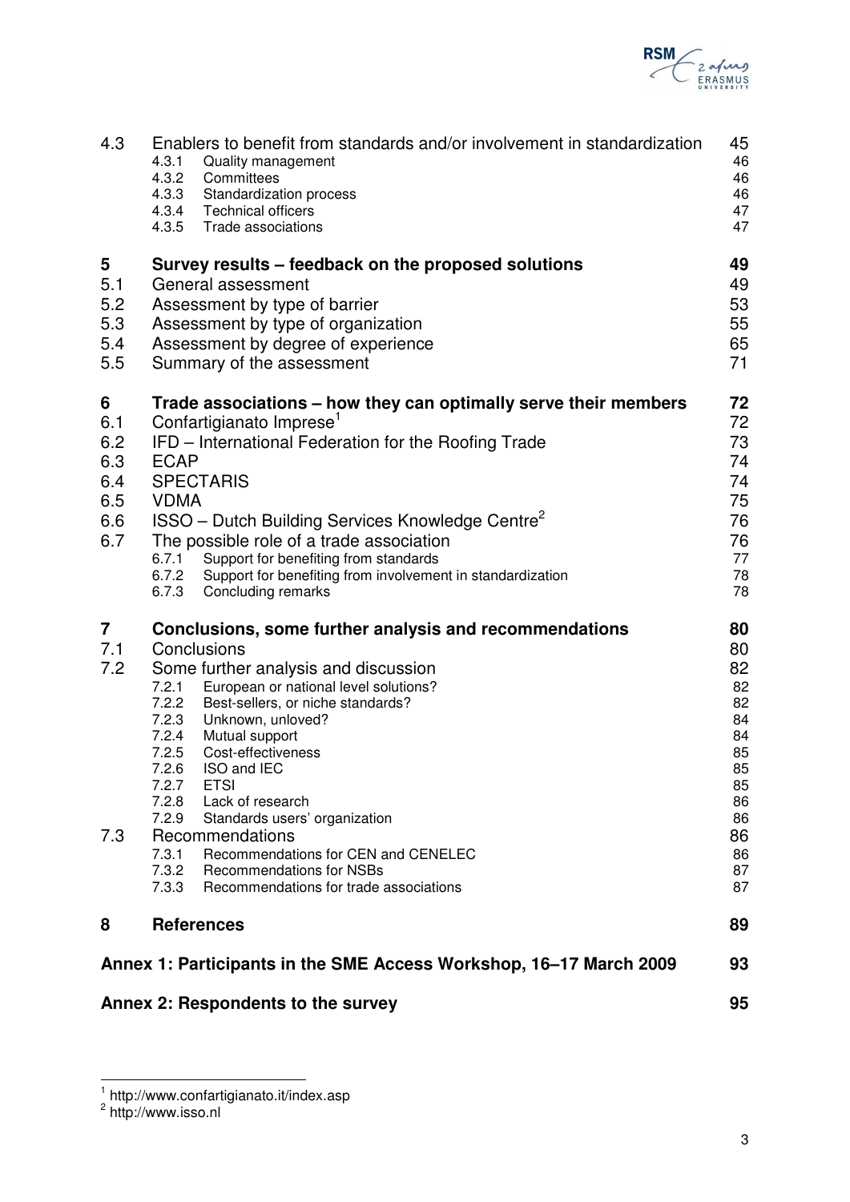| | | |
|---|---|---|
| 4.3 | Enablers to benefit from standards and/or involvement in standardization | 45 |
| | 4.3.1 Quality management | 46 |
| | 4.3.2 Committees | 46 |
| | 4.3.3 Standardization process | 46 |
| | 4.3.4 Technical officers | 47 |
| | 4.3.5 Trade associations | 47 |
| **5** | **Survey results – feedback on the proposed solutions** | **49** |
| 5.1 | General assessment | 49 |
| 5.2 | Assessment by type of barrier | 53 |
| 5.3 | Assessment by type of organization | 55 |
| 5.4 | Assessment by degree of experience | 65 |
| 5.5 | Summary of the assessment | 71 |
| **6** | **Trade associations – how they can optimally serve their members** | **72** |
| 6.1 | Confartigianato Imprese[1] | 72 |
| 6.2 | IFD – International Federation for the Roofing Trade | 73 |
| 6.3 | ECAP | 74 |
| 6.4 | SPECTARIS | 74 |
| 6.5 | VDMA | 75 |
| 6.6 | ISSO – Dutch Building Services Knowledge Centre[2] | 76 |
| 6.7 | The possible role of a trade association | 76 |
| | 6.7.1 Support for benefiting from standards | 77 |
| | 6.7.2 Support for benefiting from involvement in standardization | 78 |
| | 6.7.3 Concluding remarks | 78 |
| **7** | **Conclusions, some further analysis and recommendations** | **80** |
| 7.1 | Conclusions | 80 |
| 7.2 | Some further analysis and discussion | 82 |
| | 7.2.1 European or national level solutions? | 82 |
| | 7.2.2 Best-sellers, or niche standards? | 82 |
| | 7.2.3 Unknown, unloved? | 84 |
| | 7.2.4 Mutual support | 84 |
| | 7.2.5 Cost-effectiveness | 85 |
| | 7.2.6 ISO and IEC | 85 |
| | 7.2.7 ETSI | 85 |
| | 7.2.8 Lack of research | 86 |
| | 7.2.9 Standards users' organization | 86 |
| 7.3 | Recommendations | 86 |
| | 7.3.1 Recommendations for CEN and CENELEC | 86 |
| | 7.3.2 Recommendations for NSBs | 87 |
| | 7.3.3 Recommendations for trade associations | 87 |
| **8** | **References** | **89** |
| | **Annex 1: Participants in the SME Access Workshop, 16–17 March 2009** | **93** |
| | **Annex 2: Respondents to the survey** | **95** |

[1] http://www.confartigianato.it/index.asp

[2] http://www.isso.nl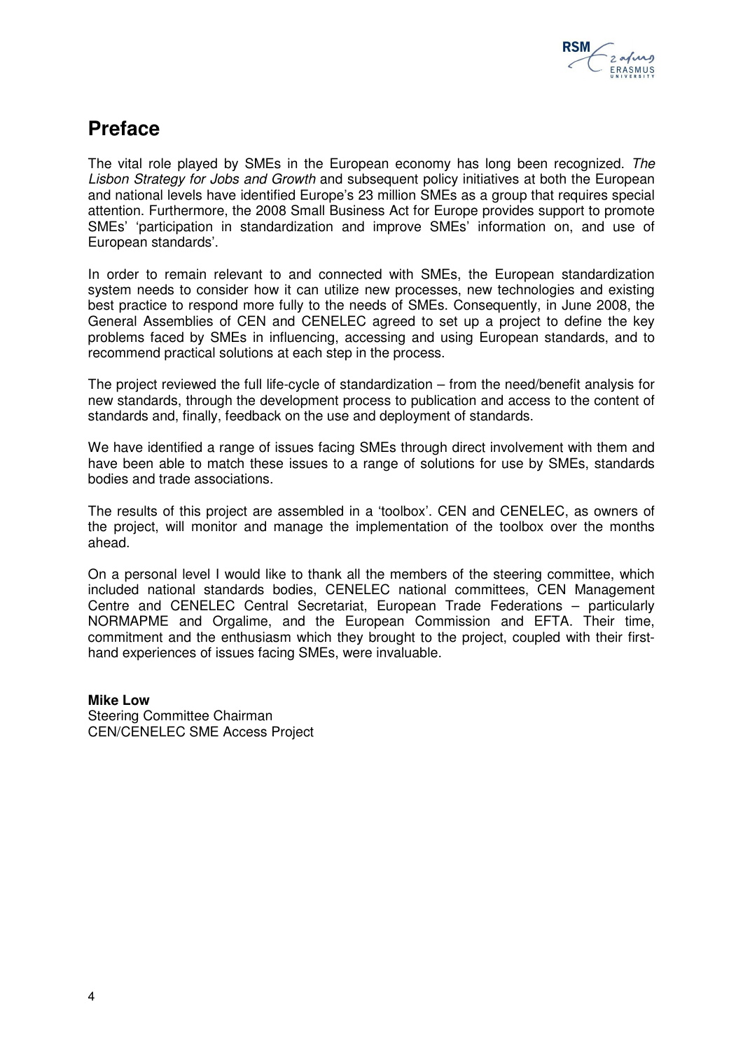# Preface

The vital role played by SMEs in the European economy has long been recognized. *The Lisbon Strategy for Jobs and Growth* and subsequent policy initiatives at both the European and national levels have identified Europe's 23 million SMEs as a group that requires special attention. Furthermore, the 2008 Small Business Act for Europe provides support to promote SMEs' 'participation in standardization and improve SMEs' information on, and use of European standards'.

In order to remain relevant to and connected with SMEs, the European standardization system needs to consider how it can utilize new processes, new technologies and existing best practice to respond more fully to the needs of SMEs. Consequently, in June 2008, the General Assemblies of CEN and CENELEC agreed to set up a project to define the key problems faced by SMEs in influencing, accessing and using European standards, and to recommend practical solutions at each step in the process.

The project reviewed the full life-cycle of standardization – from the need/benefit analysis for new standards, through the development process to publication and access to the content of standards and, finally, feedback on the use and deployment of standards.

We have identified a range of issues facing SMEs through direct involvement with them and have been able to match these issues to a range of solutions for use by SMEs, standards bodies and trade associations.

The results of this project are assembled in a 'toolbox'. CEN and CENELEC, as owners of the project, will monitor and manage the implementation of the toolbox over the months ahead.

On a personal level I would like to thank all the members of the steering committee, which included national standards bodies, CENELEC national committees, CEN Management Centre and CENELEC Central Secretariat, European Trade Federations – particularly NORMAPME and Orgalime, and the European Commission and EFTA. Their time, commitment and the enthusiasm which they brought to the project, coupled with their first-hand experiences of issues facing SMEs, were invaluable.

**Mike Low**
Steering Committee Chairman
CEN/CENELEC SME Access Project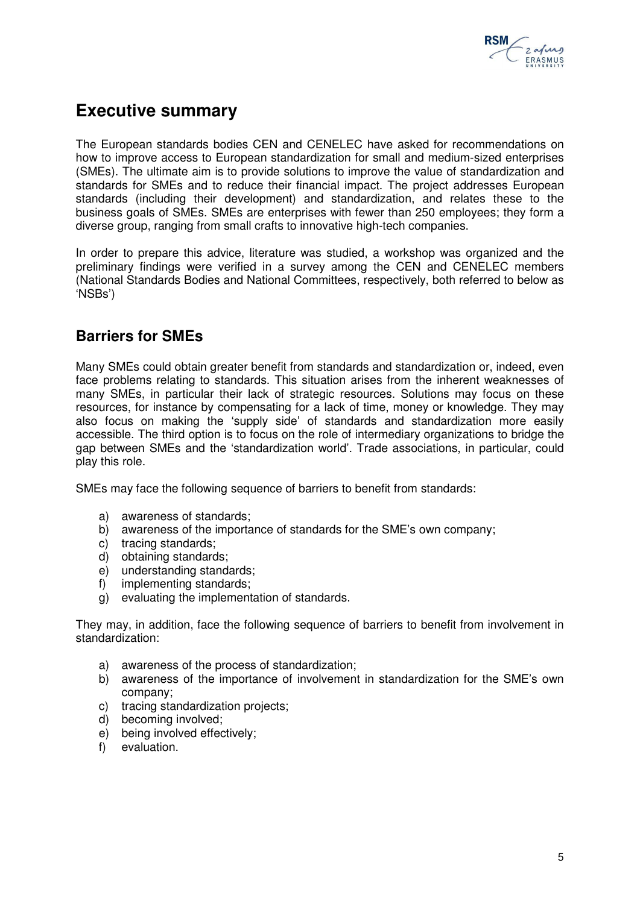# Executive summary

The European standards bodies CEN and CENELEC have asked for recommendations on how to improve access to European standardization for small and medium-sized enterprises (SMEs). The ultimate aim is to provide solutions to improve the value of standardization and standards for SMEs and to reduce their financial impact. The project addresses European standards (including their development) and standardization, and relates these to the business goals of SMEs. SMEs are enterprises with fewer than 250 employees; they form a diverse group, ranging from small crafts to innovative high-tech companies.

In order to prepare this advice, literature was studied, a workshop was organized and the preliminary findings were verified in a survey among the CEN and CENELEC members (National Standards Bodies and National Committees, respectively, both referred to below as 'NSBs')

## Barriers for SMEs

Many SMEs could obtain greater benefit from standards and standardization or, indeed, even face problems relating to standards. This situation arises from the inherent weaknesses of many SMEs, in particular their lack of strategic resources. Solutions may focus on these resources, for instance by compensating for a lack of time, money or knowledge. They may also focus on making the 'supply side' of standards and standardization more easily accessible. The third option is to focus on the role of intermediary organizations to bridge the gap between SMEs and the 'standardization world'. Trade associations, in particular, could play this role.

SMEs may face the following sequence of barriers to benefit from standards:

a) awareness of standards;
b) awareness of the importance of standards for the SME's own company;
c) tracing standards;
d) obtaining standards;
e) understanding standards;
f) implementing standards;
g) evaluating the implementation of standards.

They may, in addition, face the following sequence of barriers to benefit from involvement in standardization:

a) awareness of the process of standardization;
b) awareness of the importance of involvement in standardization for the SME's own company;
c) tracing standardization projects;
d) becoming involved;
e) being involved effectively;
f) evaluation.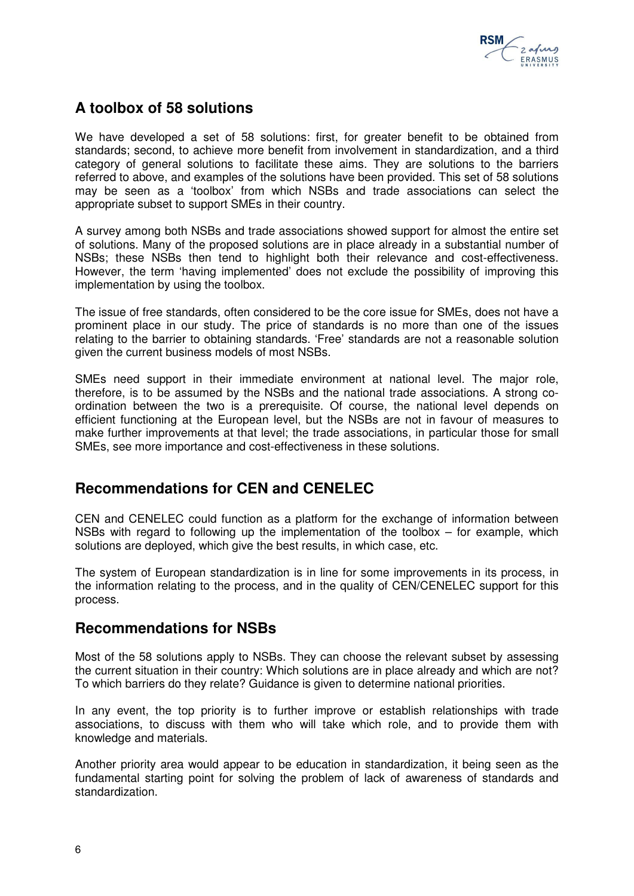## A toolbox of 58 solutions

We have developed a set of 58 solutions: first, for greater benefit to be obtained from standards; second, to achieve more benefit from involvement in standardization, and a third category of general solutions to facilitate these aims. They are solutions to the barriers referred to above, and examples of the solutions have been provided. This set of 58 solutions may be seen as a 'toolbox' from which NSBs and trade associations can select the appropriate subset to support SMEs in their country.

A survey among both NSBs and trade associations showed support for almost the entire set of solutions. Many of the proposed solutions are in place already in a substantial number of NSBs; these NSBs then tend to highlight both their relevance and cost-effectiveness. However, the term 'having implemented' does not exclude the possibility of improving this implementation by using the toolbox.

The issue of free standards, often considered to be the core issue for SMEs, does not have a prominent place in our study. The price of standards is no more than one of the issues relating to the barrier to obtaining standards. 'Free' standards are not a reasonable solution given the current business models of most NSBs.

SMEs need support in their immediate environment at national level. The major role, therefore, is to be assumed by the NSBs and the national trade associations. A strong co-ordination between the two is a prerequisite. Of course, the national level depends on efficient functioning at the European level, but the NSBs are not in favour of measures to make further improvements at that level; the trade associations, in particular those for small SMEs, see more importance and cost-effectiveness in these solutions.

## Recommendations for CEN and CENELEC

CEN and CENELEC could function as a platform for the exchange of information between NSBs with regard to following up the implementation of the toolbox – for example, which solutions are deployed, which give the best results, in which case, etc.

The system of European standardization is in line for some improvements in its process, in the information relating to the process, and in the quality of CEN/CENELEC support for this process.

## Recommendations for NSBs

Most of the 58 solutions apply to NSBs. They can choose the relevant subset by assessing the current situation in their country: Which solutions are in place already and which are not? To which barriers do they relate? Guidance is given to determine national priorities.

In any event, the top priority is to further improve or establish relationships with trade associations, to discuss with them who will take which role, and to provide them with knowledge and materials.

Another priority area would appear to be education in standardization, it being seen as the fundamental starting point for solving the problem of lack of awareness of standards and standardization.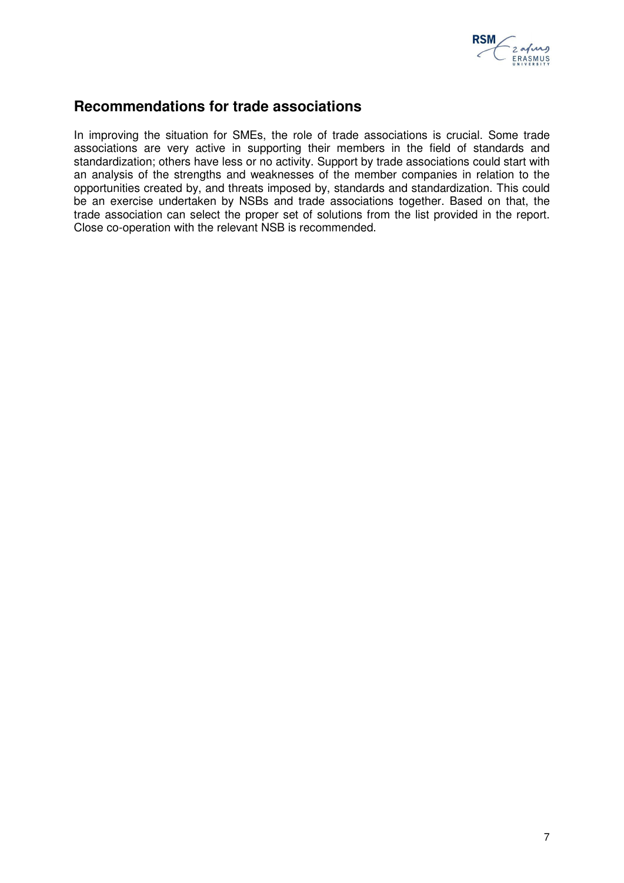## Recommendations for trade associations

In improving the situation for SMEs, the role of trade associations is crucial. Some trade associations are very active in supporting their members in the field of standards and standardization; others have less or no activity. Support by trade associations could start with an analysis of the strengths and weaknesses of the member companies in relation to the opportunities created by, and threats imposed by, standards and standardization. This could be an exercise undertaken by NSBs and trade associations together. Based on that, the trade association can select the proper set of solutions from the list provided in the report. Close co-operation with the relevant NSB is recommended.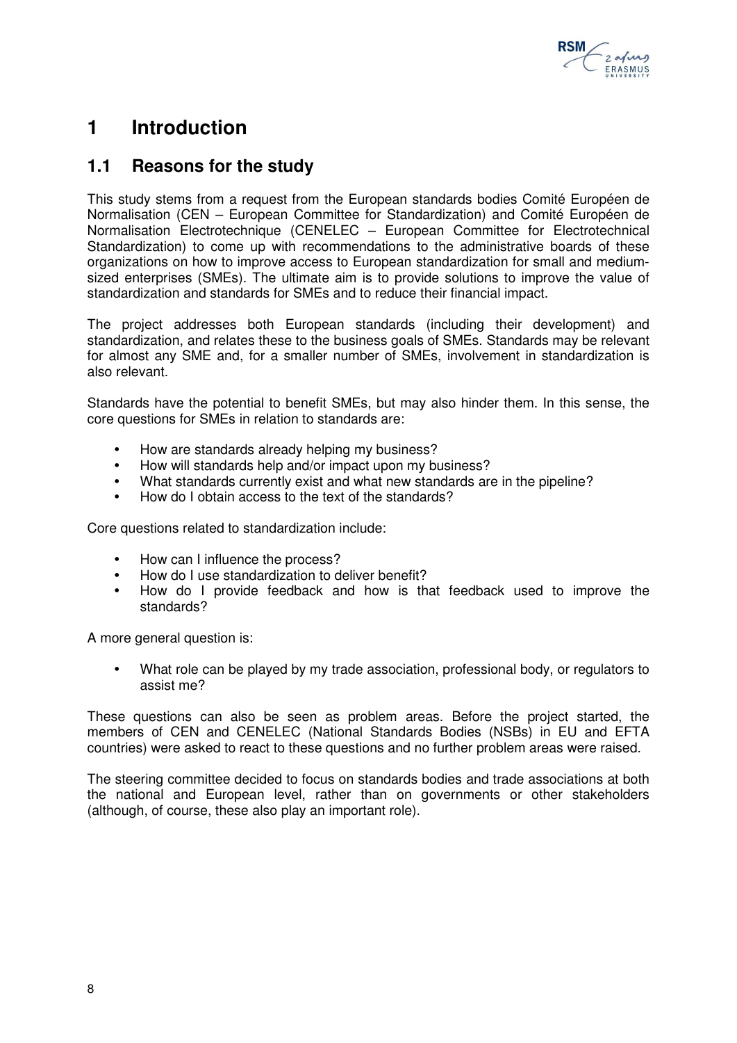# 1 Introduction

## 1.1 Reasons for the study

This study stems from a request from the European standards bodies Comité Européen de Normalisation (CEN – European Committee for Standardization) and Comité Européen de Normalisation Electrotechnique (CENELEC – European Committee for Electrotechnical Standardization) to come up with recommendations to the administrative boards of these organizations on how to improve access to European standardization for small and medium-sized enterprises (SMEs). The ultimate aim is to provide solutions to improve the value of standardization and standards for SMEs and to reduce their financial impact.

The project addresses both European standards (including their development) and standardization, and relates these to the business goals of SMEs. Standards may be relevant for almost any SME and, for a smaller number of SMEs, involvement in standardization is also relevant.

Standards have the potential to benefit SMEs, but may also hinder them. In this sense, the core questions for SMEs in relation to standards are:

- How are standards already helping my business?
- How will standards help and/or impact upon my business?
- What standards currently exist and what new standards are in the pipeline?
- How do I obtain access to the text of the standards?

Core questions related to standardization include:

- How can I influence the process?
- How do I use standardization to deliver benefit?
- How do I provide feedback and how is that feedback used to improve the standards?

A more general question is:

- What role can be played by my trade association, professional body, or regulators to assist me?

These questions can also be seen as problem areas. Before the project started, the members of CEN and CENELEC (National Standards Bodies (NSBs) in EU and EFTA countries) were asked to react to these questions and no further problem areas were raised.

The steering committee decided to focus on standards bodies and trade associations at both the national and European level, rather than on governments or other stakeholders (although, of course, these also play an important role).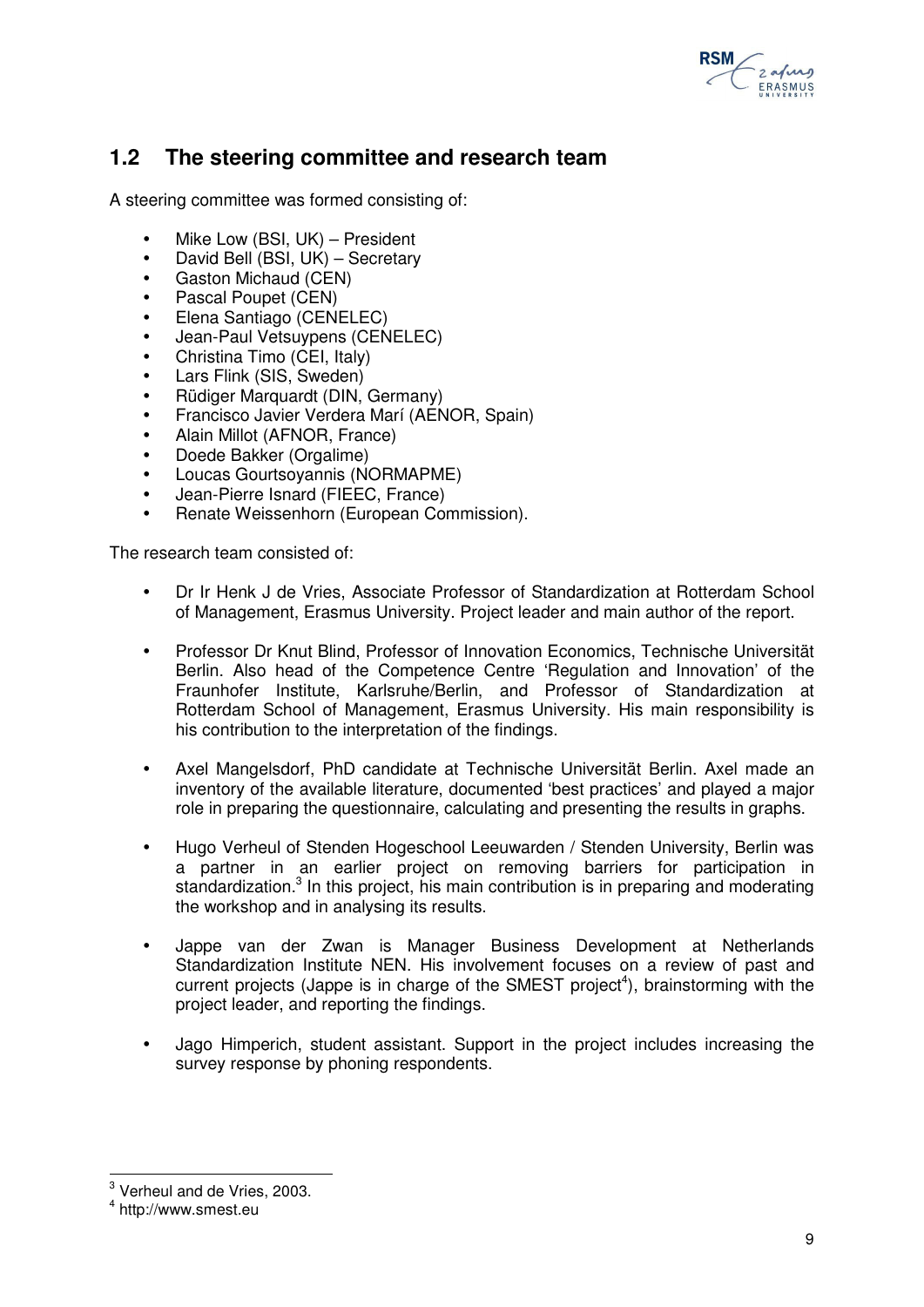## 1.2 The steering committee and research team

A steering committee was formed consisting of:

- Mike Low (BSI, UK) – President
- David Bell (BSI, UK) – Secretary
- Gaston Michaud (CEN)
- Pascal Poupet (CEN)
- Elena Santiago (CENELEC)
- Jean-Paul Vetsuypens (CENELEC)
- Christina Timo (CEI, Italy)
- Lars Flink (SIS, Sweden)
- Rüdiger Marquardt (DIN, Germany)
- Francisco Javier Verdera Marí (AENOR, Spain)
- Alain Millot (AFNOR, France)
- Doede Bakker (Orgalime)
- Loucas Gourtsoyannis (NORMAPME)
- Jean-Pierre Isnard (FIEEC, France)
- Renate Weissenhorn (European Commission).

The research team consisted of:

- Dr Ir Henk J de Vries, Associate Professor of Standardization at Rotterdam School of Management, Erasmus University. Project leader and main author of the report.

- Professor Dr Knut Blind, Professor of Innovation Economics, Technische Universität Berlin. Also head of the Competence Centre 'Regulation and Innovation' of the Fraunhofer Institute, Karlsruhe/Berlin, and Professor of Standardization at Rotterdam School of Management, Erasmus University. His main responsibility is his contribution to the interpretation of the findings.

- Axel Mangelsdorf, PhD candidate at Technische Universität Berlin. Axel made an inventory of the available literature, documented 'best practices' and played a major role in preparing the questionnaire, calculating and presenting the results in graphs.

- Hugo Verheul of Stenden Hogeschool Leeuwarden / Stenden University, Berlin was a partner in an earlier project on removing barriers for participation in standardization.[3] In this project, his main contribution is in preparing and moderating the workshop and in analysing its results.

- Jappe van der Zwan is Manager Business Development at Netherlands Standardization Institute NEN. His involvement focuses on a review of past and current projects (Jappe is in charge of the SMEST project[4]), brainstorming with the project leader, and reporting the findings.

- Jago Himperich, student assistant. Support in the project includes increasing the survey response by phoning respondents.

---

[3] Verheul and de Vries, 2003.

[4] http://www.smest.eu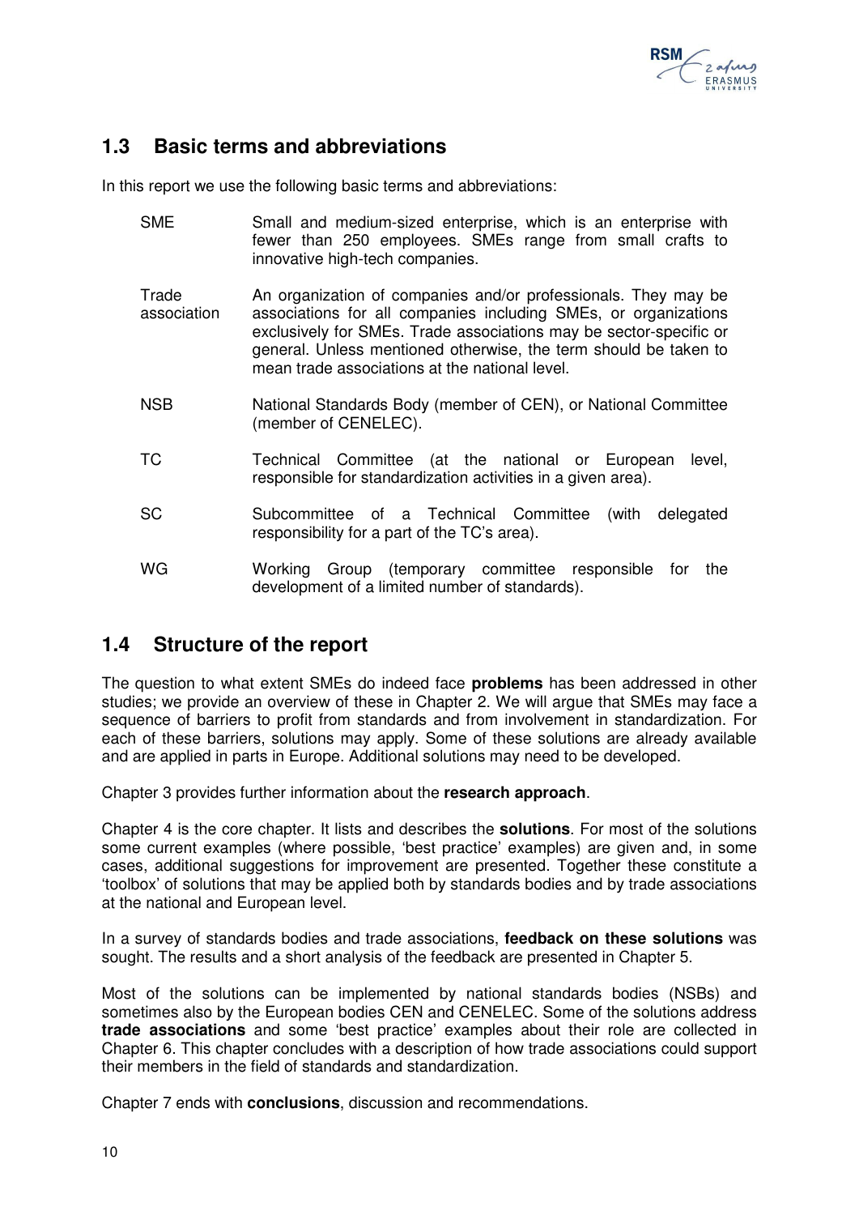## 1.3 Basic terms and abbreviations

In this report we use the following basic terms and abbreviations:

| | |
|---|---|
| SME | Small and medium-sized enterprise, which is an enterprise with fewer than 250 employees. SMEs range from small crafts to innovative high-tech companies. |
| Trade association | An organization of companies and/or professionals. They may be associations for all companies including SMEs, or organizations exclusively for SMEs. Trade associations may be sector-specific or general. Unless mentioned otherwise, the term should be taken to mean trade associations at the national level. |
| NSB | National Standards Body (member of CEN), or National Committee (member of CENELEC). |
| TC | Technical Committee (at the national or European level, responsible for standardization activities in a given area). |
| SC | Subcommittee of a Technical Committee (with delegated responsibility for a part of the TC's area). |
| WG | Working Group (temporary committee responsible for the development of a limited number of standards). |

## 1.4 Structure of the report

The question to what extent SMEs do indeed face **problems** has been addressed in other studies; we provide an overview of these in Chapter 2. We will argue that SMEs may face a sequence of barriers to profit from standards and from involvement in standardization. For each of these barriers, solutions may apply. Some of these solutions are already available and are applied in parts in Europe. Additional solutions may need to be developed.

Chapter 3 provides further information about the **research approach**.

Chapter 4 is the core chapter. It lists and describes the **solutions**. For most of the solutions some current examples (where possible, 'best practice' examples) are given and, in some cases, additional suggestions for improvement are presented. Together these constitute a 'toolbox' of solutions that may be applied both by standards bodies and by trade associations at the national and European level.

In a survey of standards bodies and trade associations, **feedback on these solutions** was sought. The results and a short analysis of the feedback are presented in Chapter 5.

Most of the solutions can be implemented by national standards bodies (NSBs) and sometimes also by the European bodies CEN and CENELEC. Some of the solutions address **trade associations** and some 'best practice' examples about their role are collected in Chapter 6. This chapter concludes with a description of how trade associations could support their members in the field of standards and standardization.

Chapter 7 ends with **conclusions**, discussion and recommendations.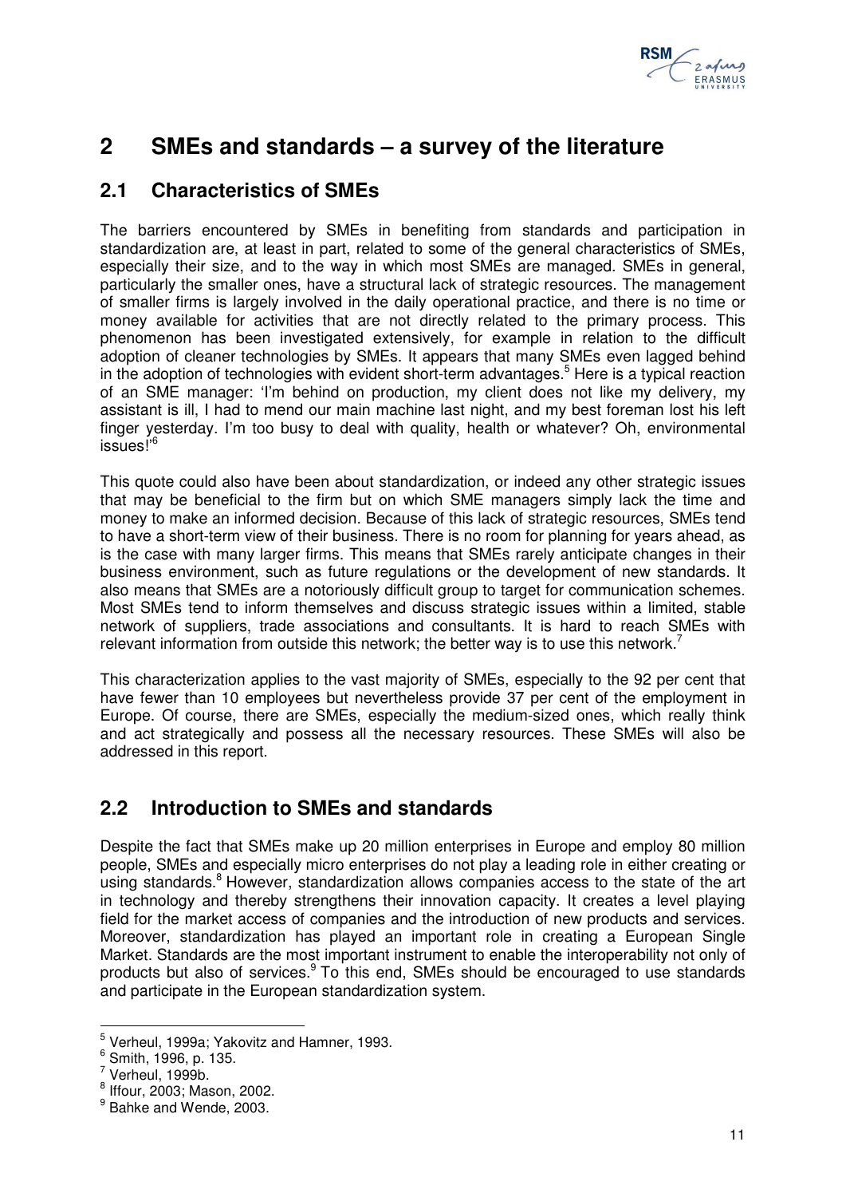# 2 SMEs and standards – a survey of the literature

## 2.1 Characteristics of SMEs

The barriers encountered by SMEs in benefiting from standards and participation in standardization are, at least in part, related to some of the general characteristics of SMEs, especially their size, and to the way in which most SMEs are managed. SMEs in general, particularly the smaller ones, have a structural lack of strategic resources. The management of smaller firms is largely involved in the daily operational practice, and there is no time or money available for activities that are not directly related to the primary process. This phenomenon has been investigated extensively, for example in relation to the difficult adoption of cleaner technologies by SMEs. It appears that many SMEs even lagged behind in the adoption of technologies with evident short-term advantages.[5] Here is a typical reaction of an SME manager: 'I'm behind on production, my client does not like my delivery, my assistant is ill, I had to mend our main machine last night, and my best foreman lost his left finger yesterday. I'm too busy to deal with quality, health or whatever? Oh, environmental issues!'[6]

This quote could also have been about standardization, or indeed any other strategic issues that may be beneficial to the firm but on which SME managers simply lack the time and money to make an informed decision. Because of this lack of strategic resources, SMEs tend to have a short-term view of their business. There is no room for planning for years ahead, as is the case with many larger firms. This means that SMEs rarely anticipate changes in their business environment, such as future regulations or the development of new standards. It also means that SMEs are a notoriously difficult group to target for communication schemes. Most SMEs tend to inform themselves and discuss strategic issues within a limited, stable network of suppliers, trade associations and consultants. It is hard to reach SMEs with relevant information from outside this network; the better way is to use this network.[7]

This characterization applies to the vast majority of SMEs, especially to the 92 per cent that have fewer than 10 employees but nevertheless provide 37 per cent of the employment in Europe. Of course, there are SMEs, especially the medium-sized ones, which really think and act strategically and possess all the necessary resources. These SMEs will also be addressed in this report.

## 2.2 Introduction to SMEs and standards

Despite the fact that SMEs make up 20 million enterprises in Europe and employ 80 million people, SMEs and especially micro enterprises do not play a leading role in either creating or using standards.[8] However, standardization allows companies access to the state of the art in technology and thereby strengthens their innovation capacity. It creates a level playing field for the market access of companies and the introduction of new products and services. Moreover, standardization has played an important role in creating a European Single Market. Standards are the most important instrument to enable the interoperability not only of products but also of services.[9] To this end, SMEs should be encouraged to use standards and participate in the European standardization system.

---

[5] Verheul, 1999a; Yakovitz and Hamner, 1993.
[6] Smith, 1996, p. 135.
[7] Verheul, 1999b.
[8] Iffour, 2003; Mason, 2002.
[9] Bahke and Wende, 2003.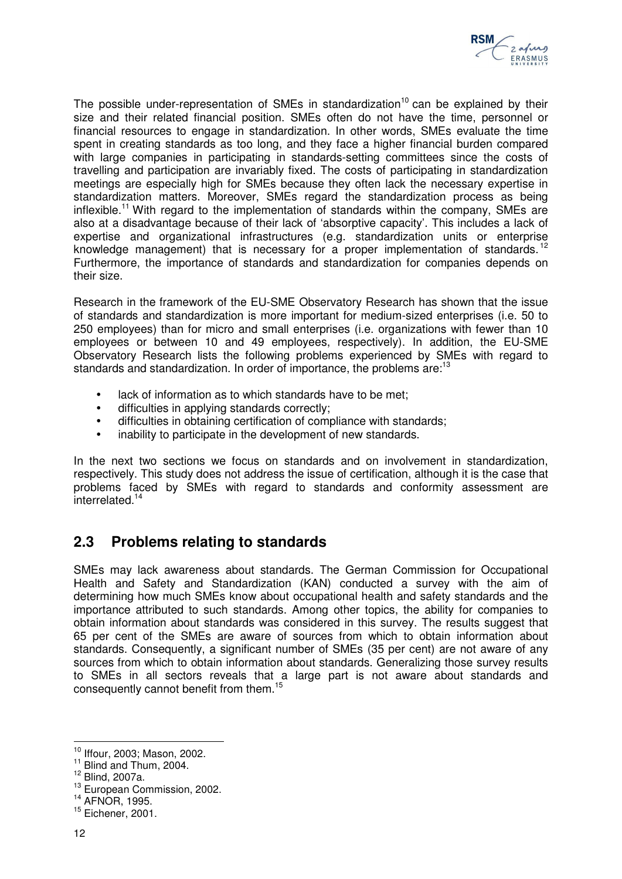The possible under-representation of SMEs in standardization[10] can be explained by their size and their related financial position. SMEs often do not have the time, personnel or financial resources to engage in standardization. In other words, SMEs evaluate the time spent in creating standards as too long, and they face a higher financial burden compared with large companies in participating in standards-setting committees since the costs of travelling and participation are invariably fixed. The costs of participating in standardization meetings are especially high for SMEs because they often lack the necessary expertise in standardization matters. Moreover, SMEs regard the standardization process as being inflexible.[11] With regard to the implementation of standards within the company, SMEs are also at a disadvantage because of their lack of 'absorptive capacity'. This includes a lack of expertise and organizational infrastructures (e.g. standardization units or enterprise knowledge management) that is necessary for a proper implementation of standards.[12] Furthermore, the importance of standards and standardization for companies depends on their size.

Research in the framework of the EU-SME Observatory Research has shown that the issue of standards and standardization is more important for medium-sized enterprises (i.e. 50 to 250 employees) than for micro and small enterprises (i.e. organizations with fewer than 10 employees or between 10 and 49 employees, respectively). In addition, the EU-SME Observatory Research lists the following problems experienced by SMEs with regard to standards and standardization. In order of importance, the problems are:[13]

- lack of information as to which standards have to be met;
- difficulties in applying standards correctly;
- difficulties in obtaining certification of compliance with standards;
- inability to participate in the development of new standards.

In the next two sections we focus on standards and on involvement in standardization, respectively. This study does not address the issue of certification, although it is the case that problems faced by SMEs with regard to standards and conformity assessment are interrelated.[14]

## 2.3 Problems relating to standards

SMEs may lack awareness about standards. The German Commission for Occupational Health and Safety and Standardization (KAN) conducted a survey with the aim of determining how much SMEs know about occupational health and safety standards and the importance attributed to such standards. Among other topics, the ability for companies to obtain information about standards was considered in this survey. The results suggest that 65 per cent of the SMEs are aware of sources from which to obtain information about standards. Consequently, a significant number of SMEs (35 per cent) are not aware of any sources from which to obtain information about standards. Generalizing those survey results to SMEs in all sectors reveals that a large part is not aware about standards and consequently cannot benefit from them.[15]

---

[10] Iffour, 2003; Mason, 2002.

[11] Blind and Thum, 2004.

[12] Blind, 2007a.

[13] European Commission, 2002.

[14] AFNOR, 1995.

[15] Eichener, 2001.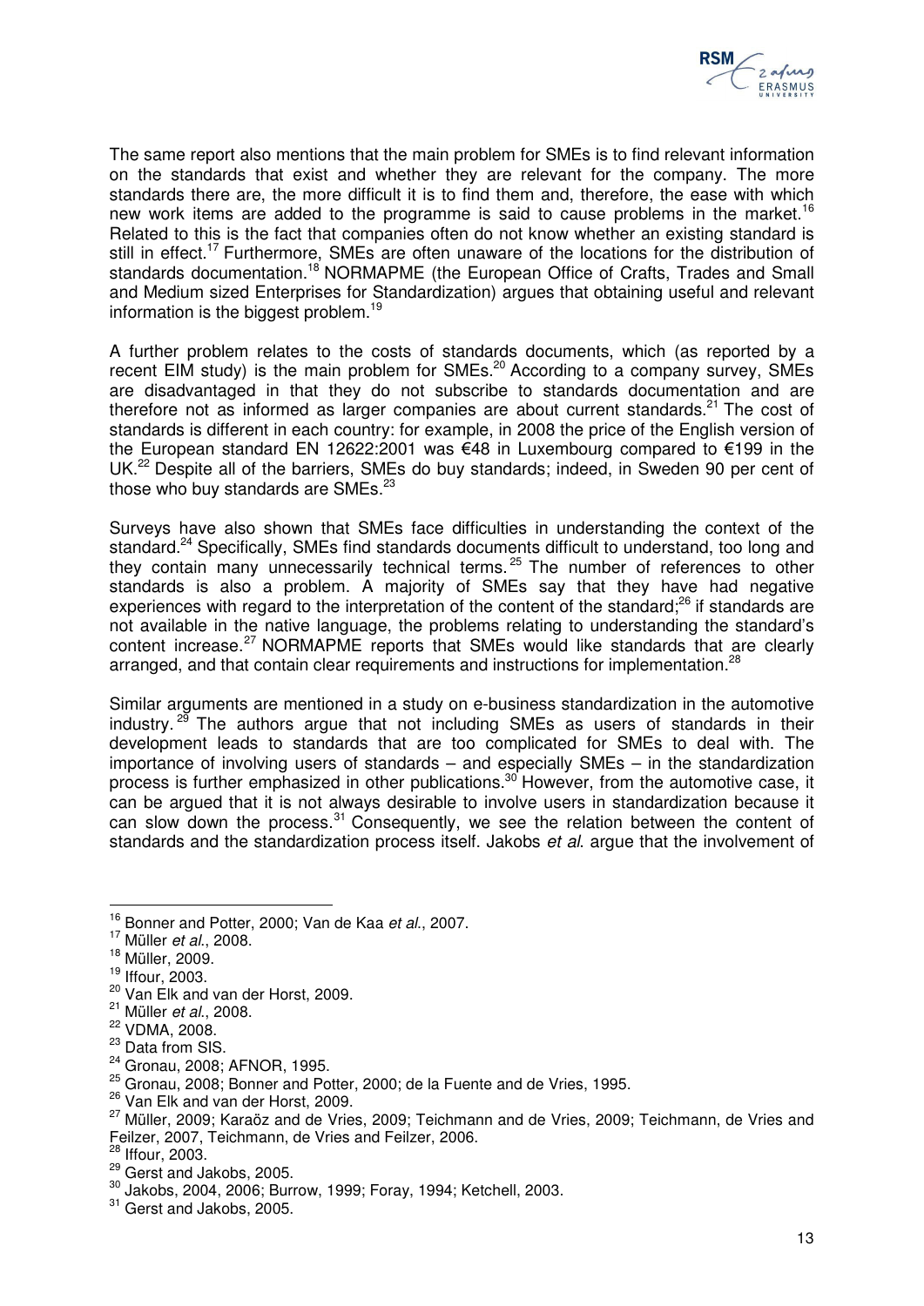The same report also mentions that the main problem for SMEs is to find relevant information on the standards that exist and whether they are relevant for the company. The more standards there are, the more difficult it is to find them and, therefore, the ease with which new work items are added to the programme is said to cause problems in the market.[16] Related to this is the fact that companies often do not know whether an existing standard is still in effect.[17] Furthermore, SMEs are often unaware of the locations for the distribution of standards documentation.[18] NORMAPME (the European Office of Crafts, Trades and Small and Medium sized Enterprises for Standardization) argues that obtaining useful and relevant information is the biggest problem.[19]

A further problem relates to the costs of standards documents, which (as reported by a recent EIM study) is the main problem for SMEs.[20] According to a company survey, SMEs are disadvantaged in that they do not subscribe to standards documentation and are therefore not as informed as larger companies are about current standards.[21] The cost of standards is different in each country: for example, in 2008 the price of the English version of the European standard EN 12622:2001 was €48 in Luxembourg compared to €199 in the UK.[22] Despite all of the barriers, SMEs do buy standards; indeed, in Sweden 90 per cent of those who buy standards are SMEs.[23]

Surveys have also shown that SMEs face difficulties in understanding the context of the standard.[24] Specifically, SMEs find standards documents difficult to understand, too long and they contain many unnecessarily technical terms.[25] The number of references to other standards is also a problem. A majority of SMEs say that they have had negative experiences with regard to the interpretation of the content of the standard;[26] if standards are not available in the native language, the problems relating to understanding the standard's content increase.[27] NORMAPME reports that SMEs would like standards that are clearly arranged, and that contain clear requirements and instructions for implementation.[28]

Similar arguments are mentioned in a study on e-business standardization in the automotive industry.[29] The authors argue that not including SMEs as users of standards in their development leads to standards that are too complicated for SMEs to deal with. The importance of involving users of standards – and especially SMEs – in the standardization process is further emphasized in other publications.[30] However, from the automotive case, it can be argued that it is not always desirable to involve users in standardization because it can slow down the process.[31] Consequently, we see the relation between the content of standards and the standardization process itself. Jakobs *et al.* argue that the involvement of

---

[16] Bonner and Potter, 2000; Van de Kaa *et al.*, 2007.

[17] Müller *et al.*, 2008.

[18] Müller, 2009.

[19] Iffour, 2003.

[20] Van Elk and van der Horst, 2009.

[21] Müller *et al.*, 2008.

[22] VDMA, 2008.

[23] Data from SIS.

[24] Gronau, 2008; AFNOR, 1995.

[25] Gronau, 2008; Bonner and Potter, 2000; de la Fuente and de Vries, 1995.

[26] Van Elk and van der Horst, 2009.

[27] Müller, 2009; Karaöz and de Vries, 2009; Teichmann and de Vries, 2009; Teichmann, de Vries and Feilzer, 2007, Teichmann, de Vries and Feilzer, 2006.

[28] Iffour, 2003.

[29] Gerst and Jakobs, 2005.

[30] Jakobs, 2004, 2006; Burrow, 1999; Foray, 1994; Ketchell, 2003.

[31] Gerst and Jakobs, 2005.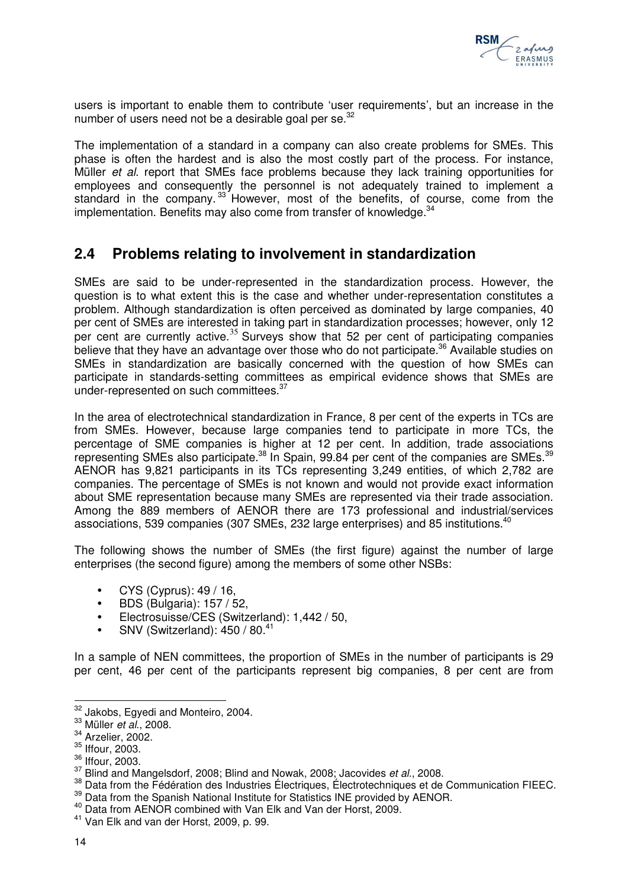users is important to enable them to contribute 'user requirements', but an increase in the number of users need not be a desirable goal per se.[32]

The implementation of a standard in a company can also create problems for SMEs. This phase is often the hardest and is also the most costly part of the process. For instance, Müller *et al*. report that SMEs face problems because they lack training opportunities for employees and consequently the personnel is not adequately trained to implement a standard in the company.[33] However, most of the benefits, of course, come from the implementation. Benefits may also come from transfer of knowledge.[34]

## 2.4 Problems relating to involvement in standardization

SMEs are said to be under-represented in the standardization process. However, the question is to what extent this is the case and whether under-representation constitutes a problem. Although standardization is often perceived as dominated by large companies, 40 per cent of SMEs are interested in taking part in standardization processes; however, only 12 per cent are currently active.[35] Surveys show that 52 per cent of participating companies believe that they have an advantage over those who do not participate.[36] Available studies on SMEs in standardization are basically concerned with the question of how SMEs can participate in standards-setting committees as empirical evidence shows that SMEs are under-represented on such committees.[37]

In the area of electrotechnical standardization in France, 8 per cent of the experts in TCs are from SMEs. However, because large companies tend to participate in more TCs, the percentage of SME companies is higher at 12 per cent. In addition, trade associations representing SMEs also participate.[38] In Spain, 99.84 per cent of the companies are SMEs.[39] AENOR has 9,821 participants in its TCs representing 3,249 entities, of which 2,782 are companies. The percentage of SMEs is not known and would not provide exact information about SME representation because many SMEs are represented via their trade association. Among the 889 members of AENOR there are 173 professional and industrial/services associations, 539 companies (307 SMEs, 232 large enterprises) and 85 institutions.[40]

The following shows the number of SMEs (the first figure) against the number of large enterprises (the second figure) among the members of some other NSBs:

- CYS (Cyprus): 49 / 16,
- BDS (Bulgaria): 157 / 52,
- Electrosuisse/CES (Switzerland): 1,442 / 50,
- SNV (Switzerland): 450 / 80.[41]

In a sample of NEN committees, the proportion of SMEs in the number of participants is 29 per cent, 46 per cent of the participants represent big companies, 8 per cent are from

---

[32] Jakobs, Egyedi and Monteiro, 2004.
[33] Müller *et al*., 2008.
[34] Arzelier, 2002.
[35] Iffour, 2003.
[36] Iffour, 2003.
[37] Blind and Mangelsdorf, 2008; Blind and Nowak, 2008; Jacovides *et al*., 2008.
[38] Data from the Fédération des Industries Électriques, Électrotechniques et de Communication FIEEC.
[39] Data from the Spanish National Institute for Statistics INE provided by AENOR.
[40] Data from AENOR combined with Van Elk and Van der Horst, 2009.
[41] Van Elk and van der Horst, 2009, p. 99.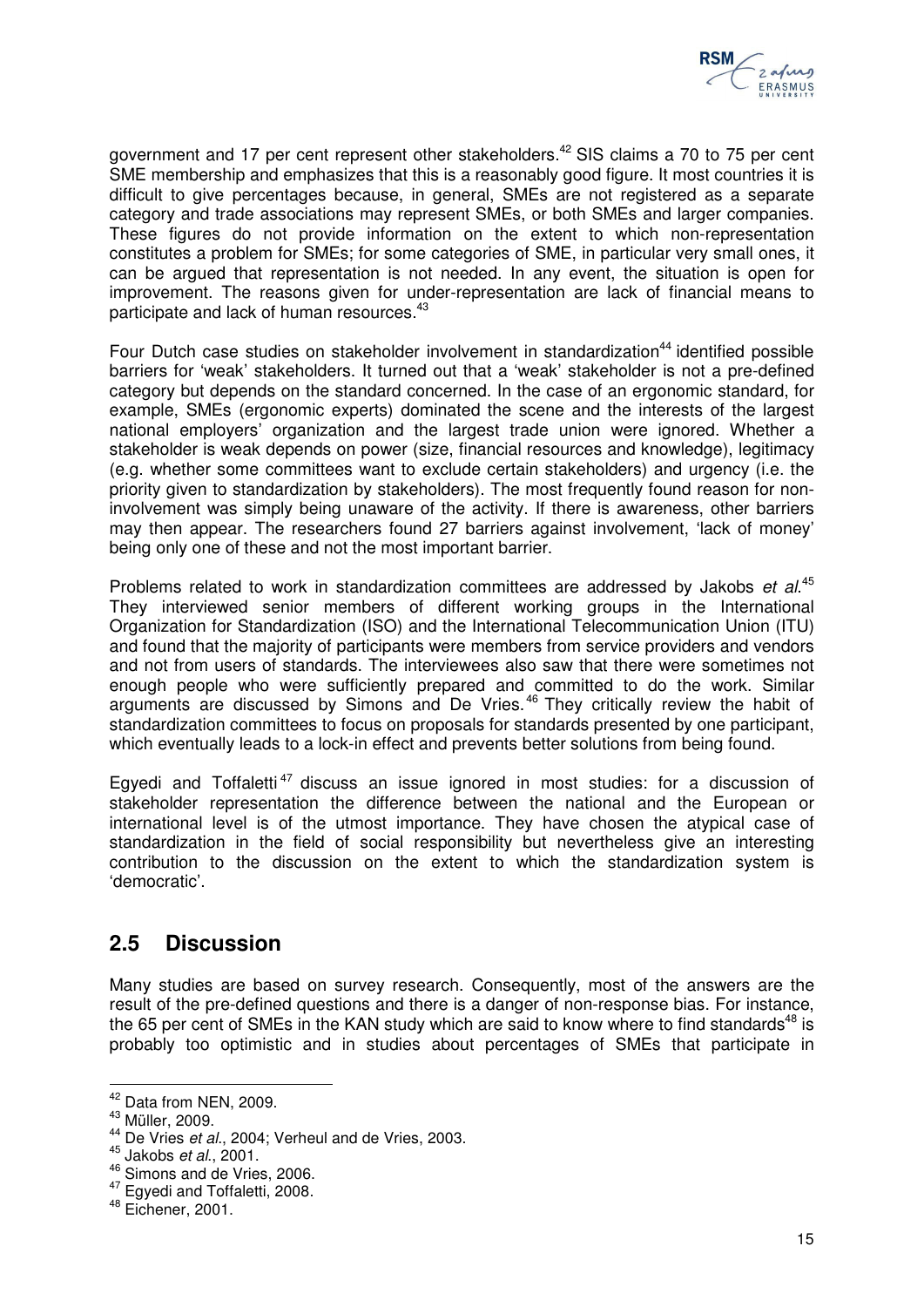government and 17 per cent represent other stakeholders.[42] SIS claims a 70 to 75 per cent SME membership and emphasizes that this is a reasonably good figure. It most countries it is difficult to give percentages because, in general, SMEs are not registered as a separate category and trade associations may represent SMEs, or both SMEs and larger companies. These figures do not provide information on the extent to which non-representation constitutes a problem for SMEs; for some categories of SME, in particular very small ones, it can be argued that representation is not needed. In any event, the situation is open for improvement. The reasons given for under-representation are lack of financial means to participate and lack of human resources.[43]

Four Dutch case studies on stakeholder involvement in standardization[44] identified possible barriers for 'weak' stakeholders. It turned out that a 'weak' stakeholder is not a pre-defined category but depends on the standard concerned. In the case of an ergonomic standard, for example, SMEs (ergonomic experts) dominated the scene and the interests of the largest national employers' organization and the largest trade union were ignored. Whether a stakeholder is weak depends on power (size, financial resources and knowledge), legitimacy (e.g. whether some committees want to exclude certain stakeholders) and urgency (i.e. the priority given to standardization by stakeholders). The most frequently found reason for non-involvement was simply being unaware of the activity. If there is awareness, other barriers may then appear. The researchers found 27 barriers against involvement, 'lack of money' being only one of these and not the most important barrier.

Problems related to work in standardization committees are addressed by Jakobs *et al*.[45] They interviewed senior members of different working groups in the International Organization for Standardization (ISO) and the International Telecommunication Union (ITU) and found that the majority of participants were members from service providers and vendors and not from users of standards. The interviewees also saw that there were sometimes not enough people who were sufficiently prepared and committed to do the work. Similar arguments are discussed by Simons and De Vries.[46] They critically review the habit of standardization committees to focus on proposals for standards presented by one participant, which eventually leads to a lock-in effect and prevents better solutions from being found.

Egyedi and Toffaletti[47] discuss an issue ignored in most studies: for a discussion of stakeholder representation the difference between the national and the European or international level is of the utmost importance. They have chosen the atypical case of standardization in the field of social responsibility but nevertheless give an interesting contribution to the discussion on the extent to which the standardization system is 'democratic'.

## 2.5 Discussion

Many studies are based on survey research. Consequently, most of the answers are the result of the pre-defined questions and there is a danger of non-response bias. For instance, the 65 per cent of SMEs in the KAN study which are said to know where to find standards[48] is probably too optimistic and in studies about percentages of SMEs that participate in

---

[42] Data from NEN, 2009.
[43] Müller, 2009.
[44] De Vries *et al*., 2004; Verheul and de Vries, 2003.
[45] Jakobs *et al*., 2001.
[46] Simons and de Vries, 2006.
[47] Egyedi and Toffaletti, 2008.
[48] Eichener, 2001.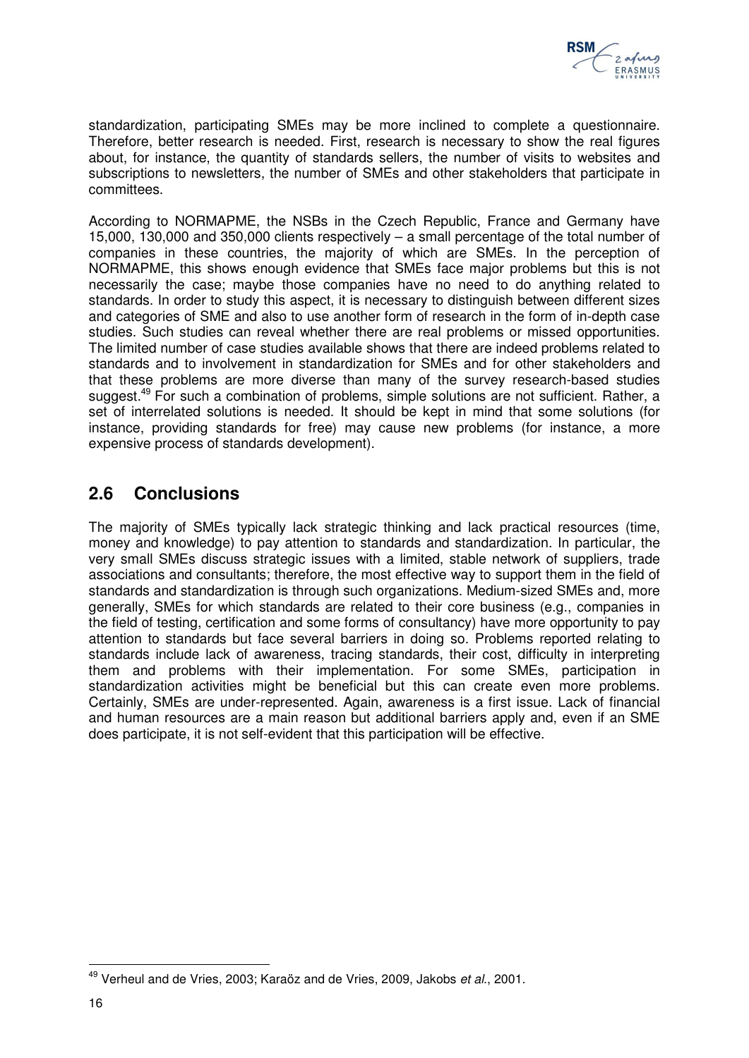standardization, participating SMEs may be more inclined to complete a questionnaire. Therefore, better research is needed. First, research is necessary to show the real figures about, for instance, the quantity of standards sellers, the number of visits to websites and subscriptions to newsletters, the number of SMEs and other stakeholders that participate in committees.

According to NORMAPME, the NSBs in the Czech Republic, France and Germany have 15,000, 130,000 and 350,000 clients respectively – a small percentage of the total number of companies in these countries, the majority of which are SMEs. In the perception of NORMAPME, this shows enough evidence that SMEs face major problems but this is not necessarily the case; maybe those companies have no need to do anything related to standards. In order to study this aspect, it is necessary to distinguish between different sizes and categories of SME and also to use another form of research in the form of in-depth case studies. Such studies can reveal whether there are real problems or missed opportunities. The limited number of case studies available shows that there are indeed problems related to standards and to involvement in standardization for SMEs and for other stakeholders and that these problems are more diverse than many of the survey research-based studies suggest.[49] For such a combination of problems, simple solutions are not sufficient. Rather, a set of interrelated solutions is needed. It should be kept in mind that some solutions (for instance, providing standards for free) may cause new problems (for instance, a more expensive process of standards development).

## 2.6 Conclusions

The majority of SMEs typically lack strategic thinking and lack practical resources (time, money and knowledge) to pay attention to standards and standardization. In particular, the very small SMEs discuss strategic issues with a limited, stable network of suppliers, trade associations and consultants; therefore, the most effective way to support them in the field of standards and standardization is through such organizations. Medium-sized SMEs and, more generally, SMEs for which standards are related to their core business (e.g., companies in the field of testing, certification and some forms of consultancy) have more opportunity to pay attention to standards but face several barriers in doing so. Problems reported relating to standards include lack of awareness, tracing standards, their cost, difficulty in interpreting them and problems with their implementation. For some SMEs, participation in standardization activities might be beneficial but this can create even more problems. Certainly, SMEs are under-represented. Again, awareness is a first issue. Lack of financial and human resources are a main reason but additional barriers apply and, even if an SME does participate, it is not self-evident that this participation will be effective.

[49] Verheul and de Vries, 2003; Karaöz and de Vries, 2009, Jakobs *et al.*, 2001.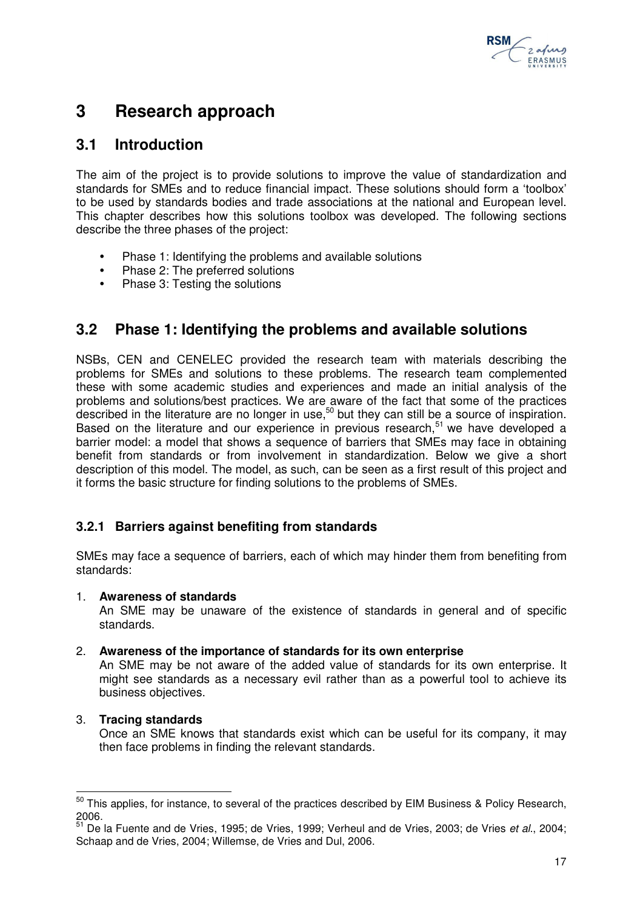# 3 Research approach

## 3.1 Introduction

The aim of the project is to provide solutions to improve the value of standardization and standards for SMEs and to reduce financial impact. These solutions should form a 'toolbox' to be used by standards bodies and trade associations at the national and European level. This chapter describes how this solutions toolbox was developed. The following sections describe the three phases of the project:

- Phase 1: Identifying the problems and available solutions
- Phase 2: The preferred solutions
- Phase 3: Testing the solutions

## 3.2 Phase 1: Identifying the problems and available solutions

NSBs, CEN and CENELEC provided the research team with materials describing the problems for SMEs and solutions to these problems. The research team complemented these with some academic studies and experiences and made an initial analysis of the problems and solutions/best practices. We are aware of the fact that some of the practices described in the literature are no longer in use,[50] but they can still be a source of inspiration. Based on the literature and our experience in previous research,[51] we have developed a barrier model: a model that shows a sequence of barriers that SMEs may face in obtaining benefit from standards or from involvement in standardization. Below we give a short description of this model. The model, as such, can be seen as a first result of this project and it forms the basic structure for finding solutions to the problems of SMEs.

### 3.2.1 Barriers against benefiting from standards

SMEs may face a sequence of barriers, each of which may hinder them from benefiting from standards:

1. **Awareness of standards**
   An SME may be unaware of the existence of standards in general and of specific standards.

2. **Awareness of the importance of standards for its own enterprise**
   An SME may be not aware of the added value of standards for its own enterprise. It might see standards as a necessary evil rather than as a powerful tool to achieve its business objectives.

3. **Tracing standards**
   Once an SME knows that standards exist which can be useful for its company, it may then face problems in finding the relevant standards.

---

[50] This applies, for instance, to several of the practices described by EIM Business & Policy Research, 2006.

[51] De la Fuente and de Vries, 1995; de Vries, 1999; Verheul and de Vries, 2003; de Vries *et al.*, 2004; Schaap and de Vries, 2004; Willemse, de Vries and Dul, 2006.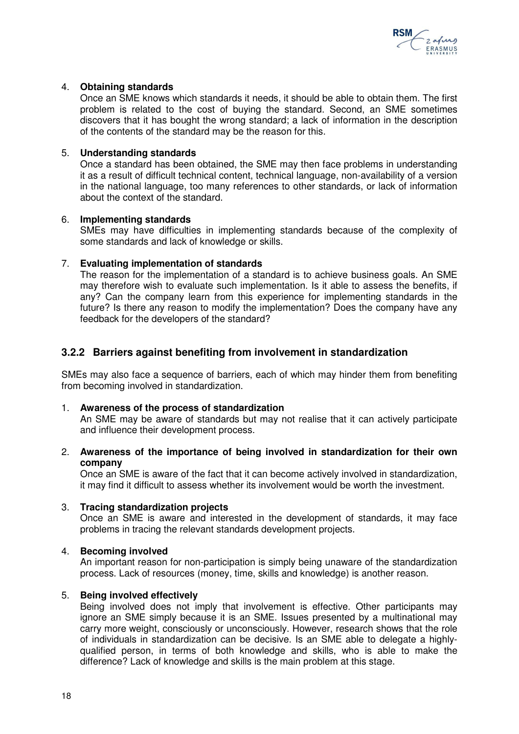4. **Obtaining standards**
   Once an SME knows which standards it needs, it should be able to obtain them. The first problem is related to the cost of buying the standard. Second, an SME sometimes discovers that it has bought the wrong standard; a lack of information in the description of the contents of the standard may be the reason for this.

5. **Understanding standards**
   Once a standard has been obtained, the SME may then face problems in understanding it as a result of difficult technical content, technical language, non-availability of a version in the national language, too many references to other standards, or lack of information about the context of the standard.

6. **Implementing standards**
   SMEs may have difficulties in implementing standards because of the complexity of some standards and lack of knowledge or skills.

7. **Evaluating implementation of standards**
   The reason for the implementation of a standard is to achieve business goals. An SME may therefore wish to evaluate such implementation. Is it able to assess the benefits, if any? Can the company learn from this experience for implementing standards in the future? Is there any reason to modify the implementation? Does the company have any feedback for the developers of the standard?

### 3.2.2 Barriers against benefiting from involvement in standardization

SMEs may also face a sequence of barriers, each of which may hinder them from benefiting from becoming involved in standardization.

1. **Awareness of the process of standardization**
   An SME may be aware of standards but may not realise that it can actively participate and influence their development process.

2. **Awareness of the importance of being involved in standardization for their own company**
   Once an SME is aware of the fact that it can become actively involved in standardization, it may find it difficult to assess whether its involvement would be worth the investment.

3. **Tracing standardization projects**
   Once an SME is aware and interested in the development of standards, it may face problems in tracing the relevant standards development projects.

4. **Becoming involved**
   An important reason for non-participation is simply being unaware of the standardization process. Lack of resources (money, time, skills and knowledge) is another reason.

5. **Being involved effectively**
   Being involved does not imply that involvement is effective. Other participants may ignore an SME simply because it is an SME. Issues presented by a multinational may carry more weight, consciously or unconsciously. However, research shows that the role of individuals in standardization can be decisive. Is an SME able to delegate a highly-qualified person, in terms of both knowledge and skills, who is able to make the difference? Lack of knowledge and skills is the main problem at this stage.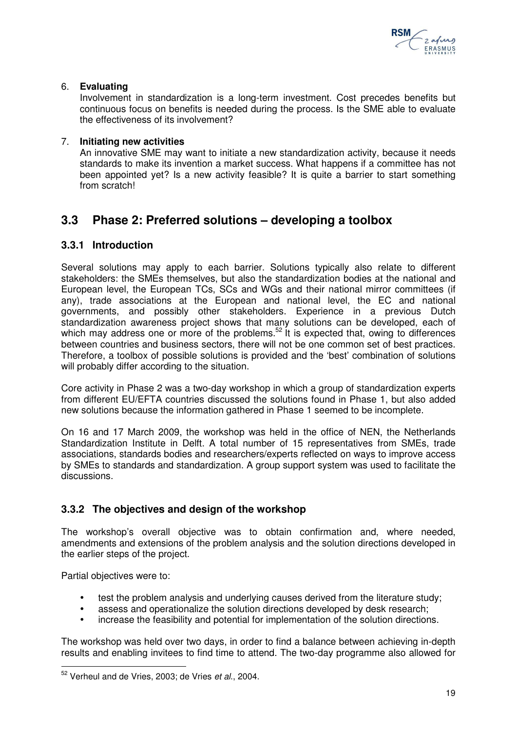6. **Evaluating**

   Involvement in standardization is a long-term investment. Cost precedes benefits but continuous focus on benefits is needed during the process. Is the SME able to evaluate the effectiveness of its involvement?

7. **Initiating new activities**

   An innovative SME may want to initiate a new standardization activity, because it needs standards to make its invention a market success. What happens if a committee has not been appointed yet? Is a new activity feasible? It is quite a barrier to start something from scratch!

## 3.3 Phase 2: Preferred solutions – developing a toolbox

### 3.3.1 Introduction

Several solutions may apply to each barrier. Solutions typically also relate to different stakeholders: the SMEs themselves, but also the standardization bodies at the national and European level, the European TCs, SCs and WGs and their national mirror committees (if any), trade associations at the European and national level, the EC and national governments, and possibly other stakeholders. Experience in a previous Dutch standardization awareness project shows that many solutions can be developed, each of which may address one or more of the problems.[52] It is expected that, owing to differences between countries and business sectors, there will not be one common set of best practices. Therefore, a toolbox of possible solutions is provided and the 'best' combination of solutions will probably differ according to the situation.

Core activity in Phase 2 was a two-day workshop in which a group of standardization experts from different EU/EFTA countries discussed the solutions found in Phase 1, but also added new solutions because the information gathered in Phase 1 seemed to be incomplete.

On 16 and 17 March 2009, the workshop was held in the office of NEN, the Netherlands Standardization Institute in Delft. A total number of 15 representatives from SMEs, trade associations, standards bodies and researchers/experts reflected on ways to improve access by SMEs to standards and standardization. A group support system was used to facilitate the discussions.

### 3.3.2 The objectives and design of the workshop

The workshop's overall objective was to obtain confirmation and, where needed, amendments and extensions of the problem analysis and the solution directions developed in the earlier steps of the project.

Partial objectives were to:

- test the problem analysis and underlying causes derived from the literature study;
- assess and operationalize the solution directions developed by desk research;
- increase the feasibility and potential for implementation of the solution directions.

The workshop was held over two days, in order to find a balance between achieving in-depth results and enabling invitees to find time to attend. The two-day programme also allowed for

---

[52] Verheul and de Vries, 2003; de Vries *et al.*, 2004.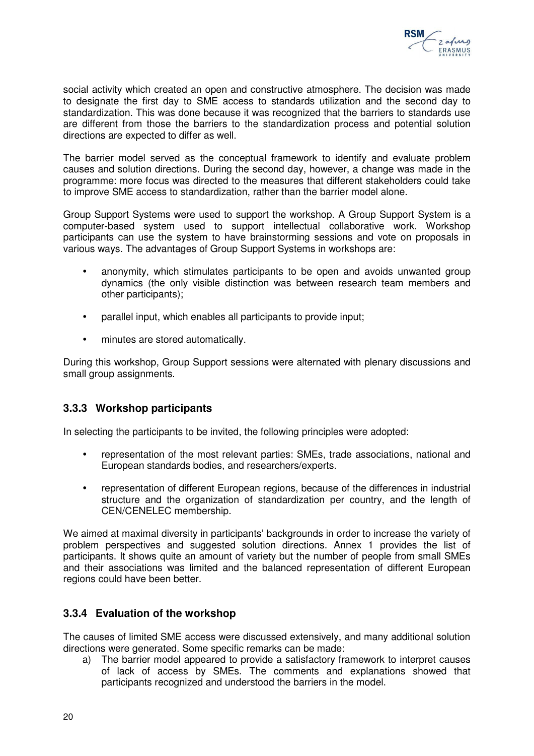social activity which created an open and constructive atmosphere. The decision was made to designate the first day to SME access to standards utilization and the second day to standardization. This was done because it was recognized that the barriers to standards use are different from those the barriers to the standardization process and potential solution directions are expected to differ as well.

The barrier model served as the conceptual framework to identify and evaluate problem causes and solution directions. During the second day, however, a change was made in the programme: more focus was directed to the measures that different stakeholders could take to improve SME access to standardization, rather than the barrier model alone.

Group Support Systems were used to support the workshop. A Group Support System is a computer-based system used to support intellectual collaborative work. Workshop participants can use the system to have brainstorming sessions and vote on proposals in various ways. The advantages of Group Support Systems in workshops are:

- anonymity, which stimulates participants to be open and avoids unwanted group dynamics (the only visible distinction was between research team members and other participants);
- parallel input, which enables all participants to provide input;
- minutes are stored automatically.

During this workshop, Group Support sessions were alternated with plenary discussions and small group assignments.

### 3.3.3 Workshop participants

In selecting the participants to be invited, the following principles were adopted:

- representation of the most relevant parties: SMEs, trade associations, national and European standards bodies, and researchers/experts.
- representation of different European regions, because of the differences in industrial structure and the organization of standardization per country, and the length of CEN/CENELEC membership.

We aimed at maximal diversity in participants' backgrounds in order to increase the variety of problem perspectives and suggested solution directions. Annex 1 provides the list of participants. It shows quite an amount of variety but the number of people from small SMEs and their associations was limited and the balanced representation of different European regions could have been better.

### 3.3.4 Evaluation of the workshop

The causes of limited SME access were discussed extensively, and many additional solution directions were generated. Some specific remarks can be made:

a) The barrier model appeared to provide a satisfactory framework to interpret causes of lack of access by SMEs. The comments and explanations showed that participants recognized and understood the barriers in the model.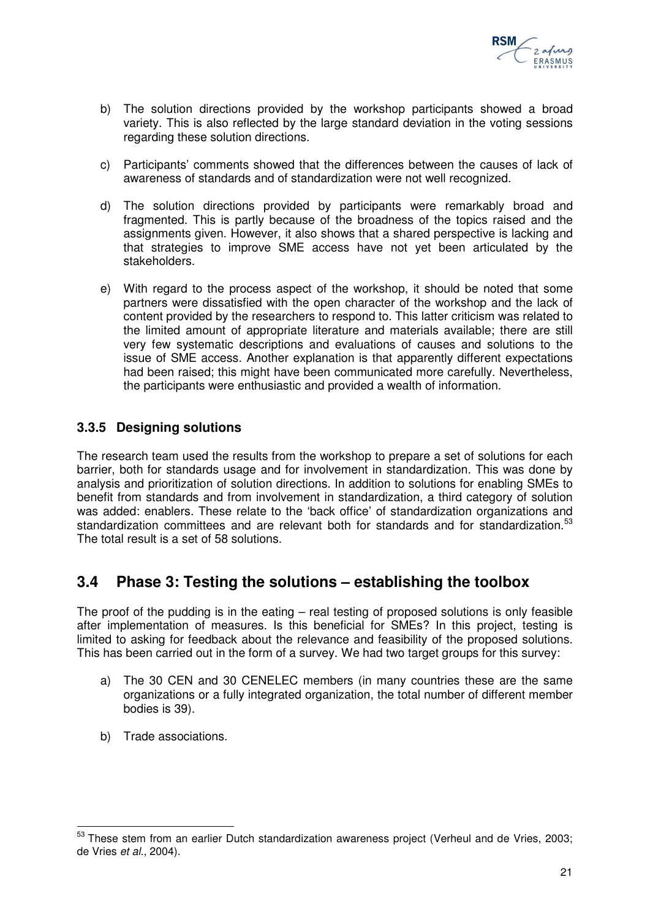b) The solution directions provided by the workshop participants showed a broad variety. This is also reflected by the large standard deviation in the voting sessions regarding these solution directions.

c) Participants' comments showed that the differences between the causes of lack of awareness of standards and of standardization were not well recognized.

d) The solution directions provided by participants were remarkably broad and fragmented. This is partly because of the broadness of the topics raised and the assignments given. However, it also shows that a shared perspective is lacking and that strategies to improve SME access have not yet been articulated by the stakeholders.

e) With regard to the process aspect of the workshop, it should be noted that some partners were dissatisfied with the open character of the workshop and the lack of content provided by the researchers to respond to. This latter criticism was related to the limited amount of appropriate literature and materials available; there are still very few systematic descriptions and evaluations of causes and solutions to the issue of SME access. Another explanation is that apparently different expectations had been raised; this might have been communicated more carefully. Nevertheless, the participants were enthusiastic and provided a wealth of information.

### 3.3.5 Designing solutions

The research team used the results from the workshop to prepare a set of solutions for each barrier, both for standards usage and for involvement in standardization. This was done by analysis and prioritization of solution directions. In addition to solutions for enabling SMEs to benefit from standards and from involvement in standardization, a third category of solution was added: enablers. These relate to the 'back office' of standardization organizations and standardization committees and are relevant both for standards and for standardization.[53] The total result is a set of 58 solutions.

## 3.4 Phase 3: Testing the solutions – establishing the toolbox

The proof of the pudding is in the eating – real testing of proposed solutions is only feasible after implementation of measures. Is this beneficial for SMEs? In this project, testing is limited to asking for feedback about the relevance and feasibility of the proposed solutions. This has been carried out in the form of a survey. We had two target groups for this survey:

a) The 30 CEN and 30 CENELEC members (in many countries these are the same organizations or a fully integrated organization, the total number of different member bodies is 39).

b) Trade associations.

[53] These stem from an earlier Dutch standardization awareness project (Verheul and de Vries, 2003; de Vries *et al.*, 2004).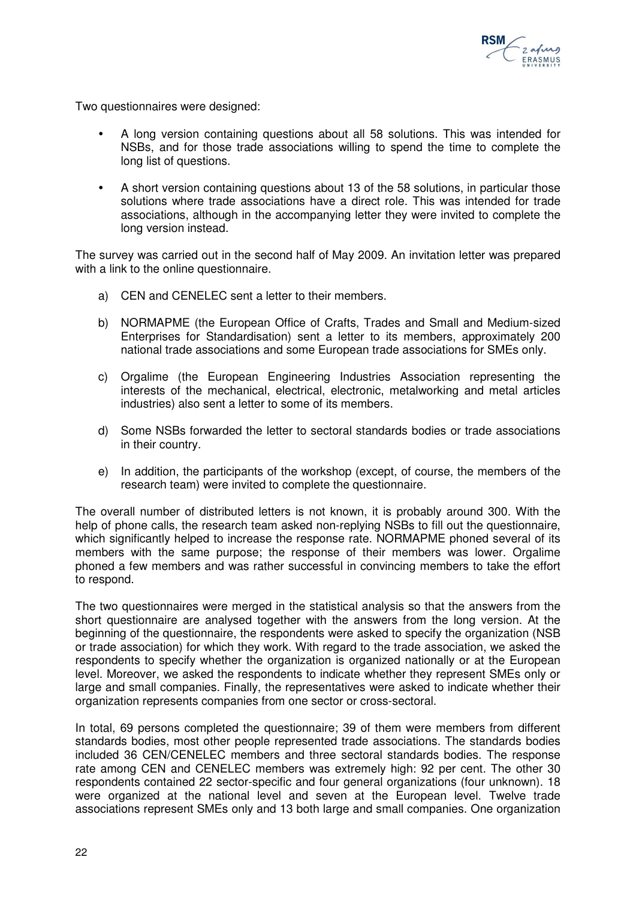Two questionnaires were designed:

- A long version containing questions about all 58 solutions. This was intended for NSBs, and for those trade associations willing to spend the time to complete the long list of questions.
- A short version containing questions about 13 of the 58 solutions, in particular those solutions where trade associations have a direct role. This was intended for trade associations, although in the accompanying letter they were invited to complete the long version instead.

The survey was carried out in the second half of May 2009. An invitation letter was prepared with a link to the online questionnaire.

a) CEN and CENELEC sent a letter to their members.

b) NORMAPME (the European Office of Crafts, Trades and Small and Medium-sized Enterprises for Standardisation) sent a letter to its members, approximately 200 national trade associations and some European trade associations for SMEs only.

c) Orgalime (the European Engineering Industries Association representing the interests of the mechanical, electrical, electronic, metalworking and metal articles industries) also sent a letter to some of its members.

d) Some NSBs forwarded the letter to sectoral standards bodies or trade associations in their country.

e) In addition, the participants of the workshop (except, of course, the members of the research team) were invited to complete the questionnaire.

The overall number of distributed letters is not known, it is probably around 300. With the help of phone calls, the research team asked non-replying NSBs to fill out the questionnaire, which significantly helped to increase the response rate. NORMAPME phoned several of its members with the same purpose; the response of their members was lower. Orgalime phoned a few members and was rather successful in convincing members to take the effort to respond.

The two questionnaires were merged in the statistical analysis so that the answers from the short questionnaire are analysed together with the answers from the long version. At the beginning of the questionnaire, the respondents were asked to specify the organization (NSB or trade association) for which they work. With regard to the trade association, we asked the respondents to specify whether the organization is organized nationally or at the European level. Moreover, we asked the respondents to indicate whether they represent SMEs only or large and small companies. Finally, the representatives were asked to indicate whether their organization represents companies from one sector or cross-sectoral.

In total, 69 persons completed the questionnaire; 39 of them were members from different standards bodies, most other people represented trade associations. The standards bodies included 36 CEN/CENELEC members and three sectoral standards bodies. The response rate among CEN and CENELEC members was extremely high: 92 per cent. The other 30 respondents contained 22 sector-specific and four general organizations (four unknown). 18 were organized at the national level and seven at the European level. Twelve trade associations represent SMEs only and 13 both large and small companies. One organization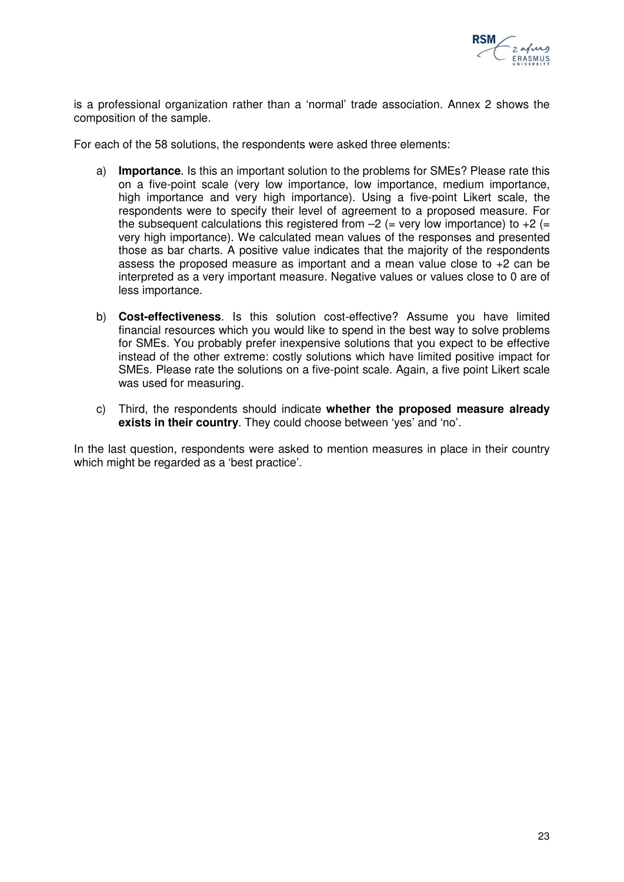is a professional organization rather than a 'normal' trade association. Annex 2 shows the composition of the sample.

For each of the 58 solutions, the respondents were asked three elements:

a) **Importance**. Is this an important solution to the problems for SMEs? Please rate this on a five-point scale (very low importance, low importance, medium importance, high importance and very high importance). Using a five-point Likert scale, the respondents were to specify their level of agreement to a proposed measure. For the subsequent calculations this registered from –2 (= very low importance) to +2 (= very high importance). We calculated mean values of the responses and presented those as bar charts. A positive value indicates that the majority of the respondents assess the proposed measure as important and a mean value close to +2 can be interpreted as a very important measure. Negative values or values close to 0 are of less importance.

b) **Cost-effectiveness**. Is this solution cost-effective? Assume you have limited financial resources which you would like to spend in the best way to solve problems for SMEs. You probably prefer inexpensive solutions that you expect to be effective instead of the other extreme: costly solutions which have limited positive impact for SMEs. Please rate the solutions on a five-point scale. Again, a five point Likert scale was used for measuring.

c) Third, the respondents should indicate **whether the proposed measure already exists in their country**. They could choose between 'yes' and 'no'.

In the last question, respondents were asked to mention measures in place in their country which might be regarded as a 'best practice'.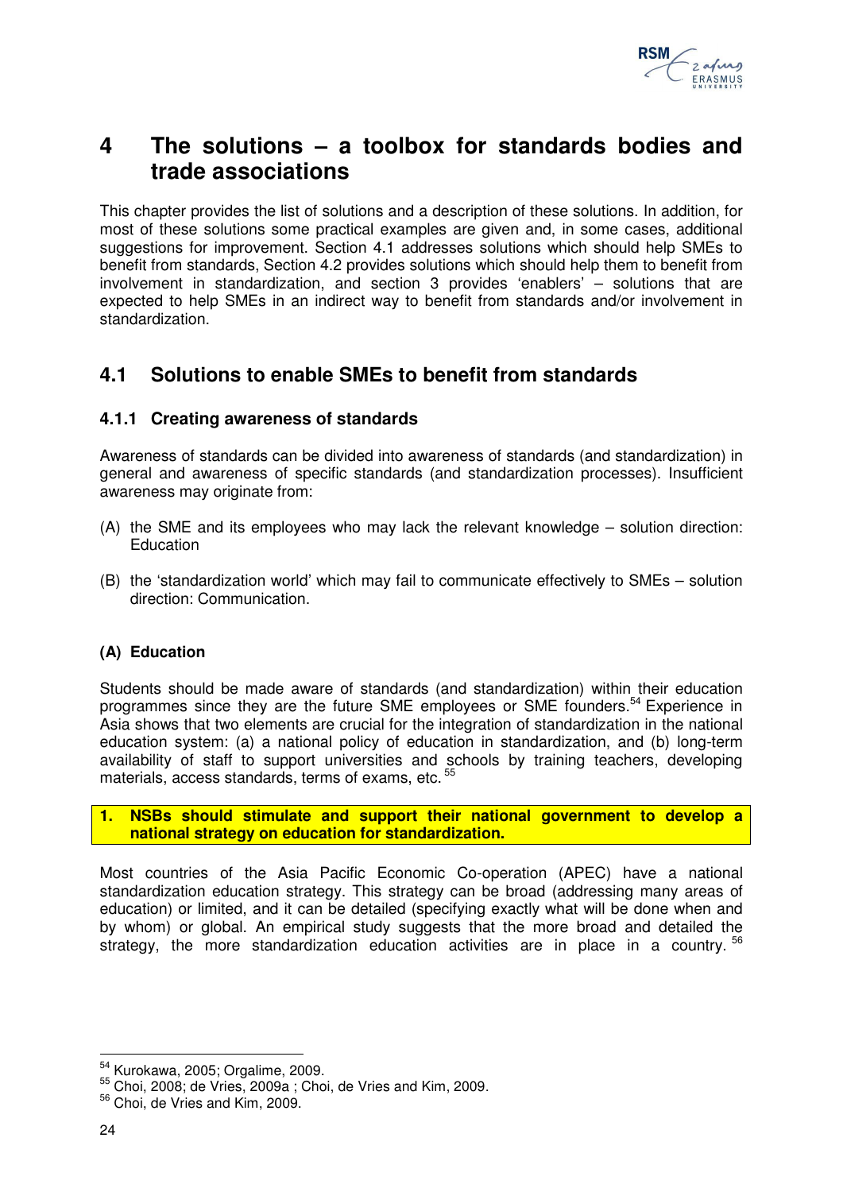# 4 The solutions – a toolbox for standards bodies and trade associations

This chapter provides the list of solutions and a description of these solutions. In addition, for most of these solutions some practical examples are given and, in some cases, additional suggestions for improvement. Section 4.1 addresses solutions which should help SMEs to benefit from standards, Section 4.2 provides solutions which should help them to benefit from involvement in standardization, and section 3 provides 'enablers' – solutions that are expected to help SMEs in an indirect way to benefit from standards and/or involvement in standardization.

## 4.1 Solutions to enable SMEs to benefit from standards

### 4.1.1 Creating awareness of standards

Awareness of standards can be divided into awareness of standards (and standardization) in general and awareness of specific standards (and standardization processes). Insufficient awareness may originate from:

(A) the SME and its employees who may lack the relevant knowledge – solution direction: Education

(B) the 'standardization world' which may fail to communicate effectively to SMEs – solution direction: Communication.

#### (A) Education

Students should be made aware of standards (and standardization) within their education programmes since they are the future SME employees or SME founders.[54] Experience in Asia shows that two elements are crucial for the integration of standardization in the national education system: (a) a national policy of education in standardization, and (b) long-term availability of staff to support universities and schools by training teachers, developing materials, access standards, terms of exams, etc. [55]

**1. NSBs should stimulate and support their national government to develop a national strategy on education for standardization.**

Most countries of the Asia Pacific Economic Co-operation (APEC) have a national standardization education strategy. This strategy can be broad (addressing many areas of education) or limited, and it can be detailed (specifying exactly what will be done when and by whom) or global. An empirical study suggests that the more broad and detailed the strategy, the more standardization education activities are in place in a country. [56]

[54] Kurokawa, 2005; Orgalime, 2009.

[55] Choi, 2008; de Vries, 2009a ; Choi, de Vries and Kim, 2009.

[56] Choi, de Vries and Kim, 2009.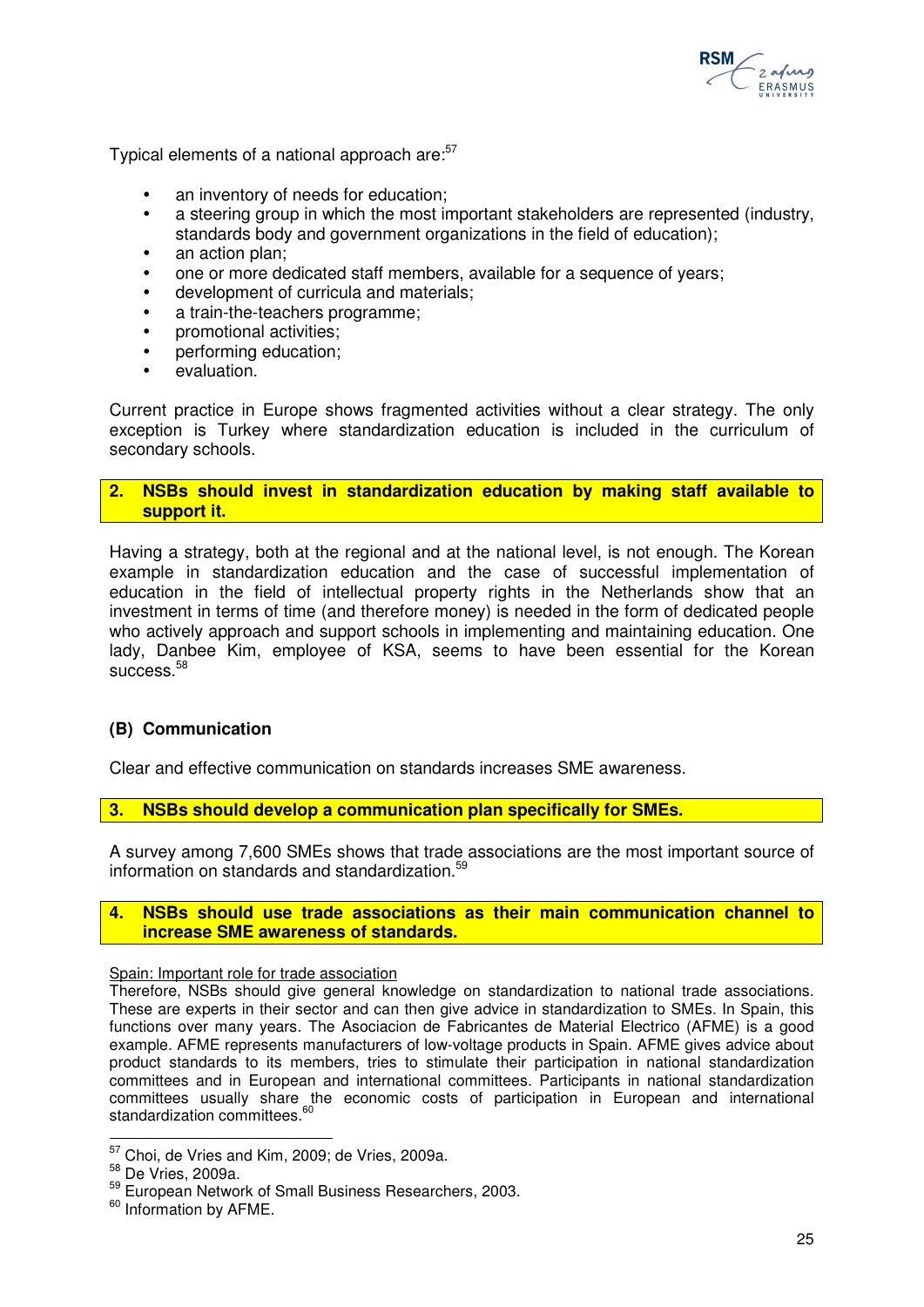Typical elements of a national approach are:[57]

- an inventory of needs for education;
- a steering group in which the most important stakeholders are represented (industry, standards body and government organizations in the field of education);
- an action plan;
- one or more dedicated staff members, available for a sequence of years;
- development of curricula and materials;
- a train-the-teachers programme;
- promotional activities;
- performing education;
- evaluation.

Current practice in Europe shows fragmented activities without a clear strategy. The only exception is Turkey where standardization education is included in the curriculum of secondary schools.

**2. NSBs should invest in standardization education by making staff available to support it.**

Having a strategy, both at the regional and at the national level, is not enough. The Korean example in standardization education and the case of successful implementation of education in the field of intellectual property rights in the Netherlands show that an investment in terms of time (and therefore money) is needed in the form of dedicated people who actively approach and support schools in implementing and maintaining education. One lady, Danbee Kim, employee of KSA, seems to have been essential for the Korean success.[58]

### (B) Communication

Clear and effective communication on standards increases SME awareness.

**3. NSBs should develop a communication plan specifically for SMEs.**

A survey among 7,600 SMEs shows that trade associations are the most important source of information on standards and standardization.[59]

**4. NSBs should use trade associations as their main communication channel to increase SME awareness of standards.**

Spain: Important role for trade association

Therefore, NSBs should give general knowledge on standardization to national trade associations. These are experts in their sector and can then give advice in standardization to SMEs. In Spain, this functions over many years. The Asociacion de Fabricantes de Material Electrico (AFME) is a good example. AFME represents manufacturers of low-voltage products in Spain. AFME gives advice about product standards to its members, tries to stimulate their participation in national standardization committees and in European and international committees. Participants in national standardization committees usually share the economic costs of participation in European and international standardization committees.[60]

---

[57] Choi, de Vries and Kim, 2009; de Vries, 2009a.

[58] De Vries, 2009a.

[59] European Network of Small Business Researchers, 2003.

[60] Information by AFME.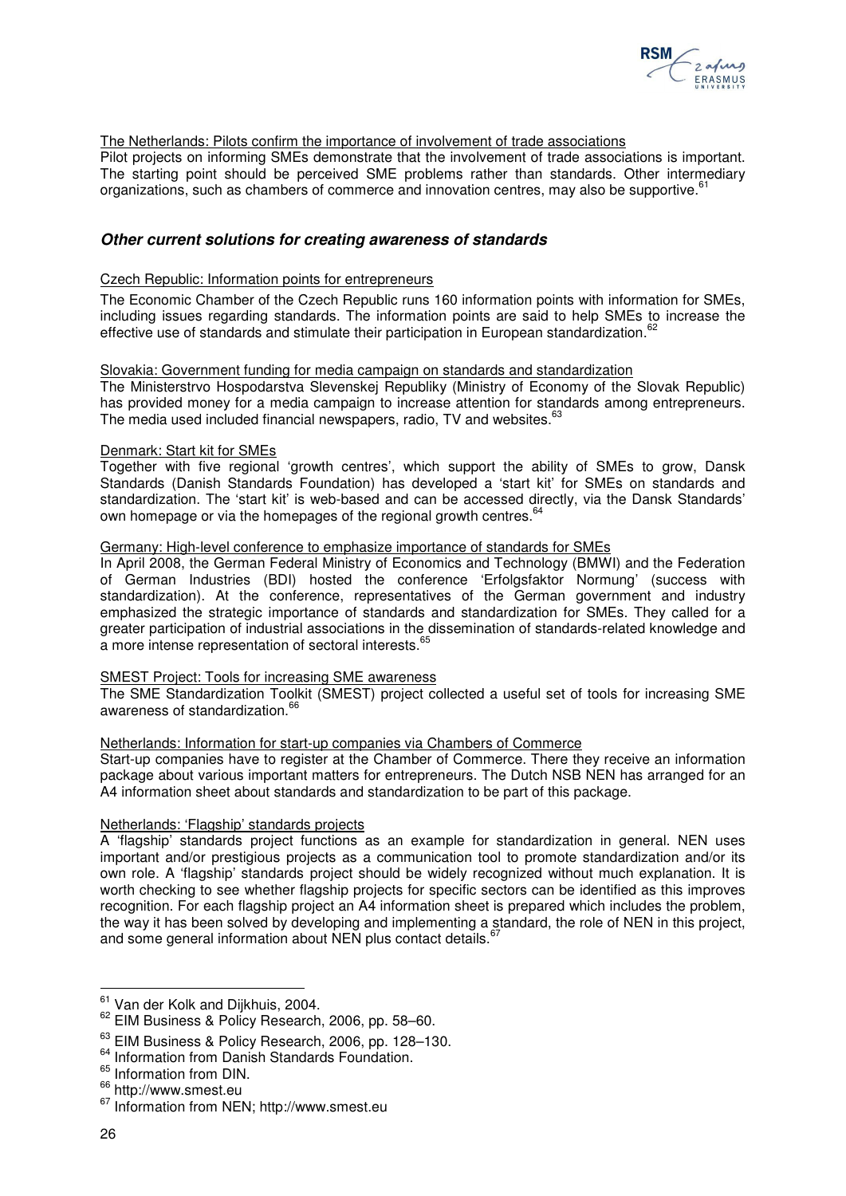The Netherlands: Pilots confirm the importance of involvement of trade associations

Pilot projects on informing SMEs demonstrate that the involvement of trade associations is important. The starting point should be perceived SME problems rather than standards. Other intermediary organizations, such as chambers of commerce and innovation centres, may also be supportive.[61]

### *Other current solutions for creating awareness of standards*

Czech Republic: Information points for entrepreneurs

The Economic Chamber of the Czech Republic runs 160 information points with information for SMEs, including issues regarding standards. The information points are said to help SMEs to increase the effective use of standards and stimulate their participation in European standardization.[62]

Slovakia: Government funding for media campaign on standards and standardization

The Ministerstrvo Hospodarstva Slevenskej Republiky (Ministry of Economy of the Slovak Republic) has provided money for a media campaign to increase attention for standards among entrepreneurs. The media used included financial newspapers, radio, TV and websites.[63]

Denmark: Start kit for SMEs

Together with five regional 'growth centres', which support the ability of SMEs to grow, Dansk Standards (Danish Standards Foundation) has developed a 'start kit' for SMEs on standards and standardization. The 'start kit' is web-based and can be accessed directly, via the Dansk Standards' own homepage or via the homepages of the regional growth centres.[64]

Germany: High-level conference to emphasize importance of standards for SMEs

In April 2008, the German Federal Ministry of Economics and Technology (BMWI) and the Federation of German Industries (BDI) hosted the conference 'Erfolgsfaktor Normung' (success with standardization). At the conference, representatives of the German government and industry emphasized the strategic importance of standards and standardization for SMEs. They called for a greater participation of industrial associations in the dissemination of standards-related knowledge and a more intense representation of sectoral interests.[65]

SMEST Project: Tools for increasing SME awareness

The SME Standardization Toolkit (SMEST) project collected a useful set of tools for increasing SME awareness of standardization.[66]

Netherlands: Information for start-up companies via Chambers of Commerce

Start-up companies have to register at the Chamber of Commerce. There they receive an information package about various important matters for entrepreneurs. The Dutch NSB NEN has arranged for an A4 information sheet about standards and standardization to be part of this package.

Netherlands: 'Flagship' standards projects

A 'flagship' standards project functions as an example for standardization in general. NEN uses important and/or prestigious projects as a communication tool to promote standardization and/or its own role. A 'flagship' standards project should be widely recognized without much explanation. It is worth checking to see whether flagship projects for specific sectors can be identified as this improves recognition. For each flagship project an A4 information sheet is prepared which includes the problem, the way it has been solved by developing and implementing a standard, the role of NEN in this project, and some general information about NEN plus contact details.[67]

---

[61] Van der Kolk and Dijkhuis, 2004.

[62] EIM Business & Policy Research, 2006, pp. 58–60.

[63] EIM Business & Policy Research, 2006, pp. 128–130.

[64] Information from Danish Standards Foundation.

[65] Information from DIN.

[66] http://www.smest.eu

[67] Information from NEN; http://www.smest.eu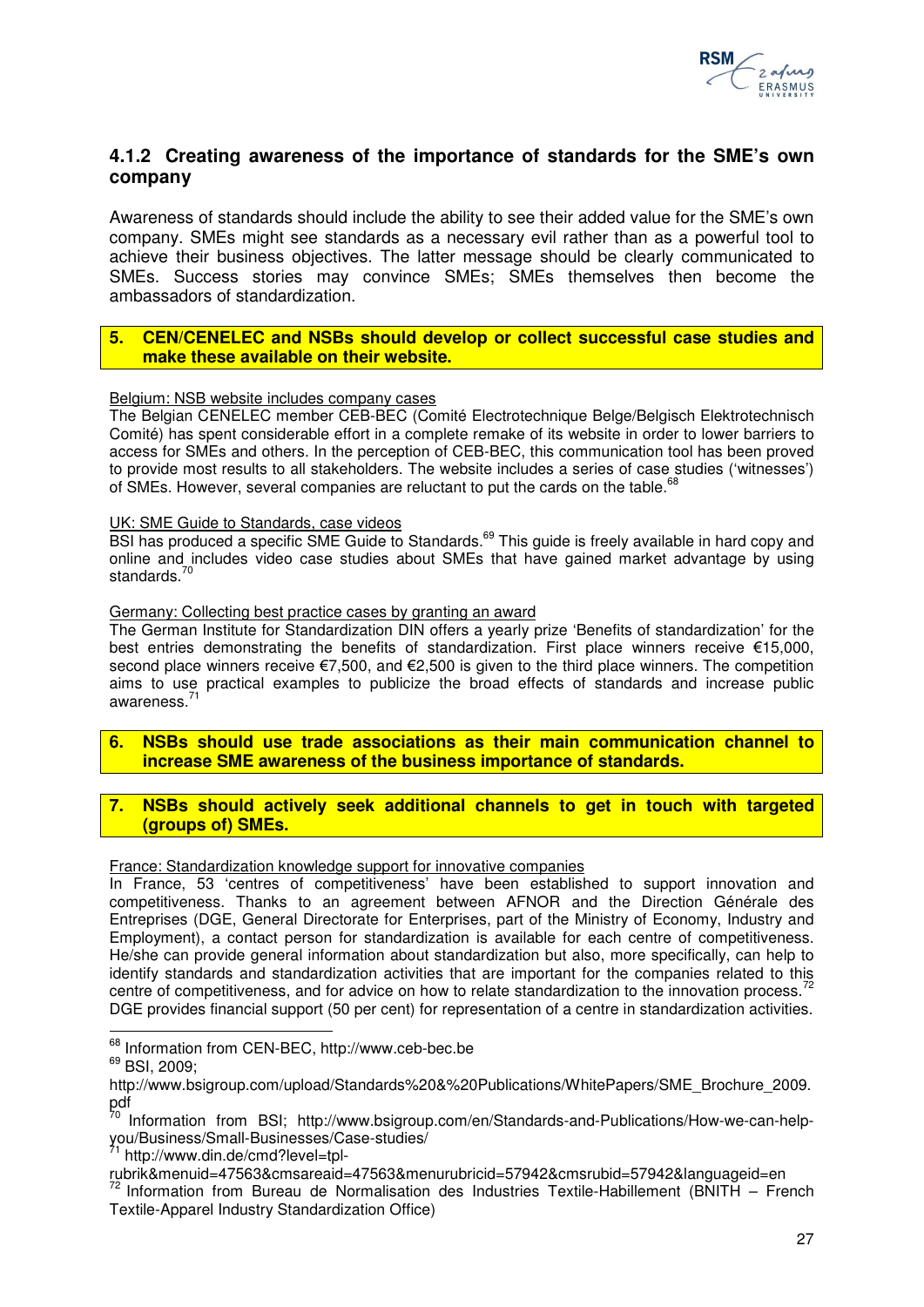### 4.1.2 Creating awareness of the importance of standards for the SME's own company

Awareness of standards should include the ability to see their added value for the SME's own company. SMEs might see standards as a necessary evil rather than as a powerful tool to achieve their business objectives. The latter message should be clearly communicated to SMEs. Success stories may convince SMEs; SMEs themselves then become the ambassadors of standardization.

**5. CEN/CENELEC and NSBs should develop or collect successful case studies and make these available on their website.**

Belgium: NSB website includes company cases

The Belgian CENELEC member CEB-BEC (Comité Electrotechnique Belge/Belgisch Elektrotechnisch Comité) has spent considerable effort in a complete remake of its website in order to lower barriers to access for SMEs and others. In the perception of CEB-BEC, this communication tool has been proved to provide most results to all stakeholders. The website includes a series of case studies ('witnesses') of SMEs. However, several companies are reluctant to put the cards on the table.[68]

UK: SME Guide to Standards, case videos

BSI has produced a specific SME Guide to Standards.[69] This guide is freely available in hard copy and online and includes video case studies about SMEs that have gained market advantage by using standards.[70]

Germany: Collecting best practice cases by granting an award

The German Institute for Standardization DIN offers a yearly prize 'Benefits of standardization' for the best entries demonstrating the benefits of standardization. First place winners receive €15,000, second place winners receive €7,500, and €2,500 is given to the third place winners. The competition aims to use practical examples to publicize the broad effects of standards and increase public awareness.[71]

**6. NSBs should use trade associations as their main communication channel to increase SME awareness of the business importance of standards.**

**7. NSBs should actively seek additional channels to get in touch with targeted (groups of) SMEs.**

France: Standardization knowledge support for innovative companies

In France, 53 'centres of competitiveness' have been established to support innovation and competitiveness. Thanks to an agreement between AFNOR and the Direction Générale des Entreprises (DGE, General Directorate for Enterprises, part of the Ministry of Economy, Industry and Employment), a contact person for standardization is available for each centre of competitiveness. He/she can provide general information about standardization but also, more specifically, can help to identify standards and standardization activities that are important for the companies related to this centre of competitiveness, and for advice on how to relate standardization to the innovation process.[72] DGE provides financial support (50 per cent) for representation of a centre in standardization activities.

---

[68] Information from CEN-BEC, http://www.ceb-bec.be

[69] BSI, 2009; http://www.bsigroup.com/upload/Standards%20&%20Publications/WhitePapers/SME_Brochure_2009.pdf

[70] Information from BSI; http://www.bsigroup.com/en/Standards-and-Publications/How-we-can-help-you/Business/Small-Businesses/Case-studies/

[71] http://www.din.de/cmd?level=tpl-rubrik&menuid=47563&cmsareaid=47563&menurubricid=57942&cmsrubid=57942&languageid=en

[72] Information from Bureau de Normalisation des Industries Textile-Habillement (BNITH – French Textile-Apparel Industry Standardization Office)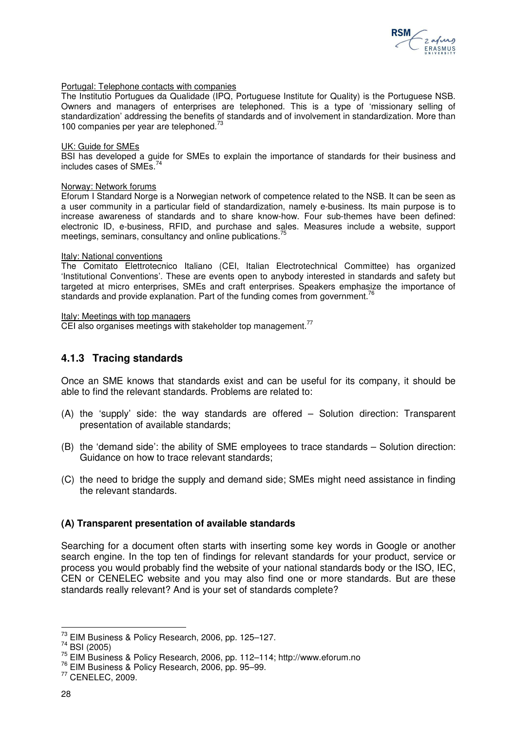Portugal: Telephone contacts with companies

The Institutio Portugues da Qualidade (IPQ, Portuguese Institute for Quality) is the Portuguese NSB. Owners and managers of enterprises are telephoned. This is a type of 'missionary selling of standardization' addressing the benefits of standards and of involvement in standardization. More than 100 companies per year are telephoned.[73]

UK: Guide for SMEs

BSI has developed a guide for SMEs to explain the importance of standards for their business and includes cases of SMEs.[74]

Norway: Network forums

Eforum I Standard Norge is a Norwegian network of competence related to the NSB. It can be seen as a user community in a particular field of standardization, namely e-business. Its main purpose is to increase awareness of standards and to share know-how. Four sub-themes have been defined: electronic ID, e-business, RFID, and purchase and sales. Measures include a website, support meetings, seminars, consultancy and online publications.[75]

Italy: National conventions

The Comitato Elettrotecnico Italiano (CEI, Italian Electrotechnical Committee) has organized 'Institutional Conventions'. These are events open to anybody interested in standards and safety but targeted at micro enterprises, SMEs and craft enterprises. Speakers emphasize the importance of standards and provide explanation. Part of the funding comes from government.[76]

Italy: Meetings with top managers

CEI also organises meetings with stakeholder top management.[77]

### 4.1.3 Tracing standards

Once an SME knows that standards exist and can be useful for its company, it should be able to find the relevant standards. Problems are related to:

(A) the 'supply' side: the way standards are offered – Solution direction: Transparent presentation of available standards;

(B) the 'demand side': the ability of SME employees to trace standards – Solution direction: Guidance on how to trace relevant standards;

(C) the need to bridge the supply and demand side; SMEs might need assistance in finding the relevant standards.

**(A) Transparent presentation of available standards**

Searching for a document often starts with inserting some key words in Google or another search engine. In the top ten of findings for relevant standards for your product, service or process you would probably find the website of your national standards body or the ISO, IEC, CEN or CENELEC website and you may also find one or more standards. But are these standards really relevant? And is your set of standards complete?

---

[73] EIM Business & Policy Research, 2006, pp. 125–127.

[74] BSI (2005)

[75] EIM Business & Policy Research, 2006, pp. 112–114; http://www.eforum.no

[76] EIM Business & Policy Research, 2006, pp. 95–99.

[77] CENELEC, 2009.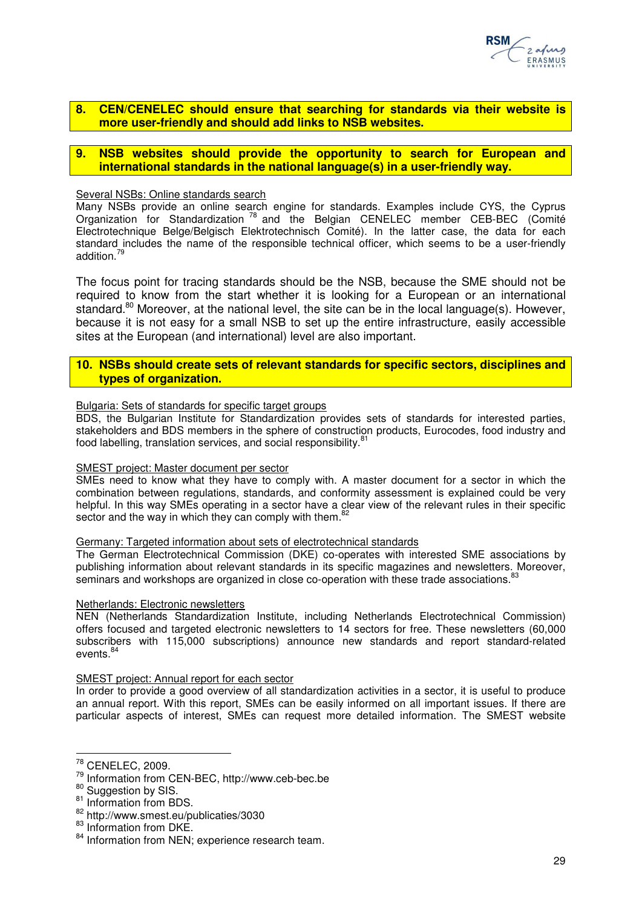**8. CEN/CENELEC should ensure that searching for standards via their website is more user-friendly and should add links to NSB websites.**

**9. NSB websites should provide the opportunity to search for European and international standards in the national language(s) in a user-friendly way.**

Several NSBs: Online standards search

Many NSBs provide an online search engine for standards. Examples include CYS, the Cyprus Organization for Standardization [78] and the Belgian CENELEC member CEB-BEC (Comité Electrotechnique Belge/Belgisch Elektrotechnisch Comité). In the latter case, the data for each standard includes the name of the responsible technical officer, which seems to be a user-friendly addition.[79]

The focus point for tracing standards should be the NSB, because the SME should not be required to know from the start whether it is looking for a European or an international standard.[80] Moreover, at the national level, the site can be in the local language(s). However, because it is not easy for a small NSB to set up the entire infrastructure, easily accessible sites at the European (and international) level are also important.

**10. NSBs should create sets of relevant standards for specific sectors, disciplines and types of organization.**

Bulgaria: Sets of standards for specific target groups

BDS, the Bulgarian Institute for Standardization provides sets of standards for interested parties, stakeholders and BDS members in the sphere of construction products, Eurocodes, food industry and food labelling, translation services, and social responsibility.[81]

SMEST project: Master document per sector

SMEs need to know what they have to comply with. A master document for a sector in which the combination between regulations, standards, and conformity assessment is explained could be very helpful. In this way SMEs operating in a sector have a clear view of the relevant rules in their specific sector and the way in which they can comply with them.[82]

Germany: Targeted information about sets of electrotechnical standards

The German Electrotechnical Commission (DKE) co-operates with interested SME associations by publishing information about relevant standards in its specific magazines and newsletters. Moreover, seminars and workshops are organized in close co-operation with these trade associations.[83]

Netherlands: Electronic newsletters

NEN (Netherlands Standardization Institute, including Netherlands Electrotechnical Commission) offers focused and targeted electronic newsletters to 14 sectors for free. These newsletters (60,000 subscribers with 115,000 subscriptions) announce new standards and report standard-related events.[84]

SMEST project: Annual report for each sector

In order to provide a good overview of all standardization activities in a sector, it is useful to produce an annual report. With this report, SMEs can be easily informed on all important issues. If there are particular aspects of interest, SMEs can request more detailed information. The SMEST website

---

[78] CENELEC, 2009.

[79] Information from CEN-BEC, http://www.ceb-bec.be

[80] Suggestion by SIS.

[81] Information from BDS.

[82] http://www.smest.eu/publicaties/3030

[83] Information from DKE.

[84] Information from NEN; experience research team.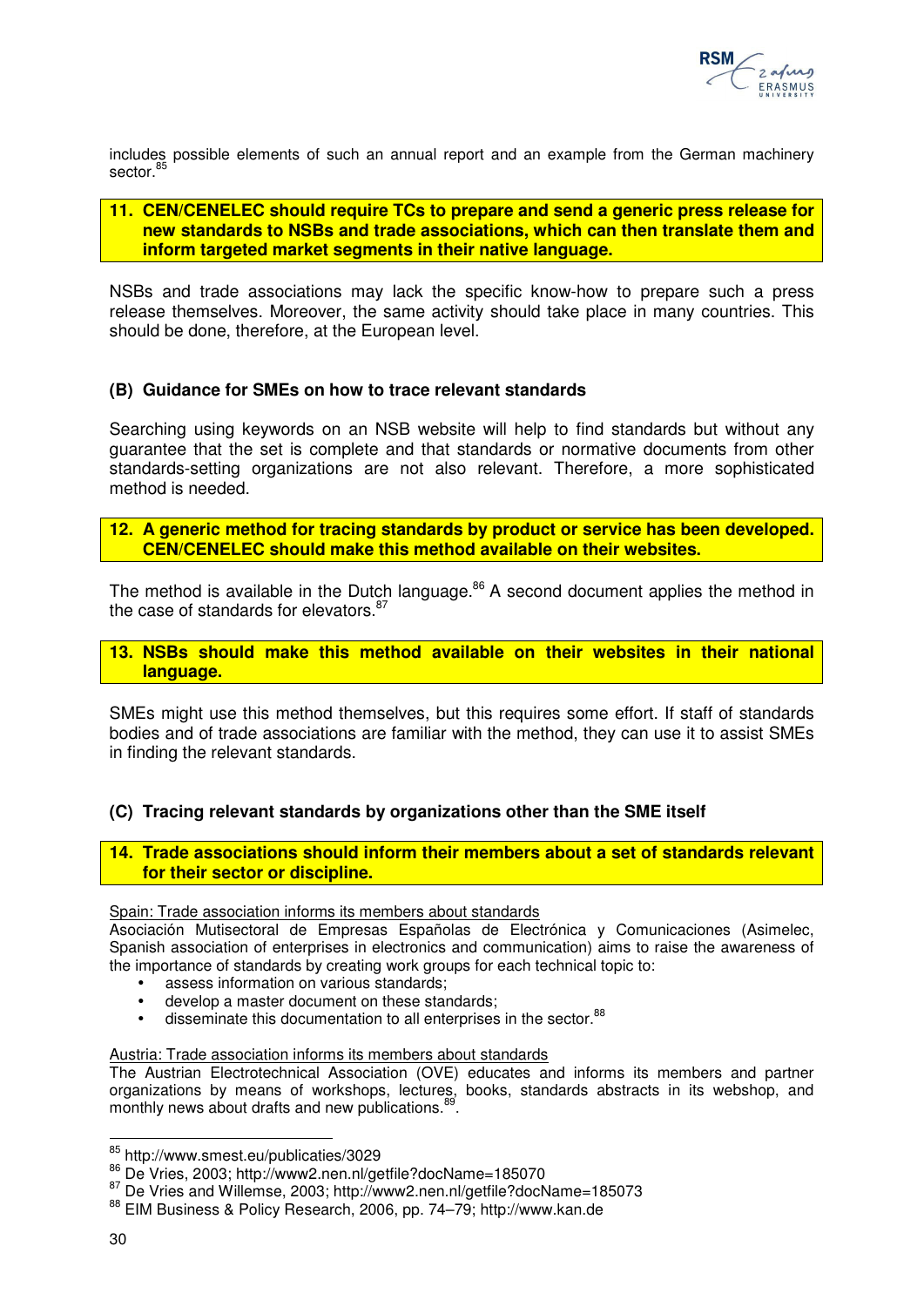includes possible elements of such an annual report and an example from the German machinery sector.[85]

**11. CEN/CENELEC should require TCs to prepare and send a generic press release for new standards to NSBs and trade associations, which can then translate them and inform targeted market segments in their native language.**

NSBs and trade associations may lack the specific know-how to prepare such a press release themselves. Moreover, the same activity should take place in many countries. This should be done, therefore, at the European level.

### (B) Guidance for SMEs on how to trace relevant standards

Searching using keywords on an NSB website will help to find standards but without any guarantee that the set is complete and that standards or normative documents from other standards-setting organizations are not also relevant. Therefore, a more sophisticated method is needed.

**12. A generic method for tracing standards by product or service has been developed. CEN/CENELEC should make this method available on their websites.**

The method is available in the Dutch language.[86] A second document applies the method in the case of standards for elevators.[87]

**13. NSBs should make this method available on their websites in their national language.**

SMEs might use this method themselves, but this requires some effort. If staff of standards bodies and of trade associations are familiar with the method, they can use it to assist SMEs in finding the relevant standards.

### (C) Tracing relevant standards by organizations other than the SME itself

**14. Trade associations should inform their members about a set of standards relevant for their sector or discipline.**

Spain: Trade association informs its members about standards
Asociación Mutisectoral de Empresas Españolas de Electrónica y Comunicaciones (Asimelec, Spanish association of enterprises in electronics and communication) aims to raise the awareness of the importance of standards by creating work groups for each technical topic to:

- assess information on various standards;
- develop a master document on these standards;
- disseminate this documentation to all enterprises in the sector.[88]

Austria: Trade association informs its members about standards
The Austrian Electrotechnical Association (OVE) educates and informs its members and partner organizations by means of workshops, lectures, books, standards abstracts in its webshop, and monthly news about drafts and new publications.[89].

---

[85] http://www.smest.eu/publicaties/3029
[86] De Vries, 2003; http://www2.nen.nl/getfile?docName=185070
[87] De Vries and Willemse, 2003; http://www2.nen.nl/getfile?docName=185073
[88] EIM Business & Policy Research, 2006, pp. 74–79; http://www.kan.de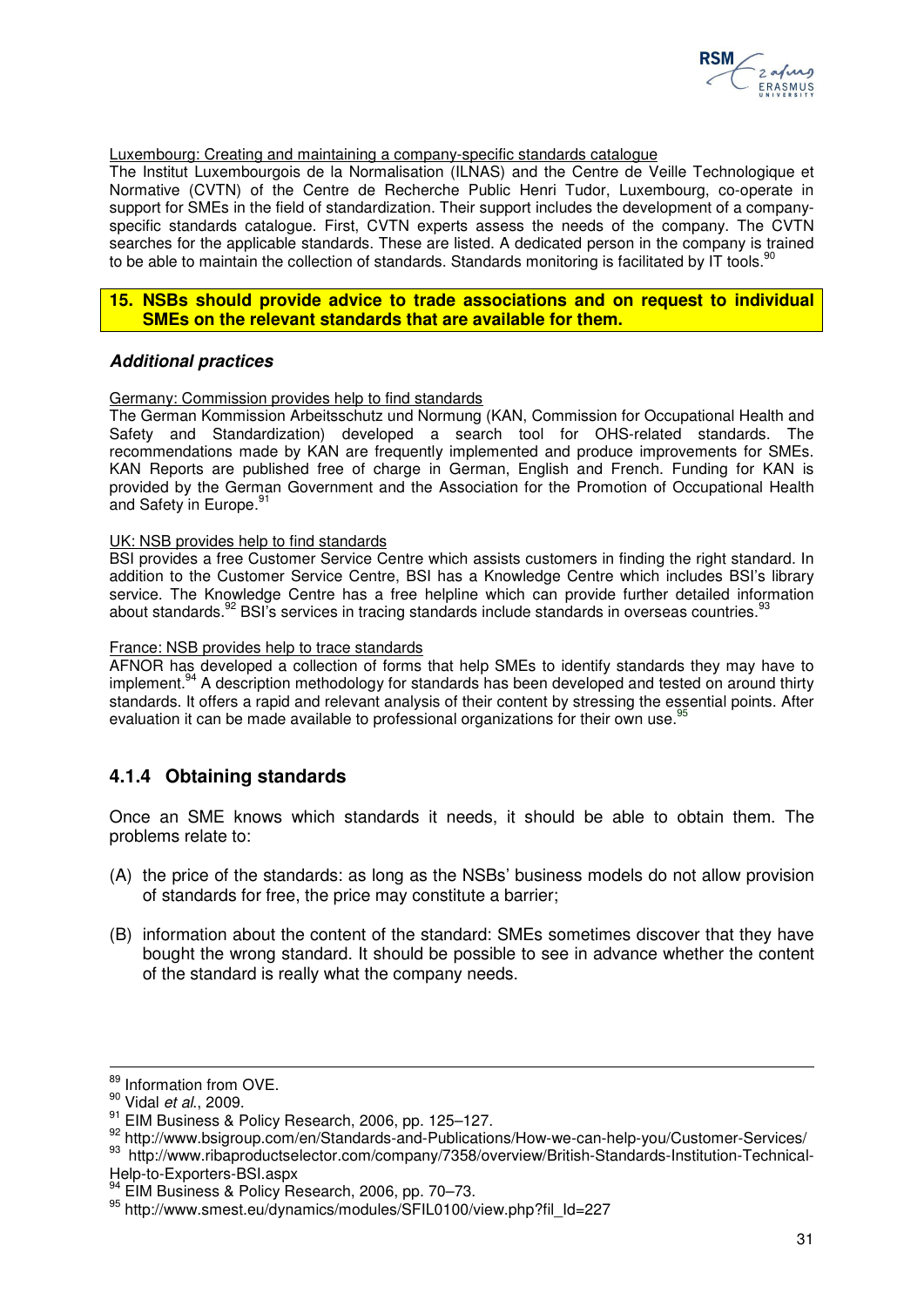Luxembourg: Creating and maintaining a company-specific standards catalogue

The Institut Luxembourgeois de la Normalisation (ILNAS) and the Centre de Veille Technologique et Normative (CVTN) of the Centre de Recherche Public Henri Tudor, Luxembourg, co-operate in support for SMEs in the field of standardization. Their support includes the development of a company-specific standards catalogue. First, CVTN experts assess the needs of the company. The CVTN searches for the applicable standards. These are listed. A dedicated person in the company is trained to be able to maintain the collection of standards. Standards monitoring is facilitated by IT tools.[90]

**15. NSBs should provide advice to trade associations and on request to individual SMEs on the relevant standards that are available for them.**

***Additional practices***

Germany: Commission provides help to find standards

The German Kommission Arbeitsschutz und Normung (KAN, Commission for Occupational Health and Safety and Standardization) developed a search tool for OHS-related standards. The recommendations made by KAN are frequently implemented and produce improvements for SMEs. KAN Reports are published free of charge in German, English and French. Funding for KAN is provided by the German Government and the Association for the Promotion of Occupational Health and Safety in Europe.[91]

UK: NSB provides help to find standards

BSI provides a free Customer Service Centre which assists customers in finding the right standard. In addition to the Customer Service Centre, BSI has a Knowledge Centre which includes BSI's library service. The Knowledge Centre has a free helpline which can provide further detailed information about standards.[92] BSI's services in tracing standards include standards in overseas countries.[93]

France: NSB provides help to trace standards

AFNOR has developed a collection of forms that help SMEs to identify standards they may have to implement.[94] A description methodology for standards has been developed and tested on around thirty standards. It offers a rapid and relevant analysis of their content by stressing the essential points. After evaluation it can be made available to professional organizations for their own use.[95]

### 4.1.4 Obtaining standards

Once an SME knows which standards it needs, it should be able to obtain them. The problems relate to:

(A) the price of the standards: as long as the NSBs' business models do not allow provision of standards for free, the price may constitute a barrier;

(B) information about the content of the standard: SMEs sometimes discover that they have bought the wrong standard. It should be possible to see in advance whether the content of the standard is really what the company needs.

---

[89] Information from OVE.

[90] Vidal *et al.*, 2009.

[91] EIM Business & Policy Research, 2006, pp. 125–127.

[92] http://www.bsigroup.com/en/Standards-and-Publications/How-we-can-help-you/Customer-Services/

[93] http://www.ribaproductselector.com/company/7358/overview/British-Standards-Institution-Technical-Help-to-Exporters-BSI.aspx

[94] EIM Business & Policy Research, 2006, pp. 70–73.

[95] http://www.smest.eu/dynamics/modules/SFIL0100/view.php?fil_Id=227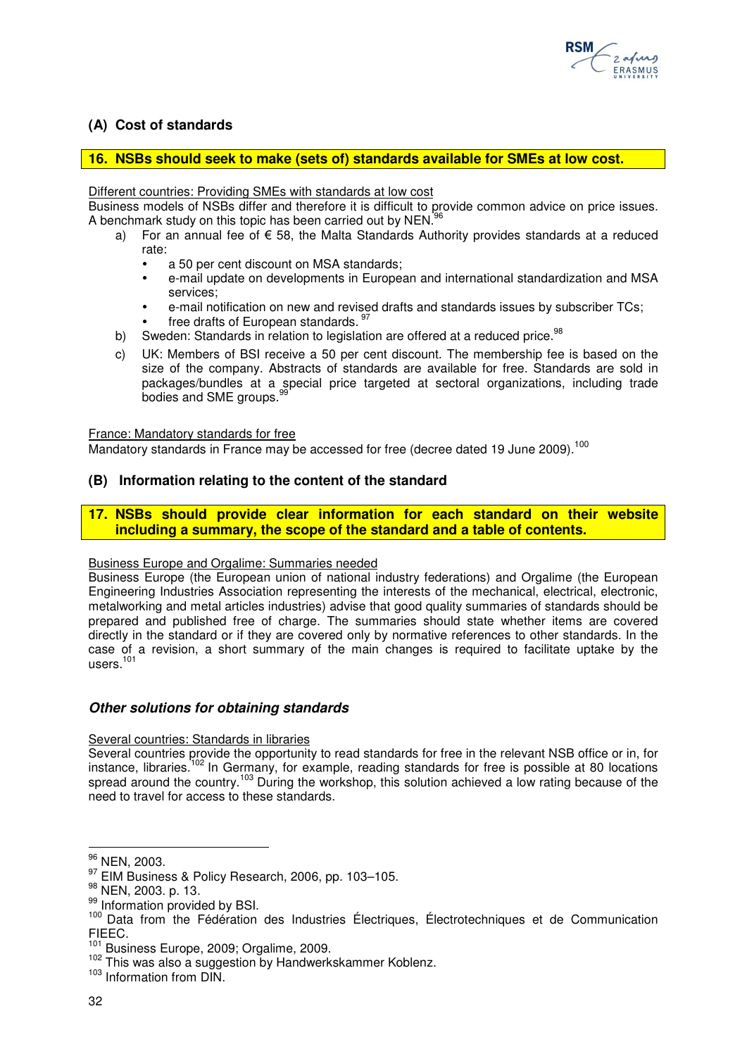## (A) Cost of standards

**16. NSBs should seek to make (sets of) standards available for SMEs at low cost.**

Different countries: Providing SMEs with standards at low cost

Business models of NSBs differ and therefore it is difficult to provide common advice on price issues. A benchmark study on this topic has been carried out by NEN.[96]

a) For an annual fee of € 58, the Malta Standards Authority provides standards at a reduced rate:
   - a 50 per cent discount on MSA standards;
   - e-mail update on developments in European and international standardization and MSA services;
   - e-mail notification on new and revised drafts and standards issues by subscriber TCs;
   - free drafts of European standards.[97]

b) Sweden: Standards in relation to legislation are offered at a reduced price.[98]

c) UK: Members of BSI receive a 50 per cent discount. The membership fee is based on the size of the company. Abstracts of standards are available for free. Standards are sold in packages/bundles at a special price targeted at sectoral organizations, including trade bodies and SME groups.[99]

France: Mandatory standards for free

Mandatory standards in France may be accessed for free (decree dated 19 June 2009).[100]

## (B) Information relating to the content of the standard

**17. NSBs should provide clear information for each standard on their website including a summary, the scope of the standard and a table of contents.**

Business Europe and Orgalime: Summaries needed

Business Europe (the European union of national industry federations) and Orgalime (the European Engineering Industries Association representing the interests of the mechanical, electrical, electronic, metalworking and metal articles industries) advise that good quality summaries of standards should be prepared and published free of charge. The summaries should state whether items are covered directly in the standard or if they are covered only by normative references to other standards. In the case of a revision, a short summary of the main changes is required to facilitate uptake by the users.[101]

### *Other solutions for obtaining standards*

Several countries: Standards in libraries

Several countries provide the opportunity to read standards for free in the relevant NSB office or in, for instance, libraries.[102] In Germany, for example, reading standards for free is possible at 80 locations spread around the country.[103] During the workshop, this solution achieved a low rating because of the need to travel for access to these standards.

---

[96] NEN, 2003.

[97] EIM Business & Policy Research, 2006, pp. 103–105.

[98] NEN, 2003. p. 13.

[99] Information provided by BSI.

[100] Data from the Fédération des Industries Électriques, Électrotechniques et de Communication FIEEC.

[101] Business Europe, 2009; Orgalime, 2009.

[102] This was also a suggestion by Handwerkskammer Koblenz.

[103] Information from DIN.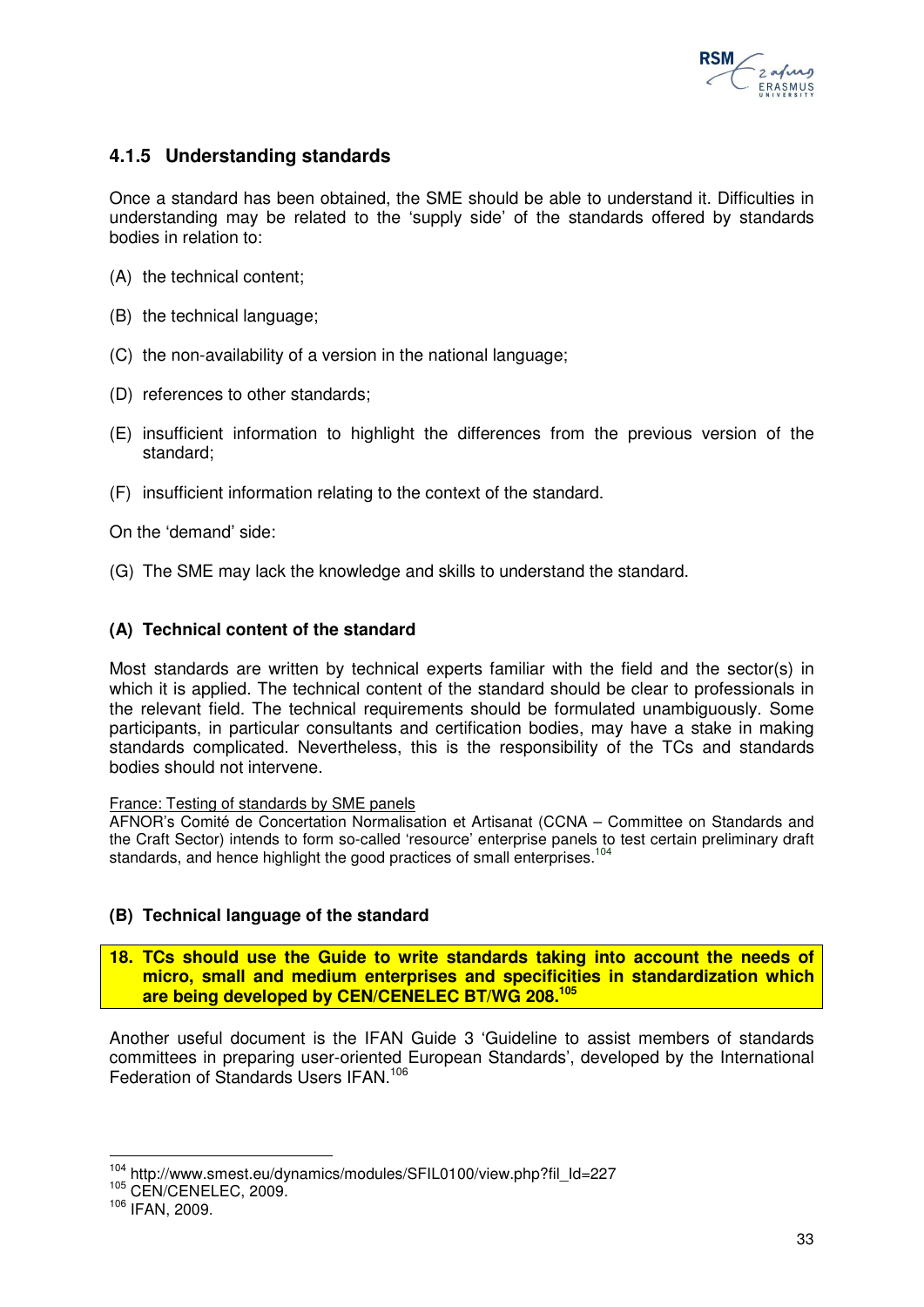### 4.1.5 Understanding standards

Once a standard has been obtained, the SME should be able to understand it. Difficulties in understanding may be related to the 'supply side' of the standards offered by standards bodies in relation to:

(A) the technical content;

(B) the technical language;

(C) the non-availability of a version in the national language;

(D) references to other standards;

(E) insufficient information to highlight the differences from the previous version of the standard;

(F) insufficient information relating to the context of the standard.

On the 'demand' side:

(G) The SME may lack the knowledge and skills to understand the standard.

#### (A) Technical content of the standard

Most standards are written by technical experts familiar with the field and the sector(s) in which it is applied. The technical content of the standard should be clear to professionals in the relevant field. The technical requirements should be formulated unambiguously. Some participants, in particular consultants and certification bodies, may have a stake in making standards complicated. Nevertheless, this is the responsibility of the TCs and standards bodies should not intervene.

France: Testing of standards by SME panels
AFNOR's Comité de Concertation Normalisation et Artisanat (CCNA – Committee on Standards and the Craft Sector) intends to form so-called 'resource' enterprise panels to test certain preliminary draft standards, and hence highlight the good practices of small enterprises.[104]

#### (B) Technical language of the standard

**18. TCs should use the Guide to write standards taking into account the needs of micro, small and medium enterprises and specificities in standardization which are being developed by CEN/CENELEC BT/WG 208.[105]**

Another useful document is the IFAN Guide 3 'Guideline to assist members of standards committees in preparing user-oriented European Standards', developed by the International Federation of Standards Users IFAN.[106]

---

[104] http://www.smest.eu/dynamics/modules/SFIL0100/view.php?fil_Id=227
[105] CEN/CENELEC, 2009.
[106] IFAN, 2009.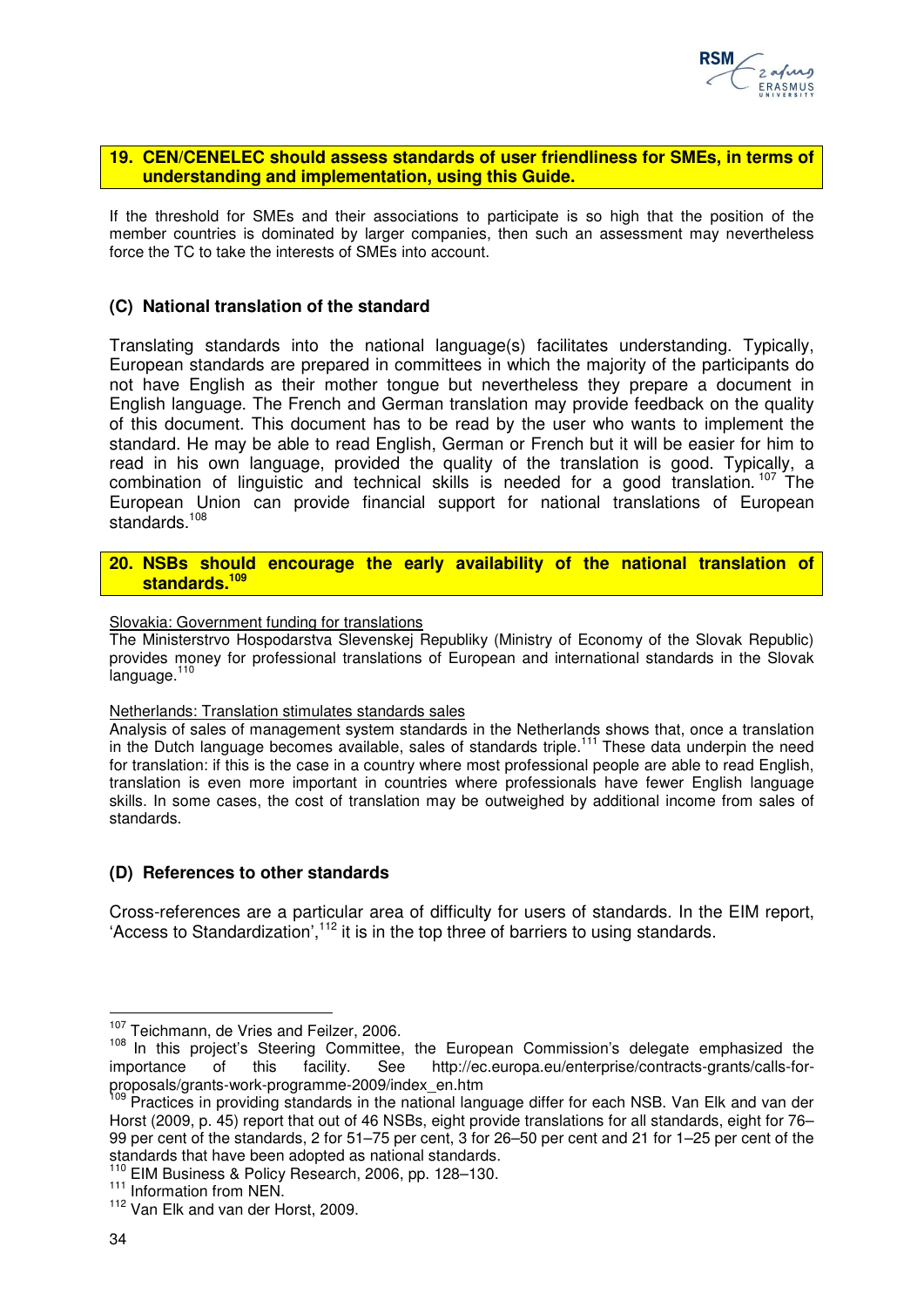**19. CEN/CENELEC should assess standards of user friendliness for SMEs, in terms of understanding and implementation, using this Guide.**

If the threshold for SMEs and their associations to participate is so high that the position of the member countries is dominated by larger companies, then such an assessment may nevertheless force the TC to take the interests of SMEs into account.

### (C) National translation of the standard

Translating standards into the national language(s) facilitates understanding. Typically, European standards are prepared in committees in which the majority of the participants do not have English as their mother tongue but nevertheless they prepare a document in English language. The French and German translation may provide feedback on the quality of this document. This document has to be read by the user who wants to implement the standard. He may be able to read English, German or French but it will be easier for him to read in his own language, provided the quality of the translation is good. Typically, a combination of linguistic and technical skills is needed for a good translation.[107] The European Union can provide financial support for national translations of European standards.[108]

**20. NSBs should encourage the early availability of the national translation of standards.[109]**

Slovakia: Government funding for translations

The Ministerstrvo Hospodarstva Slevenskej Republiky (Ministry of Economy of the Slovak Republic) provides money for professional translations of European and international standards in the Slovak language.[110]

Netherlands: Translation stimulates standards sales

Analysis of sales of management system standards in the Netherlands shows that, once a translation in the Dutch language becomes available, sales of standards triple.[111] These data underpin the need for translation: if this is the case in a country where most professional people are able to read English, translation is even more important in countries where professionals have fewer English language skills. In some cases, the cost of translation may be outweighed by additional income from sales of standards.

### (D) References to other standards

Cross-references are a particular area of difficulty for users of standards. In the EIM report, 'Access to Standardization',[112] it is in the top three of barriers to using standards.

---

[107] Teichmann, de Vries and Feilzer, 2006.

[108] In this project's Steering Committee, the European Commission's delegate emphasized the importance of this facility. See http://ec.europa.eu/enterprise/contracts-grants/calls-for-proposals/grants-work-programme-2009/index_en.htm

[109] Practices in providing standards in the national language differ for each NSB. Van Elk and van der Horst (2009, p. 45) report that out of 46 NSBs, eight provide translations for all standards, eight for 76–99 per cent of the standards, 2 for 51–75 per cent, 3 for 26–50 per cent and 21 for 1–25 per cent of the standards that have been adopted as national standards.

[110] EIM Business & Policy Research, 2006, pp. 128–130.

[111] Information from NEN.

[112] Van Elk and van der Horst, 2009.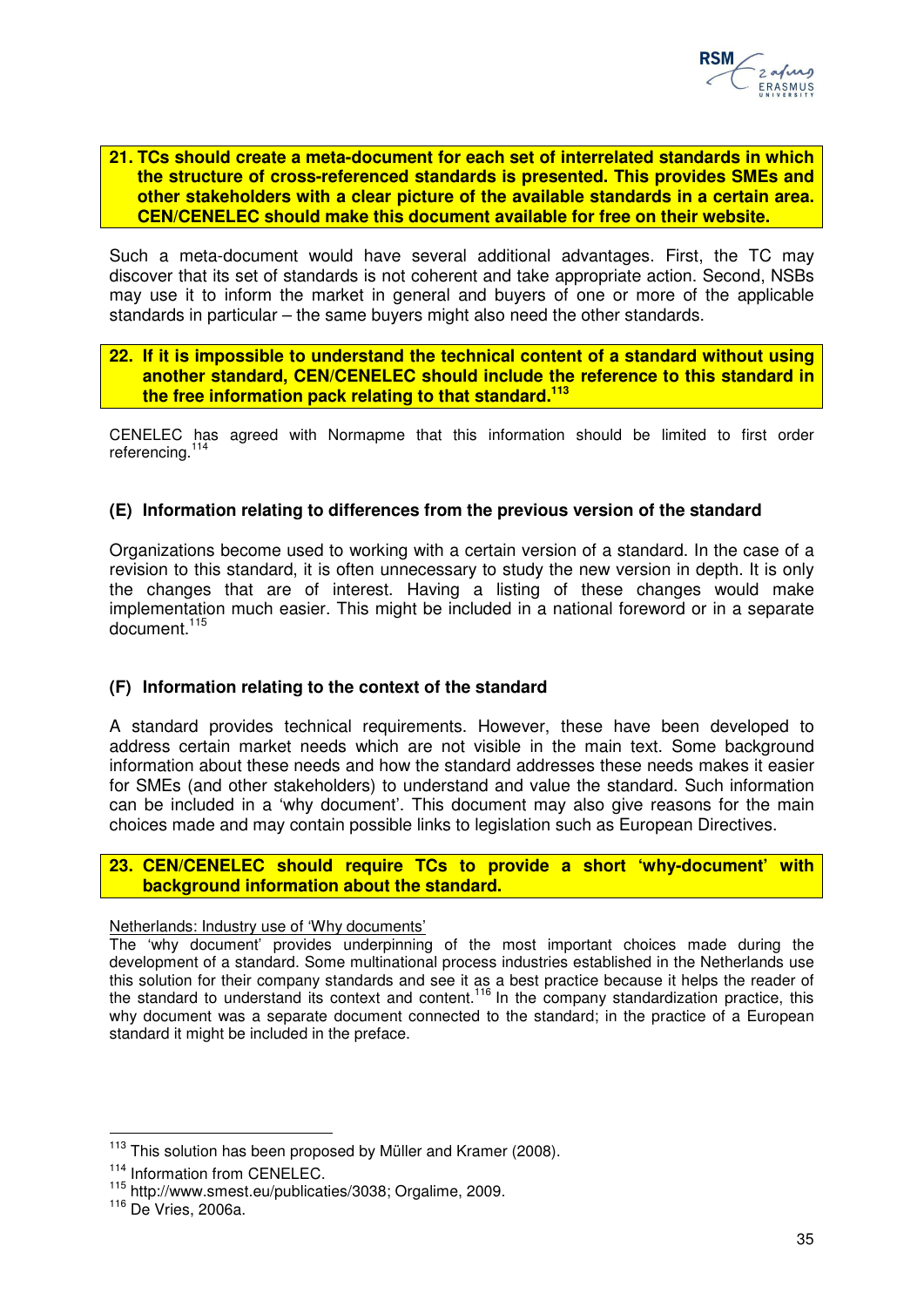**21. TCs should create a meta-document for each set of interrelated standards in which the structure of cross-referenced standards is presented. This provides SMEs and other stakeholders with a clear picture of the available standards in a certain area. CEN/CENELEC should make this document available for free on their website.**

Such a meta-document would have several additional advantages. First, the TC may discover that its set of standards is not coherent and take appropriate action. Second, NSBs may use it to inform the market in general and buyers of one or more of the applicable standards in particular – the same buyers might also need the other standards.

**22. If it is impossible to understand the technical content of a standard without using another standard, CEN/CENELEC should include the reference to this standard in the free information pack relating to that standard.[113]**

CENELEC has agreed with Normapme that this information should be limited to first order referencing.[114]

### (E) Information relating to differences from the previous version of the standard

Organizations become used to working with a certain version of a standard. In the case of a revision to this standard, it is often unnecessary to study the new version in depth. It is only the changes that are of interest. Having a listing of these changes would make implementation much easier. This might be included in a national foreword or in a separate document.[115]

### (F) Information relating to the context of the standard

A standard provides technical requirements. However, these have been developed to address certain market needs which are not visible in the main text. Some background information about these needs and how the standard addresses these needs makes it easier for SMEs (and other stakeholders) to understand and value the standard. Such information can be included in a 'why document'. This document may also give reasons for the main choices made and may contain possible links to legislation such as European Directives.

**23. CEN/CENELEC should require TCs to provide a short 'why-document' with background information about the standard.**

Netherlands: Industry use of 'Why documents'

The 'why document' provides underpinning of the most important choices made during the development of a standard. Some multinational process industries established in the Netherlands use this solution for their company standards and see it as a best practice because it helps the reader of the standard to understand its context and content.[116] In the company standardization practice, this why document was a separate document connected to the standard; in the practice of a European standard it might be included in the preface.

---

[113] This solution has been proposed by Müller and Kramer (2008).

[114] Information from CENELEC.

[115] http://www.smest.eu/publicaties/3038; Orgalime, 2009.

[116] De Vries, 2006a.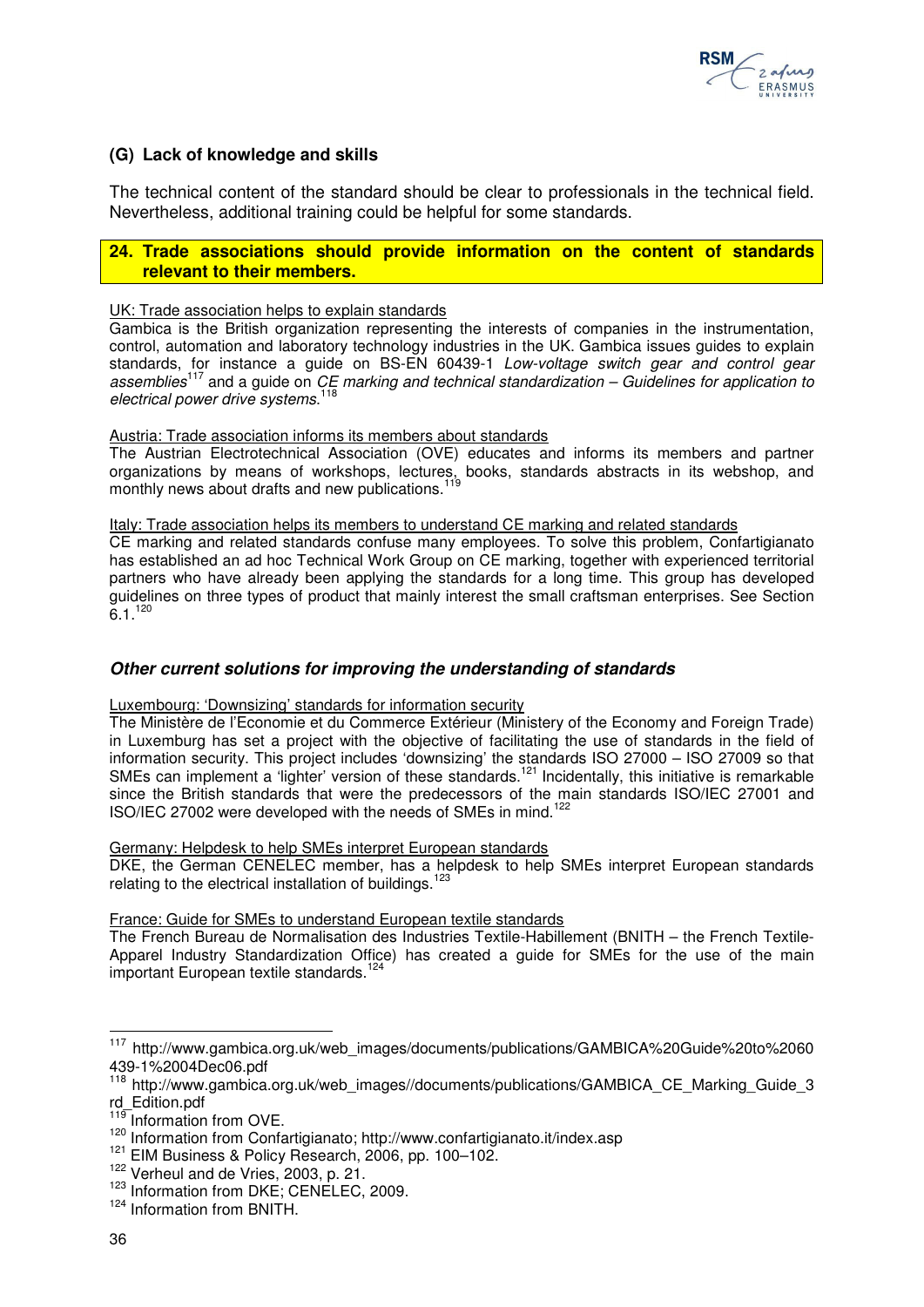### (G) Lack of knowledge and skills

The technical content of the standard should be clear to professionals in the technical field. Nevertheless, additional training could be helpful for some standards.

**24. Trade associations should provide information on the content of standards relevant to their members.**

UK: Trade association helps to explain standards

Gambica is the British organization representing the interests of companies in the instrumentation, control, automation and laboratory technology industries in the UK. Gambica issues guides to explain standards, for instance a guide on BS-EN 60439-1 *Low-voltage switch gear and control gear assemblies*[117] and a guide on *CE marking and technical standardization – Guidelines for application to electrical power drive systems*.[118]

Austria: Trade association informs its members about standards

The Austrian Electrotechnical Association (OVE) educates and informs its members and partner organizations by means of workshops, lectures, books, standards abstracts in its webshop, and monthly news about drafts and new publications.[119]

Italy: Trade association helps its members to understand CE marking and related standards

CE marking and related standards confuse many employees. To solve this problem, Confartigianato has established an ad hoc Technical Work Group on CE marking, together with experienced territorial partners who have already been applying the standards for a long time. This group has developed guidelines on three types of product that mainly interest the small craftsman enterprises. See Section 6.1.[120]

### *Other current solutions for improving the understanding of standards*

Luxembourg: 'Downsizing' standards for information security

The Ministère de l'Economie et du Commerce Extérieur (Ministery of the Economy and Foreign Trade) in Luxemburg has set a project with the objective of facilitating the use of standards in the field of information security. This project includes 'downsizing' the standards ISO 27000 – ISO 27009 so that SMEs can implement a 'lighter' version of these standards.[121] Incidentally, this initiative is remarkable since the British standards that were the predecessors of the main standards ISO/IEC 27001 and ISO/IEC 27002 were developed with the needs of SMEs in mind.[122]

Germany: Helpdesk to help SMEs interpret European standards

DKE, the German CENELEC member, has a helpdesk to help SMEs interpret European standards relating to the electrical installation of buildings.[123]

France: Guide for SMEs to understand European textile standards

The French Bureau de Normalisation des Industries Textile-Habillement (BNITH – the French Textile-Apparel Industry Standardization Office) has created a guide for SMEs for the use of the main important European textile standards.[124]

---

[117] http://www.gambica.org.uk/web_images/documents/publications/GAMBICA%20Guide%20to%2060439-1%2004Dec06.pdf

[118] http://www.gambica.org.uk/web_images//documents/publications/GAMBICA_CE_Marking_Guide_3rd_Edition.pdf

[119] Information from OVE.

[120] Information from Confartigianato; http://www.confartigianato.it/index.asp

[121] EIM Business & Policy Research, 2006, pp. 100–102.

[122] Verheul and de Vries, 2003, p. 21.

[123] Information from DKE; CENELEC, 2009.

[124] Information from BNITH.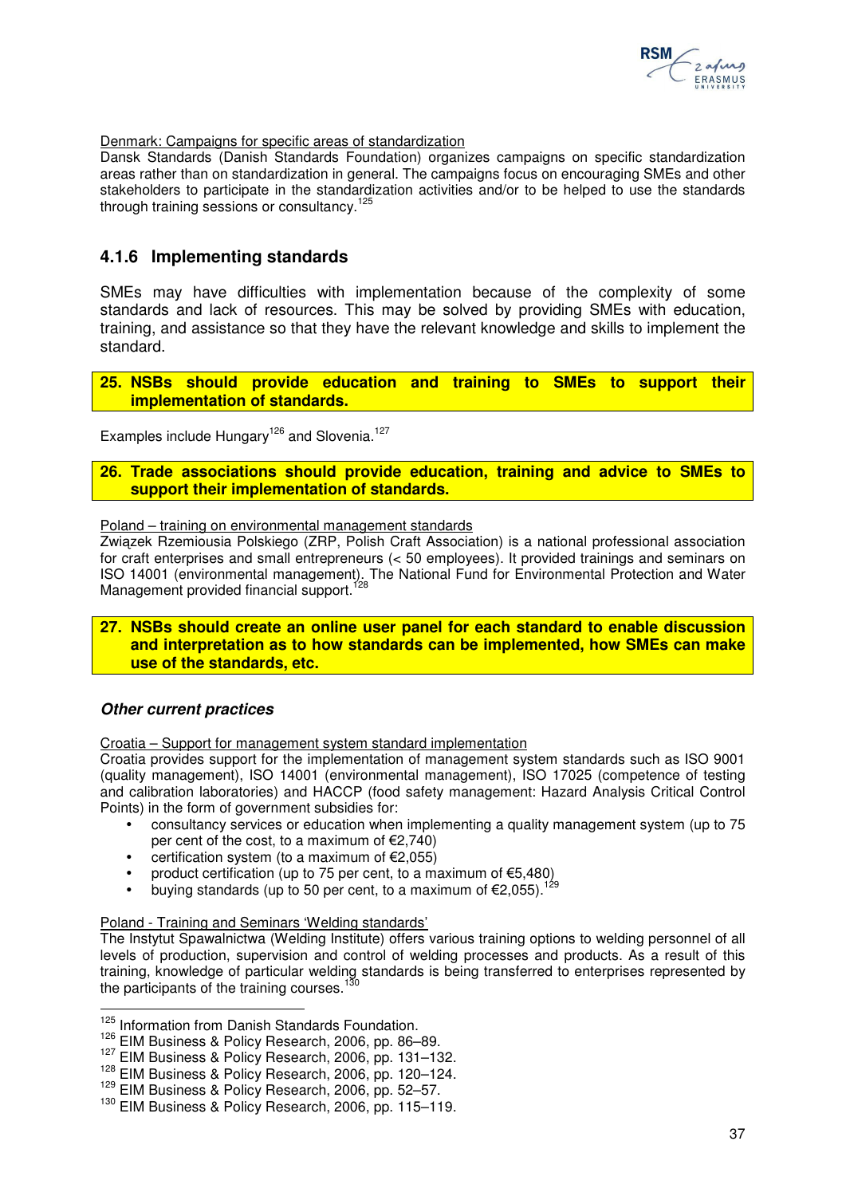Denmark: Campaigns for specific areas of standardization

Dansk Standards (Danish Standards Foundation) organizes campaigns on specific standardization areas rather than on standardization in general. The campaigns focus on encouraging SMEs and other stakeholders to participate in the standardization activities and/or to be helped to use the standards through training sessions or consultancy.[125]

### 4.1.6 Implementing standards

SMEs may have difficulties with implementation because of the complexity of some standards and lack of resources. This may be solved by providing SMEs with education, training, and assistance so that they have the relevant knowledge and skills to implement the standard.

**25. NSBs should provide education and training to SMEs to support their implementation of standards.**

Examples include Hungary[126] and Slovenia.[127]

**26. Trade associations should provide education, training and advice to SMEs to support their implementation of standards.**

Poland – training on environmental management standards

Związek Rzemiousia Polskiego (ZRP, Polish Craft Association) is a national professional association for craft enterprises and small entrepreneurs (< 50 employees). It provided trainings and seminars on ISO 14001 (environmental management). The National Fund for Environmental Protection and Water Management provided financial support.[128]

**27. NSBs should create an online user panel for each standard to enable discussion and interpretation as to how standards can be implemented, how SMEs can make use of the standards, etc.**

***Other current practices***

Croatia – Support for management system standard implementation

Croatia provides support for the implementation of management system standards such as ISO 9001 (quality management), ISO 14001 (environmental management), ISO 17025 (competence of testing and calibration laboratories) and HACCP (food safety management: Hazard Analysis Critical Control Points) in the form of government subsidies for:

- consultancy services or education when implementing a quality management system (up to 75 per cent of the cost, to a maximum of €2,740)
- certification system (to a maximum of €2,055)
- product certification (up to 75 per cent, to a maximum of €5,480)
- buying standards (up to 50 per cent, to a maximum of €2,055).[129]

Poland - Training and Seminars 'Welding standards'

The Instytut Spawalnictwa (Welding Institute) offers various training options to welding personnel of all levels of production, supervision and control of welding processes and products. As a result of this training, knowledge of particular welding standards is being transferred to enterprises represented by the participants of the training courses.[130]

---

[125] Information from Danish Standards Foundation.

[126] EIM Business & Policy Research, 2006, pp. 86–89.

[127] EIM Business & Policy Research, 2006, pp. 131–132.

[128] EIM Business & Policy Research, 2006, pp. 120–124.

[129] EIM Business & Policy Research, 2006, pp. 52–57.

[130] EIM Business & Policy Research, 2006, pp. 115–119.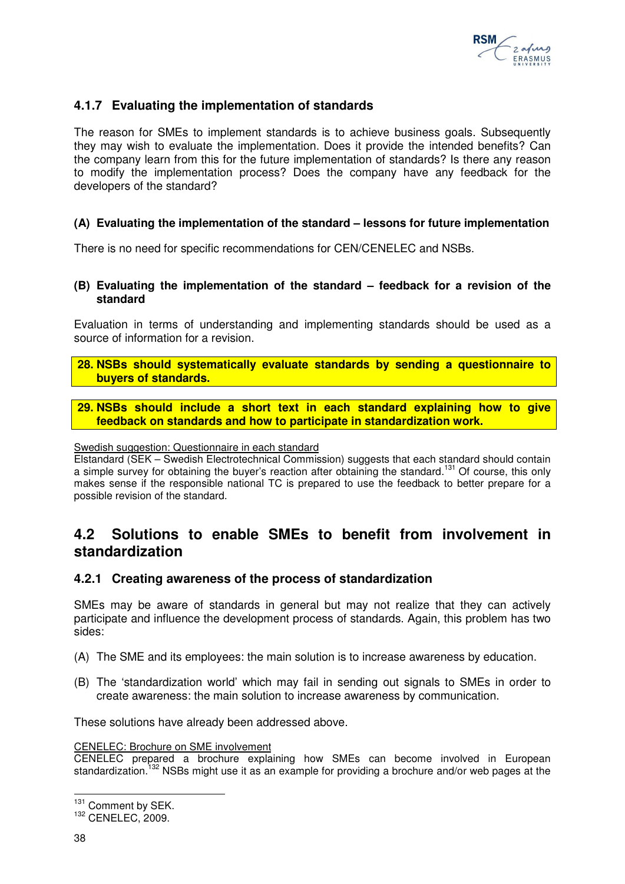### 4.1.7 Evaluating the implementation of standards

The reason for SMEs to implement standards is to achieve business goals. Subsequently they may wish to evaluate the implementation. Does it provide the intended benefits? Can the company learn from this for the future implementation of standards? Is there any reason to modify the implementation process? Does the company have any feedback for the developers of the standard?

#### (A) Evaluating the implementation of the standard – lessons for future implementation

There is no need for specific recommendations for CEN/CENELEC and NSBs.

#### (B) Evaluating the implementation of the standard – feedback for a revision of the standard

Evaluation in terms of understanding and implementing standards should be used as a source of information for a revision.

**28. NSBs should systematically evaluate standards by sending a questionnaire to buyers of standards.**

**29. NSBs should include a short text in each standard explaining how to give feedback on standards and how to participate in standardization work.**

<u>Swedish suggestion: Questionnaire in each standard</u>
Elstandard (SEK – Swedish Electrotechnical Commission) suggests that each standard should contain a simple survey for obtaining the buyer's reaction after obtaining the standard.[131] Of course, this only makes sense if the responsible national TC is prepared to use the feedback to better prepare for a possible revision of the standard.

## 4.2 Solutions to enable SMEs to benefit from involvement in standardization

### 4.2.1 Creating awareness of the process of standardization

SMEs may be aware of standards in general but may not realize that they can actively participate and influence the development process of standards. Again, this problem has two sides:

(A) The SME and its employees: the main solution is to increase awareness by education.

(B) The 'standardization world' which may fail in sending out signals to SMEs in order to create awareness: the main solution to increase awareness by communication.

These solutions have already been addressed above.

<u>CENELEC: Brochure on SME involvement</u>
CENELEC prepared a brochure explaining how SMEs can become involved in European standardization.[132] NSBs might use it as an example for providing a brochure and/or web pages at the

[131] Comment by SEK.
[132] CENELEC, 2009.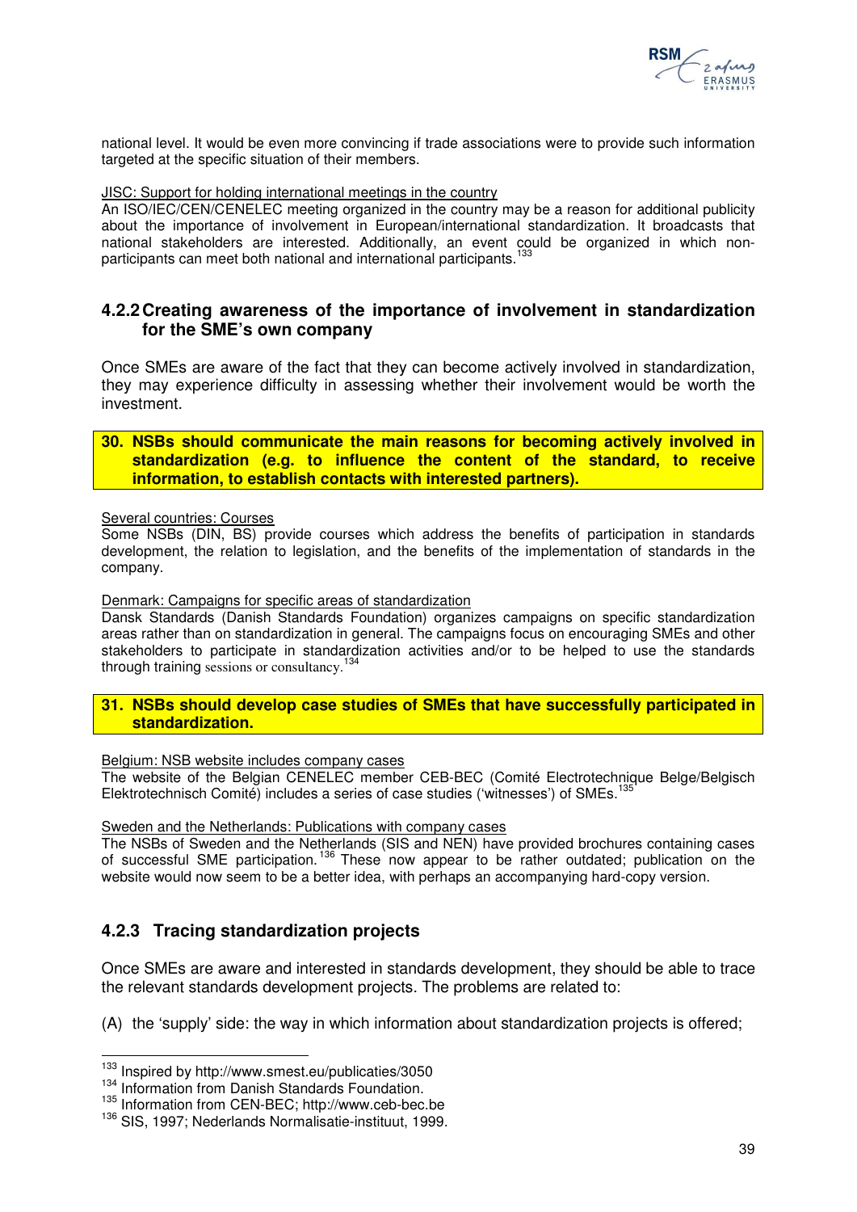national level. It would be even more convincing if trade associations were to provide such information targeted at the specific situation of their members.

JISC: Support for holding international meetings in the country

An ISO/IEC/CEN/CENELEC meeting organized in the country may be a reason for additional publicity about the importance of involvement in European/international standardization. It broadcasts that national stakeholders are interested. Additionally, an event could be organized in which non-participants can meet both national and international participants.[133]

### 4.2.2 Creating awareness of the importance of involvement in standardization for the SME's own company

Once SMEs are aware of the fact that they can become actively involved in standardization, they may experience difficulty in assessing whether their involvement would be worth the investment.

**30. NSBs should communicate the main reasons for becoming actively involved in standardization (e.g. to influence the content of the standard, to receive information, to establish contacts with interested partners).**

Several countries: Courses

Some NSBs (DIN, BS) provide courses which address the benefits of participation in standards development, the relation to legislation, and the benefits of the implementation of standards in the company.

Denmark: Campaigns for specific areas of standardization

Dansk Standards (Danish Standards Foundation) organizes campaigns on specific standardization areas rather than on standardization in general. The campaigns focus on encouraging SMEs and other stakeholders to participate in standardization activities and/or to be helped to use the standards through training sessions or consultancy.[134]

**31. NSBs should develop case studies of SMEs that have successfully participated in standardization.**

Belgium: NSB website includes company cases

The website of the Belgian CENELEC member CEB-BEC (Comité Electrotechnique Belge/Belgisch Elektrotechnisch Comité) includes a series of case studies ('witnesses') of SMEs.[135]

Sweden and the Netherlands: Publications with company cases

The NSBs of Sweden and the Netherlands (SIS and NEN) have provided brochures containing cases of successful SME participation.[136] These now appear to be rather outdated; publication on the website would now seem to be a better idea, with perhaps an accompanying hard-copy version.

### 4.2.3 Tracing standardization projects

Once SMEs are aware and interested in standards development, they should be able to trace the relevant standards development projects. The problems are related to:

(A) the 'supply' side: the way in which information about standardization projects is offered;

---

[133] Inspired by http://www.smest.eu/publicaties/3050

[134] Information from Danish Standards Foundation.

[135] Information from CEN-BEC; http://www.ceb-bec.be

[136] SIS, 1997; Nederlands Normalisatie-instituut, 1999.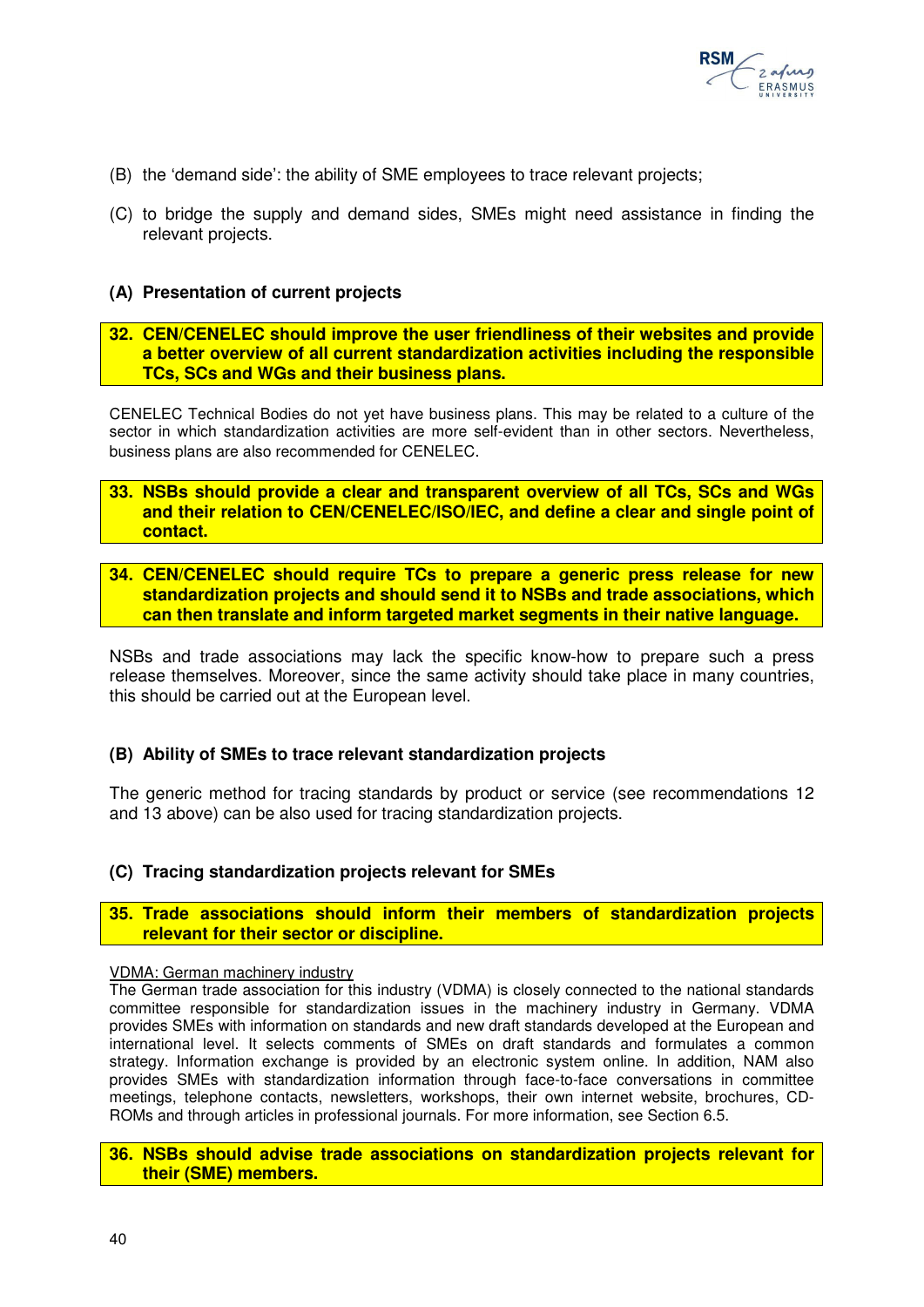(B) the 'demand side': the ability of SME employees to trace relevant projects;

(C) to bridge the supply and demand sides, SMEs might need assistance in finding the relevant projects.

### (A) Presentation of current projects

**32. CEN/CENELEC should improve the user friendliness of their websites and provide a better overview of all current standardization activities including the responsible TCs, SCs and WGs and their business plans.**

CENELEC Technical Bodies do not yet have business plans. This may be related to a culture of the sector in which standardization activities are more self-evident than in other sectors. Nevertheless, business plans are also recommended for CENELEC.

**33. NSBs should provide a clear and transparent overview of all TCs, SCs and WGs and their relation to CEN/CENELEC/ISO/IEC, and define a clear and single point of contact.**

**34. CEN/CENELEC should require TCs to prepare a generic press release for new standardization projects and should send it to NSBs and trade associations, which can then translate and inform targeted market segments in their native language.**

NSBs and trade associations may lack the specific know-how to prepare such a press release themselves. Moreover, since the same activity should take place in many countries, this should be carried out at the European level.

### (B) Ability of SMEs to trace relevant standardization projects

The generic method for tracing standards by product or service (see recommendations 12 and 13 above) can be also used for tracing standardization projects.

### (C) Tracing standardization projects relevant for SMEs

**35. Trade associations should inform their members of standardization projects relevant for their sector or discipline.**

VDMA: German machinery industry
The German trade association for this industry (VDMA) is closely connected to the national standards committee responsible for standardization issues in the machinery industry in Germany. VDMA provides SMEs with information on standards and new draft standards developed at the European and international level. It selects comments of SMEs on draft standards and formulates a common strategy. Information exchange is provided by an electronic system online. In addition, NAM also provides SMEs with standardization information through face-to-face conversations in committee meetings, telephone contacts, newsletters, workshops, their own internet website, brochures, CD-ROMs and through articles in professional journals. For more information, see Section 6.5.

**36. NSBs should advise trade associations on standardization projects relevant for their (SME) members.**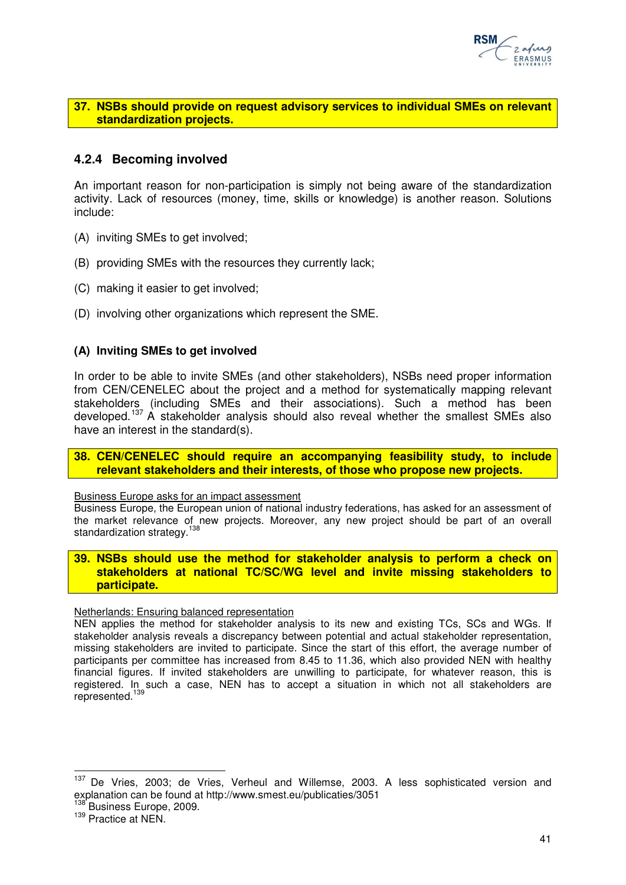**37. NSBs should provide on request advisory services to individual SMEs on relevant standardization projects.**

### 4.2.4 Becoming involved

An important reason for non-participation is simply not being aware of the standardization activity. Lack of resources (money, time, skills or knowledge) is another reason. Solutions include:

(A) inviting SMEs to get involved;

(B) providing SMEs with the resources they currently lack;

(C) making it easier to get involved;

(D) involving other organizations which represent the SME.

**(A) Inviting SMEs to get involved**

In order to be able to invite SMEs (and other stakeholders), NSBs need proper information from CEN/CENELEC about the project and a method for systematically mapping relevant stakeholders (including SMEs and their associations). Such a method has been developed.[137] A stakeholder analysis should also reveal whether the smallest SMEs also have an interest in the standard(s).

**38. CEN/CENELEC should require an accompanying feasibility study, to include relevant stakeholders and their interests, of those who propose new projects.**

Business Europe asks for an impact assessment

Business Europe, the European union of national industry federations, has asked for an assessment of the market relevance of new projects. Moreover, any new project should be part of an overall standardization strategy.[138]

**39. NSBs should use the method for stakeholder analysis to perform a check on stakeholders at national TC/SC/WG level and invite missing stakeholders to participate.**

Netherlands: Ensuring balanced representation

NEN applies the method for stakeholder analysis to its new and existing TCs, SCs and WGs. If stakeholder analysis reveals a discrepancy between potential and actual stakeholder representation, missing stakeholders are invited to participate. Since the start of this effort, the average number of participants per committee has increased from 8.45 to 11.36, which also provided NEN with healthy financial figures. If invited stakeholders are unwilling to participate, for whatever reason, this is registered. In such a case, NEN has to accept a situation in which not all stakeholders are represented.[139]

---

[137] De Vries, 2003; de Vries, Verheul and Willemse, 2003. A less sophisticated version and explanation can be found at http://www.smest.eu/publicaties/3051

[138] Business Europe, 2009.

[139] Practice at NEN.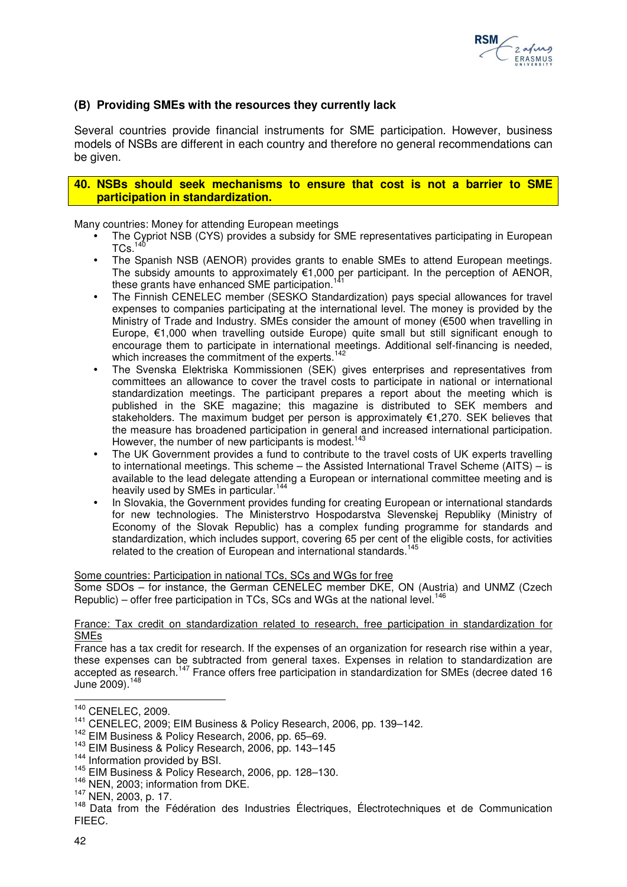### (B) Providing SMEs with the resources they currently lack

Several countries provide financial instruments for SME participation. However, business models of NSBs are different in each country and therefore no general recommendations can be given.

**40. NSBs should seek mechanisms to ensure that cost is not a barrier to SME participation in standardization.**

Many countries: Money for attending European meetings

- The Cypriot NSB (CYS) provides a subsidy for SME representatives participating in European TCs.[140]
- The Spanish NSB (AENOR) provides grants to enable SMEs to attend European meetings. The subsidy amounts to approximately €1,000 per participant. In the perception of AENOR, these grants have enhanced SME participation.[141]
- The Finnish CENELEC member (SESKO Standardization) pays special allowances for travel expenses to companies participating at the international level. The money is provided by the Ministry of Trade and Industry. SMEs consider the amount of money (€500 when travelling in Europe, €1,000 when travelling outside Europe) quite small but still significant enough to encourage them to participate in international meetings. Additional self-financing is needed, which increases the commitment of the experts.[142]
- The Svenska Elektriska Kommissionen (SEK) gives enterprises and representatives from committees an allowance to cover the travel costs to participate in national or international standardization meetings. The participant prepares a report about the meeting which is published in the SKE magazine; this magazine is distributed to SEK members and stakeholders. The maximum budget per person is approximately €1,270. SEK believes that the measure has broadened participation in general and increased international participation. However, the number of new participants is modest.[143]
- The UK Government provides a fund to contribute to the travel costs of UK experts travelling to international meetings. This scheme – the Assisted International Travel Scheme (AITS) – is available to the lead delegate attending a European or international committee meeting and is heavily used by SMEs in particular.[144]
- In Slovakia, the Government provides funding for creating European or international standards for new technologies. The Ministerstrvo Hospodarstva Slevenskej Republiky (Ministry of Economy of the Slovak Republic) has a complex funding programme for standards and standardization, which includes support, covering 65 per cent of the eligible costs, for activities related to the creation of European and international standards.[145]

Some countries: Participation in national TCs, SCs and WGs for free

Some SDOs – for instance, the German CENELEC member DKE, ON (Austria) and UNMZ (Czech Republic) – offer free participation in TCs, SCs and WGs at the national level.[146]

France: Tax credit on standardization related to research, free participation in standardization for SMEs

France has a tax credit for research. If the expenses of an organization for research rise within a year, these expenses can be subtracted from general taxes. Expenses in relation to standardization are accepted as research.[147] France offers free participation in standardization for SMEs (decree dated 16 June 2009).[148]

---

[140] CENELEC, 2009.

[141] CENELEC, 2009; EIM Business & Policy Research, 2006, pp. 139–142.

[142] EIM Business & Policy Research, 2006, pp. 65–69.

[143] EIM Business & Policy Research, 2006, pp. 143–145

[144] Information provided by BSI.

[145] EIM Business & Policy Research, 2006, pp. 128–130.

[146] NEN, 2003; information from DKE.

[147] NEN, 2003, p. 17.

[148] Data from the Fédération des Industries Électriques, Électrotechniques et de Communication FIEEC.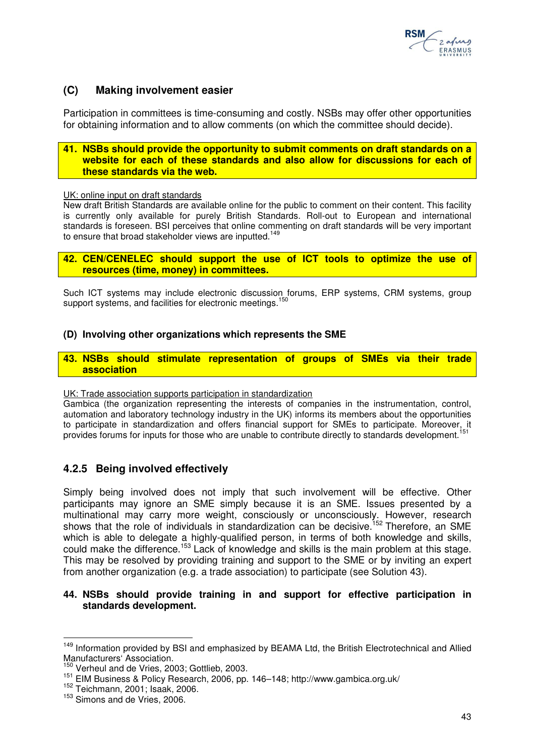### (C) Making involvement easier

Participation in committees is time-consuming and costly. NSBs may offer other opportunities for obtaining information and to allow comments (on which the committee should decide).

**41. NSBs should provide the opportunity to submit comments on draft standards on a website for each of these standards and also allow for discussions for each of these standards via the web.**

UK: online input on draft standards

New draft British Standards are available online for the public to comment on their content. This facility is currently only available for purely British Standards. Roll-out to European and international standards is foreseen. BSI perceives that online commenting on draft standards will be very important to ensure that broad stakeholder views are inputted.[149]

**42. CEN/CENELEC should support the use of ICT tools to optimize the use of resources (time, money) in committees.**

Such ICT systems may include electronic discussion forums, ERP systems, CRM systems, group support systems, and facilities for electronic meetings.[150]

### (D) Involving other organizations which represents the SME

**43. NSBs should stimulate representation of groups of SMEs via their trade association**

UK: Trade association supports participation in standardization

Gambica (the organization representing the interests of companies in the instrumentation, control, automation and laboratory technology industry in the UK) informs its members about the opportunities to participate in standardization and offers financial support for SMEs to participate. Moreover, it provides forums for inputs for those who are unable to contribute directly to standards development.[151]

## 4.2.5 Being involved effectively

Simply being involved does not imply that such involvement will be effective. Other participants may ignore an SME simply because it is an SME. Issues presented by a multinational may carry more weight, consciously or unconsciously. However, research shows that the role of individuals in standardization can be decisive.[152] Therefore, an SME which is able to delegate a highly-qualified person, in terms of both knowledge and skills, could make the difference.[153] Lack of knowledge and skills is the main problem at this stage. This may be resolved by providing training and support to the SME or by inviting an expert from another organization (e.g. a trade association) to participate (see Solution 43).

**44. NSBs should provide training in and support for effective participation in standards development.**

---

[149] Information provided by BSI and emphasized by BEAMA Ltd, the British Electrotechnical and Allied Manufacturers' Association.

[150] Verheul and de Vries, 2003; Gottlieb, 2003.

[151] EIM Business & Policy Research, 2006, pp. 146–148; http://www.gambica.org.uk/

[152] Teichmann, 2001; Isaak, 2006.

[153] Simons and de Vries, 2006.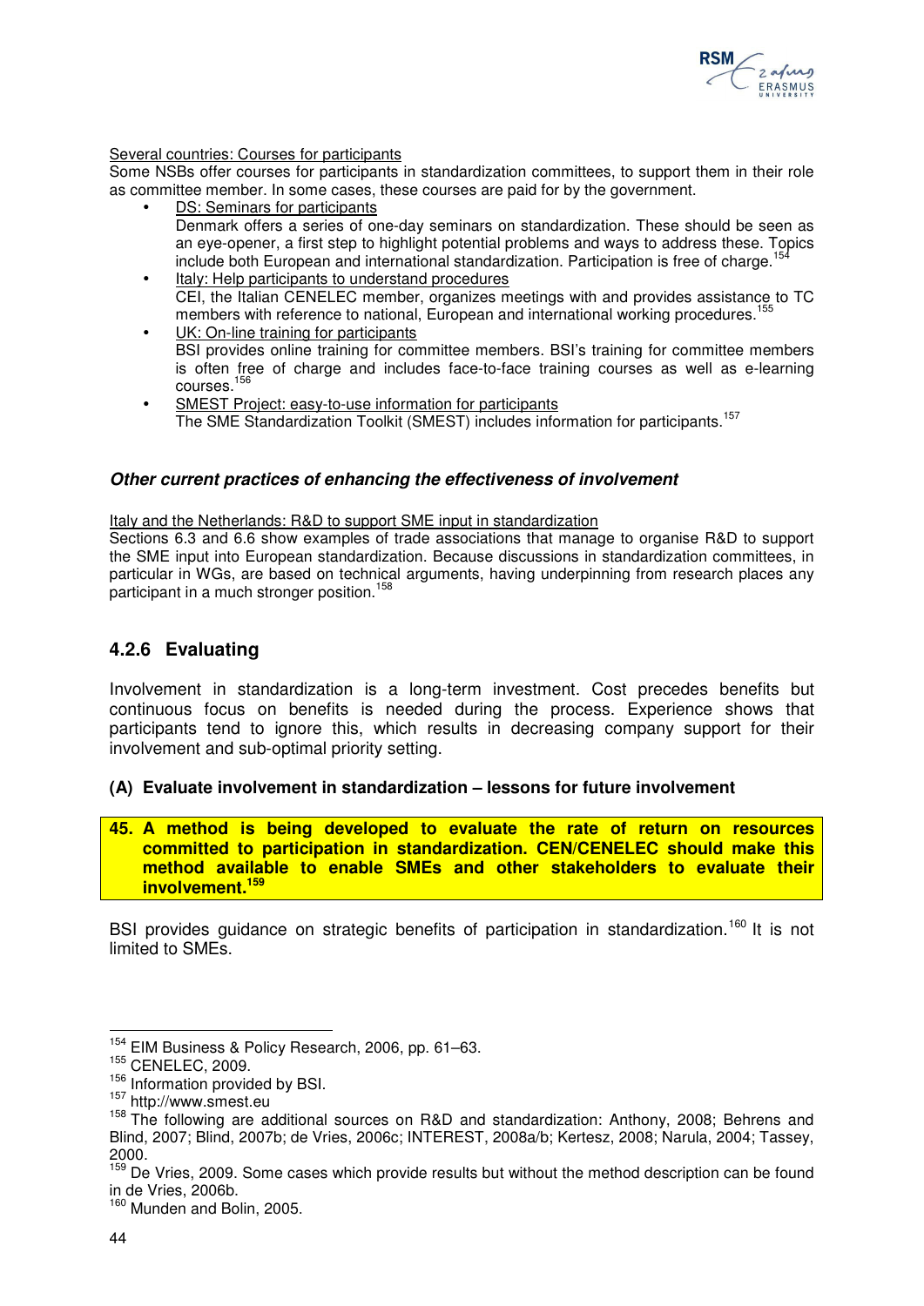Several countries: Courses for participants

Some NSBs offer courses for participants in standardization committees, to support them in their role as committee member. In some cases, these courses are paid for by the government.

- DS: Seminars for participants
  Denmark offers a series of one-day seminars on standardization. These should be seen as an eye-opener, a first step to highlight potential problems and ways to address these. Topics include both European and international standardization. Participation is free of charge.[154]
- Italy: Help participants to understand procedures
  CEI, the Italian CENELEC member, organizes meetings with and provides assistance to TC members with reference to national, European and international working procedures.[155]
- UK: On-line training for participants
  BSI provides online training for committee members. BSI's training for committee members is often free of charge and includes face-to-face training courses as well as e-learning courses.[156]
- SMEST Project: easy-to-use information for participants
  The SME Standardization Toolkit (SMEST) includes information for participants.[157]

***Other current practices of enhancing the effectiveness of involvement***

Italy and the Netherlands: R&D to support SME input in standardization

Sections 6.3 and 6.6 show examples of trade associations that manage to organise R&D to support the SME input into European standardization. Because discussions in standardization committees, in particular in WGs, are based on technical arguments, having underpinning from research places any participant in a much stronger position.[158]

### 4.2.6 Evaluating

Involvement in standardization is a long-term investment. Cost precedes benefits but continuous focus on benefits is needed during the process. Experience shows that participants tend to ignore this, which results in decreasing company support for their involvement and sub-optimal priority setting.

**(A) Evaluate involvement in standardization – lessons for future involvement**

**45. A method is being developed to evaluate the rate of return on resources committed to participation in standardization. CEN/CENELEC should make this method available to enable SMEs and other stakeholders to evaluate their involvement.[159]**

BSI provides guidance on strategic benefits of participation in standardization.[160] It is not limited to SMEs.

---

[154] EIM Business & Policy Research, 2006, pp. 61–63.

[155] CENELEC, 2009.

[156] Information provided by BSI.

[157] http://www.smest.eu

[158] The following are additional sources on R&D and standardization: Anthony, 2008; Behrens and Blind, 2007; Blind, 2007b; de Vries, 2006c; INTEREST, 2008a/b; Kertesz, 2008; Narula, 2004; Tassey, 2000.

[159] De Vries, 2009. Some cases which provide results but without the method description can be found in de Vries, 2006b.

[160] Munden and Bolin, 2005.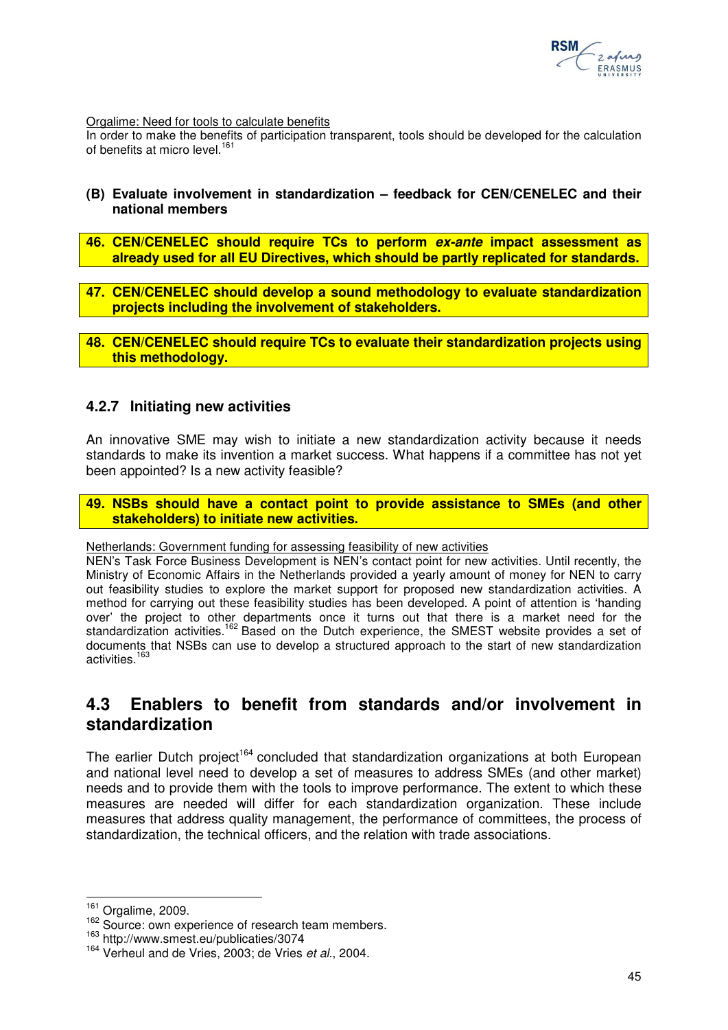Orgalime: Need for tools to calculate benefits

In order to make the benefits of participation transparent, tools should be developed for the calculation of benefits at micro level.[161]

**(B) Evaluate involvement in standardization – feedback for CEN/CENELEC and their national members**

**46. CEN/CENELEC should require TCs to perform *ex-ante* impact assessment as already used for all EU Directives, which should be partly replicated for standards.**

**47. CEN/CENELEC should develop a sound methodology to evaluate standardization projects including the involvement of stakeholders.**

**48. CEN/CENELEC should require TCs to evaluate their standardization projects using this methodology.**

### 4.2.7 Initiating new activities

An innovative SME may wish to initiate a new standardization activity because it needs standards to make its invention a market success. What happens if a committee has not yet been appointed? Is a new activity feasible?

**49. NSBs should have a contact point to provide assistance to SMEs (and other stakeholders) to initiate new activities.**

Netherlands: Government funding for assessing feasibility of new activities

NEN's Task Force Business Development is NEN's contact point for new activities. Until recently, the Ministry of Economic Affairs in the Netherlands provided a yearly amount of money for NEN to carry out feasibility studies to explore the market support for proposed new standardization activities. A method for carrying out these feasibility studies has been developed. A point of attention is 'handing over' the project to other departments once it turns out that there is a market need for the standardization activities.[162] Based on the Dutch experience, the SMEST website provides a set of documents that NSBs can use to develop a structured approach to the start of new standardization activities.[163]

## 4.3 Enablers to benefit from standards and/or involvement in standardization

The earlier Dutch project[164] concluded that standardization organizations at both European and national level need to develop a set of measures to address SMEs (and other market) needs and to provide them with the tools to improve performance. The extent to which these measures are needed will differ for each standardization organization. These include measures that address quality management, the performance of committees, the process of standardization, the technical officers, and the relation with trade associations.

---

[161] Orgalime, 2009.

[162] Source: own experience of research team members.

[163] http://www.smest.eu/publicaties/3074

[164] Verheul and de Vries, 2003; de Vries *et al*., 2004.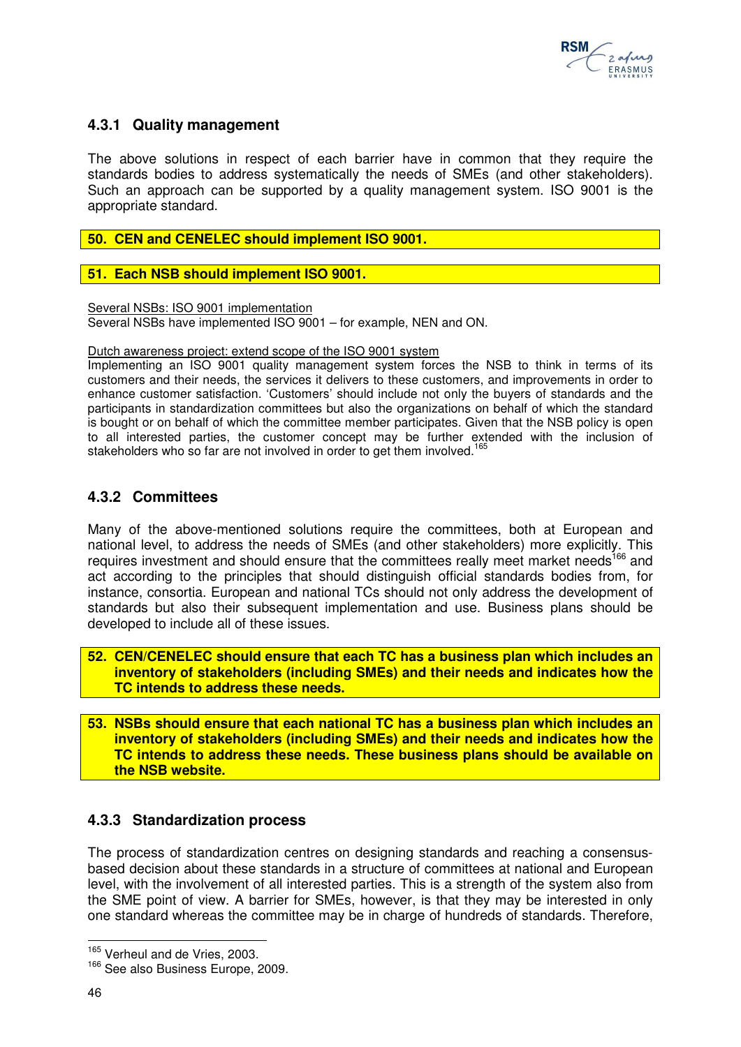### 4.3.1 Quality management

The above solutions in respect of each barrier have in common that they require the standards bodies to address systematically the needs of SMEs (and other stakeholders). Such an approach can be supported by a quality management system. ISO 9001 is the appropriate standard.

**50. CEN and CENELEC should implement ISO 9001.**

**51. Each NSB should implement ISO 9001.**

Several NSBs: ISO 9001 implementation
Several NSBs have implemented ISO 9001 – for example, NEN and ON.

Dutch awareness project: extend scope of the ISO 9001 system
Implementing an ISO 9001 quality management system forces the NSB to think in terms of its customers and their needs, the services it delivers to these customers, and improvements in order to enhance customer satisfaction. 'Customers' should include not only the buyers of standards and the participants in standardization committees but also the organizations on behalf of which the standard is bought or on behalf of which the committee member participates. Given that the NSB policy is open to all interested parties, the customer concept may be further extended with the inclusion of stakeholders who so far are not involved in order to get them involved.[165]

### 4.3.2 Committees

Many of the above-mentioned solutions require the committees, both at European and national level, to address the needs of SMEs (and other stakeholders) more explicitly. This requires investment and should ensure that the committees really meet market needs[166] and act according to the principles that should distinguish official standards bodies from, for instance, consortia. European and national TCs should not only address the development of standards but also their subsequent implementation and use. Business plans should be developed to include all of these issues.

**52. CEN/CENELEC should ensure that each TC has a business plan which includes an inventory of stakeholders (including SMEs) and their needs and indicates how the TC intends to address these needs.**

**53. NSBs should ensure that each national TC has a business plan which includes an inventory of stakeholders (including SMEs) and their needs and indicates how the TC intends to address these needs. These business plans should be available on the NSB website.**

### 4.3.3 Standardization process

The process of standardization centres on designing standards and reaching a consensus-based decision about these standards in a structure of committees at national and European level, with the involvement of all interested parties. This is a strength of the system also from the SME point of view. A barrier for SMEs, however, is that they may be interested in only one standard whereas the committee may be in charge of hundreds of standards. Therefore,

[165] Verheul and de Vries, 2003.
[166] See also Business Europe, 2009.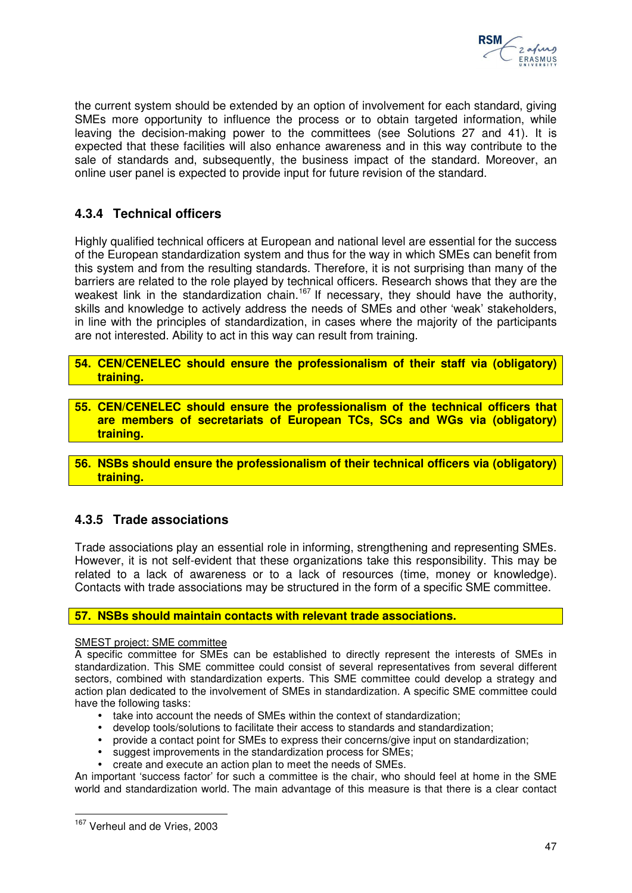the current system should be extended by an option of involvement for each standard, giving SMEs more opportunity to influence the process or to obtain targeted information, while leaving the decision-making power to the committees (see Solutions 27 and 41). It is expected that these facilities will also enhance awareness and in this way contribute to the sale of standards and, subsequently, the business impact of the standard. Moreover, an online user panel is expected to provide input for future revision of the standard.

### 4.3.4 Technical officers

Highly qualified technical officers at European and national level are essential for the success of the European standardization system and thus for the way in which SMEs can benefit from this system and from the resulting standards. Therefore, it is not surprising than many of the barriers are related to the role played by technical officers. Research shows that they are the weakest link in the standardization chain.[167] If necessary, they should have the authority, skills and knowledge to actively address the needs of SMEs and other 'weak' stakeholders, in line with the principles of standardization, in cases where the majority of the participants are not interested. Ability to act in this way can result from training.

**54. CEN/CENELEC should ensure the professionalism of their staff via (obligatory) training.**

**55. CEN/CENELEC should ensure the professionalism of the technical officers that are members of secretariats of European TCs, SCs and WGs via (obligatory) training.**

**56. NSBs should ensure the professionalism of their technical officers via (obligatory) training.**

### 4.3.5 Trade associations

Trade associations play an essential role in informing, strengthening and representing SMEs. However, it is not self-evident that these organizations take this responsibility. This may be related to a lack of awareness or to a lack of resources (time, money or knowledge). Contacts with trade associations may be structured in the form of a specific SME committee.

**57. NSBs should maintain contacts with relevant trade associations.**

<u>SMEST project: SME committee</u>

A specific committee for SMEs can be established to directly represent the interests of SMEs in standardization. This SME committee could consist of several representatives from several different sectors, combined with standardization experts. This SME committee could develop a strategy and action plan dedicated to the involvement of SMEs in standardization. A specific SME committee could have the following tasks:

- take into account the needs of SMEs within the context of standardization;
- develop tools/solutions to facilitate their access to standards and standardization;
- provide a contact point for SMEs to express their concerns/give input on standardization;
- suggest improvements in the standardization process for SMEs;
- create and execute an action plan to meet the needs of SMEs.

An important 'success factor' for such a committee is the chair, who should feel at home in the SME world and standardization world. The main advantage of this measure is that there is a clear contact

[167] Verheul and de Vries, 2003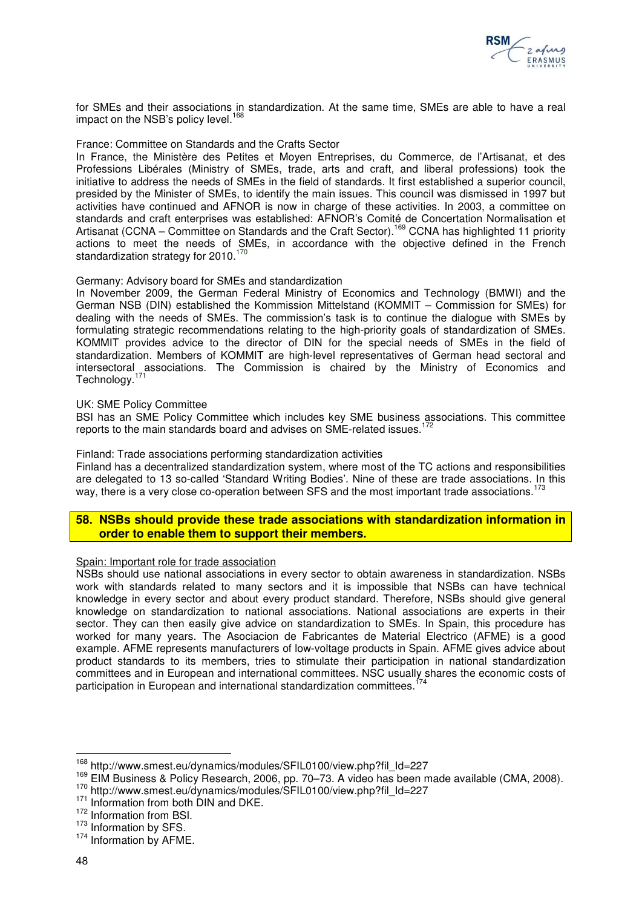for SMEs and their associations in standardization. At the same time, SMEs are able to have a real impact on the NSB's policy level.[168]

France: Committee on Standards and the Crafts Sector

In France, the Ministère des Petites et Moyen Entreprises, du Commerce, de l'Artisanat, et des Professions Libérales (Ministry of SMEs, trade, arts and craft, and liberal professions) took the initiative to address the needs of SMEs in the field of standards. It first established a superior council, presided by the Minister of SMEs, to identify the main issues. This council was dismissed in 1997 but activities have continued and AFNOR is now in charge of these activities. In 2003, a committee on standards and craft enterprises was established: AFNOR's Comité de Concertation Normalisation et Artisanat (CCNA – Committee on Standards and the Craft Sector).[169] CCNA has highlighted 11 priority actions to meet the needs of SMEs, in accordance with the objective defined in the French standardization strategy for 2010.[170]

Germany: Advisory board for SMEs and standardization

In November 2009, the German Federal Ministry of Economics and Technology (BMWI) and the German NSB (DIN) established the Kommission Mittelstand (KOMMIT – Commission for SMEs) for dealing with the needs of SMEs. The commission's task is to continue the dialogue with SMEs by formulating strategic recommendations relating to the high-priority goals of standardization of SMEs. KOMMIT provides advice to the director of DIN for the special needs of SMEs in the field of standardization. Members of KOMMIT are high-level representatives of German head sectoral and intersectoral associations. The Commission is chaired by the Ministry of Economics and Technology.[171]

UK: SME Policy Committee

BSI has an SME Policy Committee which includes key SME business associations. This committee reports to the main standards board and advises on SME-related issues.[172]

Finland: Trade associations performing standardization activities

Finland has a decentralized standardization system, where most of the TC actions and responsibilities are delegated to 13 so-called 'Standard Writing Bodies'. Nine of these are trade associations. In this way, there is a very close co-operation between SFS and the most important trade associations.[173]

**58. NSBs should provide these trade associations with standardization information in order to enable them to support their members.**

Spain: Important role for trade association

NSBs should use national associations in every sector to obtain awareness in standardization. NSBs work with standards related to many sectors and it is impossible that NSBs can have technical knowledge in every sector and about every product standard. Therefore, NSBs should give general knowledge on standardization to national associations. National associations are experts in their sector. They can then easily give advice on standardization to SMEs. In Spain, this procedure has worked for many years. The Asociacion de Fabricantes de Material Electrico (AFME) is a good example. AFME represents manufacturers of low-voltage products in Spain. AFME gives advice about product standards to its members, tries to stimulate their participation in national standardization committees and in European and international committees. NSC usually shares the economic costs of participation in European and international standardization committees.[174]

---

[168] http://www.smest.eu/dynamics/modules/SFIL0100/view.php?fil_Id=227

[169] EIM Business & Policy Research, 2006, pp. 70–73. A video has been made available (CMA, 2008).

[170] http://www.smest.eu/dynamics/modules/SFIL0100/view.php?fil_Id=227

[171] Information from both DIN and DKE.

[172] Information from BSI.

[173] Information by SFS.

[174] Information by AFME.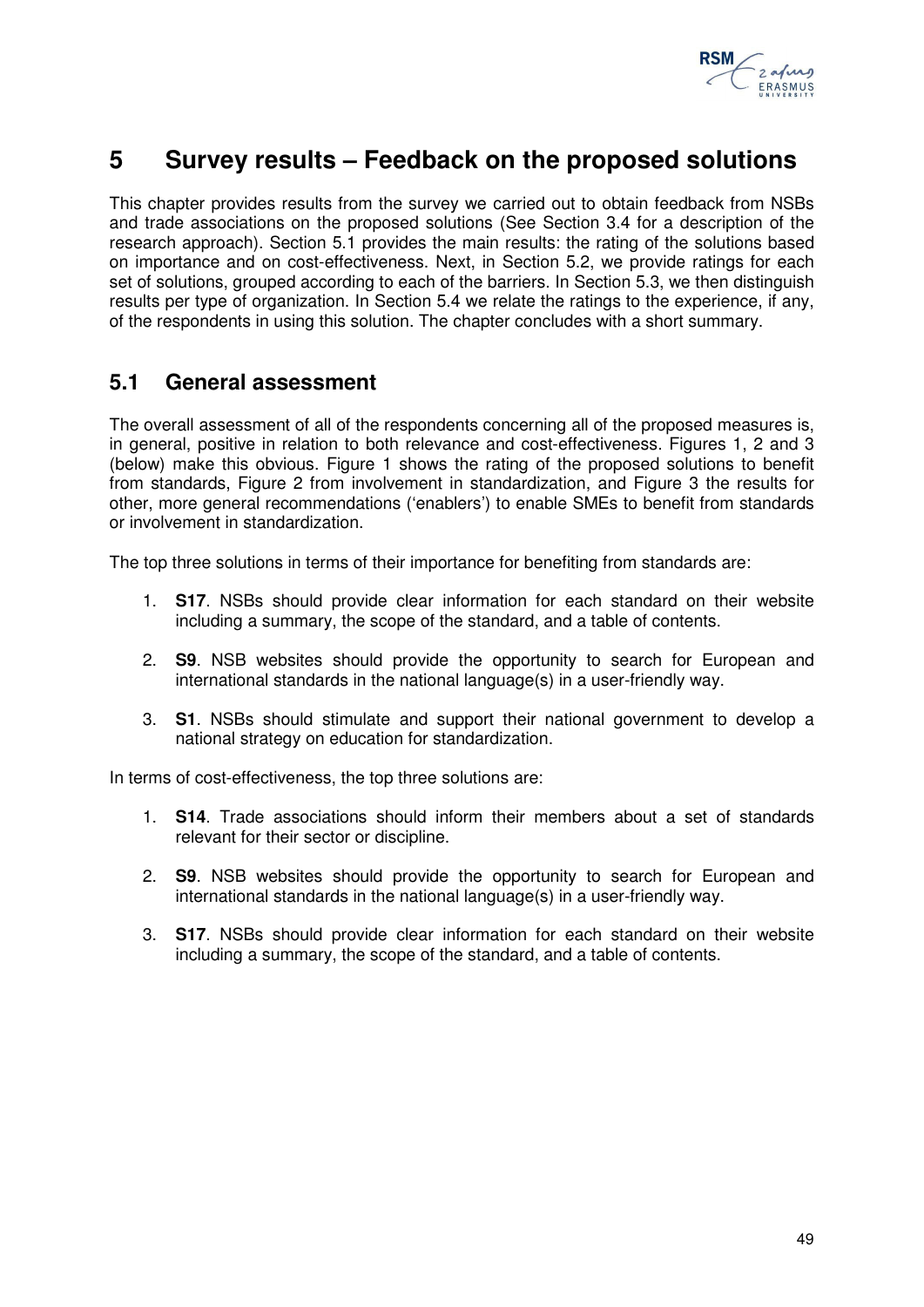# 5 Survey results – Feedback on the proposed solutions

This chapter provides results from the survey we carried out to obtain feedback from NSBs and trade associations on the proposed solutions (See Section 3.4 for a description of the research approach). Section 5.1 provides the main results: the rating of the solutions based on importance and on cost-effectiveness. Next, in Section 5.2, we provide ratings for each set of solutions, grouped according to each of the barriers. In Section 5.3, we then distinguish results per type of organization. In Section 5.4 we relate the ratings to the experience, if any, of the respondents in using this solution. The chapter concludes with a short summary.

## 5.1 General assessment

The overall assessment of all of the respondents concerning all of the proposed measures is, in general, positive in relation to both relevance and cost-effectiveness. Figures 1, 2 and 3 (below) make this obvious. Figure 1 shows the rating of the proposed solutions to benefit from standards, Figure 2 from involvement in standardization, and Figure 3 the results for other, more general recommendations ('enablers') to enable SMEs to benefit from standards or involvement in standardization.

The top three solutions in terms of their importance for benefiting from standards are:

1. **S17**. NSBs should provide clear information for each standard on their website including a summary, the scope of the standard, and a table of contents.
2. **S9**. NSB websites should provide the opportunity to search for European and international standards in the national language(s) in a user-friendly way.
3. **S1**. NSBs should stimulate and support their national government to develop a national strategy on education for standardization.

In terms of cost-effectiveness, the top three solutions are:

1. **S14**. Trade associations should inform their members about a set of standards relevant for their sector or discipline.
2. **S9**. NSB websites should provide the opportunity to search for European and international standards in the national language(s) in a user-friendly way.
3. **S17**. NSBs should provide clear information for each standard on their website including a summary, the scope of the standard, and a table of contents.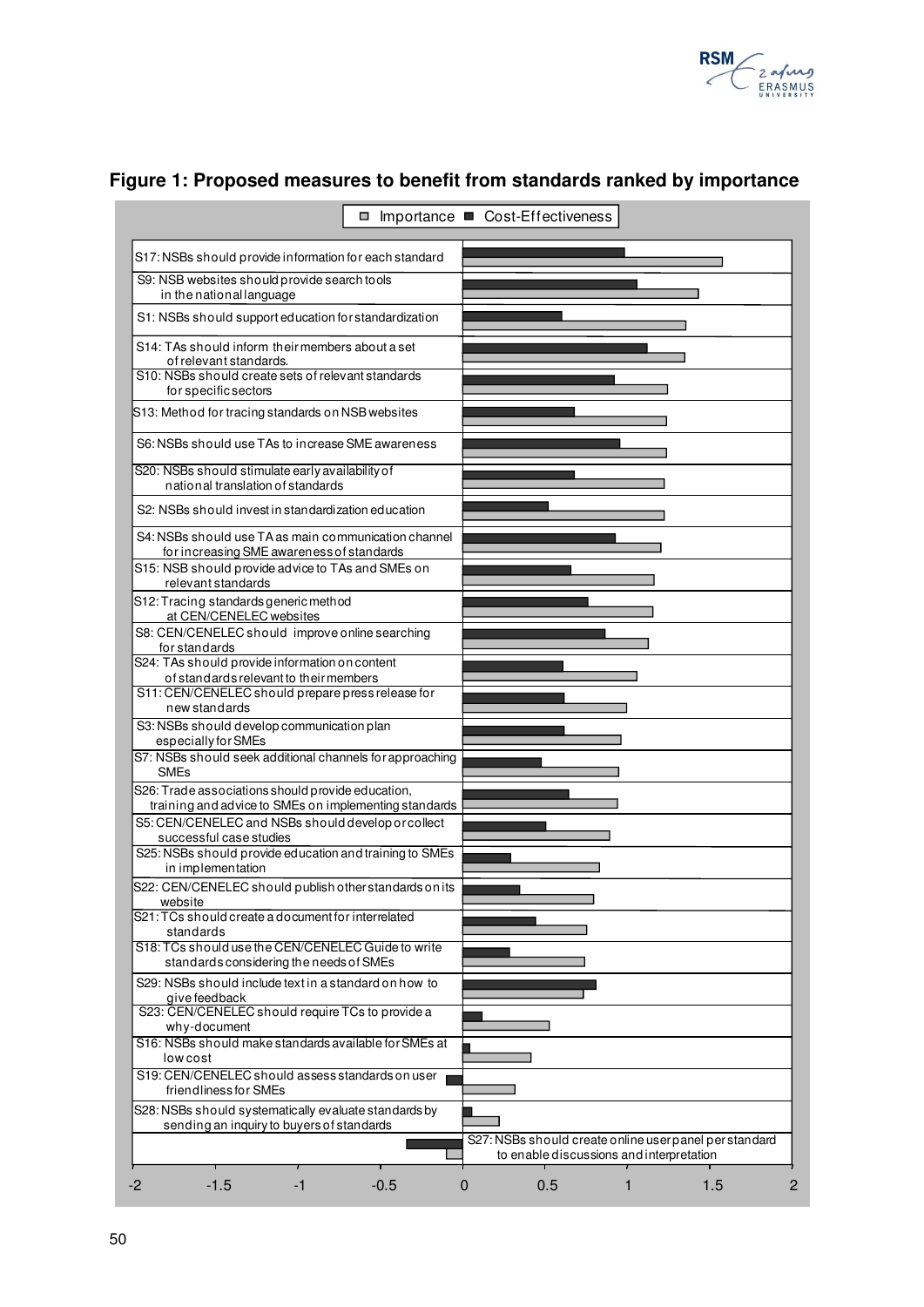**Figure 1: Proposed measures to benefit from standards ranked by importance**

Importance ■ Cost-Effectiveness

S17: NSBs should provide information for each standard

S9: NSB websites should provide search tools in the national language

S1: NSBs should support education for standardization

S14: TAs should inform their members about a set of relevant standards.

S10: NSBs should create sets of relevant standards for specific sectors

S13: Method for tracing standards on NSB websites

S6: NSBs should use TAs to increase SME awareness

S20: NSBs should stimulate early availability of national translation of standards

S2: NSBs should invest in standardization education

S4: NSBs should use TA as main communication channel for increasing SME awareness of standards

S15: NSB should provide advice to TAs and SMEs on relevant standards

S12: Tracing standards generic method at CEN/CENELEC websites

S8: CEN/CENELEC should improve online searching for standards

S24: TAs should provide information on content of standards relevant to their members

S11: CEN/CENELEC should prepare press release for new standards

S3: NSBs should develop communication plan especially for SMEs

S7: NSBs should seek additional channels for approaching SMEs

S26: Trade associations should provide education, training and advice to SMEs on implementing standards

S5: CEN/CENELEC and NSBs should develop or collect successful case studies

S25: NSBs should provide education and training to SMEs in implementation

S22: CEN/CENELEC should publish other standards on its website

S21: TCs should create a document for interrelated standards

S18: TCs should use the CEN/CENELEC Guide to write standards considering the needs of SMEs

S29: NSBs should include text in a standard on how to give feedback

S23: CEN/CENELEC should require TCs to provide a why-document

S16: NSBs should make standards available for SMEs at low cost

S19: CEN/CENELEC should assess standards on user friendliness for SMEs

S28: NSBs should systematically evaluate standards by sending an inquiry to buyers of standards

S27: NSBs should create online user panel per standard to enable discussions and interpretation

-2 -1.5 -1 -0.5 0 0.5 1 1.5 2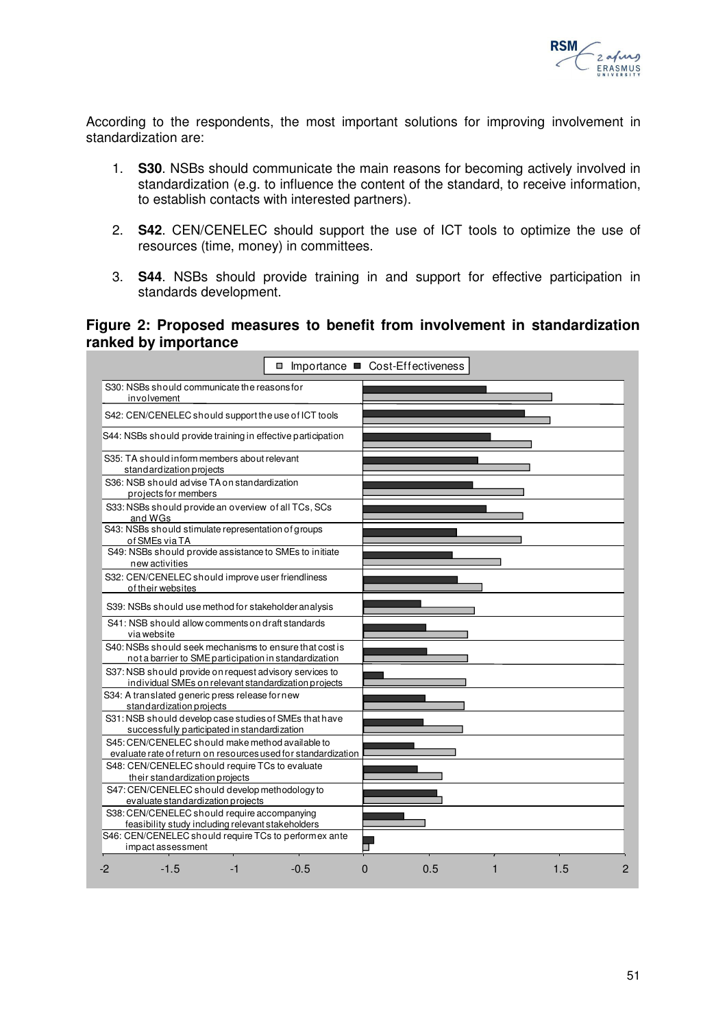According to the respondents, the most important solutions for improving involvement in standardization are:

1. **S30**. NSBs should communicate the main reasons for becoming actively involved in standardization (e.g. to influence the content of the standard, to receive information, to establish contacts with interested partners).

2. **S42**. CEN/CENELEC should support the use of ICT tools to optimize the use of resources (time, money) in committees.

3. **S44**. NSBs should provide training in and support for effective participation in standards development.

**Figure 2: Proposed measures to benefit from involvement in standardization ranked by importance**

| Measure |
|---|
| S30: NSBs should communicate the reasons for involvement |
| S42: CEN/CENELEC should support the use of ICT tools |
| S44: NSBs should provide training in effective participation |
| S35: TA should inform members about relevant standardization projects |
| S36: NSB should advise TA on standardization projects for members |
| S33: NSBs should provide an overview of all TCs, SCs and WGs |
| S43: NSBs should stimulate representation of groups of SMEs via TA |
| S49: NSBs should provide assistance to SMEs to initiate new activities |
| S32: CEN/CENELEC should improve user friendliness of their websites |
| S39: NSBs should use method for stakeholder analysis |
| S41: NSB should allow comments on draft standards via website |
| S40: NSBs should seek mechanisms to ensure that cost is not a barrier to SME participation in standardization |
| S37: NSB should provide on request advisory services to individual SMEs on relevant standardization projects |
| S34: A translated generic press release for new standardization projects |
| S31: NSB should develop case studies of SMEs that have successfully participated in standardization |
| S45: CEN/CENELEC should make method available to evaluate rate of return on resources used for standardization |
| S48: CEN/CENELEC should require TCs to evaluate their standardization projects |
| S47: CEN/CENELEC should develop methodology to evaluate standardization projects |
| S38: CEN/CENELEC should require accompanying feasibility study including relevant stakeholders |
| S46: CEN/CENELEC should require TCs to perform ex ante impact assessment |

Legend: Importance, Cost-Effectiveness. Axis: -2 to 2.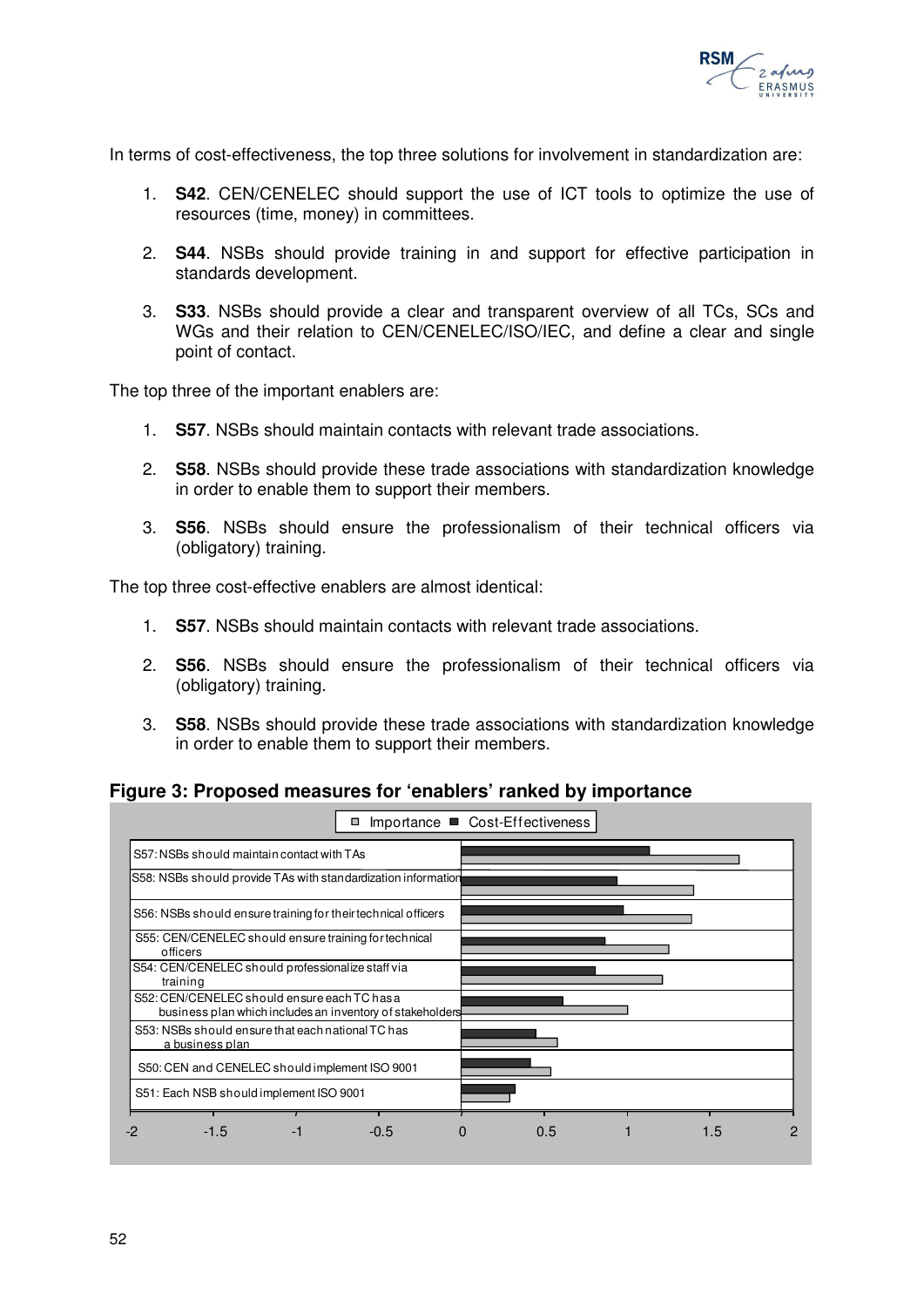In terms of cost-effectiveness, the top three solutions for involvement in standardization are:

1. **S42**. CEN/CENELEC should support the use of ICT tools to optimize the use of resources (time, money) in committees.

2. **S44**. NSBs should provide training in and support for effective participation in standards development.

3. **S33**. NSBs should provide a clear and transparent overview of all TCs, SCs and WGs and their relation to CEN/CENELEC/ISO/IEC, and define a clear and single point of contact.

The top three of the important enablers are:

1. **S57**. NSBs should maintain contacts with relevant trade associations.

2. **S58**. NSBs should provide these trade associations with standardization knowledge in order to enable them to support their members.

3. **S56**. NSBs should ensure the professionalism of their technical officers via (obligatory) training.

The top three cost-effective enablers are almost identical:

1. **S57**. NSBs should maintain contacts with relevant trade associations.

2. **S56**. NSBs should ensure the professionalism of their technical officers via (obligatory) training.

3. **S58**. NSBs should provide these trade associations with standardization knowledge in order to enable them to support their members.

**Figure 3: Proposed measures for 'enablers' ranked by importance**

| Measure | Importance | Cost-Effectiveness |
|---|---|---|
| S57: NSBs should maintain contact with TAs | ~1.68 | ~1.14 |
| S58: NSBs should provide TAs with standardization information | ~1.41 | ~0.95 |
| S56: NSBs should ensure training for their technical officers | ~1.40 | ~0.98 |
| S55: CEN/CENELEC should ensure training for technical officers | ~1.26 | ~0.87 |
| S54: CEN/CENELEC should professionalize staff via training | ~1.22 | ~0.81 |
| S52: CEN/CENELEC should ensure each TC has a business plan which includes an inventory of stakeholders | ~1.01 | ~0.62 |
| S53: NSBs should ensure that each national TC has a business plan | ~0.58 | ~0.45 |
| S50: CEN and CENELEC should implement ISO 9001 | ~0.54 | ~0.42 |
| S51: Each NSB should implement ISO 9001 | ~0.29 | ~0.33 |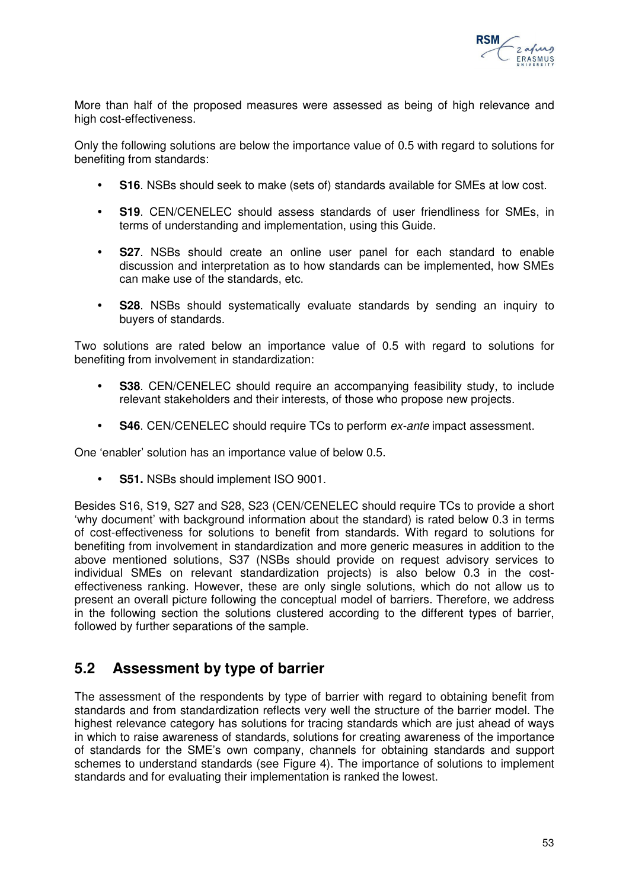More than half of the proposed measures were assessed as being of high relevance and high cost-effectiveness.

Only the following solutions are below the importance value of 0.5 with regard to solutions for benefiting from standards:

- **S16**. NSBs should seek to make (sets of) standards available for SMEs at low cost.
- **S19**. CEN/CENELEC should assess standards of user friendliness for SMEs, in terms of understanding and implementation, using this Guide.
- **S27**. NSBs should create an online user panel for each standard to enable discussion and interpretation as to how standards can be implemented, how SMEs can make use of the standards, etc.
- **S28**. NSBs should systematically evaluate standards by sending an inquiry to buyers of standards.

Two solutions are rated below an importance value of 0.5 with regard to solutions for benefiting from involvement in standardization:

- **S38**. CEN/CENELEC should require an accompanying feasibility study, to include relevant stakeholders and their interests, of those who propose new projects.
- **S46**. CEN/CENELEC should require TCs to perform *ex-ante* impact assessment.

One 'enabler' solution has an importance value of below 0.5.

- **S51.** NSBs should implement ISO 9001.

Besides S16, S19, S27 and S28, S23 (CEN/CENELEC should require TCs to provide a short 'why document' with background information about the standard) is rated below 0.3 in terms of cost-effectiveness for solutions to benefit from standards. With regard to solutions for benefiting from involvement in standardization and more generic measures in addition to the above mentioned solutions, S37 (NSBs should provide on request advisory services to individual SMEs on relevant standardization projects) is also below 0.3 in the cost-effectiveness ranking. However, these are only single solutions, which do not allow us to present an overall picture following the conceptual model of barriers. Therefore, we address in the following section the solutions clustered according to the different types of barrier, followed by further separations of the sample.

## 5.2 Assessment by type of barrier

The assessment of the respondents by type of barrier with regard to obtaining benefit from standards and from standardization reflects very well the structure of the barrier model. The highest relevance category has solutions for tracing standards which are just ahead of ways in which to raise awareness of standards, solutions for creating awareness of the importance of standards for the SME's own company, channels for obtaining standards and support schemes to understand standards (see Figure 4). The importance of solutions to implement standards and for evaluating their implementation is ranked the lowest.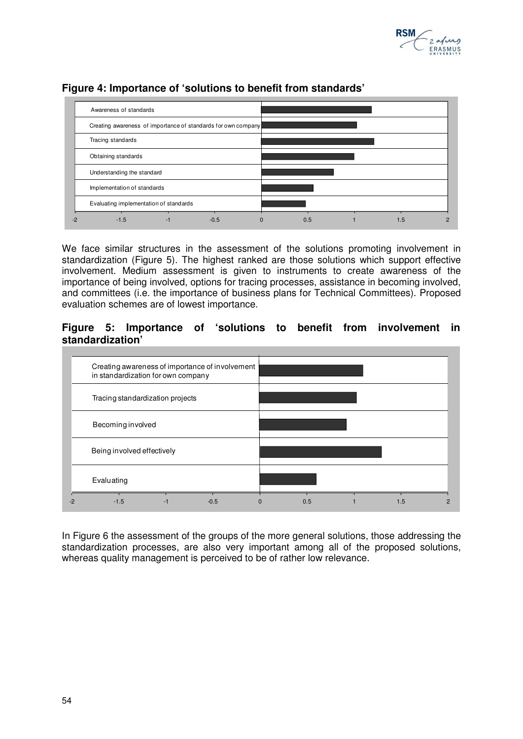**Figure 4: Importance of 'solutions to benefit from standards'**

| Solution |
|---|
| Awareness of standards |
| Creating awareness of importance of standards for own company |
| Tracing standards |
| Obtaining standards |
| Understanding the standard |
| Implementation of standards |
| Evaluating implementation of standards |

We face similar structures in the assessment of the solutions promoting involvement in standardization (Figure 5). The highest ranked are those solutions which support effective involvement. Medium assessment is given to instruments to create awareness of the importance of being involved, options for tracing processes, assistance in becoming involved, and committees (i.e. the importance of business plans for Technical Committees). Proposed evaluation schemes are of lowest importance.

**Figure 5: Importance of 'solutions to benefit from involvement in standardization'**

| Solution |
|---|
| Creating awareness of importance of involvement in standardization for own company |
| Tracing standardization projects |
| Becoming involved |
| Being involved effectively |
| Evaluating |

In Figure 6 the assessment of the groups of the more general solutions, those addressing the standardization processes, are also very important among all of the proposed solutions, whereas quality management is perceived to be of rather low relevance.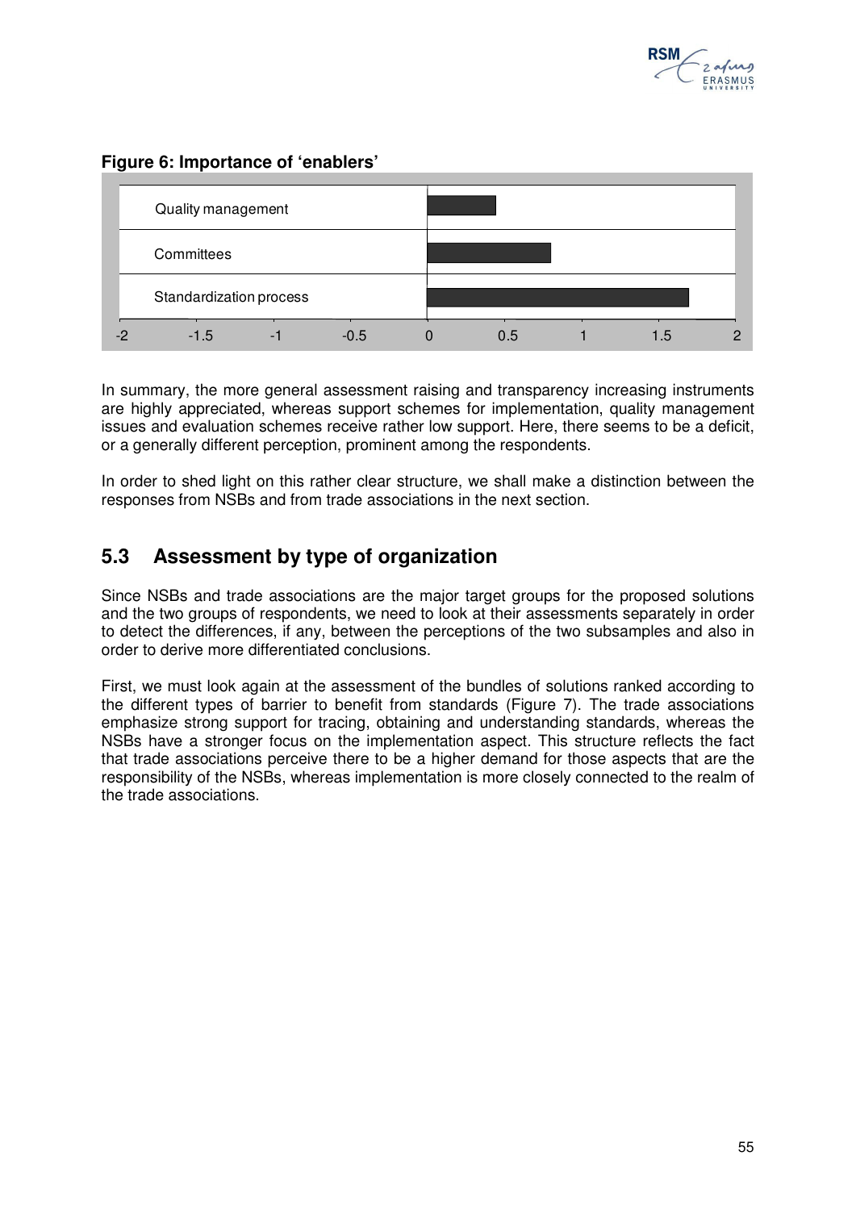**Figure 6: Importance of 'enablers'**

In summary, the more general assessment raising and transparency increasing instruments are highly appreciated, whereas support schemes for implementation, quality management issues and evaluation schemes receive rather low support. Here, there seems to be a deficit, or a generally different perception, prominent among the respondents.

In order to shed light on this rather clear structure, we shall make a distinction between the responses from NSBs and from trade associations in the next section.

## 5.3 Assessment by type of organization

Since NSBs and trade associations are the major target groups for the proposed solutions and the two groups of respondents, we need to look at their assessments separately in order to detect the differences, if any, between the perceptions of the two subsamples and also in order to derive more differentiated conclusions.

First, we must look again at the assessment of the bundles of solutions ranked according to the different types of barrier to benefit from standards (Figure 7). The trade associations emphasize strong support for tracing, obtaining and understanding standards, whereas the NSBs have a stronger focus on the implementation aspect. This structure reflects the fact that trade associations perceive there to be a higher demand for those aspects that are the responsibility of the NSBs, whereas implementation is more closely connected to the realm of the trade associations.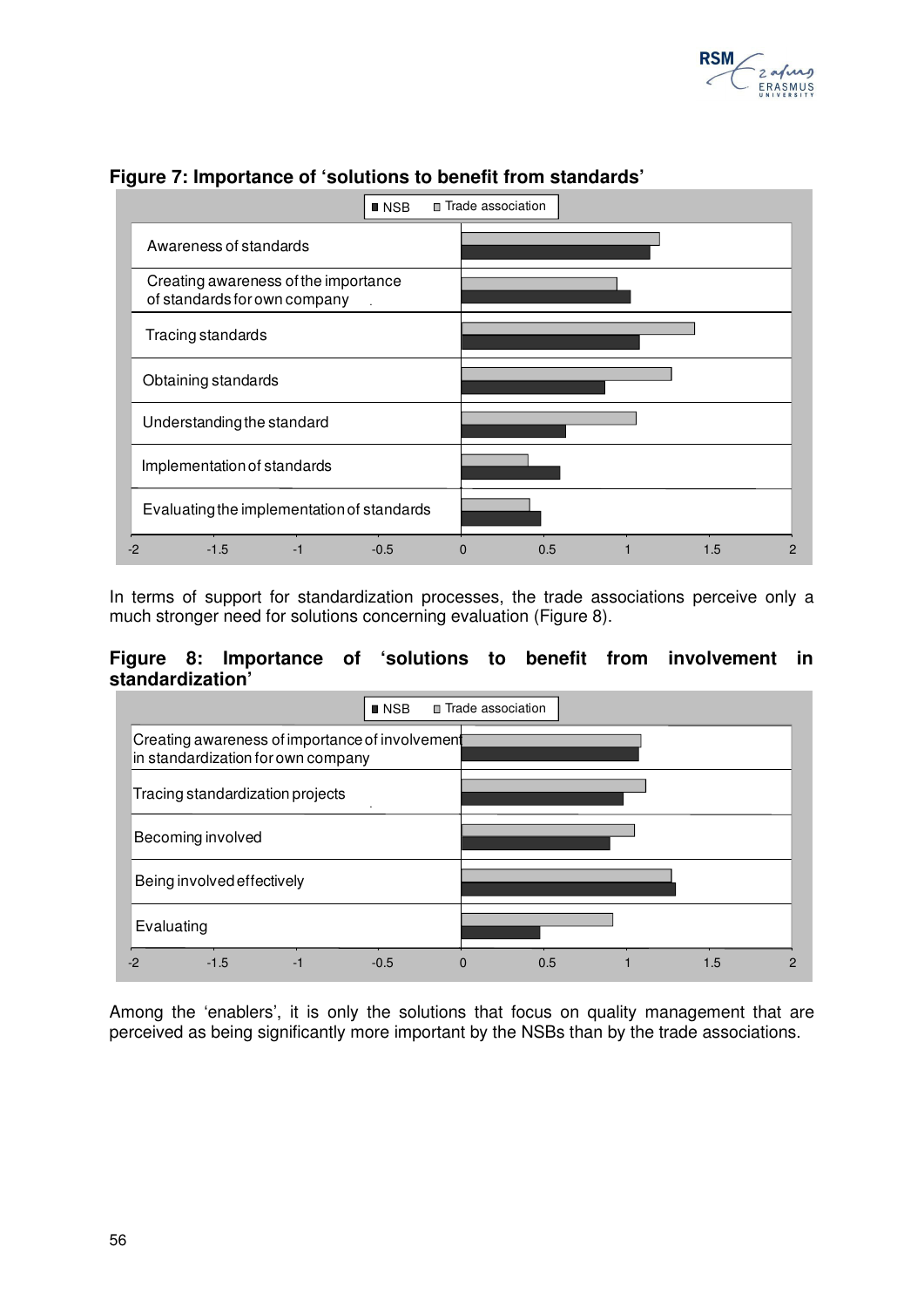**Figure 7: Importance of 'solutions to benefit from standards'**

In terms of support for standardization processes, the trade associations perceive only a much stronger need for solutions concerning evaluation (Figure 8).

**Figure 8: Importance of 'solutions to benefit from involvement in standardization'**

Among the 'enablers', it is only the solutions that focus on quality management that are perceived as being significantly more important by the NSBs than by the trade associations.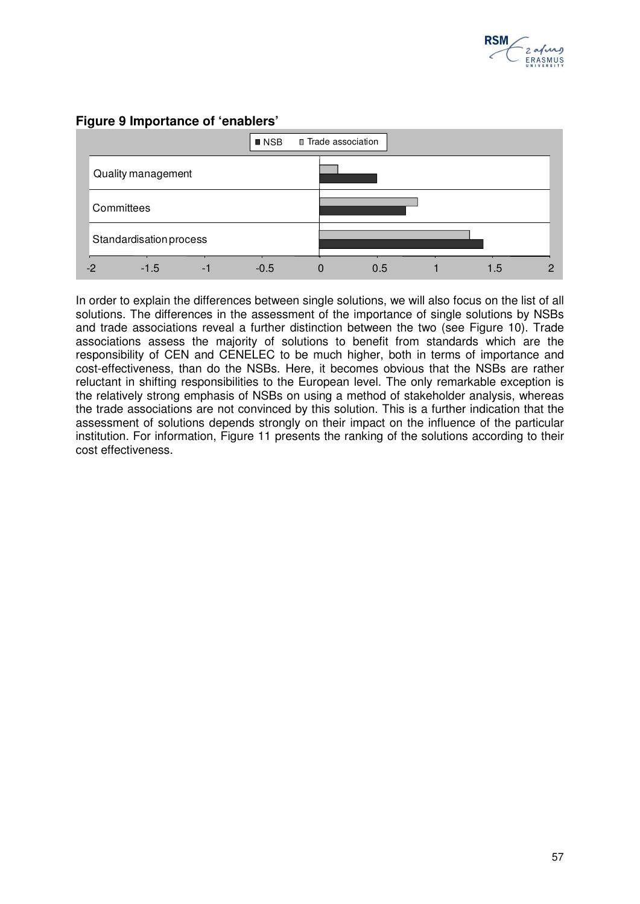**Figure 9 Importance of 'enablers'**

In order to explain the differences between single solutions, we will also focus on the list of all solutions. The differences in the assessment of the importance of single solutions by NSBs and trade associations reveal a further distinction between the two (see Figure 10). Trade associations assess the majority of solutions to benefit from standards which are the responsibility of CEN and CENELEC to be much higher, both in terms of importance and cost-effectiveness, than do the NSBs. Here, it becomes obvious that the NSBs are rather reluctant in shifting responsibilities to the European level. The only remarkable exception is the relatively strong emphasis of NSBs on using a method of stakeholder analysis, whereas the trade associations are not convinced by this solution. This is a further indication that the assessment of solutions depends strongly on their impact on the influence of the particular institution. For information, Figure 11 presents the ranking of the solutions according to their cost effectiveness.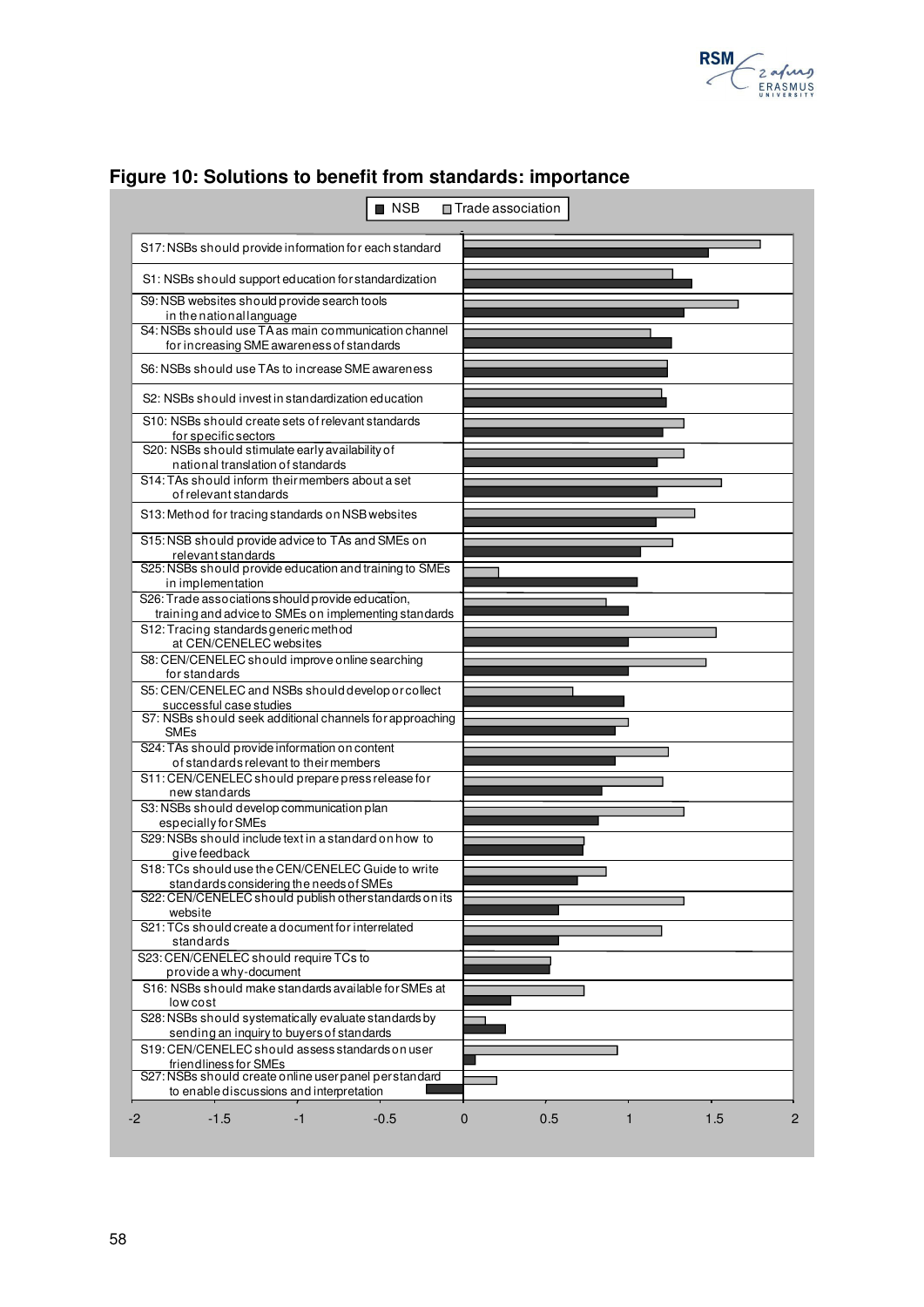## Figure 10: Solutions to benefit from standards: importance

■ NSB ☐ Trade association

- S17: NSBs should provide information for each standard
- S1: NSBs should support education for standardization
- S9: NSB websites should provide search tools in the national language
- S4: NSBs should use TA as main communication channel for increasing SME awareness of standards
- S6: NSBs should use TAs to increase SME awareness
- S2: NSBs should invest in standardization education
- S10: NSBs should create sets of relevant standards for specific sectors
- S20: NSBs should stimulate early availability of national translation of standards
- S14: TAs should inform their members about a set of relevant standards
- S13: Method for tracing standards on NSB websites
- S15: NSB should provide advice to TAs and SMEs on relevant standards
- S25: NSBs should provide education and training to SMEs in implementation
- S26: Trade associations should provide education, training and advice to SMEs on implementing standards
- S12: Tracing standards generic method at CEN/CENELEC websites
- S8: CEN/CENELEC should improve online searching for standards
- S5: CEN/CENELEC and NSBs should develop or collect successful case studies
- S7: NSBs should seek additional channels for approaching SMEs
- S24: TAs should provide information on content of standards relevant to their members
- S11: CEN/CENELEC should prepare press release for new standards
- S3: NSBs should develop communication plan especially for SMEs
- S29: NSBs should include text in a standard on how to give feedback
- S18: TCs should use the CEN/CENELEC Guide to write standards considering the needs of SMEs
- S22: CEN/CENELEC should publish other standards on its website
- S21: TCs should create a document for interrelated standards
- S23: CEN/CENELEC should require TCs to provide a why-document
- S16: NSBs should make standards available for SMEs at low cost
- S28: NSBs should systematically evaluate standards by sending an inquiry to buyers of standards
- S19: CEN/CENELEC should assess standards on user friendliness for SMEs
- S27: NSBs should create online user panel per standard to enable discussions and interpretation

Axis: -2, -1.5, -1, -0.5, 0, 0.5, 1, 1.5, 2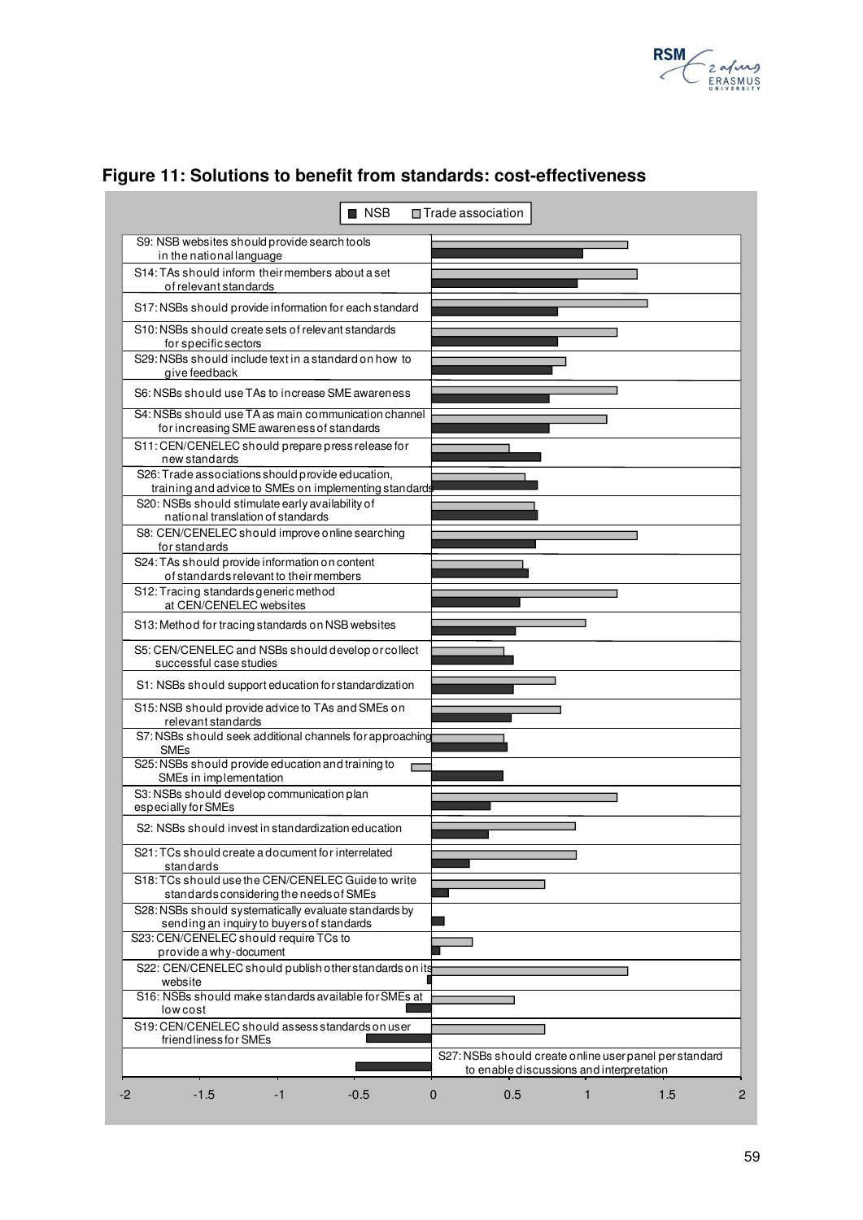## Figure 11: Solutions to benefit from standards: cost-effectiveness

■ NSB ☐ Trade association

| Solution | NSB (approx.) | Trade association (approx.) |
|---|---|---|
| S9: NSB websites should provide search tools in the national language | 0.98 | 1.27 |
| S14: TAs should inform their members about a set of relevant standards | 0.94 | 1.33 |
| S17: NSBs should provide information for each standard | 0.81 | 1.40 |
| S10: NSBs should create sets of relevant standards for specific sectors | 0.81 | 1.20 |
| S29: NSBs should include text in a standard on how to give feedback | 0.78 | 0.87 |
| S6: NSBs should use TAs to increase SME awareness | 0.76 | 1.20 |
| S4: NSBs should use TA as main communication channel for increasing SME awareness of standards | 0.76 | 1.13 |
| S11: CEN/CENELEC should prepare press release for new standards | 0.70 | 0.50 |
| S26: Trade associations should provide education, training and advice to SMEs on implementing standards | 0.68 | 0.60 |
| S20: NSBs should stimulate early availability of national translation of standards | 0.68 | 0.66 |
| S8: CEN/CENELEC should improve online searching for standards | 0.67 | 1.33 |
| S24: TAs should provide information on content of standards relevant to their members | 0.62 | 0.59 |
| S12: Tracing standards generic method at CEN/CENELEC websites | 0.57 | 1.20 |
| S13: Method for tracing standards on NSB websites | 0.54 | 1.00 |
| S5: CEN/CENELEC and NSBs should develop or collect successful case studies | 0.53 | 0.47 |
| S1: NSBs should support education for standardization | 0.53 | 0.80 |
| S15: NSB should provide advice to TAs and SMEs on relevant standards | 0.52 | 0.84 |
| S7: NSBs should seek additional channels for approaching SMEs | 0.49 | 0.47 |
| S25: NSBs should provide education and training to SMEs in implementation | 0.46 | -0.13 |
| S3: NSBs should develop communication plan especially for SMEs | 0.38 | 1.20 |
| S2: NSBs should invest in standardization education | 0.37 | 0.93 |
| S21: TCs should create a document for interrelated standards | 0.25 | 0.94 |
| S18: TCs should use the CEN/CENELEC Guide to write standards considering the needs of SMEs | 0.11 | 0.73 |
| S28: NSBs should systematically evaluate standards by sending an inquiry to buyers of standards | 0.08 | |
| S23: CEN/CENELEC should require TCs to provide a why-document | 0.06 | 0.26 |
| S22: CEN/CENELEC should publish other standards on its website | -0.03 | 1.27 |
| S16: NSBs should make standards available for SMEs at low cost | -0.17 | 0.53 |
| S19: CEN/CENELEC should assess standards on user friendliness for SMEs | -0.42 | 0.73 |
| S27: NSBs should create online user panel per standard to enable discussions and interpretation | -0.49 | |

Horizontal axis: -2 to 2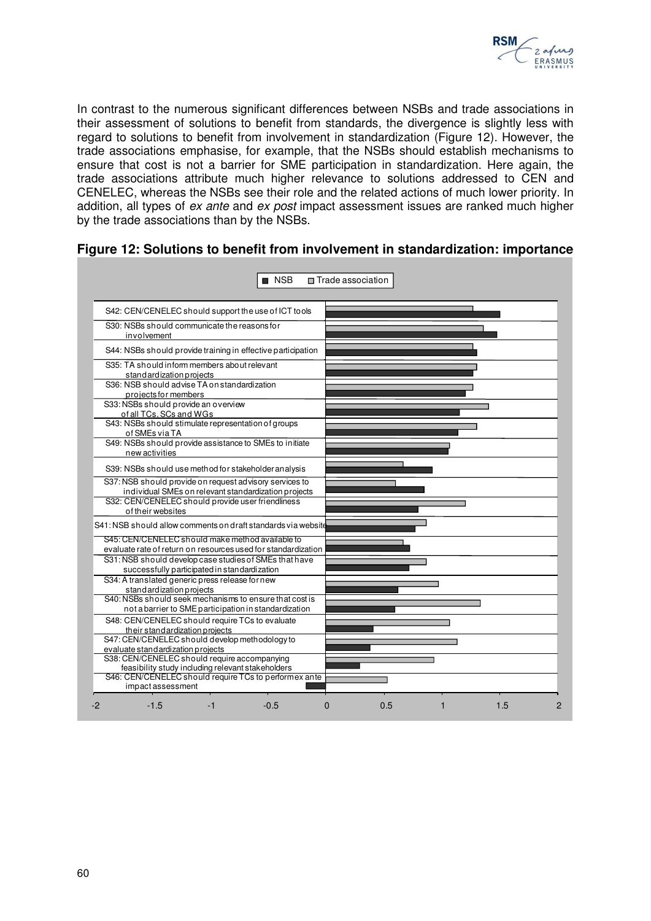In contrast to the numerous significant differences between NSBs and trade associations in their assessment of solutions to benefit from standards, the divergence is slightly less with regard to solutions to benefit from involvement in standardization (Figure 12). However, the trade associations emphasise, for example, that the NSBs should establish mechanisms to ensure that cost is not a barrier for SME participation in standardization. Here again, the trade associations attribute much higher relevance to solutions addressed to CEN and CENELEC, whereas the NSBs see their role and the related actions of much lower priority. In addition, all types of *ex ante* and *ex post* impact assessment issues are ranked much higher by the trade associations than by the NSBs.

**Figure 12: Solutions to benefit from involvement in standardization: importance**

■ NSB  □ Trade association

- S42: CEN/CENELEC should support the use of ICT tools
- S30: NSBs should communicate the reasons for involvement
- S44: NSBs should provide training in effective participation
- S35: TA should inform members about relevant standardization projects
- S36: NSB should advise TA on standardization projects for members
- S33: NSBs should provide an overview of all TCs, SCs and WGs
- S43: NSBs should stimulate representation of groups of SMEs via TA
- S49: NSBs should provide assistance to SMEs to initiate new activities
- S39: NSBs should use method for stakeholder analysis
- S37: NSB should provide on request advisory services to individual SMEs on relevant standardization projects
- S32: CEN/CENELEC should provide user friendliness of their websites
- S41: NSB should allow comments on draft standards via website
- S45: CEN/CENELEC should make method available to evaluate rate of return on resources used for standardization
- S31: NSB should develop case studies of SMEs that have successfully participated in standardization
- S34: A translated generic press release for new standardization projects
- S40: NSBs should seek mechanisms to ensure that cost is not a barrier to SME participation in standardization
- S48: CEN/CENELEC should require TCs to evaluate their standardization projects
- S47: CEN/CENELEC should develop methodology to evaluate standardization projects
- S38: CEN/CENELEC should require accompanying feasibility study including relevant stakeholders
- S46: CEN/CENELEC should require TCs to perform ex ante impact assessment

-2 -1.5 -1 -0.5 0 0.5 1 1.5 2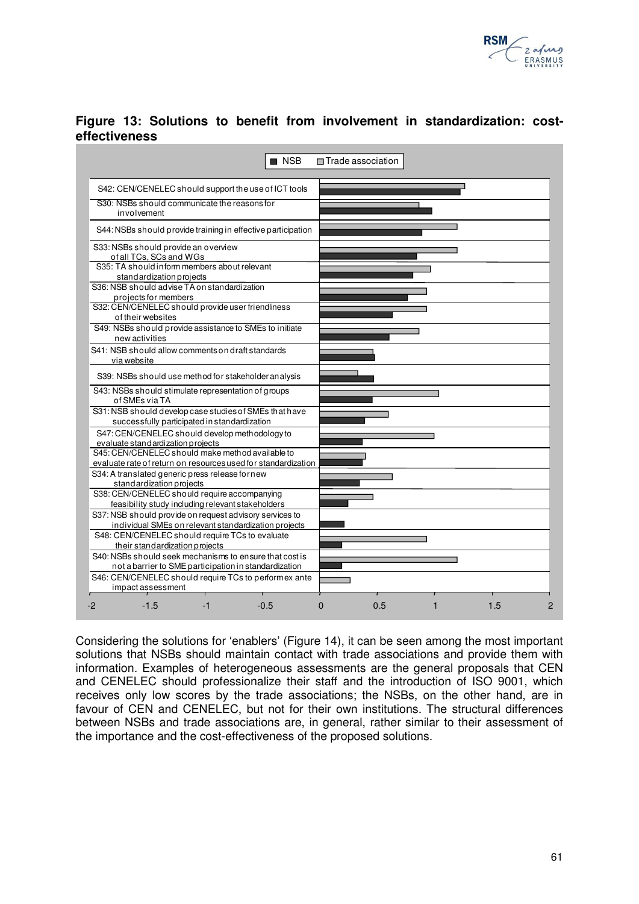**Figure 13: Solutions to benefit from involvement in standardization: cost-effectiveness**

Considering the solutions for 'enablers' (Figure 14), it can be seen among the most important solutions that NSBs should maintain contact with trade associations and provide them with information. Examples of heterogeneous assessments are the general proposals that CEN and CENELEC should professionalize their staff and the introduction of ISO 9001, which receives only low scores by the trade associations; the NSBs, on the other hand, are in favour of CEN and CENELEC, but not for their own institutions. The structural differences between NSBs and trade associations are, in general, rather similar to their assessment of the importance and the cost-effectiveness of the proposed solutions.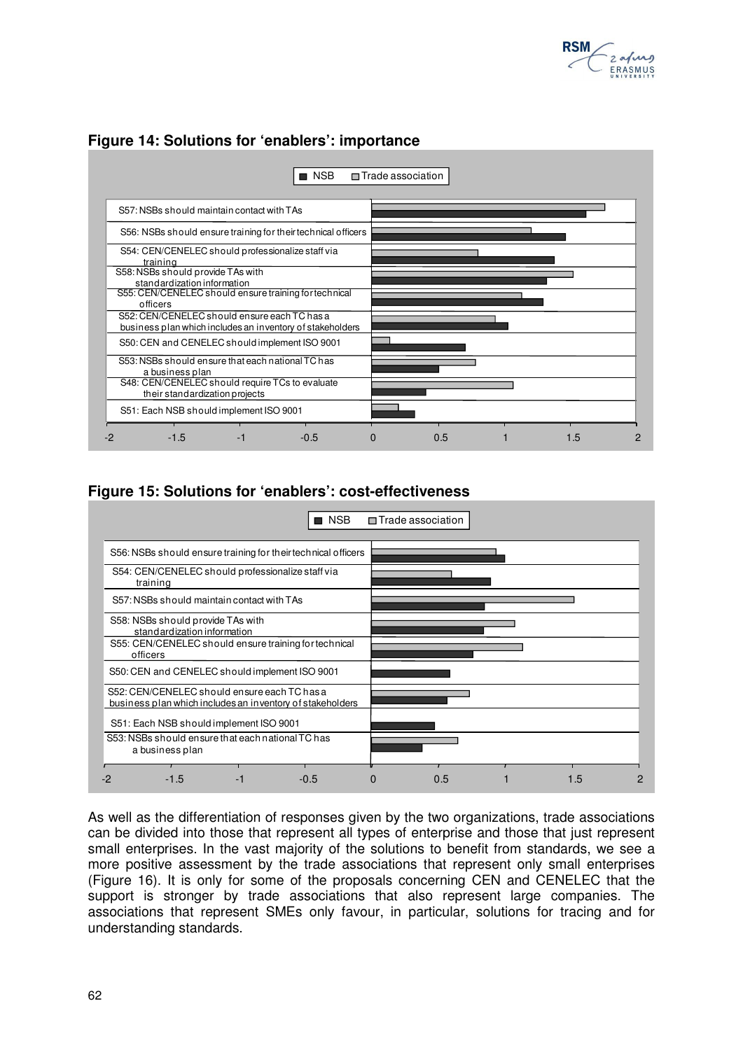## Figure 14: Solutions for 'enablers': importance

■ NSB □ Trade association

- S57: NSBs should maintain contact with TAs
- S56: NSBs should ensure training for their technical officers
- S54: CEN/CENELEC should professionalize staff via training
- S58: NSBs should provide TAs with standardization information
- S55: CEN/CENELEC should ensure training for technical officers
- S52: CEN/CENELEC should ensure each TC has a business plan which includes an inventory of stakeholders
- S50: CEN and CENELEC should implement ISO 9001
- S53: NSBs should ensure that each national TC has a business plan
- S48: CEN/CENELEC should require TCs to evaluate their standardization projects
- S51: Each NSB should implement ISO 9001

-2 -1.5 -1 -0.5 0 0.5 1 1.5 2

## Figure 15: Solutions for 'enablers': cost-effectiveness

■ NSB □ Trade association

- S56: NSBs should ensure training for their technical officers
- S54: CEN/CENELEC should professionalize staff via training
- S57: NSBs should maintain contact with TAs
- S58: NSBs should provide TAs with standardization information
- S55: CEN/CENELEC should ensure training for technical officers
- S50: CEN and CENELEC should implement ISO 9001
- S52: CEN/CENELEC should ensure each TC has a business plan which includes an inventory of stakeholders
- S51: Each NSB should implement ISO 9001
- S53: NSBs should ensure that each national TC has a business plan

-2 -1.5 -1 -0.5 0 0.5 1 1.5 2

As well as the differentiation of responses given by the two organizations, trade associations can be divided into those that represent all types of enterprise and those that just represent small enterprises. In the vast majority of the solutions to benefit from standards, we see a more positive assessment by the trade associations that represent only small enterprises (Figure 16). It is only for some of the proposals concerning CEN and CENELEC that the support is stronger by trade associations that also represent large companies. The associations that represent SMEs only favour, in particular, solutions for tracing and for understanding standards.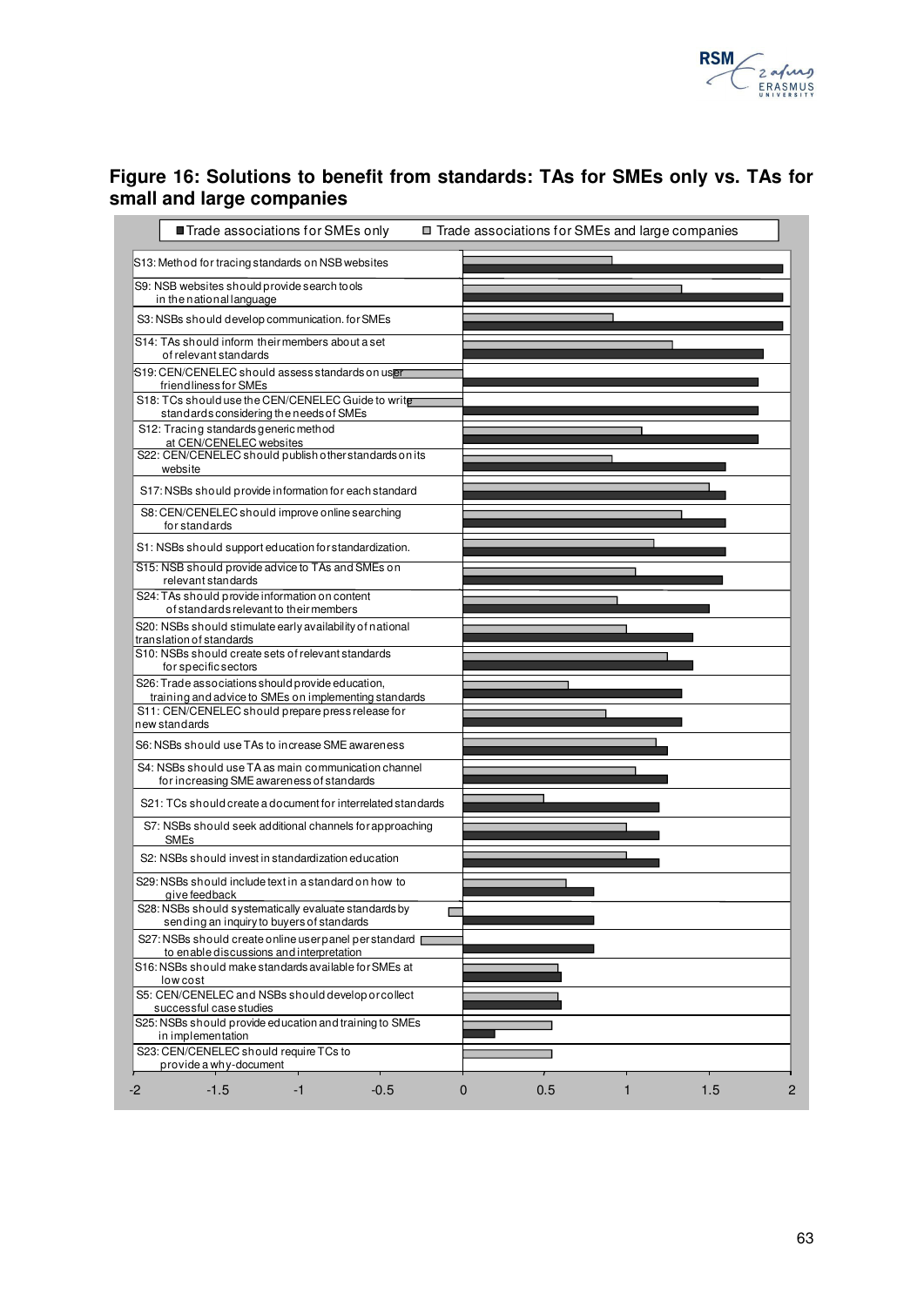## Figure 16: Solutions to benefit from standards: TAs for SMEs only vs. TAs for small and large companies

■ Trade associations for SMEs only  □ Trade associations for SMEs and large companies

- S13: Method for tracing standards on NSB websites
- S9: NSB websites should provide search tools in the national language
- S3: NSBs should develop communication. for SMEs
- S14: TAs should inform their members about a set of relevant standards
- S19: CEN/CENELEC should assess standards on user friendliness for SMEs
- S18: TCs should use the CEN/CENELEC Guide to write standards considering the needs of SMEs
- S12: Tracing standards generic method at CEN/CENELEC websites
- S22: CEN/CENELEC should publish other standards on its website
- S17: NSBs should provide information for each standard
- S8: CEN/CENELEC should improve online searching for standards
- S1: NSBs should support education for standardization.
- S15: NSB should provide advice to TAs and SMEs on relevant standards
- S24: TAs should provide information on content of standards relevant to their members
- S20: NSBs should stimulate early availability of national translation of standards
- S10: NSBs should create sets of relevant standards for specific sectors
- S26: Trade associations should provide education, training and advice to SMEs on implementing standards
- S11: CEN/CENELEC should prepare press release for new standards
- S6: NSBs should use TAs to increase SME awareness
- S4: NSBs should use TA as main communication channel for increasing SME awareness of standards
- S21: TCs should create a document for interrelated standards
- S7: NSBs should seek additional channels for approaching SMEs
- S2: NSBs should invest in standardization education
- S29: NSBs should include text in a standard on how to give feedback
- S28: NSBs should systematically evaluate standards by sending an inquiry to buyers of standards
- S27: NSBs should create online user panel per standard to enable discussions and interpretation
- S16: NSBs should make standards available for SMEs at low cost
- S5: CEN/CENELEC and NSBs should develop or collect successful case studies
- S25: NSBs should provide education and training to SMEs in implementation
- S23: CEN/CENELEC should require TCs to provide a why-document

-2 -1.5 -1 -0.5 0 0.5 1 1.5 2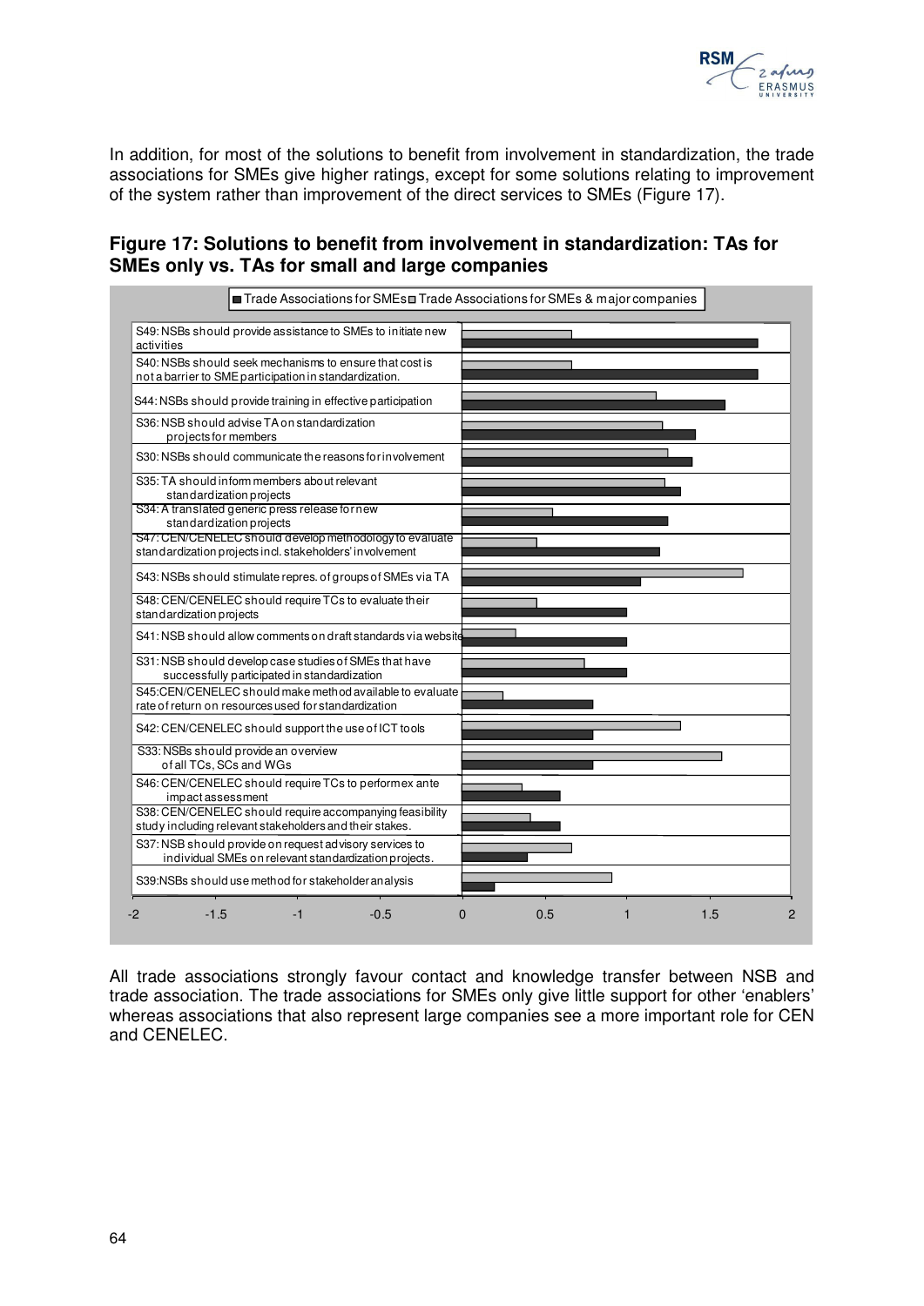In addition, for most of the solutions to benefit from involvement in standardization, the trade associations for SMEs give higher ratings, except for some solutions relating to improvement of the system rather than improvement of the direct services to SMEs (Figure 17).

**Figure 17: Solutions to benefit from involvement in standardization: TAs for SMEs only vs. TAs for small and large companies**

■ Trade Associations for SMEs □ Trade Associations for SMEs & major companies

- S49: NSBs should provide assistance to SMEs to initiate new activities
- S40: NSBs should seek mechanisms to ensure that cost is not a barrier to SME participation in standardization.
- S44: NSBs should provide training in effective participation
- S36: NSB should advise TA on standardization projects for members
- S30: NSBs should communicate the reasons for involvement
- S35: TA should inform members about relevant standardization projects
- S34: A translated generic press release for new standardization projects
- S47: CEN/CENELEC should develop methodology to evaluate standardization projects incl. stakeholders' involvement
- S43: NSBs should stimulate repres. of groups of SMEs via TA
- S48: CEN/CENELEC should require TCs to evaluate their standardization projects
- S41: NSB should allow comments on draft standards via website
- S31: NSB should develop case studies of SMEs that have successfully participated in standardization
- S45: CEN/CENELEC should make method available to evaluate rate of return on resources used for standardization
- S42: CEN/CENELEC should support the use of ICT tools
- S33: NSBs should provide an overview of all TCs, SCs and WGs
- S46: CEN/CENELEC should require TCs to perform ex ante impact assessment
- S38: CEN/CENELEC should require accompanying feasibility study including relevant stakeholders and their stakes.
- S37: NSB should provide on request advisory services to individual SMEs on relevant standardization projects.
- S39: NSBs should use method for stakeholder analysis

Axis: -2, -1.5, -1, -0.5, 0, 0.5, 1, 1.5, 2

All trade associations strongly favour contact and knowledge transfer between NSB and trade association. The trade associations for SMEs only give little support for other 'enablers' whereas associations that also represent large companies see a more important role for CEN and CENELEC.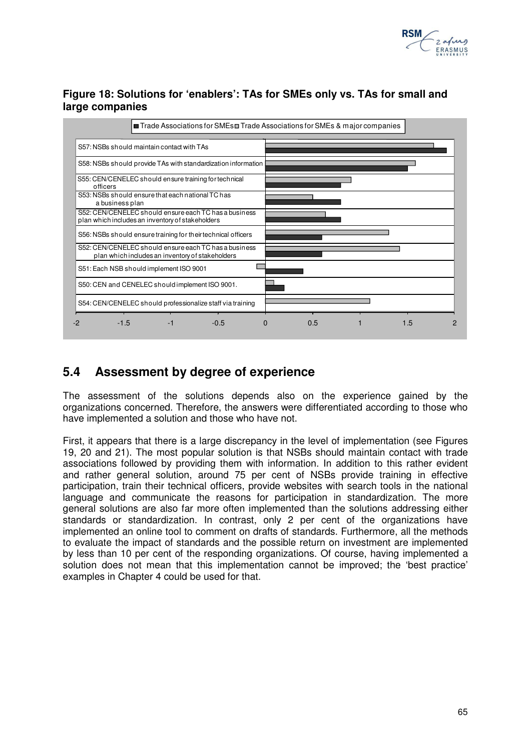**Figure 18: Solutions for 'enablers': TAs for SMEs only vs. TAs for small and large companies**

■ Trade Associations for SMEs □ Trade Associations for SMEs & major companies

S57: NSBs should maintain contact with TAs

S58: NSBs should provide TAs with standardization information

S55: CEN/CENELEC should ensure training for technical officers

S53: NSBs should ensure that each national TC has a business plan

S52: CEN/CENELEC should ensure each TC has a business plan which includes an inventory of stakeholders

S56: NSBs should ensure training for their technical officers

S52: CEN/CENELEC should ensure each TC has a business plan which includes an inventory of stakeholders

S51: Each NSB should implement ISO 9001

S50: CEN and CENELEC should implement ISO 9001.

S54: CEN/CENELEC should professionalize staff via training

-2 -1.5 -1 -0.5 0 0.5 1 1.5 2

## 5.4 Assessment by degree of experience

The assessment of the solutions depends also on the experience gained by the organizations concerned. Therefore, the answers were differentiated according to those who have implemented a solution and those who have not.

First, it appears that there is a large discrepancy in the level of implementation (see Figures 19, 20 and 21). The most popular solution is that NSBs should maintain contact with trade associations followed by providing them with information. In addition to this rather evident and rather general solution, around 75 per cent of NSBs provide training in effective participation, train their technical officers, provide websites with search tools in the national language and communicate the reasons for participation in standardization. The more general solutions are also far more often implemented than the solutions addressing either standards or standardization. In contrast, only 2 per cent of the organizations have implemented an online tool to comment on drafts of standards. Furthermore, all the methods to evaluate the impact of standards and the possible return on investment are implemented by less than 10 per cent of the responding organizations. Of course, having implemented a solution does not mean that this implementation cannot be improved; the 'best practice' examples in Chapter 4 could be used for that.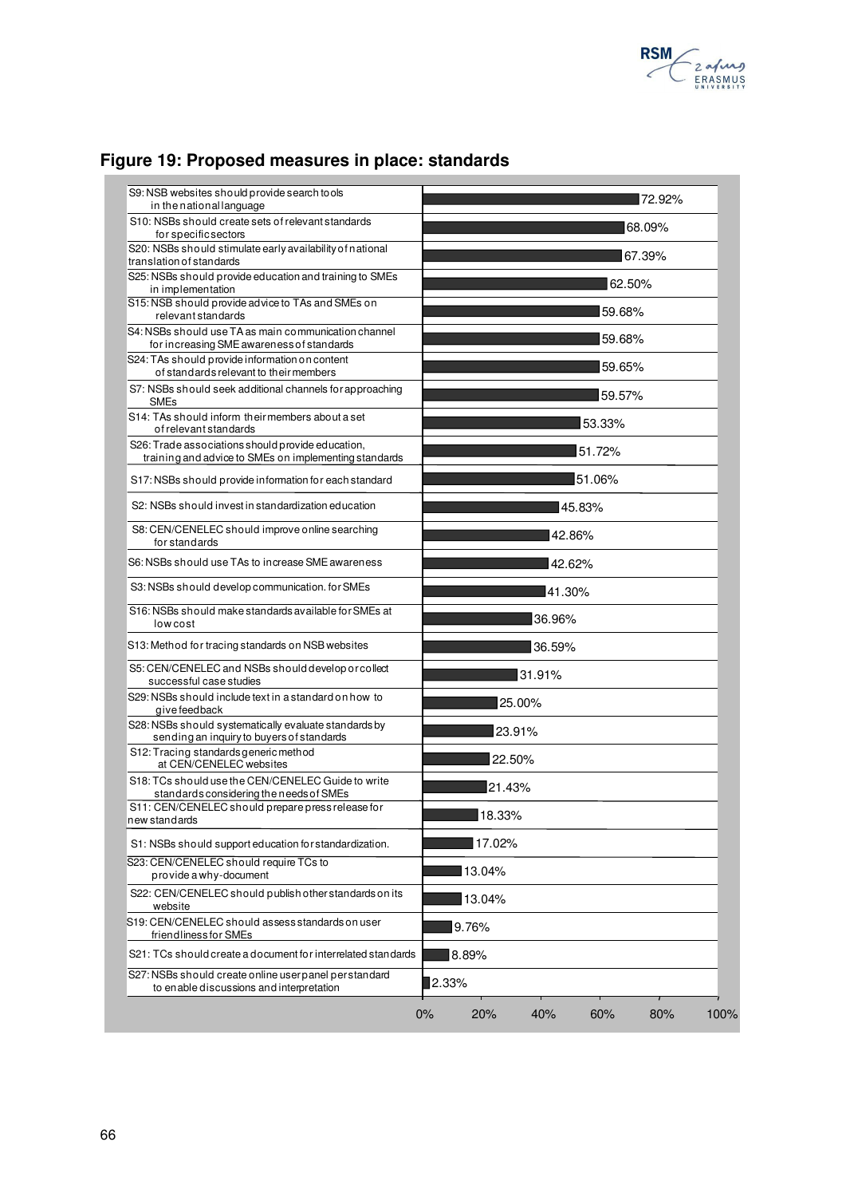## Figure 19: Proposed measures in place: standards

| Proposed measure | % |
|---|---|
| S9: NSB websites should provide search tools in the national language | 72.92% |
| S10: NSBs should create sets of relevant standards for specific sectors | 68.09% |
| S20: NSBs should stimulate early availability of national translation of standards | 67.39% |
| S25: NSBs should provide education and training to SMEs in implementation | 62.50% |
| S15: NSB should provide advice to TAs and SMEs on relevant standards | 59.68% |
| S4: NSBs should use TA as main communication channel for increasing SME awareness of standards | 59.68% |
| S24: TAs should provide information on content of standards relevant to their members | 59.65% |
| S7: NSBs should seek additional channels for approaching SMEs | 59.57% |
| S14: TAs should inform their members about a set of relevant standards | 53.33% |
| S26: Trade associations should provide education, training and advice to SMEs on implementing standards | 51.72% |
| S17: NSBs should provide information for each standard | 51.06% |
| S2: NSBs should invest in standardization education | 45.83% |
| S8: CEN/CENELEC should improve online searching for standards | 42.86% |
| S6: NSBs should use TAs to increase SME awareness | 42.62% |
| S3: NSBs should develop communication. for SMEs | 41.30% |
| S16: NSBs should make standards available for SMEs at low cost | 36.96% |
| S13: Method for tracing standards on NSB websites | 36.59% |
| S5: CEN/CENELEC and NSBs should develop or collect successful case studies | 31.91% |
| S29: NSBs should include text in a standard on how to give feedback | 25.00% |
| S28: NSBs should systematically evaluate standards by sending an inquiry to buyers of standards | 23.91% |
| S12: Tracing standards generic method at CEN/CENELEC websites | 22.50% |
| S18: TCs should use the CEN/CENELEC Guide to write standards considering the needs of SMEs | 21.43% |
| S11: CEN/CENELEC should prepare press release for new standards | 18.33% |
| S1: NSBs should support education for standardization. | 17.02% |
| S23: CEN/CENELEC should require TCs to provide a why-document | 13.04% |
| S22: CEN/CENELEC should publish other standards on its website | 13.04% |
| S19: CEN/CENELEC should assess standards on user friendliness for SMEs | 9.76% |
| S21: TCs should create a document for interrelated standards | 8.89% |
| S27: NSBs should create online user panel per standard to enable discussions and interpretation | 2.33% |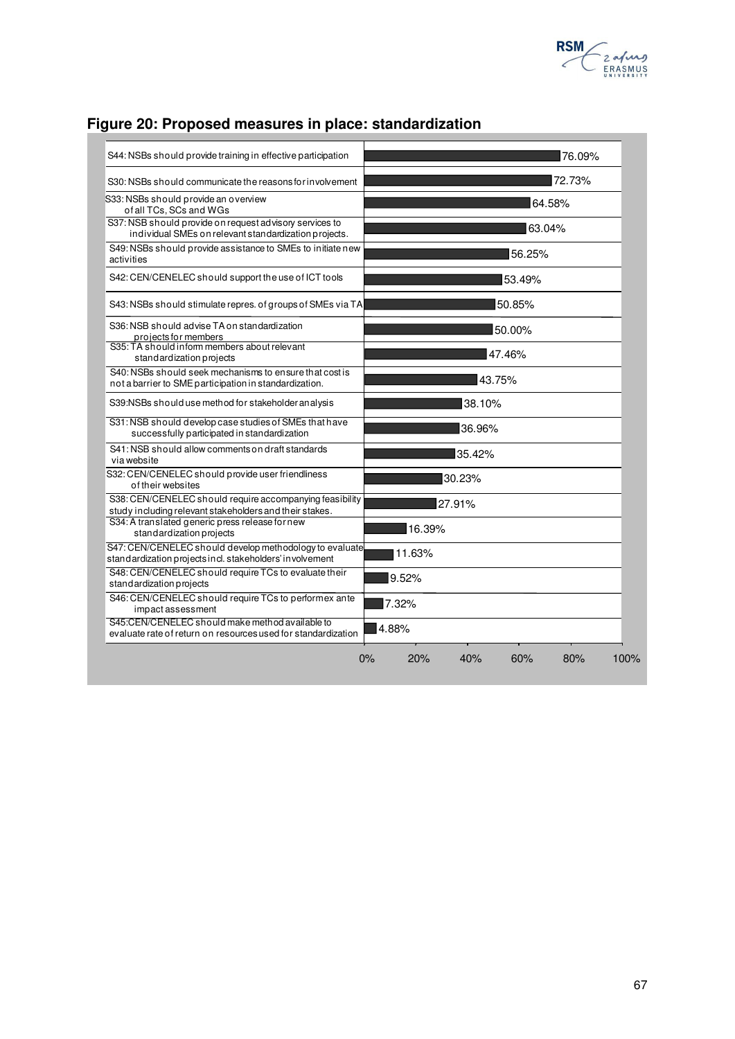## Figure 20: Proposed measures in place: standardization

| Measure | Percentage |
| --- | --- |
| S44: NSBs should provide training in effective participation | 76.09% |
| S30: NSBs should communicate the reasons for involvement | 72.73% |
| S33: NSBs should provide an overview of all TCs, SCs and WGs | 64.58% |
| S37: NSB should provide on request advisory services to individual SMEs on relevant standardization projects. | 63.04% |
| S49: NSBs should provide assistance to SMEs to initiate new activities | 56.25% |
| S42: CEN/CENELEC should support the use of ICT tools | 53.49% |
| S43: NSBs should stimulate repres. of groups of SMEs via TA | 50.85% |
| S36: NSB should advise TA on standardization projects for members | 50.00% |
| S35: TA should inform members about relevant standardization projects | 47.46% |
| S40: NSBs should seek mechanisms to ensure that cost is not a barrier to SME participation in standardization. | 43.75% |
| S39:NSBs should use method for stakeholder analysis | 38.10% |
| S31: NSB should develop case studies of SMEs that have successfully participated in standardization | 36.96% |
| S41: NSB should allow comments on draft standards via website | 35.42% |
| S32: CEN/CENELEC should provide user friendliness of their websites | 30.23% |
| S38: CEN/CENELEC should require accompanying feasibility study including relevant stakeholders and their stakes. | 27.91% |
| S34: A translated generic press release for new standardization projects | 16.39% |
| S47: CEN/CENELEC should develop methodology to evaluate standardization projects incl. stakeholders' involvement | 11.63% |
| S48: CEN/CENELEC should require TCs to evaluate their standardization projects | 9.52% |
| S46: CEN/CENELEC should require TCs to perform ex ante impact assessment | 7.32% |
| S45:CEN/CENELEC should make method available to evaluate rate of return on resources used for standardization | 4.88% |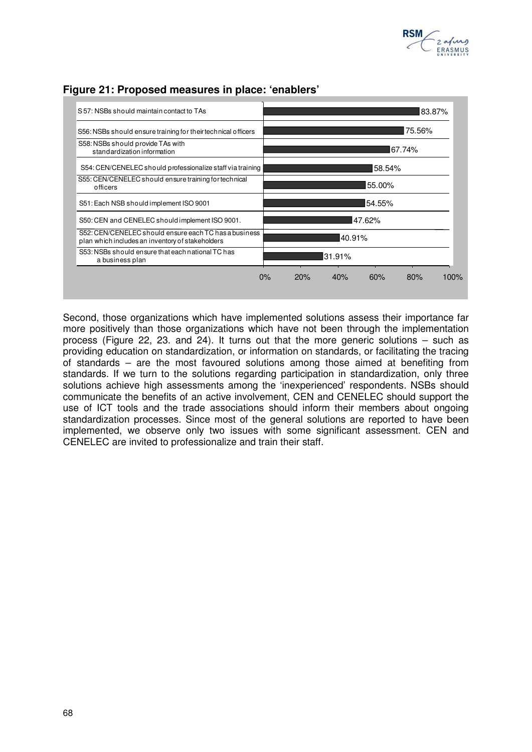**Figure 21: Proposed measures in place: 'enablers'**

| Measure | Percentage |
|---|---|
| S 57: NBSs should maintain contact to TAs | 83.87% |
| S56: NSBs should ensure training for their technical officers | 75.56% |
| S58: NSBs should provide TAs with standardization information | 67.74% |
| S54: CEN/CENELEC should professionalize staff via training | 58.54% |
| S55: CEN/CENELEC should ensure training for technical officers | 55.00% |
| S51: Each NSB should implement ISO 9001 | 54.55% |
| S50: CEN and CENELEC should implement ISO 9001. | 47.62% |
| S52: CEN/CENELEC should ensure each TC has a business plan which includes an inventory of stakeholders | 40.91% |
| S53: NSBs should ensure that each national TC has a business plan | 31.91% |

Second, those organizations which have implemented solutions assess their importance far more positively than those organizations which have not been through the implementation process (Figure 22, 23. and 24). It turns out that the more generic solutions – such as providing education on standardization, or information on standards, or facilitating the tracing of standards – are the most favoured solutions among those aimed at benefiting from standards. If we turn to the solutions regarding participation in standardization, only three solutions achieve high assessments among the 'inexperienced' respondents. NSBs should communicate the benefits of an active involvement, CEN and CENELEC should support the use of ICT tools and the trade associations should inform their members about ongoing standardization processes. Since most of the general solutions are reported to have been implemented, we observe only two issues with some significant assessment. CEN and CENELEC are invited to professionalize and train their staff.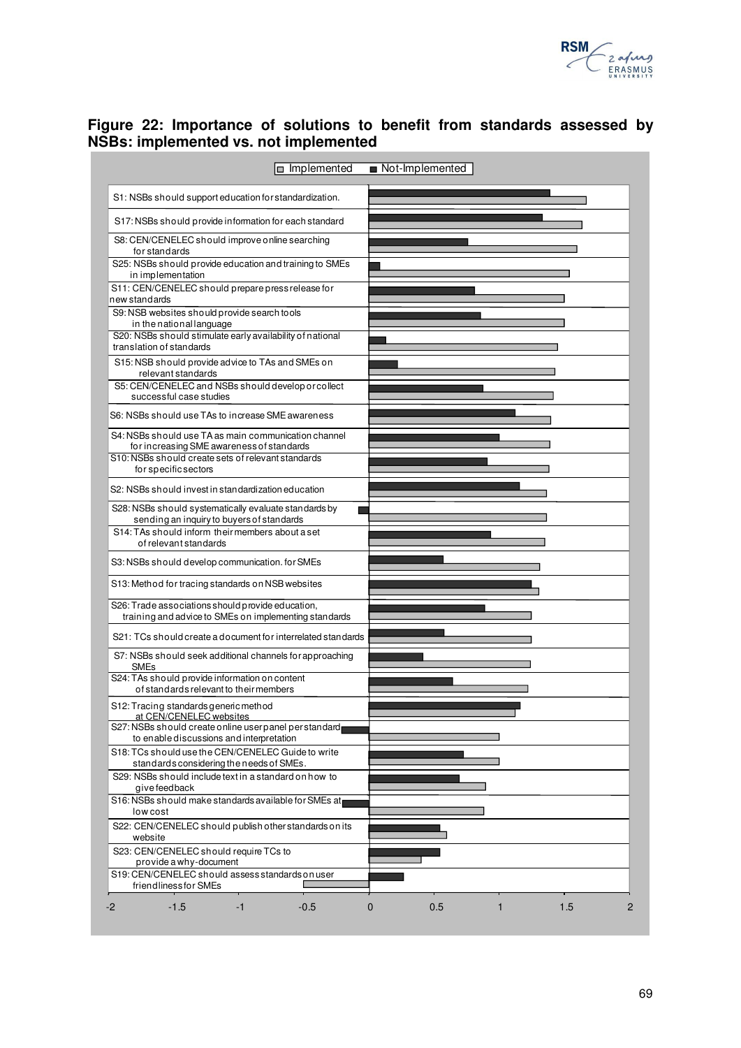## Figure 22: Importance of solutions to benefit from standards assessed by NSBs: implemented vs. not implemented

Legend: Implemented / Not-Implemented

- S1: NSBs should support education for standardization.
- S17: NSBs should provide information for each standard
- S8: CEN/CENELEC should improve online searching for standards
- S25: NSBs should provide education and training to SMEs in implementation
- S11: CEN/CENELEC should prepare press release for new standards
- S9: NSB websites should provide search tools in the national language
- S20: NSBs should stimulate early availability of national translation of standards
- S15: NSB should provide advice to TAs and SMEs on relevant standards
- S5: CEN/CENELEC and NSBs should develop or collect successful case studies
- S6: NSBs should use TAs to increase SME awareness
- S4: NSBs should use TA as main communication channel for increasing SME awareness of standards
- S10: NSBs should create sets of relevant standards for specific sectors
- S2: NSBs should invest in standardization education
- S28: NSBs should systematically evaluate standards by sending an inquiry to buyers of standards
- S14: TAs should inform their members about a set of relevant standards
- S3: NSBs should develop communication. for SMEs
- S13: Method for tracing standards on NSB websites
- S26: Trade associations should provide education, training and advice to SMEs on implementing standards
- S21: TCs should create a document for interrelated standards
- S7: NSBs should seek additional channels for approaching SMEs
- S24: TAs should provide information on content of standards relevant to their members
- S12: Tracing standards generic method at CEN/CENELEC websites
- S27: NSBs should create online user panel per standard to enable discussions and interpretation
- S18: TCs should use the CEN/CENELEC Guide to write standards considering the needs of SMEs.
- S29: NSBs should include text in a standard on how to give feedback
- S16: NSBs should make standards available for SMEs at low cost
- S22: CEN/CENELEC should publish other standards on its website
- S23: CEN/CENELEC should require TCs to provide a why-document
- S19: CEN/CENELEC should assess standards on user friendliness for SMEs

Axis: -2, -1.5, -1, -0.5, 0, 0.5, 1, 1.5, 2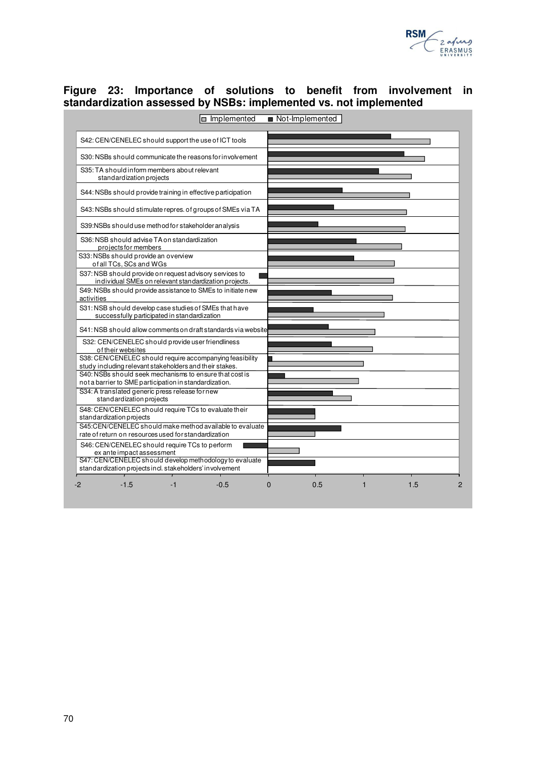**Figure 23: Importance of solutions to benefit from involvement in standardization assessed by NSBs: implemented vs. not implemented**

| Solution | Implemented | Not-Implemented |
|---|---|---|
| S42: CEN/CENELEC should support the use of ICT tools | | |
| S30: NSBs should communicate the reasons for involvement | | |
| S35: TA should inform members about relevant standardization projects | | |
| S44: NSBs should provide training in effective participation | | |
| S43: NSBs should stimulate repres. of groups of SMEs via TA | | |
| S39: NSBs should use method for stakeholder analysis | | |
| S36: NSB should advise TA on standardization projects for members | | |
| S33: NSBs should provide an overview of all TCs, SCs and WGs | | |
| S37: NSB should provide on request advisory services to individual SMEs on relevant standardization projects. | | |
| S49: NSBs should provide assistance to SMEs to initiate new activities | | |
| S31: NSB should develop case studies of SMEs that have successfully participated in standardization | | |
| S41: NSB should allow comments on draft standards via website | | |
| S32: CEN/CENELEC should provide user friendliness of their websites | | |
| S38: CEN/CENELEC should require accompanying feasibility study including relevant stakeholders and their stakes. | | |
| S40: NSBs should seek mechanisms to ensure that cost is not a barrier to SME participation in standardization. | | |
| S34: A translated generic press release for new standardization projects | | |
| S48: CEN/CENELEC should require TCs to evaluate their standardization projects | | |
| S45: CEN/CENELEC should make method available to evaluate rate of return on resources used for standardization | | |
| S46: CEN/CENELEC should require TCs to perform ex ante impact assessment | | |
| S47: CEN/CENELEC should develop methodology to evaluate standardization projects incl. stakeholders' involvement | | |

Axis: -2, -1.5, -1, -0.5, 0, 0.5, 1, 1.5, 2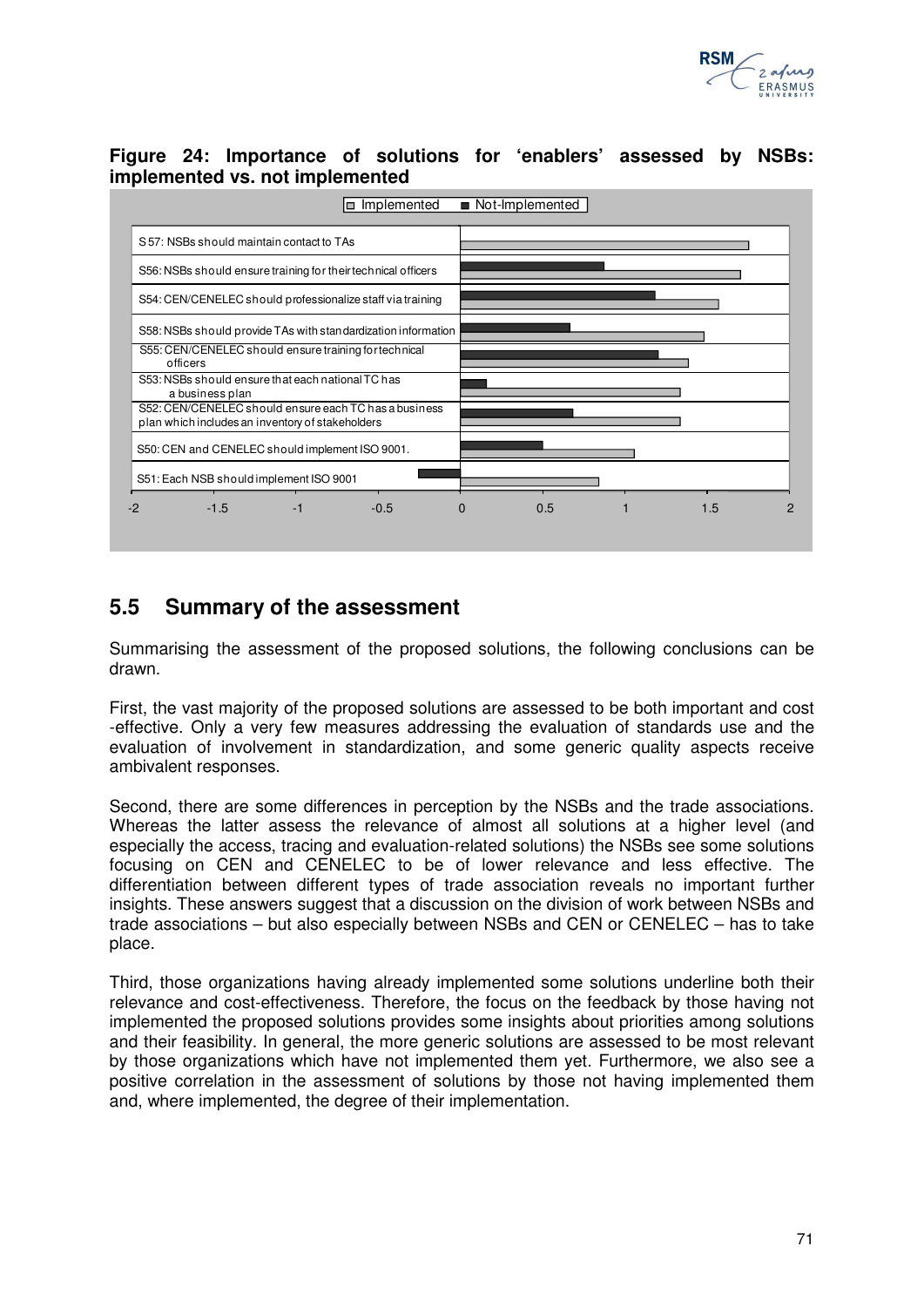**Figure 24: Importance of solutions for 'enablers' assessed by NSBs: implemented vs. not implemented**

## 5.5 Summary of the assessment

Summarising the assessment of the proposed solutions, the following conclusions can be drawn.

First, the vast majority of the proposed solutions are assessed to be both important and cost -effective. Only a very few measures addressing the evaluation of standards use and the evaluation of involvement in standardization, and some generic quality aspects receive ambivalent responses.

Second, there are some differences in perception by the NSBs and the trade associations. Whereas the latter assess the relevance of almost all solutions at a higher level (and especially the access, tracing and evaluation-related solutions) the NSBs see some solutions focusing on CEN and CENELEC to be of lower relevance and less effective. The differentiation between different types of trade association reveals no important further insights. These answers suggest that a discussion on the division of work between NSBs and trade associations – but also especially between NSBs and CEN or CENELEC – has to take place.

Third, those organizations having already implemented some solutions underline both their relevance and cost-effectiveness. Therefore, the focus on the feedback by those having not implemented the proposed solutions provides some insights about priorities among solutions and their feasibility. In general, the more generic solutions are assessed to be most relevant by those organizations which have not implemented them yet. Furthermore, we also see a positive correlation in the assessment of solutions by those not having implemented them and, where implemented, the degree of their implementation.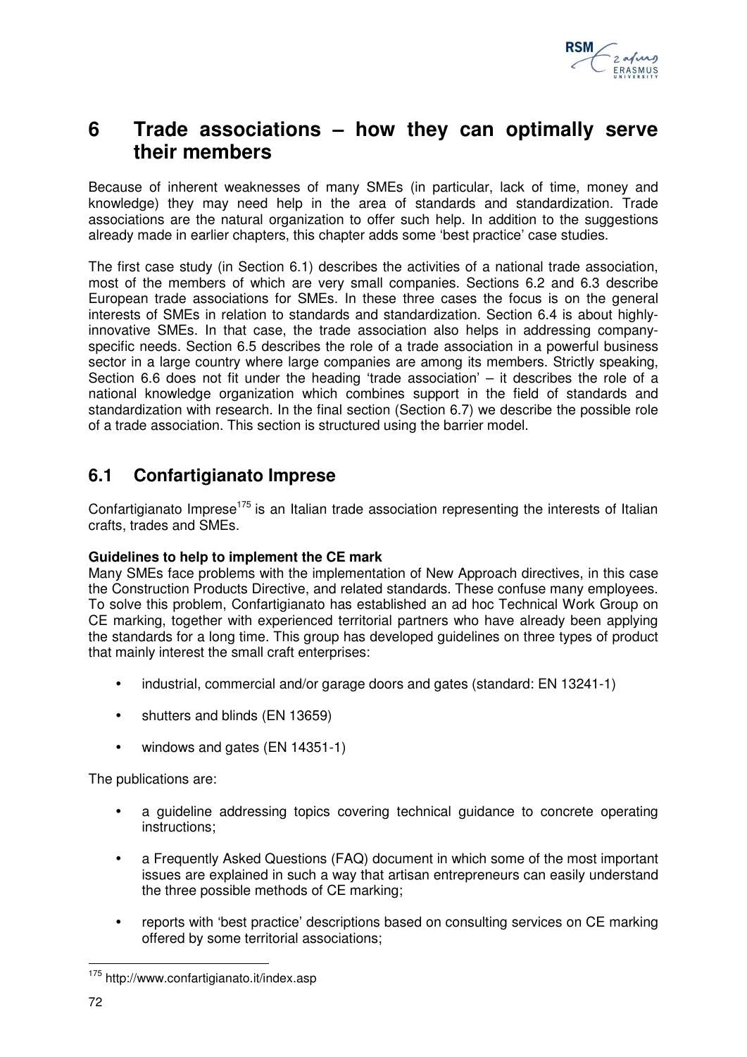# 6 Trade associations – how they can optimally serve their members

Because of inherent weaknesses of many SMEs (in particular, lack of time, money and knowledge) they may need help in the area of standards and standardization. Trade associations are the natural organization to offer such help. In addition to the suggestions already made in earlier chapters, this chapter adds some 'best practice' case studies.

The first case study (in Section 6.1) describes the activities of a national trade association, most of the members of which are very small companies. Sections 6.2 and 6.3 describe European trade associations for SMEs. In these three cases the focus is on the general interests of SMEs in relation to standards and standardization. Section 6.4 is about highly-innovative SMEs. In that case, the trade association also helps in addressing company-specific needs. Section 6.5 describes the role of a trade association in a powerful business sector in a large country where large companies are among its members. Strictly speaking, Section 6.6 does not fit under the heading 'trade association' – it describes the role of a national knowledge organization which combines support in the field of standards and standardization with research. In the final section (Section 6.7) we describe the possible role of a trade association. This section is structured using the barrier model.

## 6.1 Confartigianato Imprese

Confartigianato Imprese[175] is an Italian trade association representing the interests of Italian crafts, trades and SMEs.

**Guidelines to help to implement the CE mark**

Many SMEs face problems with the implementation of New Approach directives, in this case the Construction Products Directive, and related standards. These confuse many employees. To solve this problem, Confartigianato has established an ad hoc Technical Work Group on CE marking, together with experienced territorial partners who have already been applying the standards for a long time. This group has developed guidelines on three types of product that mainly interest the small craft enterprises:

- industrial, commercial and/or garage doors and gates (standard: EN 13241-1)
- shutters and blinds (EN 13659)
- windows and gates (EN 14351-1)

The publications are:

- a guideline addressing topics covering technical guidance to concrete operating instructions;
- a Frequently Asked Questions (FAQ) document in which some of the most important issues are explained in such a way that artisan entrepreneurs can easily understand the three possible methods of CE marking;
- reports with 'best practice' descriptions based on consulting services on CE marking offered by some territorial associations;

[175] http://www.confartigianato.it/index.asp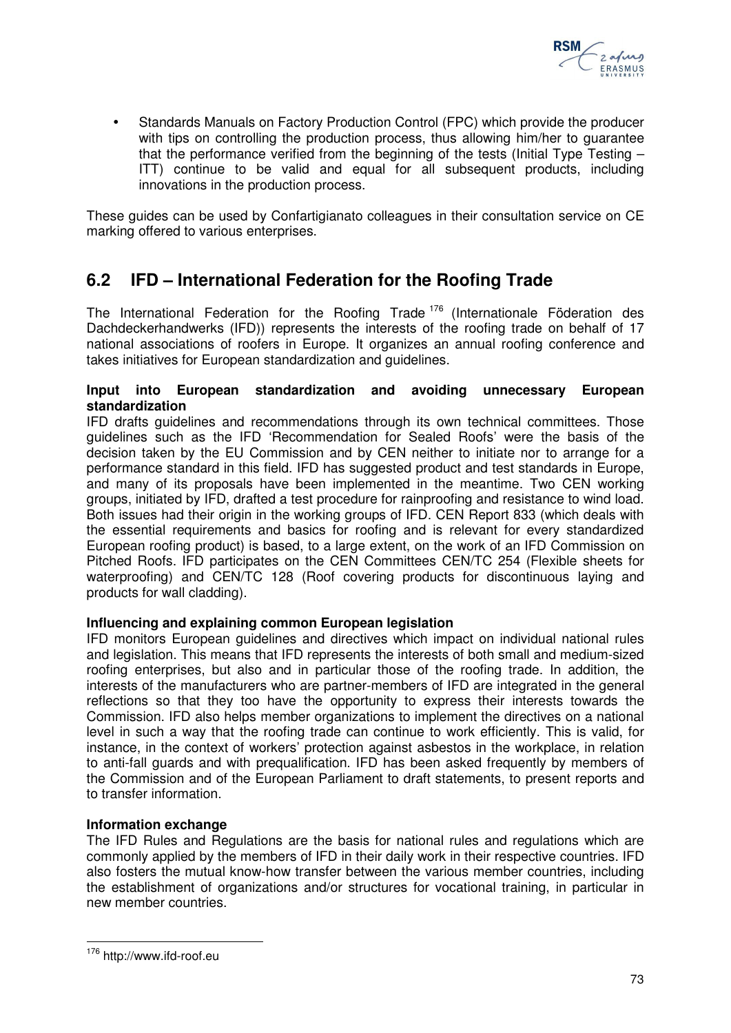- Standards Manuals on Factory Production Control (FPC) which provide the producer with tips on controlling the production process, thus allowing him/her to guarantee that the performance verified from the beginning of the tests (Initial Type Testing – ITT) continue to be valid and equal for all subsequent products, including innovations in the production process.

These guides can be used by Confartigianato colleagues in their consultation service on CE marking offered to various enterprises.

## 6.2 IFD – International Federation for the Roofing Trade

The International Federation for the Roofing Trade [176] (Internationale Föderation des Dachdeckerhandwerks (IFD)) represents the interests of the roofing trade on behalf of 17 national associations of roofers in Europe. It organizes an annual roofing conference and takes initiatives for European standardization and guidelines.

**Input into European standardization and avoiding unnecessary European standardization**

IFD drafts guidelines and recommendations through its own technical committees. Those guidelines such as the IFD 'Recommendation for Sealed Roofs' were the basis of the decision taken by the EU Commission and by CEN neither to initiate nor to arrange for a performance standard in this field. IFD has suggested product and test standards in Europe, and many of its proposals have been implemented in the meantime. Two CEN working groups, initiated by IFD, drafted a test procedure for rainproofing and resistance to wind load. Both issues had their origin in the working groups of IFD. CEN Report 833 (which deals with the essential requirements and basics for roofing and is relevant for every standardized European roofing product) is based, to a large extent, on the work of an IFD Commission on Pitched Roofs. IFD participates on the CEN Committees CEN/TC 254 (Flexible sheets for waterproofing) and CEN/TC 128 (Roof covering products for discontinuous laying and products for wall cladding).

**Influencing and explaining common European legislation**

IFD monitors European guidelines and directives which impact on individual national rules and legislation. This means that IFD represents the interests of both small and medium-sized roofing enterprises, but also and in particular those of the roofing trade. In addition, the interests of the manufacturers who are partner-members of IFD are integrated in the general reflections so that they too have the opportunity to express their interests towards the Commission. IFD also helps member organizations to implement the directives on a national level in such a way that the roofing trade can continue to work efficiently. This is valid, for instance, in the context of workers' protection against asbestos in the workplace, in relation to anti-fall guards and with prequalification. IFD has been asked frequently by members of the Commission and of the European Parliament to draft statements, to present reports and to transfer information.

**Information exchange**

The IFD Rules and Regulations are the basis for national rules and regulations which are commonly applied by the members of IFD in their daily work in their respective countries. IFD also fosters the mutual know-how transfer between the various member countries, including the establishment of organizations and/or structures for vocational training, in particular in new member countries.

[176] http://www.ifd-roof.eu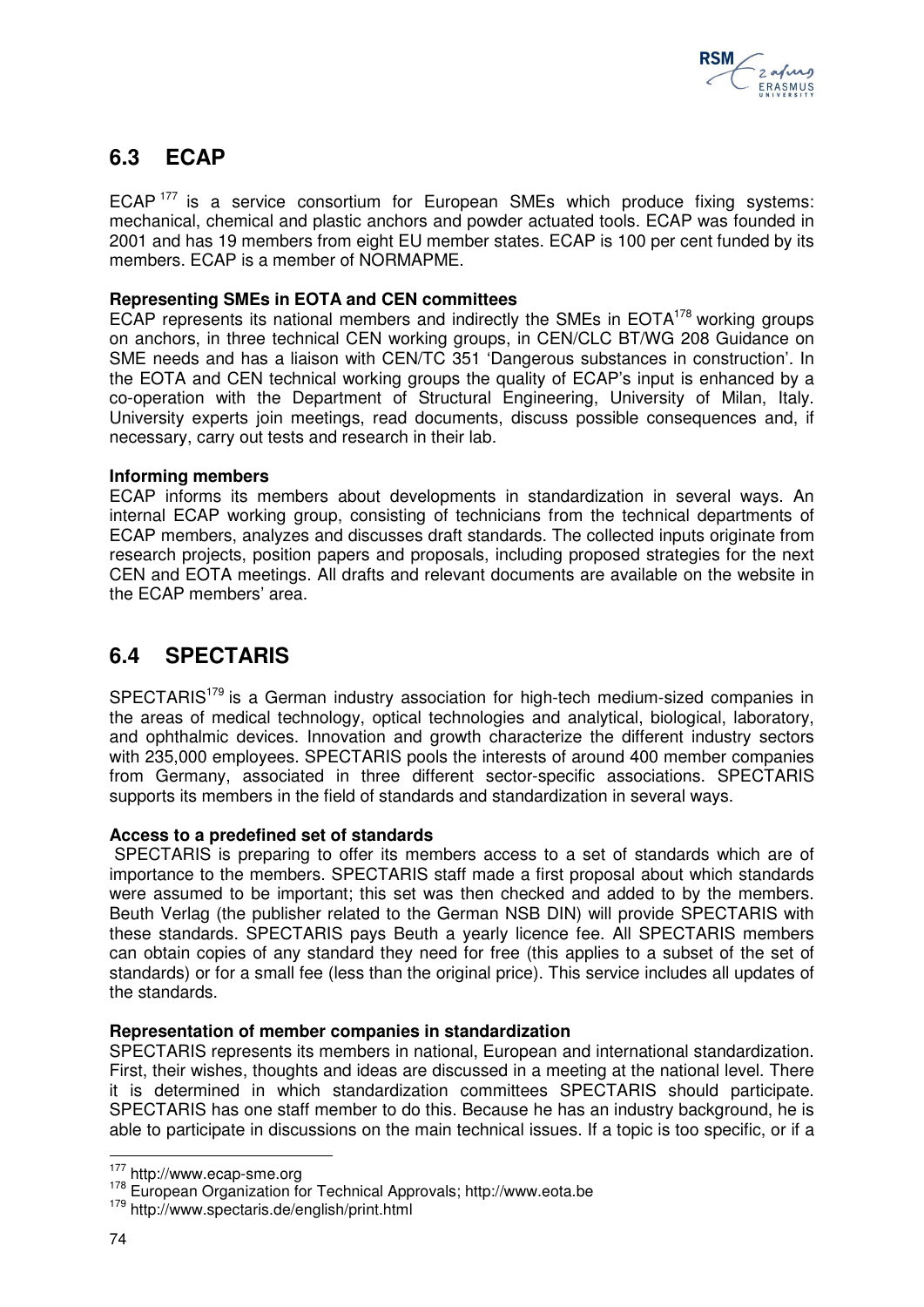## 6.3 ECAP

ECAP [177] is a service consortium for European SMEs which produce fixing systems: mechanical, chemical and plastic anchors and powder actuated tools. ECAP was founded in 2001 and has 19 members from eight EU member states. ECAP is 100 per cent funded by its members. ECAP is a member of NORMAPME.

**Representing SMEs in EOTA and CEN committees**

ECAP represents its national members and indirectly the SMEs in EOTA[178] working groups on anchors, in three technical CEN working groups, in CEN/CLC BT/WG 208 Guidance on SME needs and has a liaison with CEN/TC 351 'Dangerous substances in construction'. In the EOTA and CEN technical working groups the quality of ECAP's input is enhanced by a co-operation with the Department of Structural Engineering, University of Milan, Italy. University experts join meetings, read documents, discuss possible consequences and, if necessary, carry out tests and research in their lab.

**Informing members**

ECAP informs its members about developments in standardization in several ways. An internal ECAP working group, consisting of technicians from the technical departments of ECAP members, analyzes and discusses draft standards. The collected inputs originate from research projects, position papers and proposals, including proposed strategies for the next CEN and EOTA meetings. All drafts and relevant documents are available on the website in the ECAP members' area.

## 6.4 SPECTARIS

SPECTARIS[179] is a German industry association for high-tech medium-sized companies in the areas of medical technology, optical technologies and analytical, biological, laboratory, and ophthalmic devices. Innovation and growth characterize the different industry sectors with 235,000 employees. SPECTARIS pools the interests of around 400 member companies from Germany, associated in three different sector-specific associations. SPECTARIS supports its members in the field of standards and standardization in several ways.

**Access to a predefined set of standards**

SPECTARIS is preparing to offer its members access to a set of standards which are of importance to the members. SPECTARIS staff made a first proposal about which standards were assumed to be important; this set was then checked and added to by the members. Beuth Verlag (the publisher related to the German NSB DIN) will provide SPECTARIS with these standards. SPECTARIS pays Beuth a yearly licence fee. All SPECTARIS members can obtain copies of any standard they need for free (this applies to a subset of the set of standards) or for a small fee (less than the original price). This service includes all updates of the standards.

**Representation of member companies in standardization**

SPECTARIS represents its members in national, European and international standardization. First, their wishes, thoughts and ideas are discussed in a meeting at the national level. There it is determined in which standardization committees SPECTARIS should participate. SPECTARIS has one staff member to do this. Because he has an industry background, he is able to participate in discussions on the main technical issues. If a topic is too specific, or if a

---

[177] http://www.ecap-sme.org

[178] European Organization for Technical Approvals; http://www.eota.be

[179] http://www.spectaris.de/english/print.html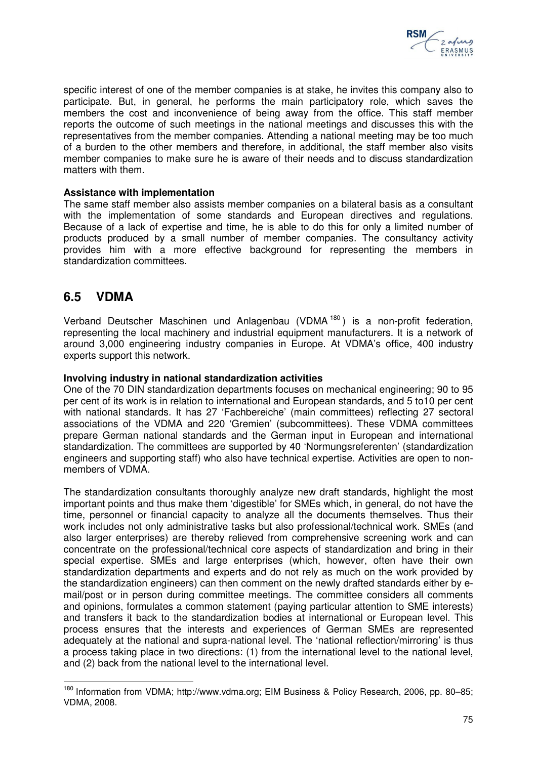specific interest of one of the member companies is at stake, he invites this company also to participate. But, in general, he performs the main participatory role, which saves the members the cost and inconvenience of being away from the office. This staff member reports the outcome of such meetings in the national meetings and discusses this with the representatives from the member companies. Attending a national meeting may be too much of a burden to the other members and therefore, in additional, the staff member also visits member companies to make sure he is aware of their needs and to discuss standardization matters with them.

**Assistance with implementation**

The same staff member also assists member companies on a bilateral basis as a consultant with the implementation of some standards and European directives and regulations. Because of a lack of expertise and time, he is able to do this for only a limited number of products produced by a small number of member companies. The consultancy activity provides him with a more effective background for representing the members in standardization committees.

## 6.5 VDMA

Verband Deutscher Maschinen und Anlagenbau (VDMA[180]) is a non-profit federation, representing the local machinery and industrial equipment manufacturers. It is a network of around 3,000 engineering industry companies in Europe. At VDMA's office, 400 industry experts support this network.

**Involving industry in national standardization activities**

One of the 70 DIN standardization departments focuses on mechanical engineering; 90 to 95 per cent of its work is in relation to international and European standards, and 5 to10 per cent with national standards. It has 27 'Fachbereiche' (main committees) reflecting 27 sectoral associations of the VDMA and 220 'Gremien' (subcommittees). These VDMA committees prepare German national standards and the German input in European and international standardization. The committees are supported by 40 'Normungsreferenten' (standardization engineers and supporting staff) who also have technical expertise. Activities are open to non-members of VDMA.

The standardization consultants thoroughly analyze new draft standards, highlight the most important points and thus make them 'digestible' for SMEs which, in general, do not have the time, personnel or financial capacity to analyze all the documents themselves. Thus their work includes not only administrative tasks but also professional/technical work. SMEs (and also larger enterprises) are thereby relieved from comprehensive screening work and can concentrate on the professional/technical core aspects of standardization and bring in their special expertise. SMEs and large enterprises (which, however, often have their own standardization departments and experts and do not rely as much on the work provided by the standardization engineers) can then comment on the newly drafted standards either by e-mail/post or in person during committee meetings. The committee considers all comments and opinions, formulates a common statement (paying particular attention to SME interests) and transfers it back to the standardization bodies at international or European level. This process ensures that the interests and experiences of German SMEs are represented adequately at the national and supra-national level. The 'national reflection/mirroring' is thus a process taking place in two directions: (1) from the international level to the national level, and (2) back from the national level to the international level.

[180] Information from VDMA; http://www.vdma.org; EIM Business & Policy Research, 2006, pp. 80–85; VDMA, 2008.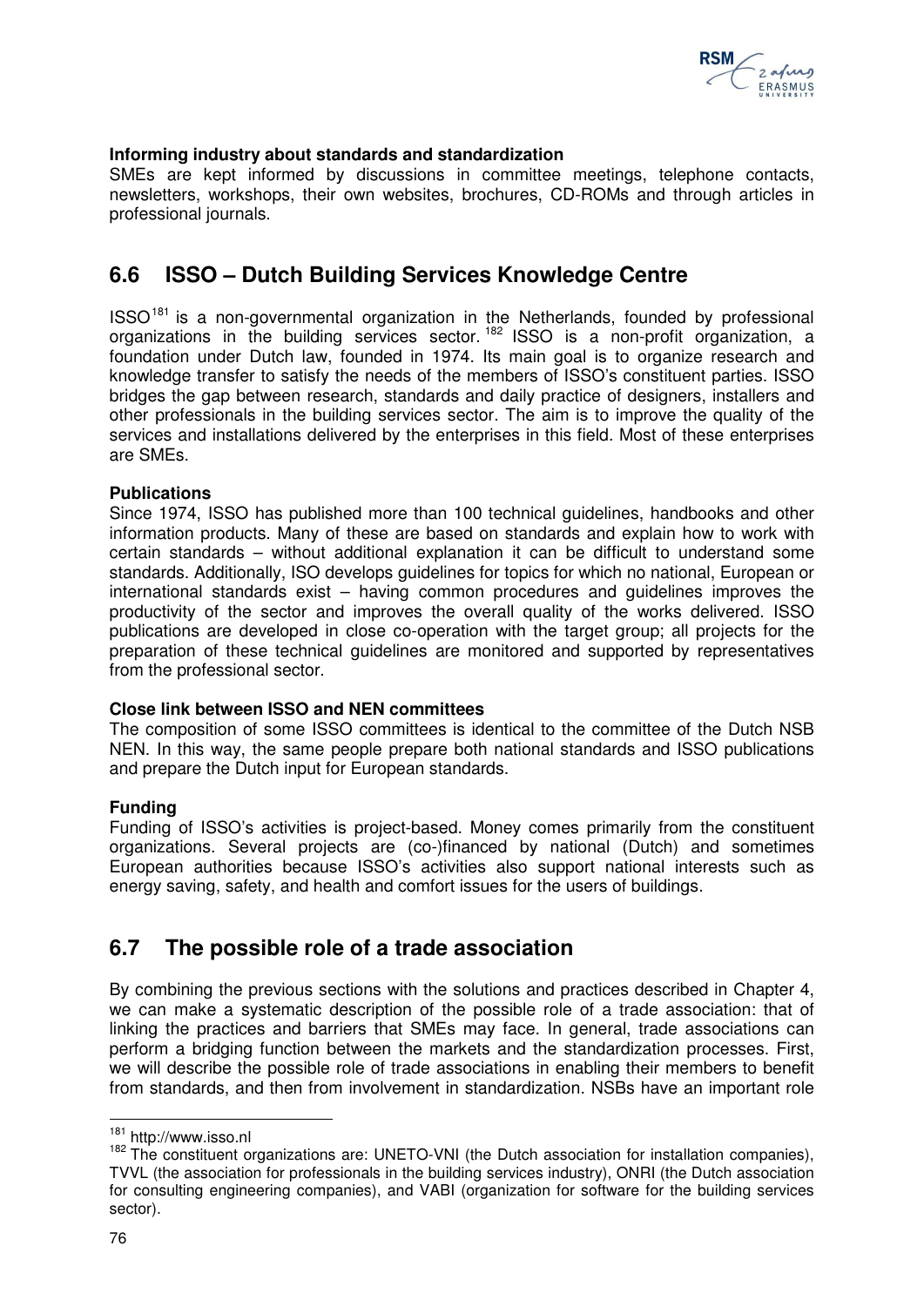**Informing industry about standards and standardization**

SMEs are kept informed by discussions in committee meetings, telephone contacts, newsletters, workshops, their own websites, brochures, CD-ROMs and through articles in professional journals.

## 6.6 ISSO – Dutch Building Services Knowledge Centre

ISSO[181] is a non-governmental organization in the Netherlands, founded by professional organizations in the building services sector.[182] ISSO is a non-profit organization, a foundation under Dutch law, founded in 1974. Its main goal is to organize research and knowledge transfer to satisfy the needs of the members of ISSO's constituent parties. ISSO bridges the gap between research, standards and daily practice of designers, installers and other professionals in the building services sector. The aim is to improve the quality of the services and installations delivered by the enterprises in this field. Most of these enterprises are SMEs.

**Publications**

Since 1974, ISSO has published more than 100 technical guidelines, handbooks and other information products. Many of these are based on standards and explain how to work with certain standards – without additional explanation it can be difficult to understand some standards. Additionally, ISO develops guidelines for topics for which no national, European or international standards exist – having common procedures and guidelines improves the productivity of the sector and improves the overall quality of the works delivered. ISSO publications are developed in close co-operation with the target group; all projects for the preparation of these technical guidelines are monitored and supported by representatives from the professional sector.

**Close link between ISSO and NEN committees**

The composition of some ISSO committees is identical to the committee of the Dutch NSB NEN. In this way, the same people prepare both national standards and ISSO publications and prepare the Dutch input for European standards.

**Funding**

Funding of ISSO's activities is project-based. Money comes primarily from the constituent organizations. Several projects are (co-)financed by national (Dutch) and sometimes European authorities because ISSO's activities also support national interests such as energy saving, safety, and health and comfort issues for the users of buildings.

## 6.7 The possible role of a trade association

By combining the previous sections with the solutions and practices described in Chapter 4, we can make a systematic description of the possible role of a trade association: that of linking the practices and barriers that SMEs may face. In general, trade associations can perform a bridging function between the markets and the standardization processes. First, we will describe the possible role of trade associations in enabling their members to benefit from standards, and then from involvement in standardization. NSBs have an important role

---

[181] http://www.isso.nl

[182] The constituent organizations are: UNETO-VNI (the Dutch association for installation companies), TVVL (the association for professionals in the building services industry), ONRI (the Dutch association for consulting engineering companies), and VABI (organization for software for the building services sector).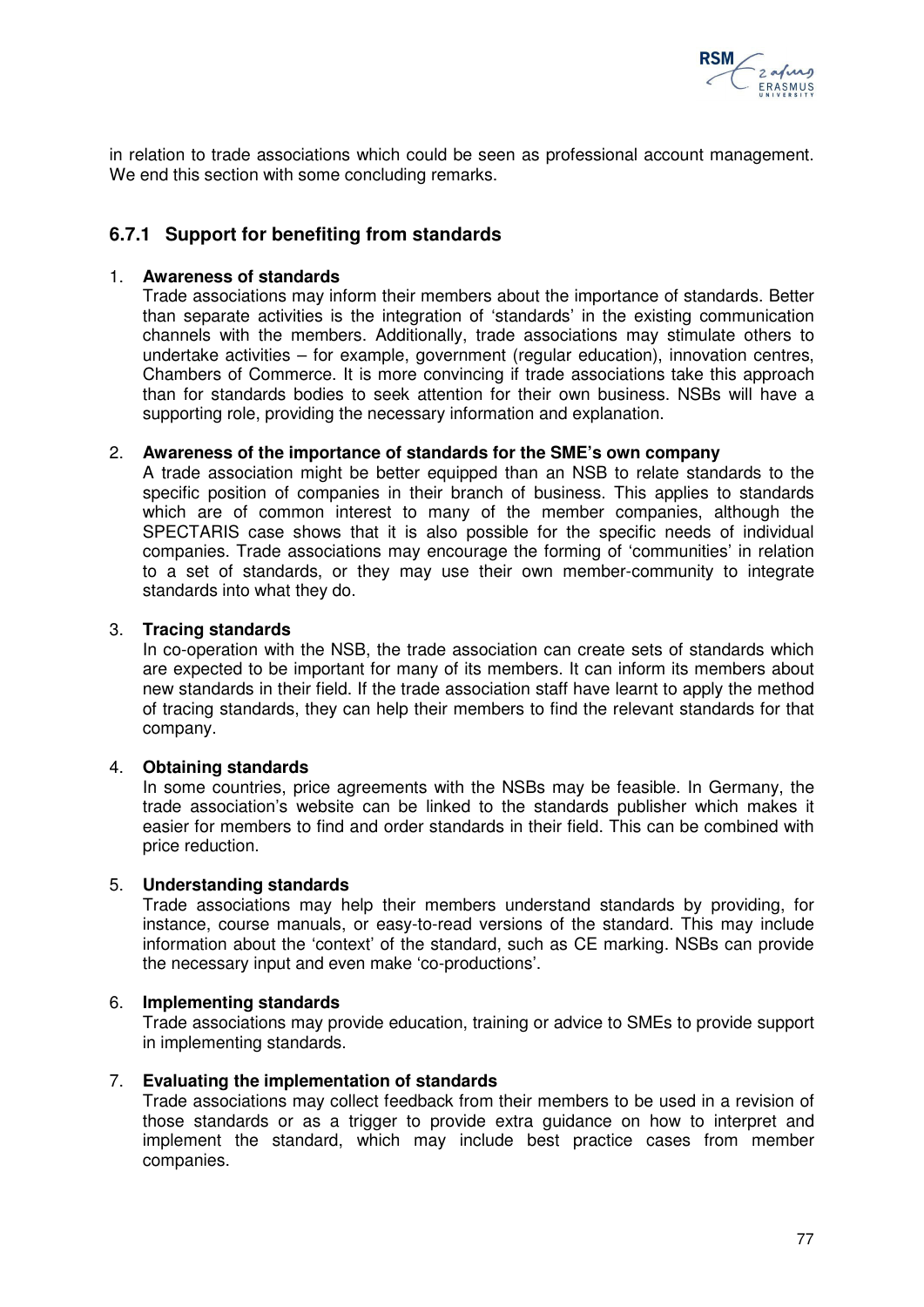in relation to trade associations which could be seen as professional account management. We end this section with some concluding remarks.

### 6.7.1 Support for benefiting from standards

1. **Awareness of standards**
   Trade associations may inform their members about the importance of standards. Better than separate activities is the integration of 'standards' in the existing communication channels with the members. Additionally, trade associations may stimulate others to undertake activities – for example, government (regular education), innovation centres, Chambers of Commerce. It is more convincing if trade associations take this approach than for standards bodies to seek attention for their own business. NSBs will have a supporting role, providing the necessary information and explanation.

2. **Awareness of the importance of standards for the SME's own company**
   A trade association might be better equipped than an NSB to relate standards to the specific position of companies in their branch of business. This applies to standards which are of common interest to many of the member companies, although the SPECTARIS case shows that it is also possible for the specific needs of individual companies. Trade associations may encourage the forming of 'communities' in relation to a set of standards, or they may use their own member-community to integrate standards into what they do.

3. **Tracing standards**
   In co-operation with the NSB, the trade association can create sets of standards which are expected to be important for many of its members. It can inform its members about new standards in their field. If the trade association staff have learnt to apply the method of tracing standards, they can help their members to find the relevant standards for that company.

4. **Obtaining standards**
   In some countries, price agreements with the NSBs may be feasible. In Germany, the trade association's website can be linked to the standards publisher which makes it easier for members to find and order standards in their field. This can be combined with price reduction.

5. **Understanding standards**
   Trade associations may help their members understand standards by providing, for instance, course manuals, or easy-to-read versions of the standard. This may include information about the 'context' of the standard, such as CE marking. NSBs can provide the necessary input and even make 'co-productions'.

6. **Implementing standards**
   Trade associations may provide education, training or advice to SMEs to provide support in implementing standards.

7. **Evaluating the implementation of standards**
   Trade associations may collect feedback from their members to be used in a revision of those standards or as a trigger to provide extra guidance on how to interpret and implement the standard, which may include best practice cases from member companies.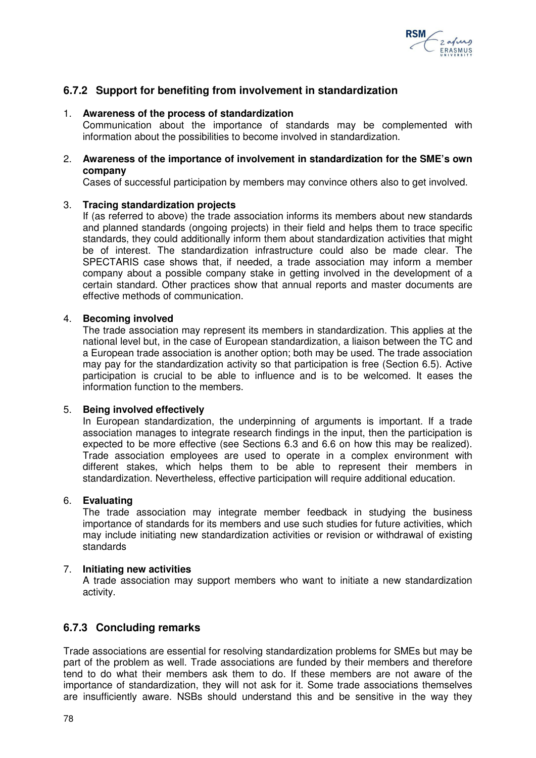### 6.7.2 Support for benefiting from involvement in standardization

1. **Awareness of the process of standardization**
   Communication about the importance of standards may be complemented with information about the possibilities to become involved in standardization.

2. **Awareness of the importance of involvement in standardization for the SME's own company**
   Cases of successful participation by members may convince others also to get involved.

3. **Tracing standardization projects**
   If (as referred to above) the trade association informs its members about new standards and planned standards (ongoing projects) in their field and helps them to trace specific standards, they could additionally inform them about standardization activities that might be of interest. The standardization infrastructure could also be made clear. The SPECTARIS case shows that, if needed, a trade association may inform a member company about a possible company stake in getting involved in the development of a certain standard. Other practices show that annual reports and master documents are effective methods of communication.

4. **Becoming involved**
   The trade association may represent its members in standardization. This applies at the national level but, in the case of European standardization, a liaison between the TC and a European trade association is another option; both may be used. The trade association may pay for the standardization activity so that participation is free (Section 6.5). Active participation is crucial to be able to influence and is to be welcomed. It eases the information function to the members.

5. **Being involved effectively**
   In European standardization, the underpinning of arguments is important. If a trade association manages to integrate research findings in the input, then the participation is expected to be more effective (see Sections 6.3 and 6.6 on how this may be realized). Trade association employees are used to operate in a complex environment with different stakes, which helps them to be able to represent their members in standardization. Nevertheless, effective participation will require additional education.

6. **Evaluating**
   The trade association may integrate member feedback in studying the business importance of standards for its members and use such studies for future activities, which may include initiating new standardization activities or revision or withdrawal of existing standards

7. **Initiating new activities**
   A trade association may support members who want to initiate a new standardization activity.

### 6.7.3 Concluding remarks

Trade associations are essential for resolving standardization problems for SMEs but may be part of the problem as well. Trade associations are funded by their members and therefore tend to do what their members ask them to do. If these members are not aware of the importance of standardization, they will not ask for it. Some trade associations themselves are insufficiently aware. NSBs should understand this and be sensitive in the way they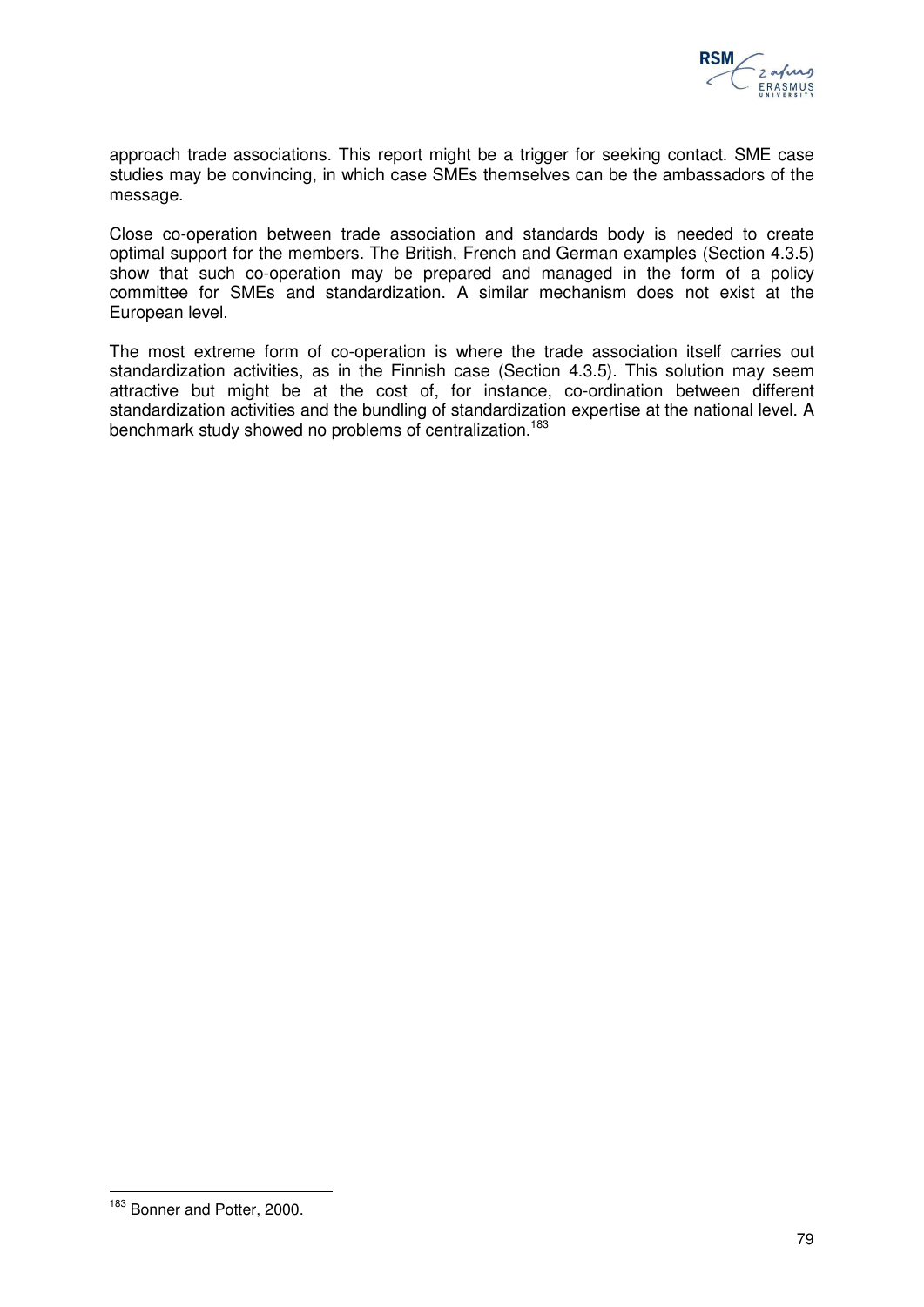approach trade associations. This report might be a trigger for seeking contact. SME case studies may be convincing, in which case SMEs themselves can be the ambassadors of the message.

Close co-operation between trade association and standards body is needed to create optimal support for the members. The British, French and German examples (Section 4.3.5) show that such co-operation may be prepared and managed in the form of a policy committee for SMEs and standardization. A similar mechanism does not exist at the European level.

The most extreme form of co-operation is where the trade association itself carries out standardization activities, as in the Finnish case (Section 4.3.5). This solution may seem attractive but might be at the cost of, for instance, co-ordination between different standardization activities and the bundling of standardization expertise at the national level. A benchmark study showed no problems of centralization.[183]

---

[183] Bonner and Potter, 2000.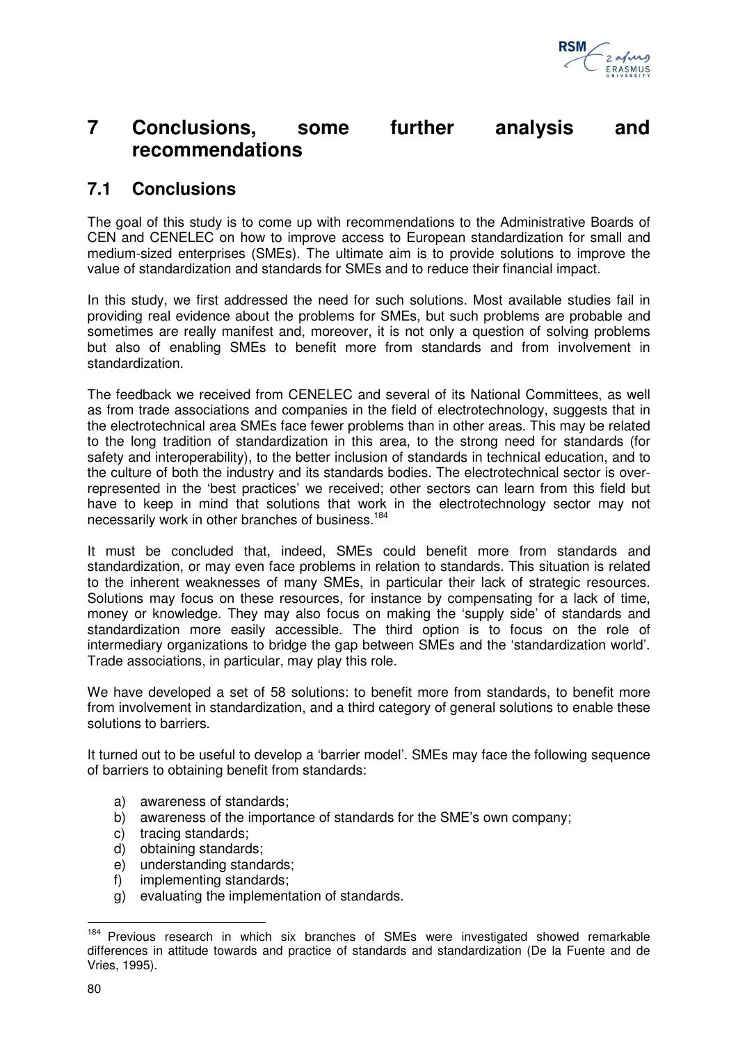# 7 Conclusions, some further analysis and recommendations

## 7.1 Conclusions

The goal of this study is to come up with recommendations to the Administrative Boards of CEN and CENELEC on how to improve access to European standardization for small and medium-sized enterprises (SMEs). The ultimate aim is to provide solutions to improve the value of standardization and standards for SMEs and to reduce their financial impact.

In this study, we first addressed the need for such solutions. Most available studies fail in providing real evidence about the problems for SMEs, but such problems are probable and sometimes are really manifest and, moreover, it is not only a question of solving problems but also of enabling SMEs to benefit more from standards and from involvement in standardization.

The feedback we received from CENELEC and several of its National Committees, as well as from trade associations and companies in the field of electrotechnology, suggests that in the electrotechnical area SMEs face fewer problems than in other areas. This may be related to the long tradition of standardization in this area, to the strong need for standards (for safety and interoperability), to the better inclusion of standards in technical education, and to the culture of both the industry and its standards bodies. The electrotechnical sector is over-represented in the 'best practices' we received; other sectors can learn from this field but have to keep in mind that solutions that work in the electrotechnology sector may not necessarily work in other branches of business.[184]

It must be concluded that, indeed, SMEs could benefit more from standards and standardization, or may even face problems in relation to standards. This situation is related to the inherent weaknesses of many SMEs, in particular their lack of strategic resources. Solutions may focus on these resources, for instance by compensating for a lack of time, money or knowledge. They may also focus on making the 'supply side' of standards and standardization more easily accessible. The third option is to focus on the role of intermediary organizations to bridge the gap between SMEs and the 'standardization world'. Trade associations, in particular, may play this role.

We have developed a set of 58 solutions: to benefit more from standards, to benefit more from involvement in standardization, and a third category of general solutions to enable these solutions to barriers.

It turned out to be useful to develop a 'barrier model'. SMEs may face the following sequence of barriers to obtaining benefit from standards:

a) awareness of standards;
b) awareness of the importance of standards for the SME's own company;
c) tracing standards;
d) obtaining standards;
e) understanding standards;
f) implementing standards;
g) evaluating the implementation of standards.

---

[184] Previous research in which six branches of SMEs were investigated showed remarkable differences in attitude towards and practice of standards and standardization (De la Fuente and de Vries, 1995).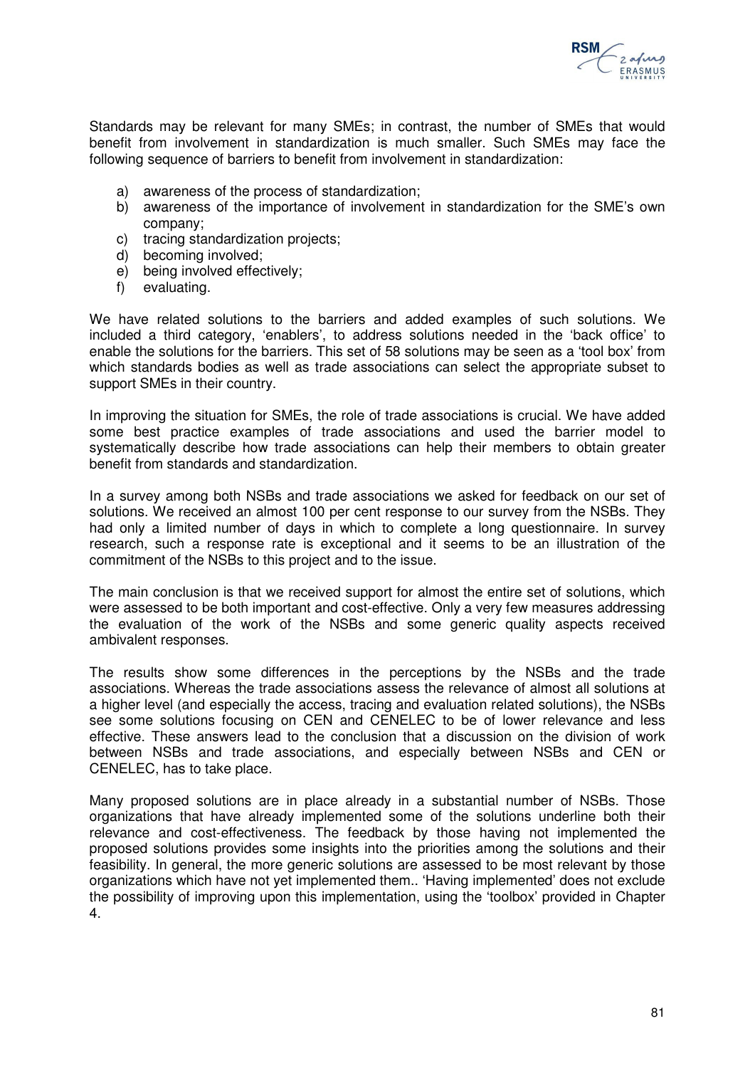Standards may be relevant for many SMEs; in contrast, the number of SMEs that would benefit from involvement in standardization is much smaller. Such SMEs may face the following sequence of barriers to benefit from involvement in standardization:

a) awareness of the process of standardization;
b) awareness of the importance of involvement in standardization for the SME's own company;
c) tracing standardization projects;
d) becoming involved;
e) being involved effectively;
f) evaluating.

We have related solutions to the barriers and added examples of such solutions. We included a third category, 'enablers', to address solutions needed in the 'back office' to enable the solutions for the barriers. This set of 58 solutions may be seen as a 'tool box' from which standards bodies as well as trade associations can select the appropriate subset to support SMEs in their country.

In improving the situation for SMEs, the role of trade associations is crucial. We have added some best practice examples of trade associations and used the barrier model to systematically describe how trade associations can help their members to obtain greater benefit from standards and standardization.

In a survey among both NSBs and trade associations we asked for feedback on our set of solutions. We received an almost 100 per cent response to our survey from the NSBs. They had only a limited number of days in which to complete a long questionnaire. In survey research, such a response rate is exceptional and it seems to be an illustration of the commitment of the NSBs to this project and to the issue.

The main conclusion is that we received support for almost the entire set of solutions, which were assessed to be both important and cost-effective. Only a very few measures addressing the evaluation of the work of the NSBs and some generic quality aspects received ambivalent responses.

The results show some differences in the perceptions by the NSBs and the trade associations. Whereas the trade associations assess the relevance of almost all solutions at a higher level (and especially the access, tracing and evaluation related solutions), the NSBs see some solutions focusing on CEN and CENELEC to be of lower relevance and less effective. These answers lead to the conclusion that a discussion on the division of work between NSBs and trade associations, and especially between NSBs and CEN or CENELEC, has to take place.

Many proposed solutions are in place already in a substantial number of NSBs. Those organizations that have already implemented some of the solutions underline both their relevance and cost-effectiveness. The feedback by those having not implemented the proposed solutions provides some insights into the priorities among the solutions and their feasibility. In general, the more generic solutions are assessed to be most relevant by those organizations which have not yet implemented them.. 'Having implemented' does not exclude the possibility of improving upon this implementation, using the 'toolbox' provided in Chapter 4.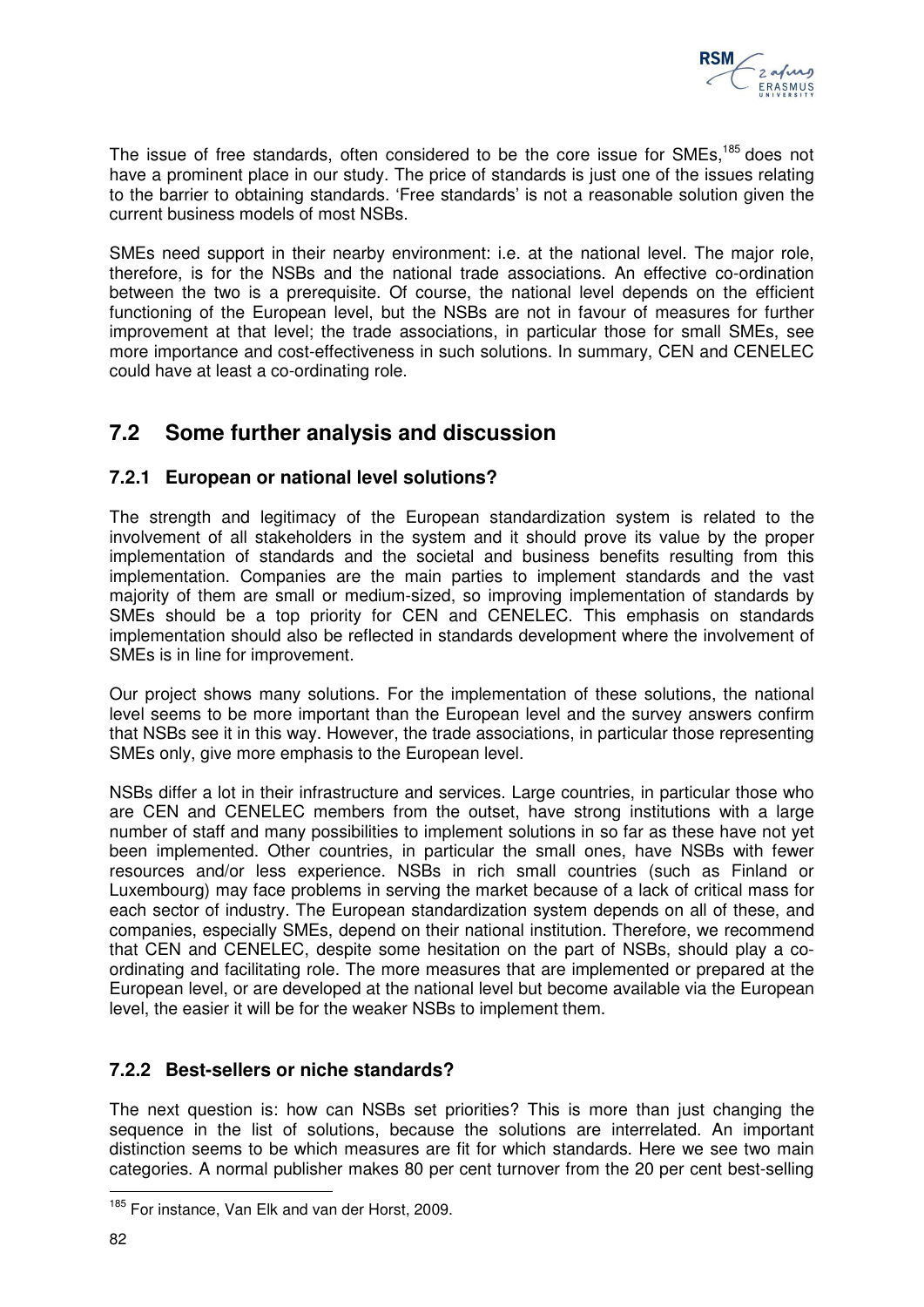The issue of free standards, often considered to be the core issue for SMEs,[185] does not have a prominent place in our study. The price of standards is just one of the issues relating to the barrier to obtaining standards. 'Free standards' is not a reasonable solution given the current business models of most NSBs.

SMEs need support in their nearby environment: i.e. at the national level. The major role, therefore, is for the NSBs and the national trade associations. An effective co-ordination between the two is a prerequisite. Of course, the national level depends on the efficient functioning of the European level, but the NSBs are not in favour of measures for further improvement at that level; the trade associations, in particular those for small SMEs, see more importance and cost-effectiveness in such solutions. In summary, CEN and CENELEC could have at least a co-ordinating role.

## 7.2 Some further analysis and discussion

### 7.2.1 European or national level solutions?

The strength and legitimacy of the European standardization system is related to the involvement of all stakeholders in the system and it should prove its value by the proper implementation of standards and the societal and business benefits resulting from this implementation. Companies are the main parties to implement standards and the vast majority of them are small or medium-sized, so improving implementation of standards by SMEs should be a top priority for CEN and CENELEC. This emphasis on standards implementation should also be reflected in standards development where the involvement of SMEs is in line for improvement.

Our project shows many solutions. For the implementation of these solutions, the national level seems to be more important than the European level and the survey answers confirm that NSBs see it in this way. However, the trade associations, in particular those representing SMEs only, give more emphasis to the European level.

NSBs differ a lot in their infrastructure and services. Large countries, in particular those who are CEN and CENELEC members from the outset, have strong institutions with a large number of staff and many possibilities to implement solutions in so far as these have not yet been implemented. Other countries, in particular the small ones, have NSBs with fewer resources and/or less experience. NSBs in rich small countries (such as Finland or Luxembourg) may face problems in serving the market because of a lack of critical mass for each sector of industry. The European standardization system depends on all of these, and companies, especially SMEs, depend on their national institution. Therefore, we recommend that CEN and CENELEC, despite some hesitation on the part of NSBs, should play a co-ordinating and facilitating role. The more measures that are implemented or prepared at the European level, or are developed at the national level but become available via the European level, the easier it will be for the weaker NSBs to implement them.

### 7.2.2 Best-sellers or niche standards?

The next question is: how can NSBs set priorities? This is more than just changing the sequence in the list of solutions, because the solutions are interrelated. An important distinction seems to be which measures are fit for which standards. Here we see two main categories. A normal publisher makes 80 per cent turnover from the 20 per cent best-selling

---

[185] For instance, Van Elk and van der Horst, 2009.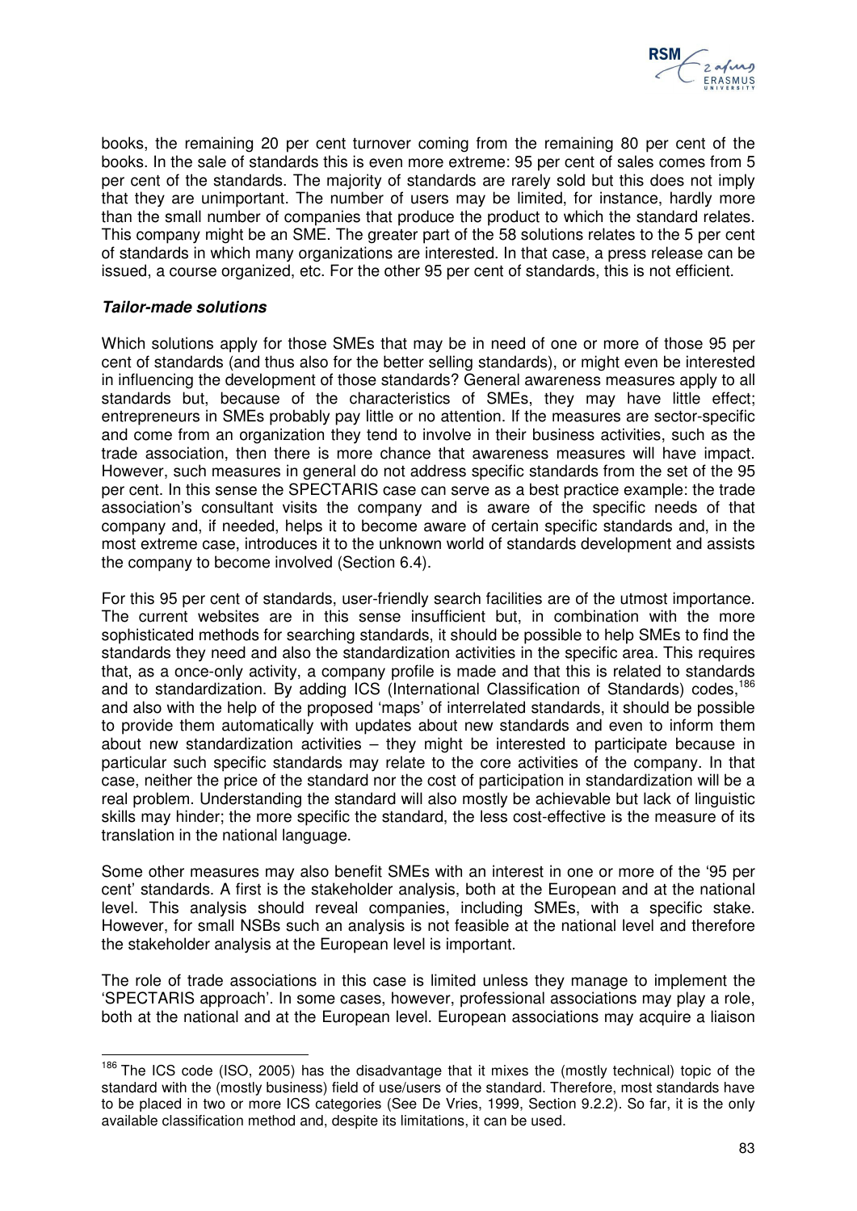books, the remaining 20 per cent turnover coming from the remaining 80 per cent of the books. In the sale of standards this is even more extreme: 95 per cent of sales comes from 5 per cent of the standards. The majority of standards are rarely sold but this does not imply that they are unimportant. The number of users may be limited, for instance, hardly more than the small number of companies that produce the product to which the standard relates. This company might be an SME. The greater part of the 58 solutions relates to the 5 per cent of standards in which many organizations are interested. In that case, a press release can be issued, a course organized, etc. For the other 95 per cent of standards, this is not efficient.

***Tailor-made solutions***

Which solutions apply for those SMEs that may be in need of one or more of those 95 per cent of standards (and thus also for the better selling standards), or might even be interested in influencing the development of those standards? General awareness measures apply to all standards but, because of the characteristics of SMEs, they may have little effect; entrepreneurs in SMEs probably pay little or no attention. If the measures are sector-specific and come from an organization they tend to involve in their business activities, such as the trade association, then there is more chance that awareness measures will have impact. However, such measures in general do not address specific standards from the set of the 95 per cent. In this sense the SPECTARIS case can serve as a best practice example: the trade association's consultant visits the company and is aware of the specific needs of that company and, if needed, helps it to become aware of certain specific standards and, in the most extreme case, introduces it to the unknown world of standards development and assists the company to become involved (Section 6.4).

For this 95 per cent of standards, user-friendly search facilities are of the utmost importance. The current websites are in this sense insufficient but, in combination with the more sophisticated methods for searching standards, it should be possible to help SMEs to find the standards they need and also the standardization activities in the specific area. This requires that, as a once-only activity, a company profile is made and that this is related to standards and to standardization. By adding ICS (International Classification of Standards) codes,[186] and also with the help of the proposed 'maps' of interrelated standards, it should be possible to provide them automatically with updates about new standards and even to inform them about new standardization activities – they might be interested to participate because in particular such specific standards may relate to the core activities of the company. In that case, neither the price of the standard nor the cost of participation in standardization will be a real problem. Understanding the standard will also mostly be achievable but lack of linguistic skills may hinder; the more specific the standard, the less cost-effective is the measure of its translation in the national language.

Some other measures may also benefit SMEs with an interest in one or more of the '95 per cent' standards. A first is the stakeholder analysis, both at the European and at the national level. This analysis should reveal companies, including SMEs, with a specific stake. However, for small NSBs such an analysis is not feasible at the national level and therefore the stakeholder analysis at the European level is important.

The role of trade associations in this case is limited unless they manage to implement the 'SPECTARIS approach'. In some cases, however, professional associations may play a role, both at the national and at the European level. European associations may acquire a liaison

[186] The ICS code (ISO, 2005) has the disadvantage that it mixes the (mostly technical) topic of the standard with the (mostly business) field of use/users of the standard. Therefore, most standards have to be placed in two or more ICS categories (See De Vries, 1999, Section 9.2.2). So far, it is the only available classification method and, despite its limitations, it can be used.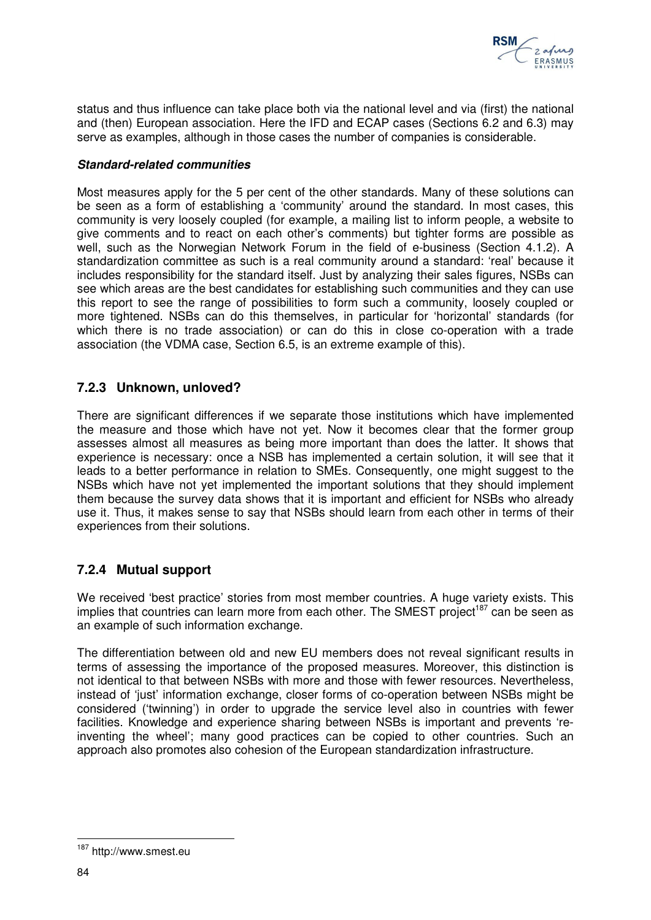status and thus influence can take place both via the national level and via (first) the national and (then) European association. Here the IFD and ECAP cases (Sections 6.2 and 6.3) may serve as examples, although in those cases the number of companies is considerable.

***Standard-related communities***

Most measures apply for the 5 per cent of the other standards. Many of these solutions can be seen as a form of establishing a 'community' around the standard. In most cases, this community is very loosely coupled (for example, a mailing list to inform people, a website to give comments and to react on each other's comments) but tighter forms are possible as well, such as the Norwegian Network Forum in the field of e-business (Section 4.1.2). A standardization committee as such is a real community around a standard: 'real' because it includes responsibility for the standard itself. Just by analyzing their sales figures, NSBs can see which areas are the best candidates for establishing such communities and they can use this report to see the range of possibilities to form such a community, loosely coupled or more tightened. NSBs can do this themselves, in particular for 'horizontal' standards (for which there is no trade association) or can do this in close co-operation with a trade association (the VDMA case, Section 6.5, is an extreme example of this).

### 7.2.3 Unknown, unloved?

There are significant differences if we separate those institutions which have implemented the measure and those which have not yet. Now it becomes clear that the former group assesses almost all measures as being more important than does the latter. It shows that experience is necessary: once a NSB has implemented a certain solution, it will see that it leads to a better performance in relation to SMEs. Consequently, one might suggest to the NSBs which have not yet implemented the important solutions that they should implement them because the survey data shows that it is important and efficient for NSBs who already use it. Thus, it makes sense to say that NSBs should learn from each other in terms of their experiences from their solutions.

### 7.2.4 Mutual support

We received 'best practice' stories from most member countries. A huge variety exists. This implies that countries can learn more from each other. The SMEST project[187] can be seen as an example of such information exchange.

The differentiation between old and new EU members does not reveal significant results in terms of assessing the importance of the proposed measures. Moreover, this distinction is not identical to that between NSBs with more and those with fewer resources. Nevertheless, instead of 'just' information exchange, closer forms of co-operation between NSBs might be considered ('twinning') in order to upgrade the service level also in countries with fewer facilities. Knowledge and experience sharing between NSBs is important and prevents 're-inventing the wheel'; many good practices can be copied to other countries. Such an approach also promotes also cohesion of the European standardization infrastructure.

[187] http://www.smest.eu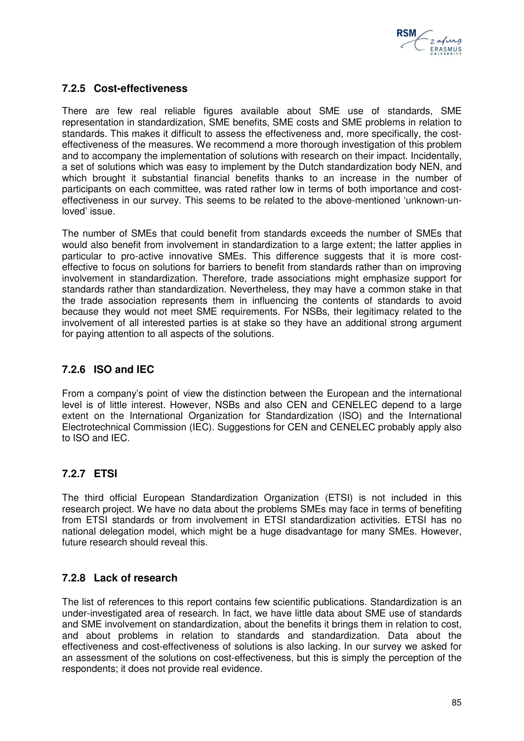### 7.2.5 Cost-effectiveness

There are few real reliable figures available about SME use of standards, SME representation in standardization, SME benefits, SME costs and SME problems in relation to standards. This makes it difficult to assess the effectiveness and, more specifically, the cost-effectiveness of the measures. We recommend a more thorough investigation of this problem and to accompany the implementation of solutions with research on their impact. Incidentally, a set of solutions which was easy to implement by the Dutch standardization body NEN, and which brought it substantial financial benefits thanks to an increase in the number of participants on each committee, was rated rather low in terms of both importance and cost-effectiveness in our survey. This seems to be related to the above-mentioned 'unknown-un-loved' issue.

The number of SMEs that could benefit from standards exceeds the number of SMEs that would also benefit from involvement in standardization to a large extent; the latter applies in particular to pro-active innovative SMEs. This difference suggests that it is more cost-effective to focus on solutions for barriers to benefit from standards rather than on improving involvement in standardization. Therefore, trade associations might emphasize support for standards rather than standardization. Nevertheless, they may have a common stake in that the trade association represents them in influencing the contents of standards to avoid because they would not meet SME requirements. For NSBs, their legitimacy related to the involvement of all interested parties is at stake so they have an additional strong argument for paying attention to all aspects of the solutions.

### 7.2.6 ISO and IEC

From a company's point of view the distinction between the European and the international level is of little interest. However, NSBs and also CEN and CENELEC depend to a large extent on the International Organization for Standardization (ISO) and the International Electrotechnical Commission (IEC). Suggestions for CEN and CENELEC probably apply also to ISO and IEC.

### 7.2.7 ETSI

The third official European Standardization Organization (ETSI) is not included in this research project. We have no data about the problems SMEs may face in terms of benefiting from ETSI standards or from involvement in ETSI standardization activities. ETSI has no national delegation model, which might be a huge disadvantage for many SMEs. However, future research should reveal this.

### 7.2.8 Lack of research

The list of references to this report contains few scientific publications. Standardization is an under-investigated area of research. In fact, we have little data about SME use of standards and SME involvement on standardization, about the benefits it brings them in relation to cost, and about problems in relation to standards and standardization. Data about the effectiveness and cost-effectiveness of solutions is also lacking. In our survey we asked for an assessment of the solutions on cost-effectiveness, but this is simply the perception of the respondents; it does not provide real evidence.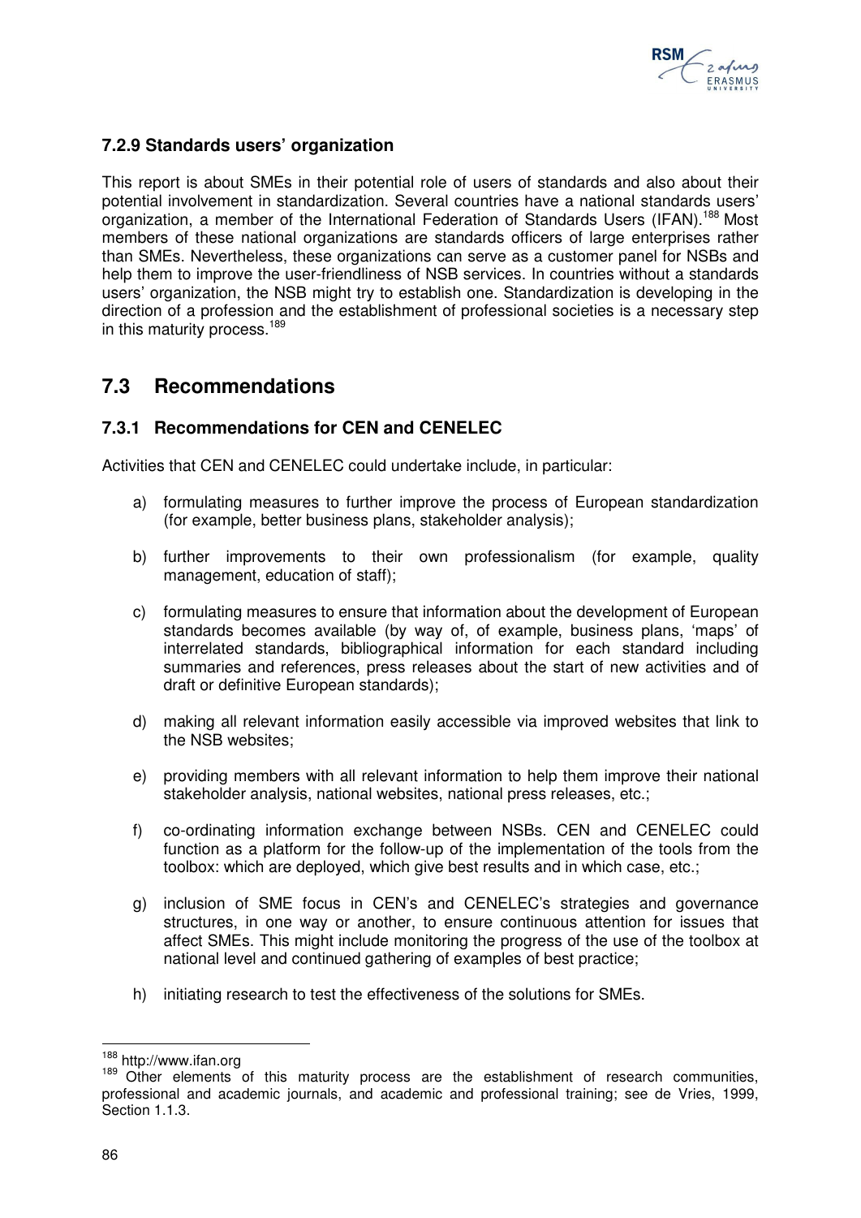### 7.2.9 Standards users' organization

This report is about SMEs in their potential role of users of standards and also about their potential involvement in standardization. Several countries have a national standards users' organization, a member of the International Federation of Standards Users (IFAN).[188] Most members of these national organizations are standards officers of large enterprises rather than SMEs. Nevertheless, these organizations can serve as a customer panel for NSBs and help them to improve the user-friendliness of NSB services. In countries without a standards users' organization, the NSB might try to establish one. Standardization is developing in the direction of a profession and the establishment of professional societies is a necessary step in this maturity process.[189]

## 7.3 Recommendations

### 7.3.1 Recommendations for CEN and CENELEC

Activities that CEN and CENELEC could undertake include, in particular:

a) formulating measures to further improve the process of European standardization (for example, better business plans, stakeholder analysis);

b) further improvements to their own professionalism (for example, quality management, education of staff);

c) formulating measures to ensure that information about the development of European standards becomes available (by way of, of example, business plans, 'maps' of interrelated standards, bibliographical information for each standard including summaries and references, press releases about the start of new activities and of draft or definitive European standards);

d) making all relevant information easily accessible via improved websites that link to the NSB websites;

e) providing members with all relevant information to help them improve their national stakeholder analysis, national websites, national press releases, etc.;

f) co-ordinating information exchange between NSBs. CEN and CENELEC could function as a platform for the follow-up of the implementation of the tools from the toolbox: which are deployed, which give best results and in which case, etc.;

g) inclusion of SME focus in CEN's and CENELEC's strategies and governance structures, in one way or another, to ensure continuous attention for issues that affect SMEs. This might include monitoring the progress of the use of the toolbox at national level and continued gathering of examples of best practice;

h) initiating research to test the effectiveness of the solutions for SMEs.

---

[188] http://www.ifan.org

[189] Other elements of this maturity process are the establishment of research communities, professional and academic journals, and academic and professional training; see de Vries, 1999, Section 1.1.3.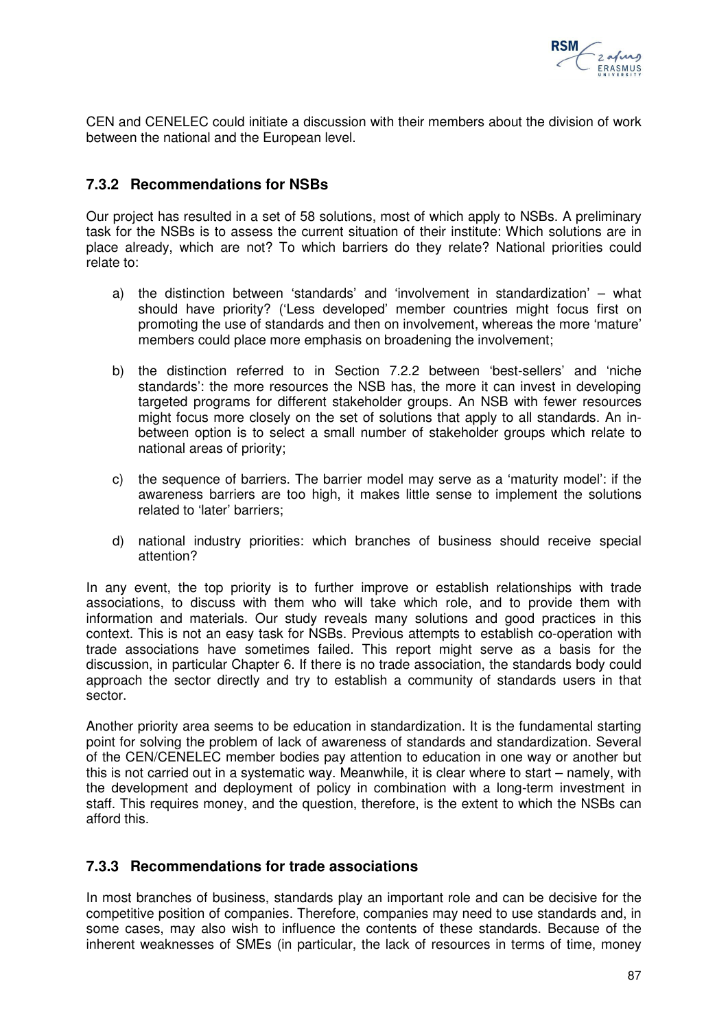CEN and CENELEC could initiate a discussion with their members about the division of work between the national and the European level.

### 7.3.2 Recommendations for NSBs

Our project has resulted in a set of 58 solutions, most of which apply to NSBs. A preliminary task for the NSBs is to assess the current situation of their institute: Which solutions are in place already, which are not? To which barriers do they relate? National priorities could relate to:

a) the distinction between 'standards' and 'involvement in standardization' – what should have priority? ('Less developed' member countries might focus first on promoting the use of standards and then on involvement, whereas the more 'mature' members could place more emphasis on broadening the involvement;

b) the distinction referred to in Section 7.2.2 between 'best-sellers' and 'niche standards': the more resources the NSB has, the more it can invest in developing targeted programs for different stakeholder groups. An NSB with fewer resources might focus more closely on the set of solutions that apply to all standards. An in-between option is to select a small number of stakeholder groups which relate to national areas of priority;

c) the sequence of barriers. The barrier model may serve as a 'maturity model': if the awareness barriers are too high, it makes little sense to implement the solutions related to 'later' barriers;

d) national industry priorities: which branches of business should receive special attention?

In any event, the top priority is to further improve or establish relationships with trade associations, to discuss with them who will take which role, and to provide them with information and materials. Our study reveals many solutions and good practices in this context. This is not an easy task for NSBs. Previous attempts to establish co-operation with trade associations have sometimes failed. This report might serve as a basis for the discussion, in particular Chapter 6. If there is no trade association, the standards body could approach the sector directly and try to establish a community of standards users in that sector.

Another priority area seems to be education in standardization. It is the fundamental starting point for solving the problem of lack of awareness of standards and standardization. Several of the CEN/CENELEC member bodies pay attention to education in one way or another but this is not carried out in a systematic way. Meanwhile, it is clear where to start – namely, with the development and deployment of policy in combination with a long-term investment in staff. This requires money, and the question, therefore, is the extent to which the NSBs can afford this.

### 7.3.3 Recommendations for trade associations

In most branches of business, standards play an important role and can be decisive for the competitive position of companies. Therefore, companies may need to use standards and, in some cases, may also wish to influence the contents of these standards. Because of the inherent weaknesses of SMEs (in particular, the lack of resources in terms of time, money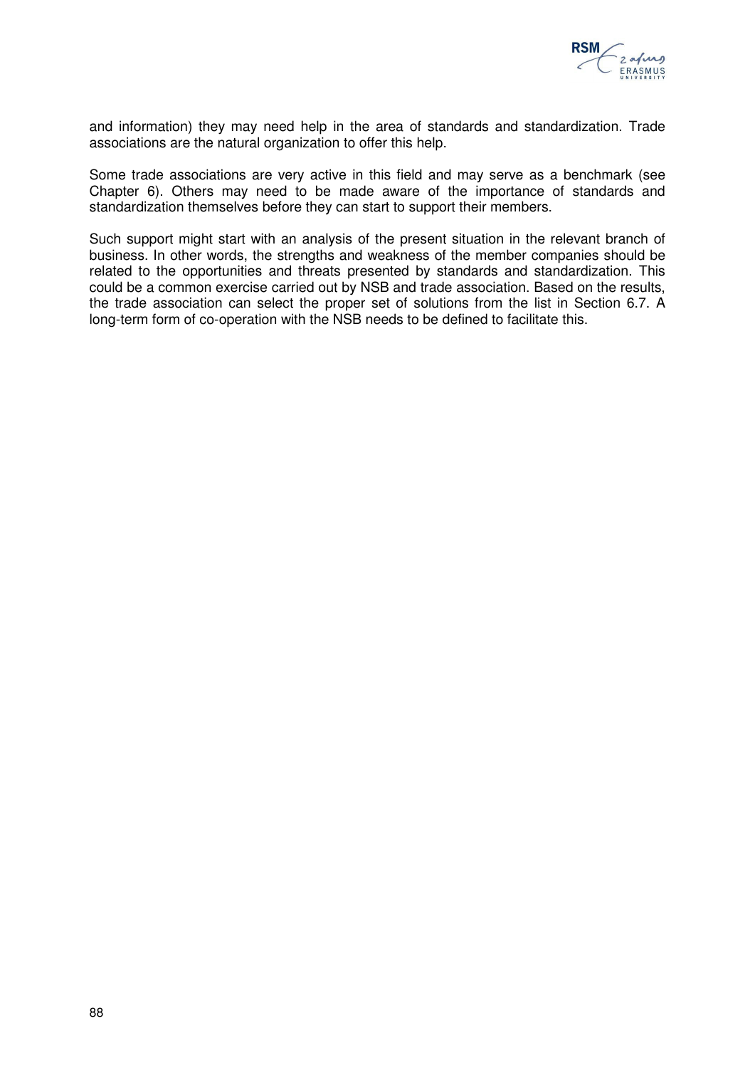and information) they may need help in the area of standards and standardization. Trade associations are the natural organization to offer this help.

Some trade associations are very active in this field and may serve as a benchmark (see Chapter 6). Others may need to be made aware of the importance of standards and standardization themselves before they can start to support their members.

Such support might start with an analysis of the present situation in the relevant branch of business. In other words, the strengths and weakness of the member companies should be related to the opportunities and threats presented by standards and standardization. This could be a common exercise carried out by NSB and trade association. Based on the results, the trade association can select the proper set of solutions from the list in Section 6.7. A long-term form of co-operation with the NSB needs to be defined to facilitate this.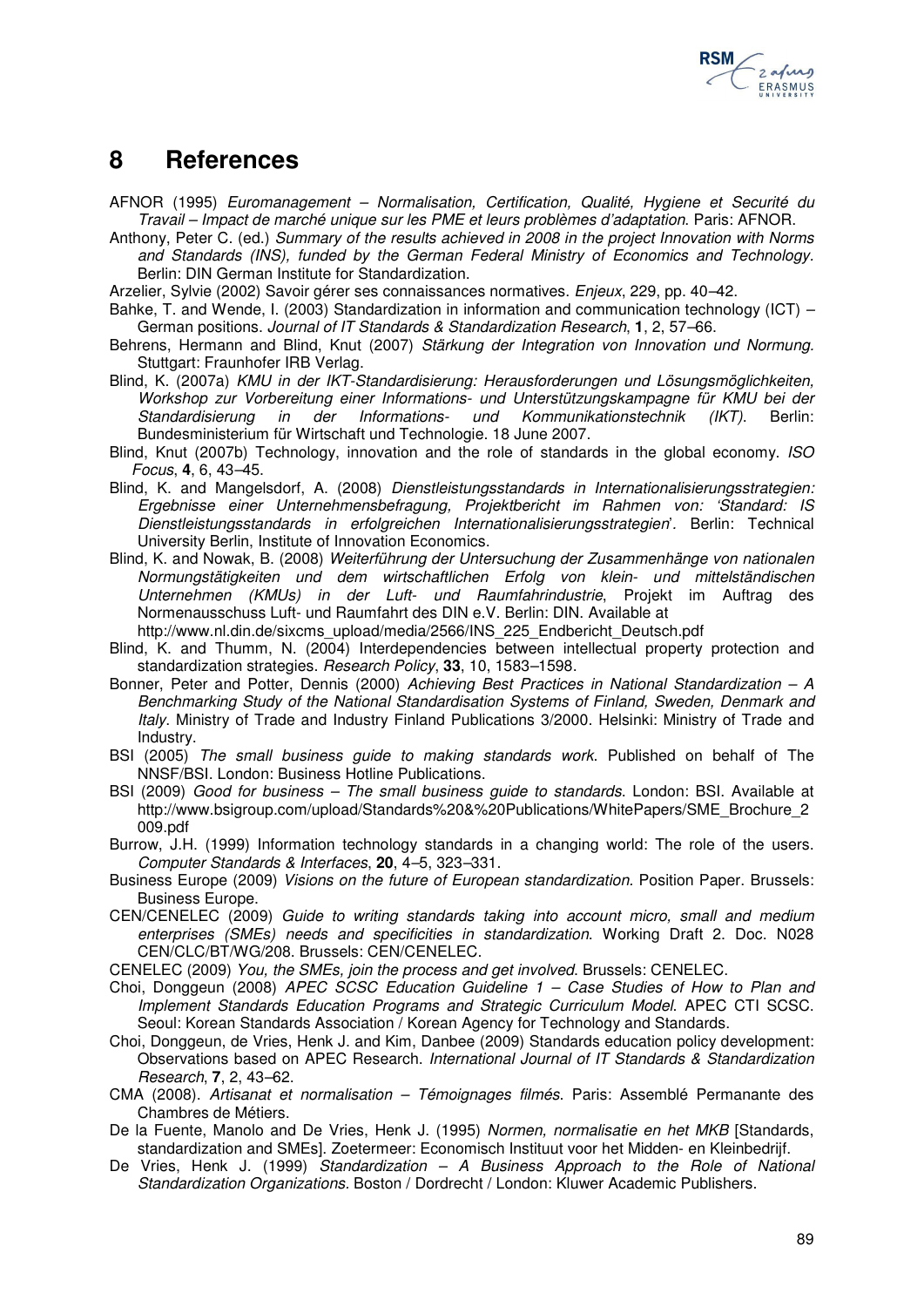# 8 References

AFNOR (1995) *Euromanagement – Normalisation, Certification, Qualité, Hygiene et Securité du Travail – Impact de marché unique sur les PME et leurs problèmes d'adaptation*. Paris: AFNOR.

Anthony, Peter C. (ed.) *Summary of the results achieved in 2008 in the project Innovation with Norms and Standards (INS), funded by the German Federal Ministry of Economics and Technology*. Berlin: DIN German Institute for Standardization.

Arzelier, Sylvie (2002) Savoir gérer ses connaissances normatives. *Enjeux*, 229, pp. 40–42.

Bahke, T. and Wende, I. (2003) Standardization in information and communication technology (ICT) – German positions. *Journal of IT Standards & Standardization Research*, **1**, 2, 57–66.

Behrens, Hermann and Blind, Knut (2007) *Stärkung der Integration von Innovation und Normung.* Stuttgart: Fraunhofer IRB Verlag.

Blind, K. (2007a) *KMU in der IKT-Standardisierung: Herausforderungen und Lösungsmöglichkeiten, Workshop zur Vorbereitung einer Informations- und Unterstützungskampagne für KMU bei der Standardisierung in der Informations- und Kommunikationstechnik (IKT)*. Berlin: Bundesministerium für Wirtschaft und Technologie. 18 June 2007.

Blind, Knut (2007b) Technology, innovation and the role of standards in the global economy. *ISO Focus*, **4**, 6, 43–45.

Blind, K. and Mangelsdorf, A. (2008) *Dienstleistungsstandards in Internationalisierungsstrategien: Ergebnisse einer Unternehmensbefragung, Projektbericht im Rahmen von: 'Standard: IS Dienstleistungsstandards in erfolgreichen Internationalisierungsstrategien*'*.* Berlin: Technical University Berlin, Institute of Innovation Economics.

Blind, K. and Nowak, B. (2008) *Weiterführung der Untersuchung der Zusammenhänge von nationalen Normungstätigkeiten und dem wirtschaftlichen Erfolg von klein- und mittelständischen Unternehmen (KMUs) in der Luft- und Raumfahrindustrie*, Projekt im Auftrag des Normenausschuss Luft- und Raumfahrt des DIN e.V. Berlin: DIN. Available at http://www.nl.din.de/sixcms_upload/media/2566/INS_225_Endbericht_Deutsch.pdf

Blind, K. and Thumm, N. (2004) Interdependencies between intellectual property protection and standardization strategies. *Research Policy*, **33**, 10, 1583–1598.

Bonner, Peter and Potter, Dennis (2000) *Achieving Best Practices in National Standardization – A Benchmarking Study of the National Standardisation Systems of Finland, Sweden, Denmark and Italy*. Ministry of Trade and Industry Finland Publications 3/2000. Helsinki: Ministry of Trade and Industry.

BSI (2005) *The small business guide to making standards work*. Published on behalf of The NNSF/BSI. London: Business Hotline Publications.

BSI (2009) *Good for business – The small business guide to standards*. London: BSI. Available at http://www.bsigroup.com/upload/Standards%20&%20Publications/WhitePapers/SME_Brochure_2009.pdf

Burrow, J.H. (1999) Information technology standards in a changing world: The role of the users. *Computer Standards & Interfaces*, **20**, 4–5, 323–331.

Business Europe (2009) *Visions on the future of European standardization.* Position Paper. Brussels: Business Europe.

CEN/CENELEC (2009) *Guide to writing standards taking into account micro, small and medium enterprises (SMEs) needs and specificities in standardization*. Working Draft 2. Doc. N028 CEN/CLC/BT/WG/208. Brussels: CEN/CENELEC.

CENELEC (2009) *You, the SMEs, join the process and get involved.* Brussels: CENELEC.

Choi, Donggeun (2008) *APEC SCSC Education Guideline 1 – Case Studies of How to Plan and Implement Standards Education Programs and Strategic Curriculum Model*. APEC CTI SCSC. Seoul: Korean Standards Association / Korean Agency for Technology and Standards.

Choi, Donggeun, de Vries, Henk J. and Kim, Danbee (2009) Standards education policy development: Observations based on APEC Research. *International Journal of IT Standards & Standardization Research*, **7**, 2, 43–62.

CMA (2008). *Artisanat et normalisation – Témoignages filmés*. Paris: Assemblé Permanante des Chambres de Métiers.

De la Fuente, Manolo and De Vries, Henk J. (1995) *Normen, normalisatie en het MKB* [Standards, standardization and SMEs]. Zoetermeer: Economisch Instituut voor het Midden- en Kleinbedrijf.

De Vries, Henk J. (1999) *Standardization – A Business Approach to the Role of National Standardization Organizations*. Boston / Dordrecht / London: Kluwer Academic Publishers.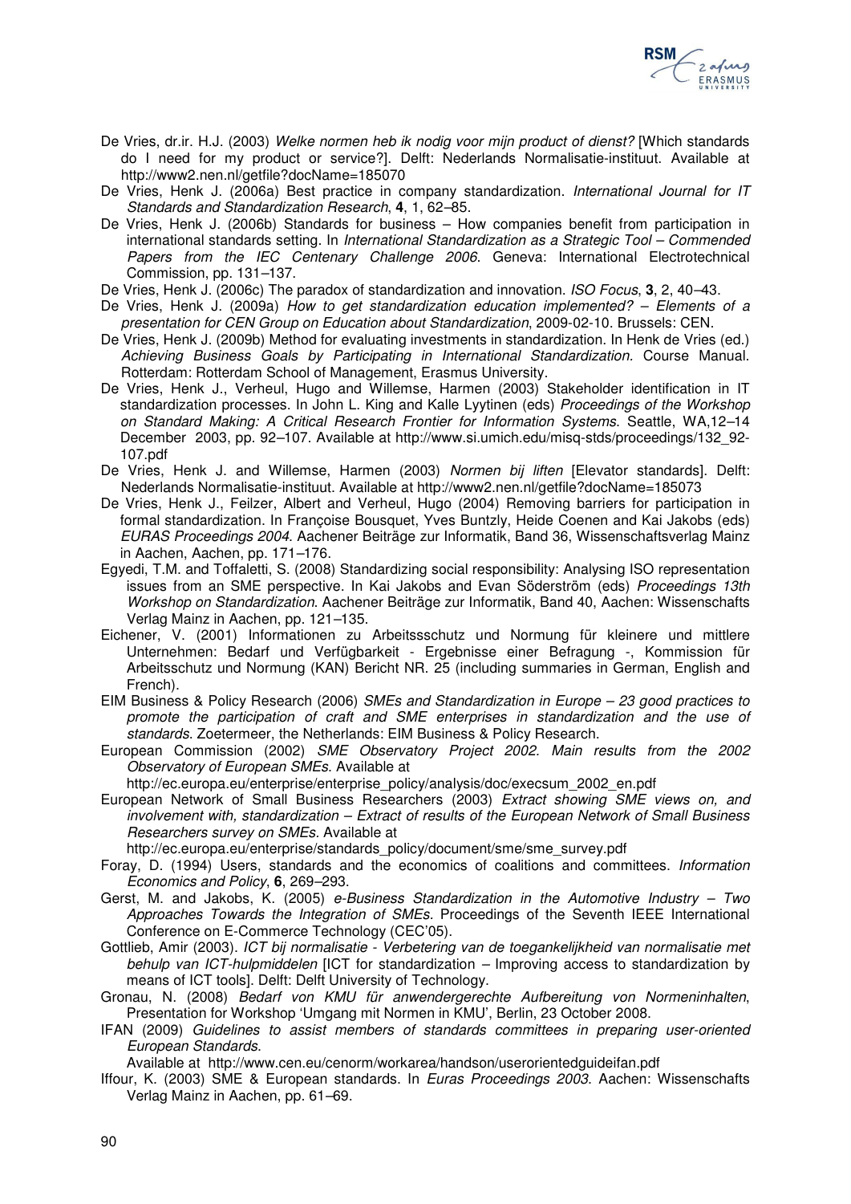De Vries, dr.ir. H.J. (2003) *Welke normen heb ik nodig voor mijn product of dienst?* [Which standards do I need for my product or service?]. Delft: Nederlands Normalisatie-instituut. Available at http://www2.nen.nl/getfile?docName=185070

De Vries, Henk J. (2006a) Best practice in company standardization. *International Journal for IT Standards and Standardization Research*, **4**, 1, 62–85.

De Vries, Henk J. (2006b) Standards for business – How companies benefit from participation in international standards setting. In *International Standardization as a Strategic Tool – Commended Papers from the IEC Centenary Challenge 2006*. Geneva: International Electrotechnical Commission, pp. 131–137.

De Vries, Henk J. (2006c) The paradox of standardization and innovation. *ISO Focus*, **3**, 2, 40–43.

De Vries, Henk J. (2009a) *How to get standardization education implemented? – Elements of a presentation for CEN Group on Education about Standardization*, 2009-02-10. Brussels: CEN.

De Vries, Henk J. (2009b) Method for evaluating investments in standardization. In Henk de Vries (ed.) *Achieving Business Goals by Participating in International Standardization.* Course Manual. Rotterdam: Rotterdam School of Management, Erasmus University.

De Vries, Henk J., Verheul, Hugo and Willemse, Harmen (2003) Stakeholder identification in IT standardization processes. In John L. King and Kalle Lyytinen (eds) *Proceedings of the Workshop on Standard Making: A Critical Research Frontier for Information Systems*. Seattle, WA,12–14 December 2003, pp. 92–107. Available at http://www.si.umich.edu/misq-stds/proceedings/132_92-107.pdf

De Vries, Henk J. and Willemse, Harmen (2003) *Normen bij liften* [Elevator standards]. Delft: Nederlands Normalisatie-instituut. Available at http://www2.nen.nl/getfile?docName=185073

De Vries, Henk J., Feilzer, Albert and Verheul, Hugo (2004) Removing barriers for participation in formal standardization. In Françoise Bousquet, Yves Buntzly, Heide Coenen and Kai Jakobs (eds) *EURAS Proceedings 2004.* Aachener Beiträge zur Informatik, Band 36, Wissenschaftsverlag Mainz in Aachen, Aachen, pp. 171–176.

Egyedi, T.M. and Toffaletti, S. (2008) Standardizing social responsibility: Analysing ISO representation issues from an SME perspective. In Kai Jakobs and Evan Söderström (eds) *Proceedings 13th Workshop on Standardization*. Aachener Beiträge zur Informatik, Band 40, Aachen: Wissenschafts Verlag Mainz in Aachen, pp. 121–135.

Eichener, V. (2001) Informationen zu Arbeitssschutz und Normung für kleinere und mittlere Unternehmen: Bedarf und Verfügbarkeit - Ergebnisse einer Befragung -, Kommission für Arbeitsschutz und Normung (KAN) Bericht NR. 25 (including summaries in German, English and French).

EIM Business & Policy Research (2006) *SMEs and Standardization in Europe – 23 good practices to promote the participation of craft and SME enterprises in standardization and the use of standards*. Zoetermeer, the Netherlands: EIM Business & Policy Research.

European Commission (2002) *SME Observatory Project 2002. Main results from the 2002 Observatory of European SMEs*. Available at http://ec.europa.eu/enterprise/enterprise_policy/analysis/doc/execsum_2002_en.pdf

European Network of Small Business Researchers (2003) *Extract showing SME views on, and involvement with, standardization – Extract of results of the European Network of Small Business Researchers survey on SMEs.* Available at http://ec.europa.eu/enterprise/standards_policy/document/sme/sme_survey.pdf

Foray, D. (1994) Users, standards and the economics of coalitions and committees. *Information Economics and Policy*, **6**, 269–293.

Gerst, M. and Jakobs, K. (2005) *e-Business Standardization in the Automotive Industry – Two Approaches Towards the Integration of SMEs.* Proceedings of the Seventh IEEE International Conference on E-Commerce Technology (CEC'05).

Gottlieb, Amir (2003). *ICT bij normalisatie - Verbetering van de toegankelijkheid van normalisatie met behulp van ICT-hulpmiddelen* [ICT for standardization – Improving access to standardization by means of ICT tools]. Delft: Delft University of Technology.

Gronau, N. (2008) *Bedarf von KMU für anwendergerechte Aufbereitung von Normeninhalten*, Presentation for Workshop 'Umgang mit Normen in KMU', Berlin, 23 October 2008.

IFAN (2009) *Guidelines to assist members of standards committees in preparing user-oriented European Standards*. Available at http://www.cen.eu/cenorm/workarea/handson/userorientedguideifan.pdf

Iffour, K. (2003) SME & European standards. In *Euras Proceedings 2003.* Aachen: Wissenschafts Verlag Mainz in Aachen, pp. 61–69.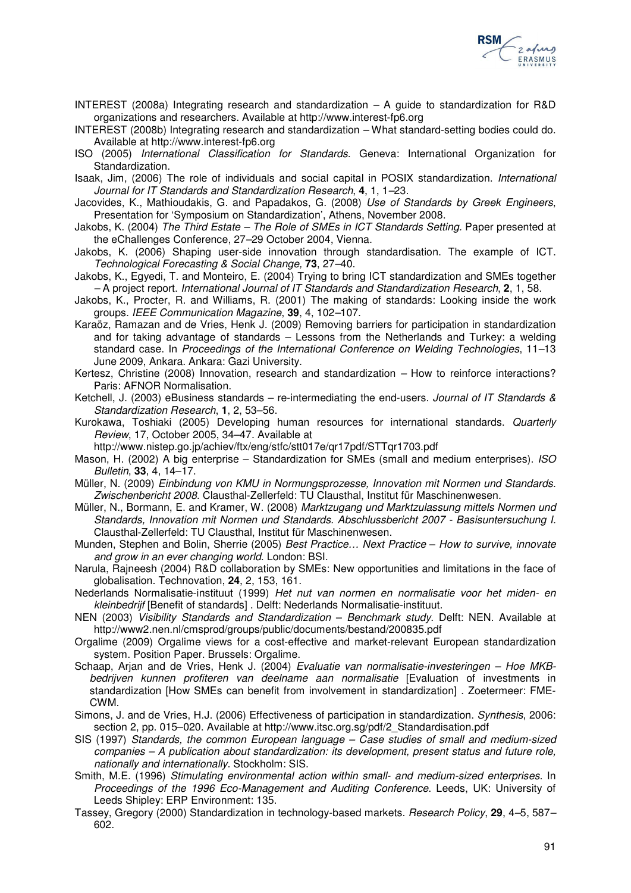INTEREST (2008a) Integrating research and standardization – A guide to standardization for R&D organizations and researchers. Available at http://www.interest-fp6.org

INTEREST (2008b) Integrating research and standardization – What standard-setting bodies could do. Available at http://www.interest-fp6.org

ISO (2005) *International Classification for Standards*. Geneva: International Organization for Standardization.

Isaak, Jim, (2006) The role of individuals and social capital in POSIX standardization. *International Journal for IT Standards and Standardization Research*, **4**, 1, 1–23.

Jacovides, K., Mathioudakis, G. and Papadakos, G. (2008) *Use of Standards by Greek Engineers*, Presentation for 'Symposium on Standardization', Athens, November 2008.

Jakobs, K. (2004) *The Third Estate – The Role of SMEs in ICT Standards Setting.* Paper presented at the eChallenges Conference, 27–29 October 2004, Vienna.

Jakobs, K. (2006) Shaping user-side innovation through standardisation. The example of ICT. *Technological Forecasting & Social Change,* **73**, 27–40.

Jakobs, K., Egyedi, T. and Monteiro, E. (2004) Trying to bring ICT standardization and SMEs together – A project report. *International Journal of IT Standards and Standardization Research*, **2**, 1, 58.

Jakobs, K., Procter, R. and Williams, R. (2001) The making of standards: Looking inside the work groups. *IEEE Communication Magazine*, **39**, 4, 102–107.

Karaöz, Ramazan and de Vries, Henk J. (2009) Removing barriers for participation in standardization and for taking advantage of standards – Lessons from the Netherlands and Turkey: a welding standard case. In *Proceedings of the International Conference on Welding Technologies*, 11–13 June 2009, Ankara. Ankara: Gazi University.

Kertesz, Christine (2008) Innovation, research and standardization – How to reinforce interactions? Paris: AFNOR Normalisation.

Ketchell, J. (2003) eBusiness standards – re-intermediating the end-users. *Journal of IT Standards & Standardization Research*, **1**, 2, 53–56.

Kurokawa, Toshiaki (2005) Developing human resources for international standards. *Quarterly Review*, 17, October 2005, 34–47. Available at http://www.nistep.go.jp/achiev/ftx/eng/stfc/stt017e/qr17pdf/STTqr1703.pdf

Mason, H. (2002) A big enterprise – Standardization for SMEs (small and medium enterprises). *ISO Bulletin*, **33**, 4, 14–17.

Müller, N. (2009) *Einbindung von KMU in Normungsprozesse, Innovation mit Normen und Standards. Zwischenbericht 2008.* Clausthal-Zellerfeld: TU Clausthal, Institut für Maschinenwesen.

Müller, N., Bormann, E. and Kramer, W. (2008) *Marktzugang und Marktzulassung mittels Normen und Standards, Innovation mit Normen und Standards. Abschlussbericht 2007 - Basisuntersuchung I.* Clausthal-Zellerfeld: TU Clausthal, Institut für Maschinenwesen.

Munden, Stephen and Bolin, Sherrie (2005) *Best Practice… Next Practice – How to survive, innovate and grow in an ever changing world*. London: BSI.

Narula, Rajneesh (2004) R&D collaboration by SMEs: New opportunities and limitations in the face of globalisation. Technovation, **24**, 2, 153, 161.

Nederlands Normalisatie-instituut (1999) *Het nut van normen en normalisatie voor het miden- en kleinbedrijf* [Benefit of standards] . Delft: Nederlands Normalisatie-instituut.

NEN (2003) *Visibility Standards and Standardization – Benchmark study*. Delft: NEN. Available at http://www2.nen.nl/cmsprod/groups/public/documents/bestand/200835.pdf

Orgalime (2009) Orgalime views for a cost-effective and market-relevant European standardization system. Position Paper. Brussels: Orgalime.

Schaap, Arjan and de Vries, Henk J. (2004) *Evaluatie van normalisatie-investeringen – Hoe MKB-bedrijven kunnen profiteren van deelname aan normalisatie* [Evaluation of investments in standardization [How SMEs can benefit from involvement in standardization] . Zoetermeer: FME-CWM.

Simons, J. and de Vries, H.J. (2006) Effectiveness of participation in standardization. *Synthesis*, 2006: section 2, pp. 015–020. Available at http://www.itsc.org.sg/pdf/2_Standardisation.pdf

SIS (1997) *Standards, the common European language – Case studies of small and medium-sized companies – A publication about standardization: its development, present status and future role, nationally and internationally*. Stockholm: SIS.

Smith, M.E. (1996) *Stimulating environmental action within small- and medium-sized enterprises*. In *Proceedings of the 1996 Eco-Management and Auditing Conference*. Leeds, UK: University of Leeds Shipley: ERP Environment: 135.

Tassey, Gregory (2000) Standardization in technology-based markets. *Research Policy*, **29**, 4–5, 587–602.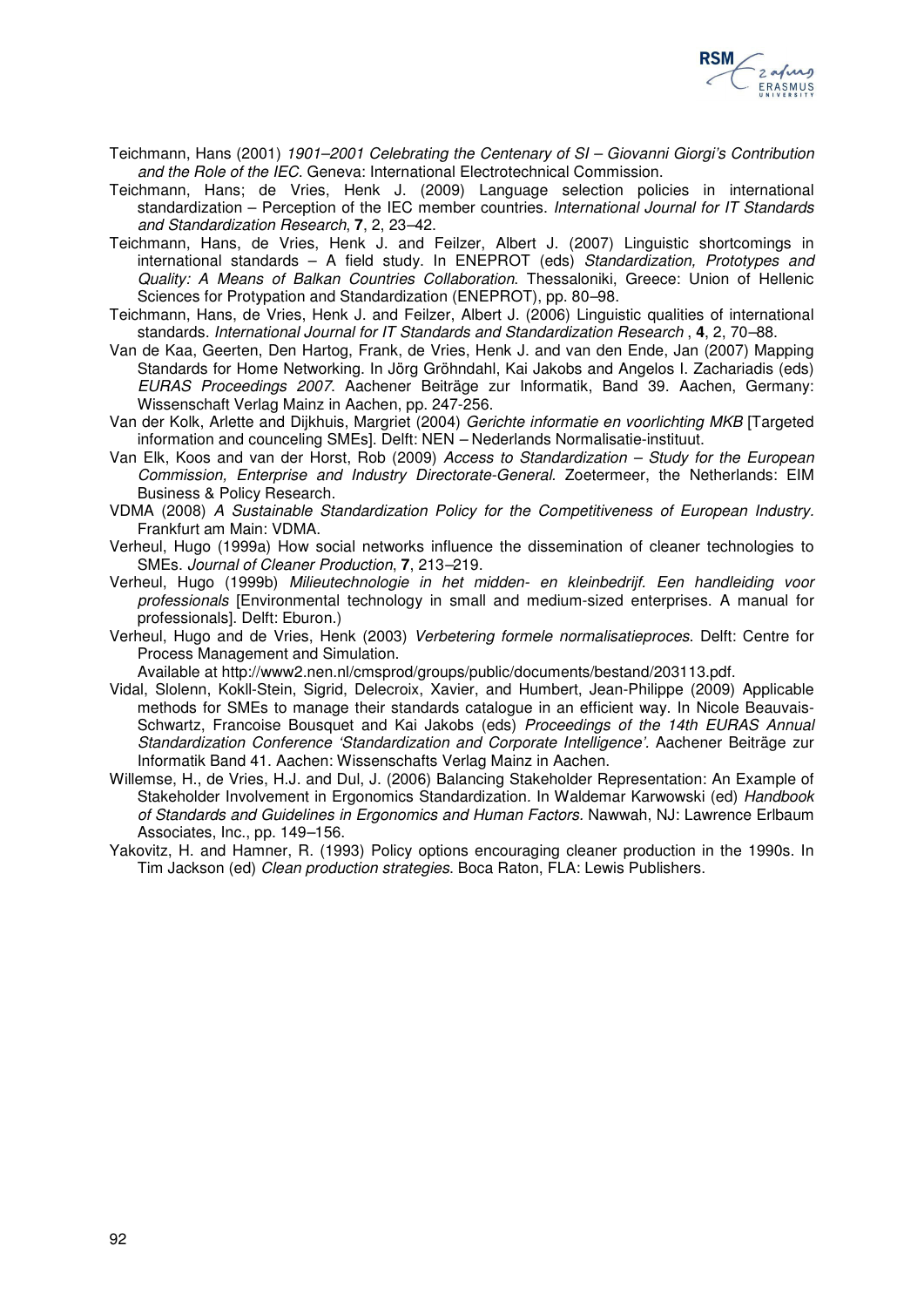Teichmann, Hans (2001) *1901–2001 Celebrating the Centenary of SI – Giovanni Giorgi's Contribution and the Role of the IEC*. Geneva: International Electrotechnical Commission.

Teichmann, Hans; de Vries, Henk J. (2009) Language selection policies in international standardization – Perception of the IEC member countries. *International Journal for IT Standards and Standardization Research*, **7**, 2, 23–42.

Teichmann, Hans, de Vries, Henk J. and Feilzer, Albert J. (2007) Linguistic shortcomings in international standards – A field study. In ENEPROT (eds) *Standardization, Prototypes and Quality: A Means of Balkan Countries Collaboration*. Thessaloniki, Greece: Union of Hellenic Sciences for Protypation and Standardization (ENEPROT), pp. 80–98.

Teichmann, Hans, de Vries, Henk J. and Feilzer, Albert J. (2006) Linguistic qualities of international standards. *International Journal for IT Standards and Standardization Research* , **4**, 2, 70–88.

Van de Kaa, Geerten, Den Hartog, Frank, de Vries, Henk J. and van den Ende, Jan (2007) Mapping Standards for Home Networking. In Jörg Gröhndahl, Kai Jakobs and Angelos I. Zachariadis (eds) *EURAS Proceedings 2007*. Aachener Beiträge zur Informatik, Band 39. Aachen, Germany: Wissenschaft Verlag Mainz in Aachen, pp. 247-256.

Van der Kolk, Arlette and Dijkhuis, Margriet (2004) *Gerichte informatie en voorlichting MKB* [Targeted information and counceling SMEs]. Delft: NEN – Nederlands Normalisatie-instituut.

Van Elk, Koos and van der Horst, Rob (2009) *Access to Standardization – Study for the European Commission, Enterprise and Industry Directorate-General*. Zoetermeer, the Netherlands: EIM Business & Policy Research.

VDMA (2008) *A Sustainable Standardization Policy for the Competitiveness of European Industry*. Frankfurt am Main: VDMA.

Verheul, Hugo (1999a) How social networks influence the dissemination of cleaner technologies to SMEs. *Journal of Cleaner Production*, **7**, 213–219.

Verheul, Hugo (1999b) *Milieutechnologie in het midden- en kleinbedrijf. Een handleiding voor professionals* [Environmental technology in small and medium-sized enterprises. A manual for professionals]. Delft: Eburon.)

Verheul, Hugo and de Vries, Henk (2003) *Verbetering formele normalisatieproces*. Delft: Centre for Process Management and Simulation.
Available at http://www2.nen.nl/cmsprod/groups/public/documents/bestand/203113.pdf.

Vidal, Slolenn, Kokll-Stein, Sigrid, Delecroix, Xavier, and Humbert, Jean-Philippe (2009) Applicable methods for SMEs to manage their standards catalogue in an efficient way. In Nicole Beauvais-Schwartz, Francoise Bousquet and Kai Jakobs (eds) *Proceedings of the 14th EURAS Annual Standardization Conference 'Standardization and Corporate Intelligence'*. Aachener Beiträge zur Informatik Band 41. Aachen: Wissenschafts Verlag Mainz in Aachen.

Willemse, H., de Vries, H.J. and Dul, J. (2006) Balancing Stakeholder Representation: An Example of Stakeholder Involvement in Ergonomics Standardization. In Waldemar Karwowski (ed) *Handbook of Standards and Guidelines in Ergonomics and Human Factors.* Nawwah, NJ: Lawrence Erlbaum Associates, Inc., pp. 149–156.

Yakovitz, H. and Hamner, R. (1993) Policy options encouraging cleaner production in the 1990s. In Tim Jackson (ed) *Clean production strategies*. Boca Raton, FLA: Lewis Publishers.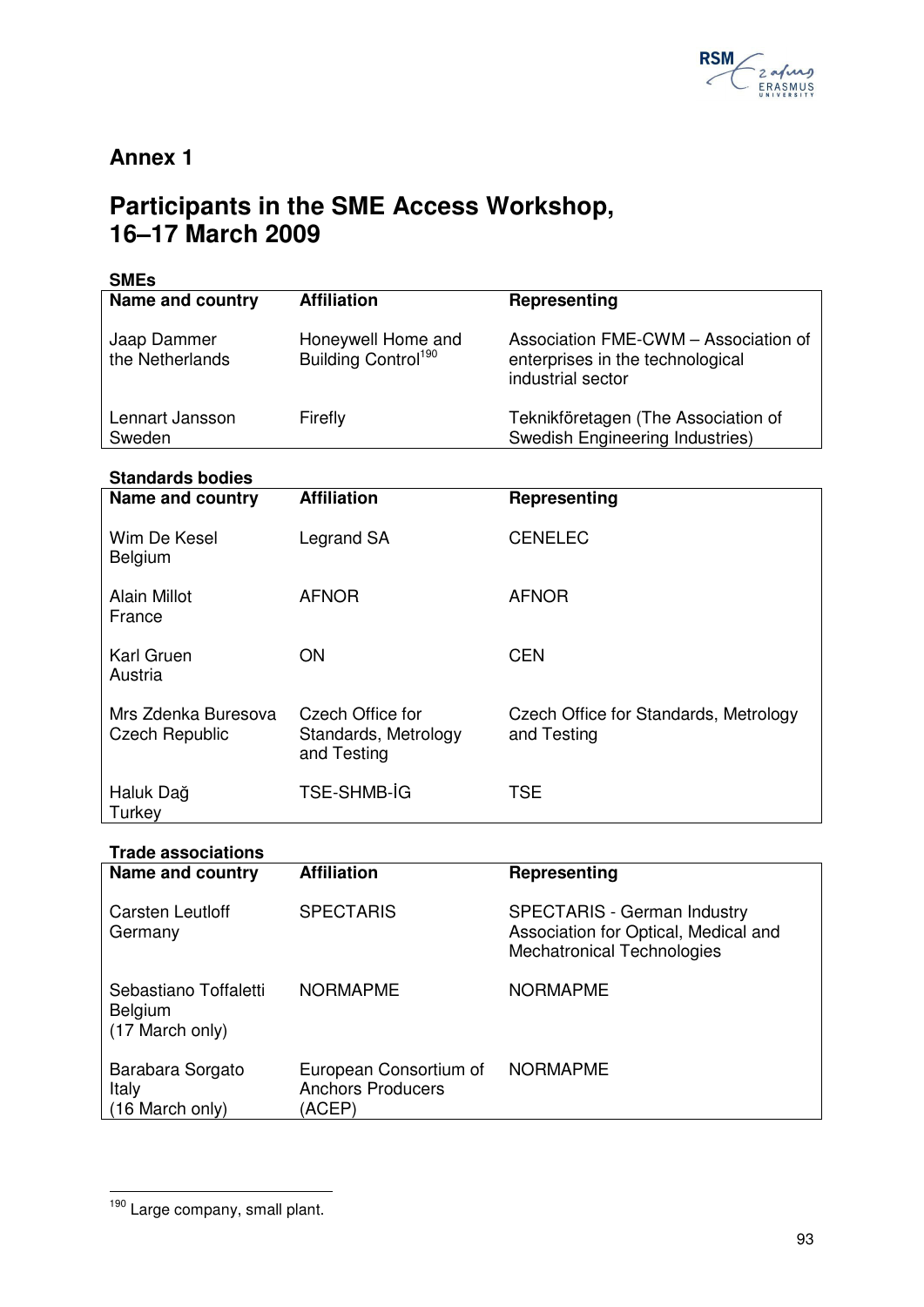# Annex 1

# Participants in the SME Access Workshop, 16–17 March 2009

**SMEs**

| Name and country | Affiliation | Representing |
|---|---|---|
| Jaap Dammer<br>the Netherlands | Honeywell Home and Building Control[190] | Association FME-CWM – Association of enterprises in the technological industrial sector |
| Lennart Jansson<br>Sweden | Firefly | Teknikföretagen (The Association of Swedish Engineering Industries) |

**Standards bodies**

| Name and country | Affiliation | Representing |
|---|---|---|
| Wim De Kesel<br>Belgium | Legrand SA | CENELEC |
| Alain Millot<br>France | AFNOR | AFNOR |
| Karl Gruen<br>Austria | ON | CEN |
| Mrs Zdenka Buresova<br>Czech Republic | Czech Office for Standards, Metrology and Testing | Czech Office for Standards, Metrology and Testing |
| Haluk Dağ<br>Turkey | TSE-SHMB-İG | TSE |

**Trade associations**

| Name and country | Affiliation | Representing |
|---|---|---|
| Carsten Leutloff<br>Germany | SPECTARIS | SPECTARIS - German Industry Association for Optical, Medical and Mechatronical Technologies |
| Sebastiano Toffaletti<br>Belgium<br>(17 March only) | NORMAPME | NORMAPME |
| Barabara Sorgato<br>Italy<br>(16 March only) | European Consortium of Anchors Producers (ACEP) | NORMAPME |

[190] Large company, small plant.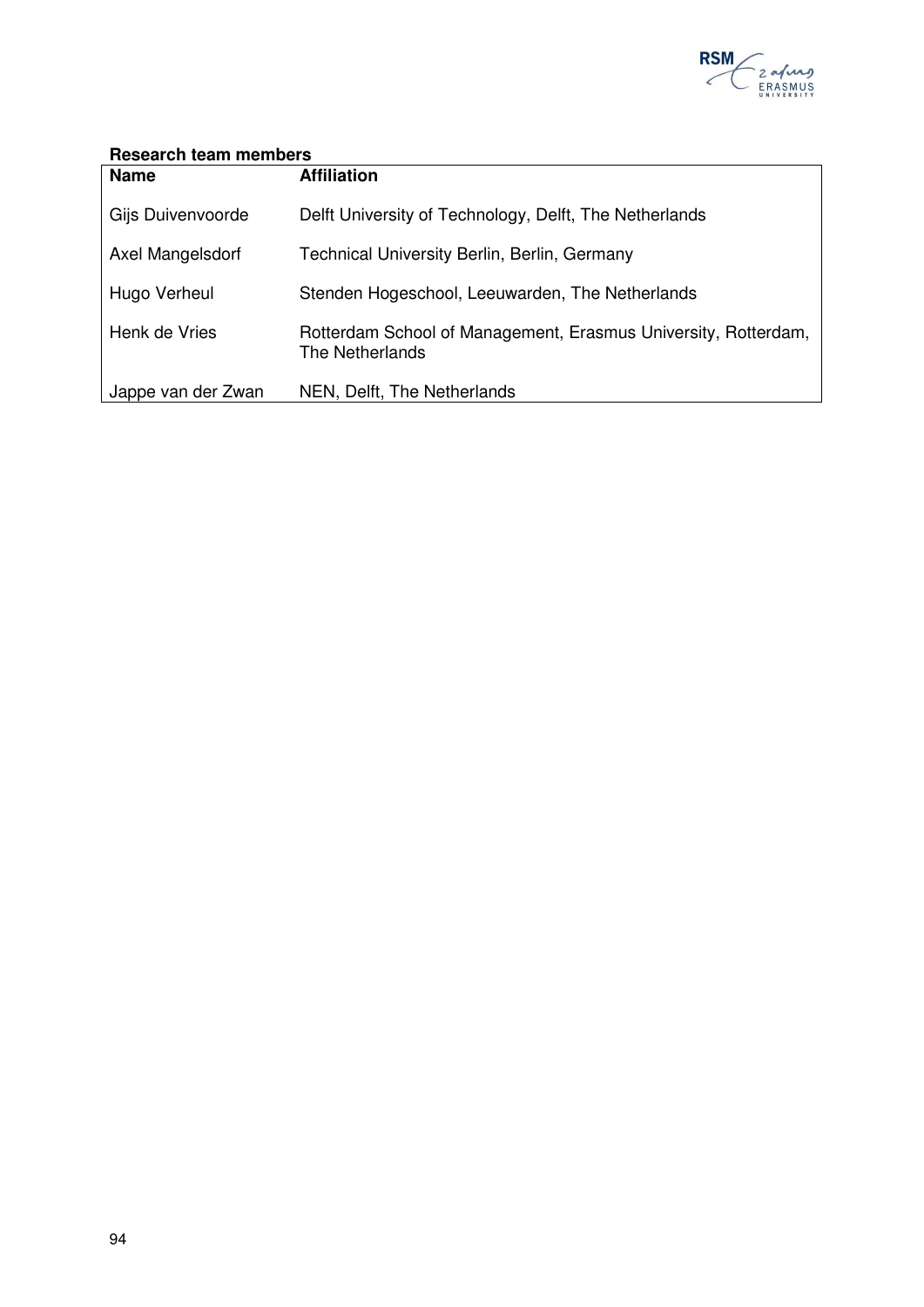**Research team members**

| Name | Affiliation |
|---|---|
| Gijs Duivenvoorde | Delft University of Technology, Delft, The Netherlands |
| Axel Mangelsdorf | Technical University Berlin, Berlin, Germany |
| Hugo Verheul | Stenden Hogeschool, Leeuwarden, The Netherlands |
| Henk de Vries | Rotterdam School of Management, Erasmus University, Rotterdam, The Netherlands |
| Jappe van der Zwan | NEN, Delft, The Netherlands |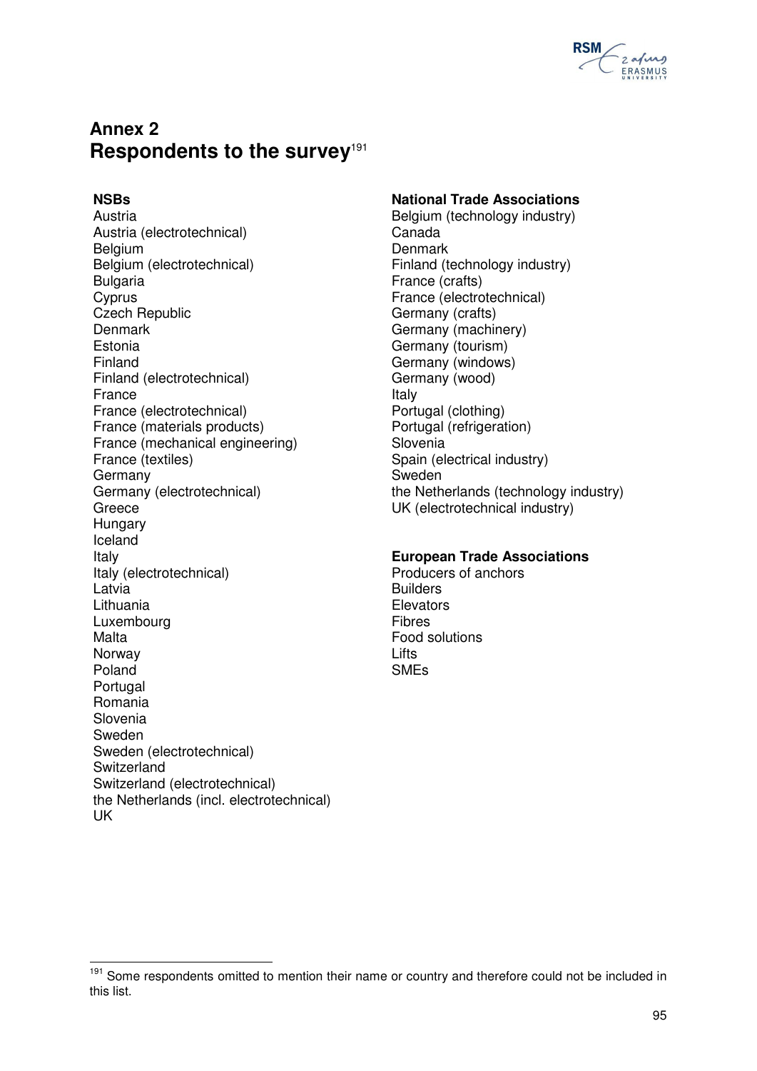## Annex 2
## Respondents to the survey[191]

**NSBs**

Austria
Austria (electrotechnical)
Belgium
Belgium (electrotechnical)
Bulgaria
Cyprus
Czech Republic
Denmark
Estonia
Finland
Finland (electrotechnical)
France
France (electrotechnical)
France (materials products)
France (mechanical engineering)
France (textiles)
Germany
Germany (electrotechnical)
Greece
Hungary
Iceland
Italy
Italy (electrotechnical)
Latvia
Lithuania
Luxembourg
Malta
Norway
Poland
Portugal
Romania
Slovenia
Sweden
Sweden (electrotechnical)
Switzerland
Switzerland (electrotechnical)
the Netherlands (incl. electrotechnical)
UK

**National Trade Associations**

Belgium (technology industry)
Canada
Denmark
Finland (technology industry)
France (crafts)
France (electrotechnical)
Germany (crafts)
Germany (machinery)
Germany (tourism)
Germany (windows)
Germany (wood)
Italy
Portugal (clothing)
Portugal (refrigeration)
Slovenia
Spain (electrical industry)
Sweden
the Netherlands (technology industry)
UK (electrotechnical industry)

**European Trade Associations**

Producers of anchors
Builders
Elevators
Fibres
Food solutions
Lifts
SMEs

[191] Some respondents omitted to mention their name or country and therefore could not be included in this list.